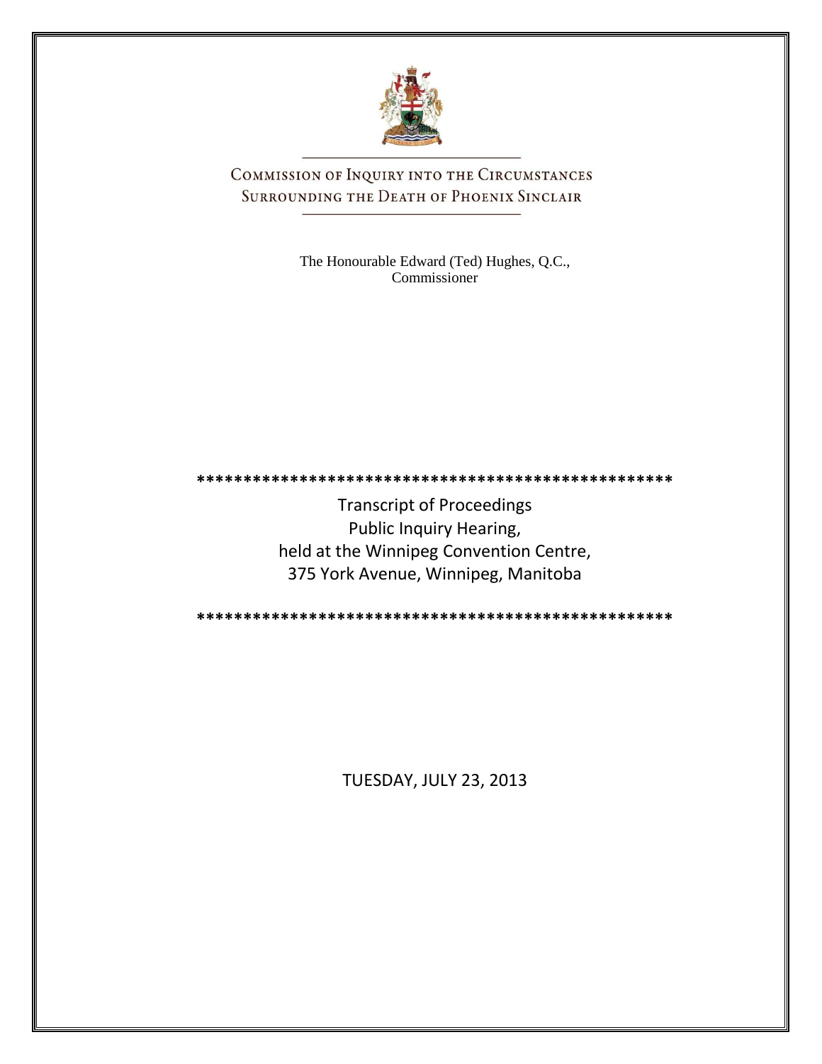# Commission of Inquiry into the Circumstances Surrounding the Death of Phoenix Sinclair

The Honourable Edward (Ted) Hughes, Q.C.,
Commissioner

\*\*\*\*\*\*\*\*\*\*\*\*\*\*\*\*\*\*\*\*\*\*\*\*\*\*\*\*\*\*\*\*\*\*\*\*\*\*\*\*\*\*\*\*\*\*\*\*\*\*\*\*

Transcript of Proceedings
Public Inquiry Hearing,
held at the Winnipeg Convention Centre,
375 York Avenue, Winnipeg, Manitoba

\*\*\*\*\*\*\*\*\*\*\*\*\*\*\*\*\*\*\*\*\*\*\*\*\*\*\*\*\*\*\*\*\*\*\*\*\*\*\*\*\*\*\*\*\*\*\*\*\*\*\*\*

TUESDAY, JULY 23, 2013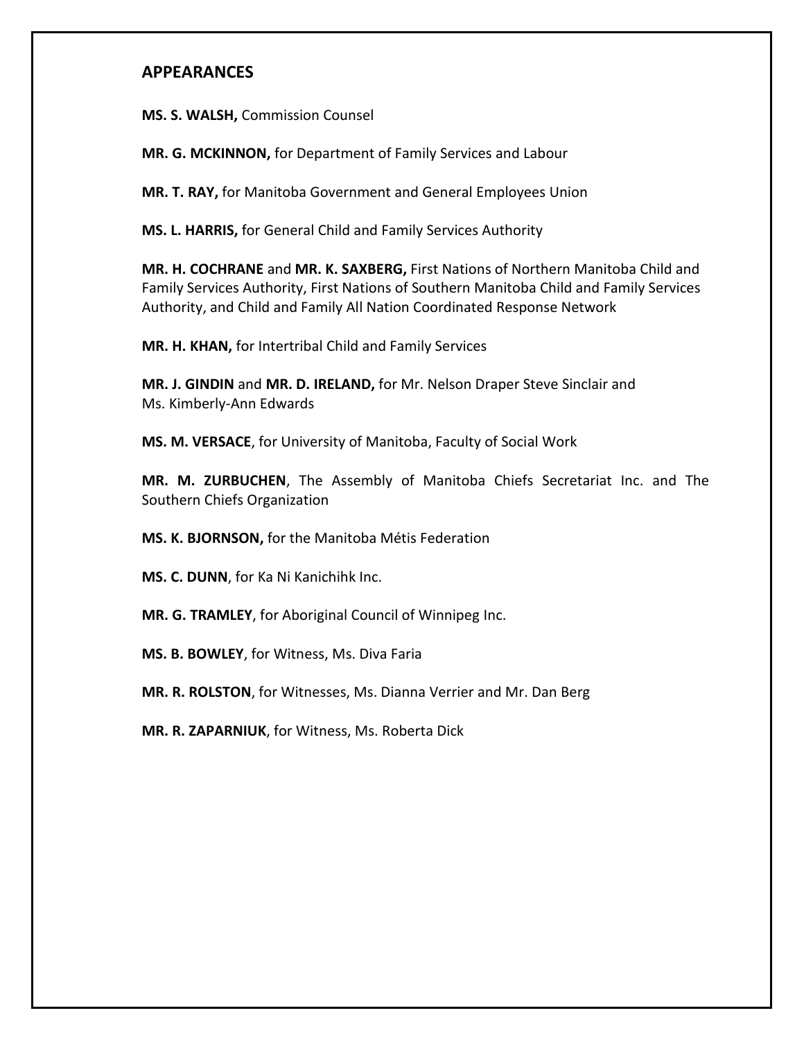## APPEARANCES

**MS. S. WALSH,** Commission Counsel

**MR. G. MCKINNON,** for Department of Family Services and Labour

**MR. T. RAY,** for Manitoba Government and General Employees Union

**MS. L. HARRIS,** for General Child and Family Services Authority

**MR. H. COCHRANE** and **MR. K. SAXBERG,** First Nations of Northern Manitoba Child and Family Services Authority, First Nations of Southern Manitoba Child and Family Services Authority, and Child and Family All Nation Coordinated Response Network

**MR. H. KHAN,** for Intertribal Child and Family Services

**MR. J. GINDIN** and **MR. D. IRELAND,** for Mr. Nelson Draper Steve Sinclair and Ms. Kimberly-Ann Edwards

**MS. M. VERSACE**, for University of Manitoba, Faculty of Social Work

**MR. M. ZURBUCHEN**, The Assembly of Manitoba Chiefs Secretariat Inc. and The Southern Chiefs Organization

**MS. K. BJORNSON,** for the Manitoba Métis Federation

**MS. C. DUNN**, for Ka Ni Kanichihk Inc.

**MR. G. TRAMLEY**, for Aboriginal Council of Winnipeg Inc.

**MS. B. BOWLEY**, for Witness, Ms. Diva Faria

**MR. R. ROLSTON**, for Witnesses, Ms. Dianna Verrier and Mr. Dan Berg

**MR. R. ZAPARNIUK**, for Witness, Ms. Roberta Dick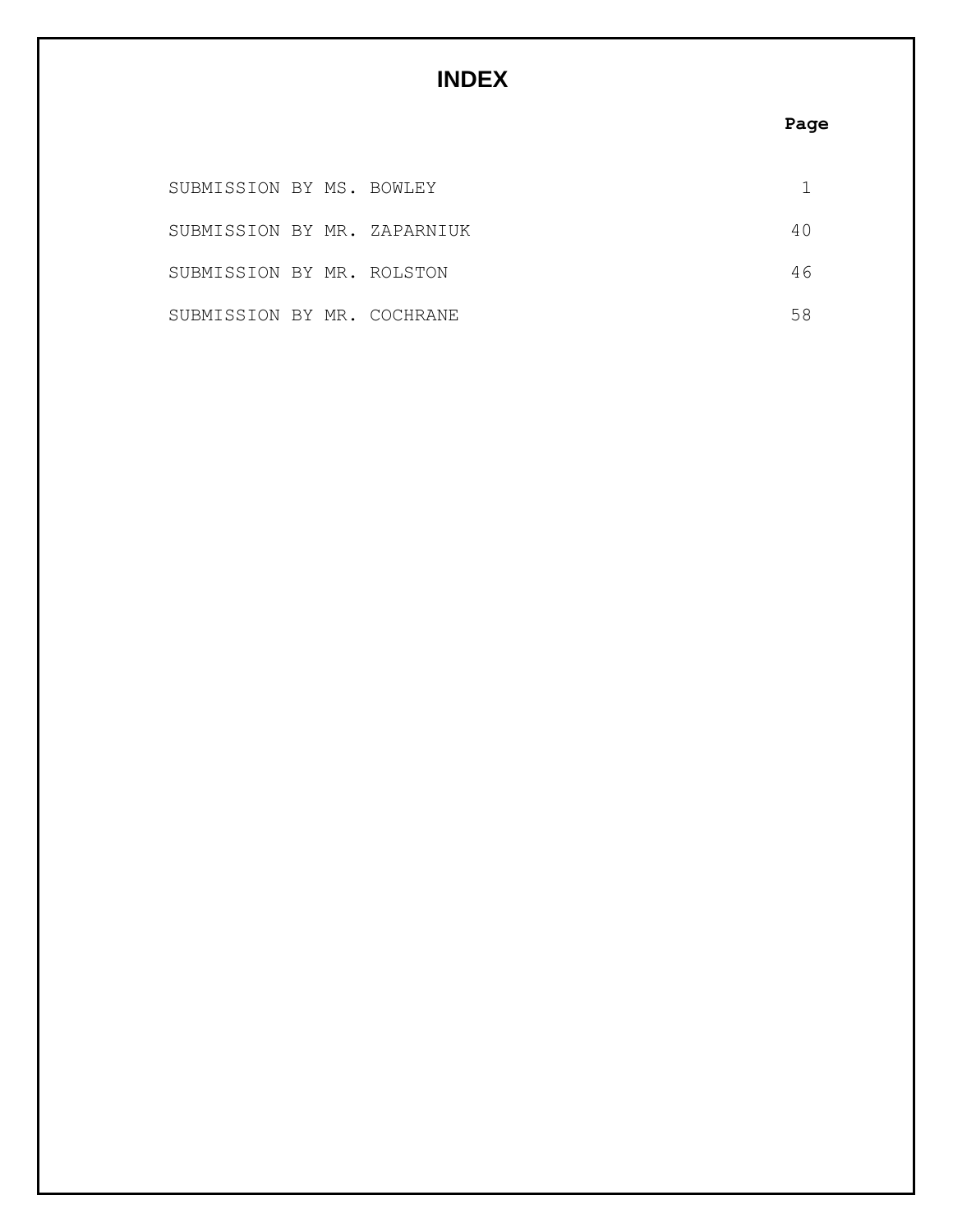# INDEX

| | Page |
|---|---|
| SUBMISSION BY MS. BOWLEY | 1 |
| SUBMISSION BY MR. ZAPARNIUK | 40 |
| SUBMISSION BY MR. ROLSTON | 46 |
| SUBMISSION BY MR. COCHRANE | 58 |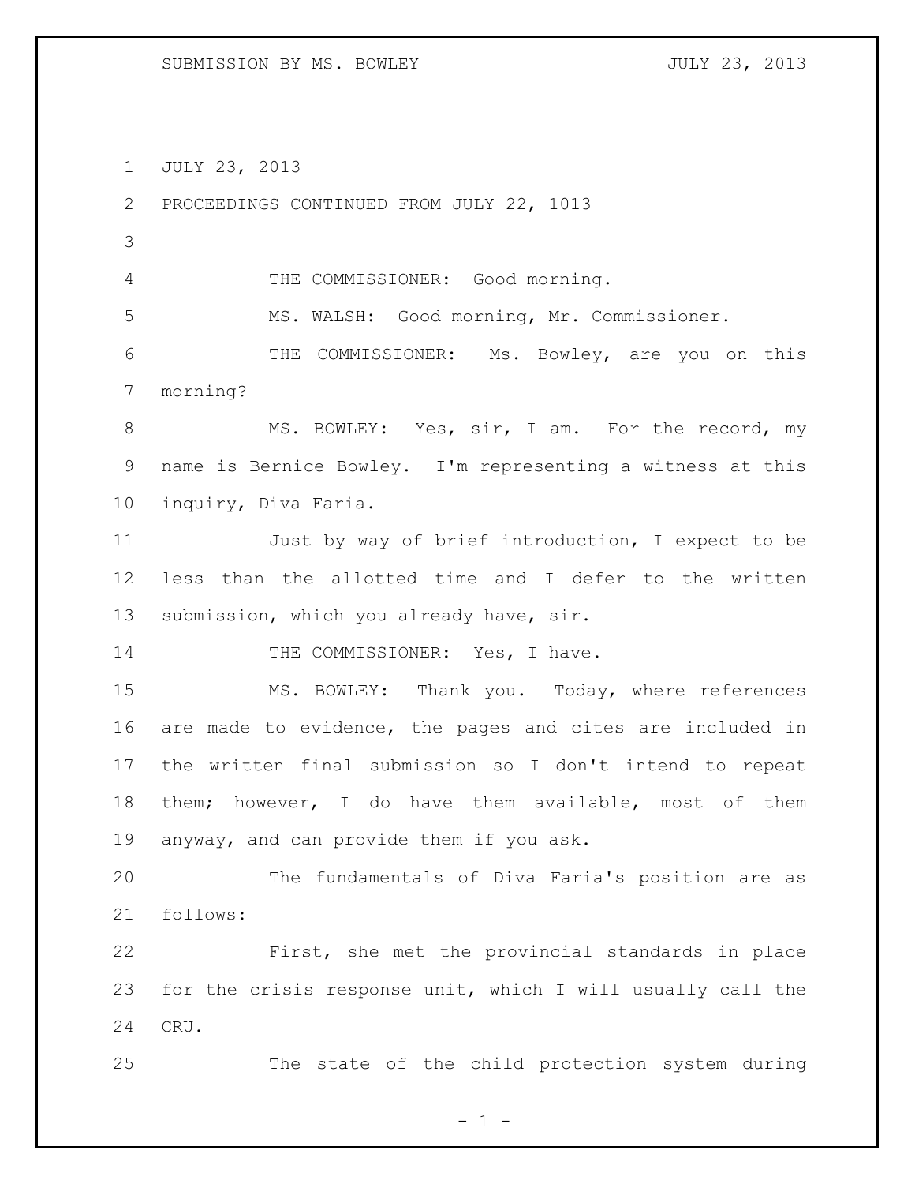JULY 23, 2013

PROCEEDINGS CONTINUED FROM JULY 22, 1013

THE COMMISSIONER: Good morning.

MS. WALSH: Good morning, Mr. Commissioner.

THE COMMISSIONER: Ms. Bowley, are you on this morning?

MS. BOWLEY: Yes, sir, I am. For the record, my name is Bernice Bowley. I'm representing a witness at this inquiry, Diva Faria.

Just by way of brief introduction, I expect to be less than the allotted time and I defer to the written submission, which you already have, sir.

THE COMMISSIONER: Yes, I have.

MS. BOWLEY: Thank you. Today, where references are made to evidence, the pages and cites are included in the written final submission so I don't intend to repeat them; however, I do have them available, most of them anyway, and can provide them if you ask.

The fundamentals of Diva Faria's position are as follows:

First, she met the provincial standards in place for the crisis response unit, which I will usually call the CRU.

The state of the child protection system during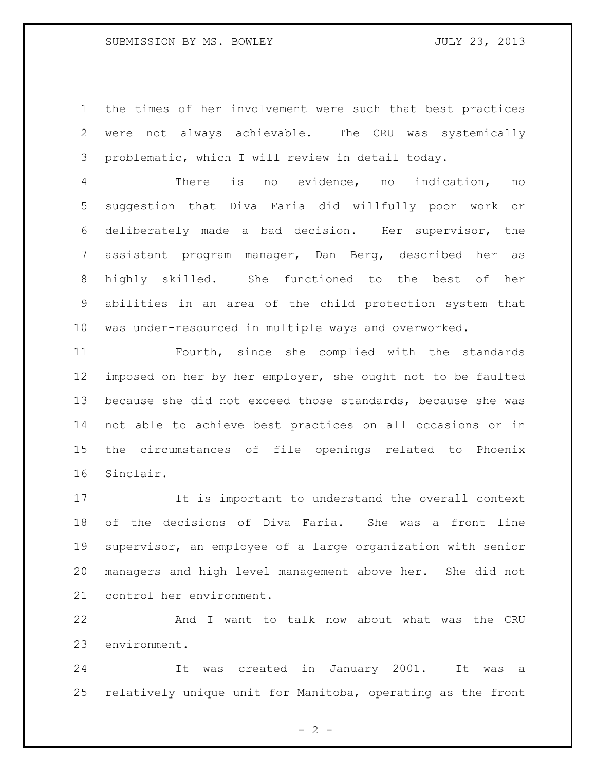the times of her involvement were such that best practices were not always achievable. The CRU was systemically problematic, which I will review in detail today.

There is no evidence, no indication, no suggestion that Diva Faria did willfully poor work or deliberately made a bad decision. Her supervisor, the assistant program manager, Dan Berg, described her as highly skilled. She functioned to the best of her abilities in an area of the child protection system that was under-resourced in multiple ways and overworked.

Fourth, since she complied with the standards imposed on her by her employer, she ought not to be faulted because she did not exceed those standards, because she was not able to achieve best practices on all occasions or in the circumstances of file openings related to Phoenix Sinclair.

It is important to understand the overall context of the decisions of Diva Faria. She was a front line supervisor, an employee of a large organization with senior managers and high level management above her. She did not control her environment.

And I want to talk now about what was the CRU environment.

It was created in January 2001. It was a relatively unique unit for Manitoba, operating as the front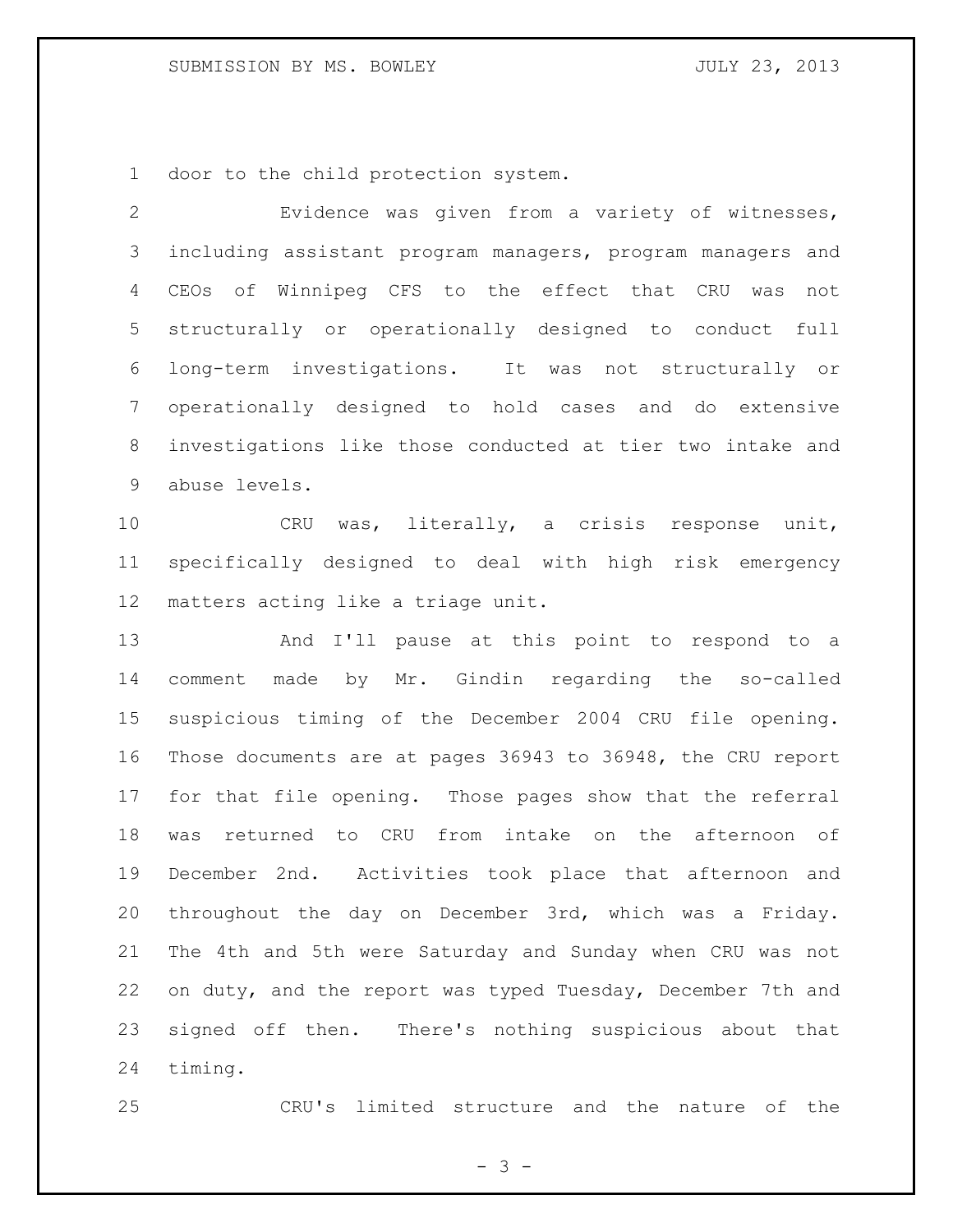door to the child protection system.

Evidence was given from a variety of witnesses, including assistant program managers, program managers and CEOs of Winnipeg CFS to the effect that CRU was not structurally or operationally designed to conduct full long-term investigations. It was not structurally or operationally designed to hold cases and do extensive investigations like those conducted at tier two intake and abuse levels.

CRU was, literally, a crisis response unit, specifically designed to deal with high risk emergency matters acting like a triage unit.

And I'll pause at this point to respond to a comment made by Mr. Gindin regarding the so-called suspicious timing of the December 2004 CRU file opening. Those documents are at pages 36943 to 36948, the CRU report for that file opening. Those pages show that the referral was returned to CRU from intake on the afternoon of December 2nd. Activities took place that afternoon and throughout the day on December 3rd, which was a Friday. The 4th and 5th were Saturday and Sunday when CRU was not on duty, and the report was typed Tuesday, December 7th and signed off then. There's nothing suspicious about that timing.

CRU's limited structure and the nature of the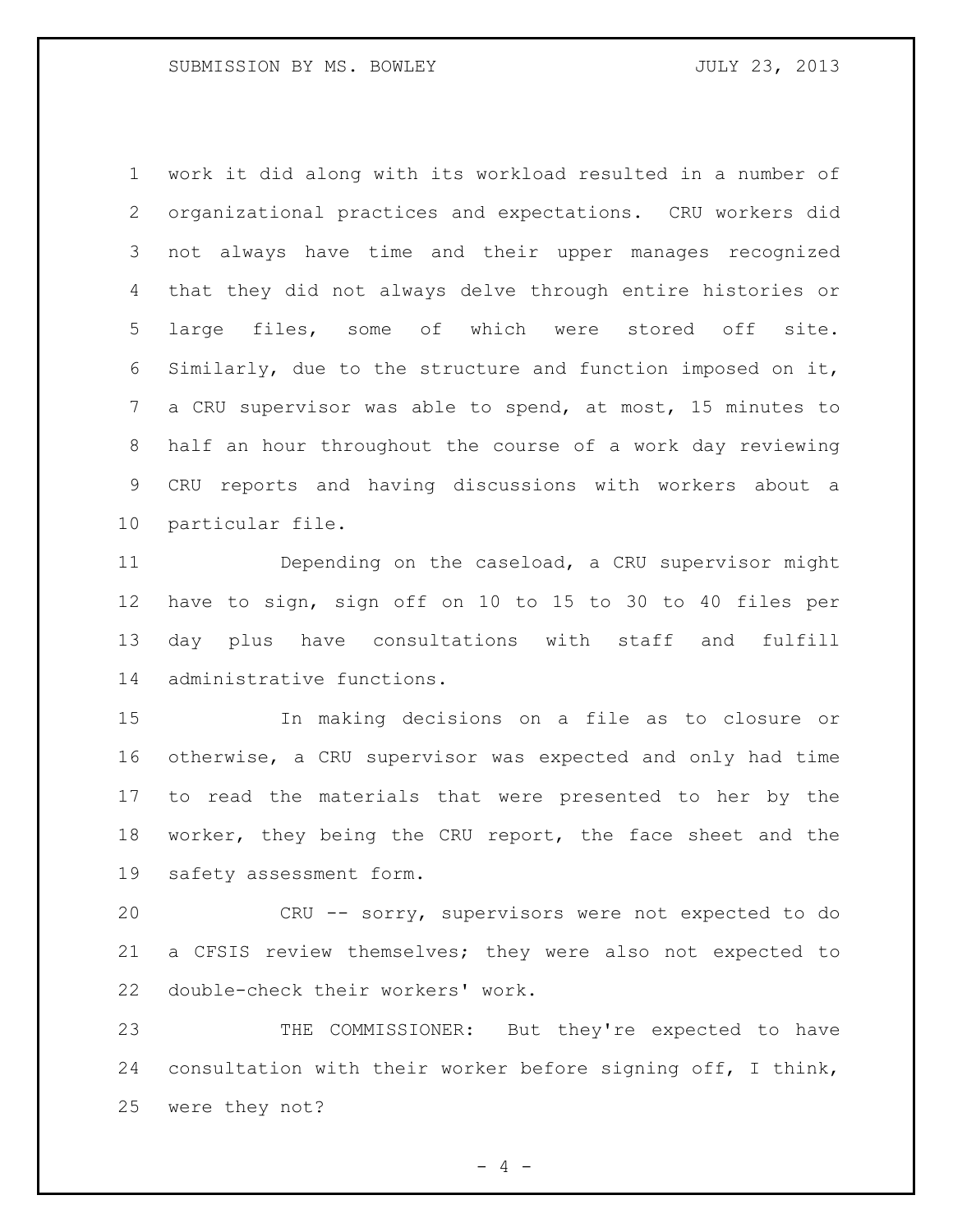work it did along with its workload resulted in a number of organizational practices and expectations. CRU workers did not always have time and their upper manages recognized that they did not always delve through entire histories or large files, some of which were stored off site. Similarly, due to the structure and function imposed on it, a CRU supervisor was able to spend, at most, 15 minutes to half an hour throughout the course of a work day reviewing CRU reports and having discussions with workers about a particular file.

Depending on the caseload, a CRU supervisor might have to sign, sign off on 10 to 15 to 30 to 40 files per day plus have consultations with staff and fulfill administrative functions.

In making decisions on a file as to closure or otherwise, a CRU supervisor was expected and only had time to read the materials that were presented to her by the worker, they being the CRU report, the face sheet and the safety assessment form.

CRU -- sorry, supervisors were not expected to do a CFSIS review themselves; they were also not expected to double-check their workers' work.

THE COMMISSIONER: But they're expected to have consultation with their worker before signing off, I think, were they not?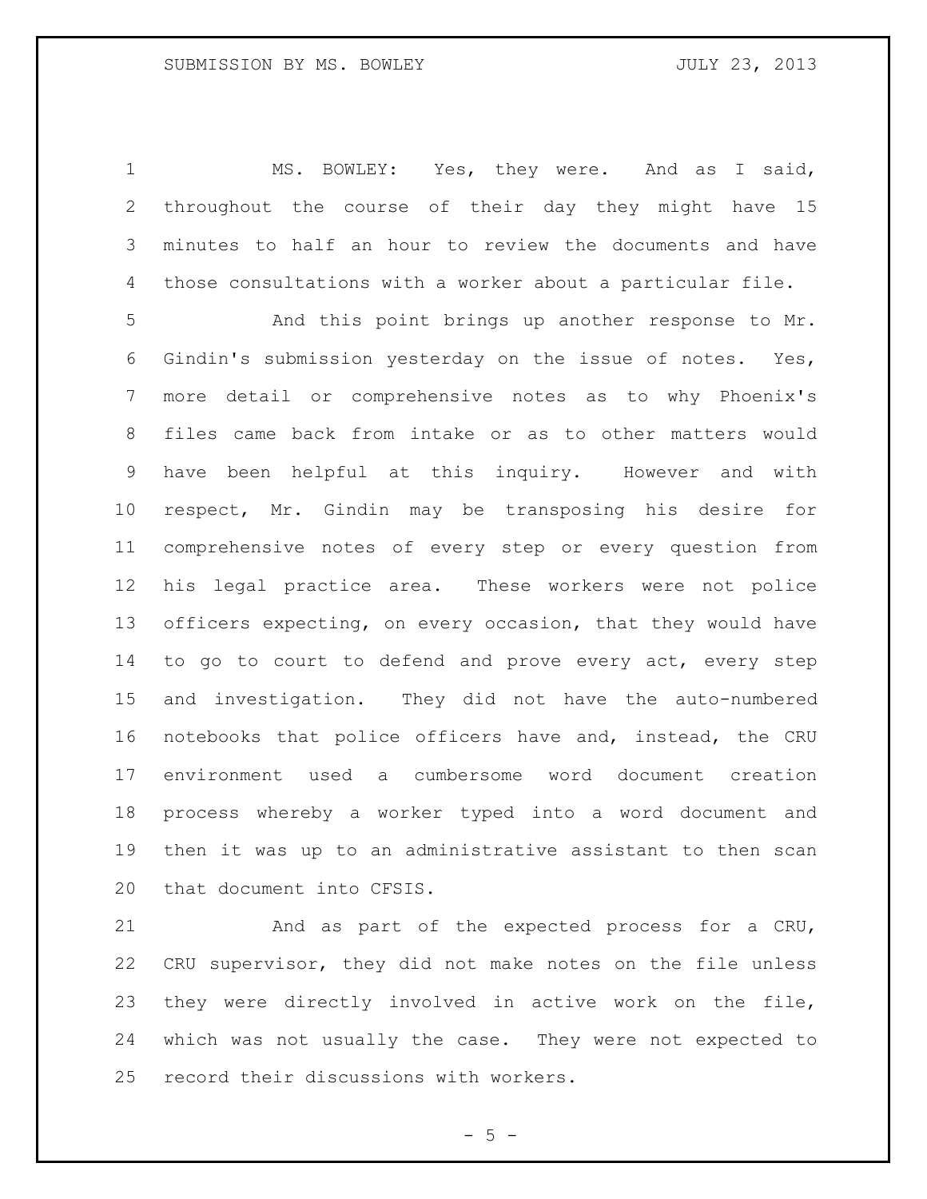MS. BOWLEY: Yes, they were. And as I said, throughout the course of their day they might have 15 minutes to half an hour to review the documents and have those consultations with a worker about a particular file.

And this point brings up another response to Mr. Gindin's submission yesterday on the issue of notes. Yes, more detail or comprehensive notes as to why Phoenix's files came back from intake or as to other matters would have been helpful at this inquiry. However and with respect, Mr. Gindin may be transposing his desire for comprehensive notes of every step or every question from his legal practice area. These workers were not police officers expecting, on every occasion, that they would have to go to court to defend and prove every act, every step and investigation. They did not have the auto-numbered notebooks that police officers have and, instead, the CRU environment used a cumbersome word document creation process whereby a worker typed into a word document and then it was up to an administrative assistant to then scan that document into CFSIS.

And as part of the expected process for a CRU, CRU supervisor, they did not make notes on the file unless they were directly involved in active work on the file, which was not usually the case. They were not expected to record their discussions with workers.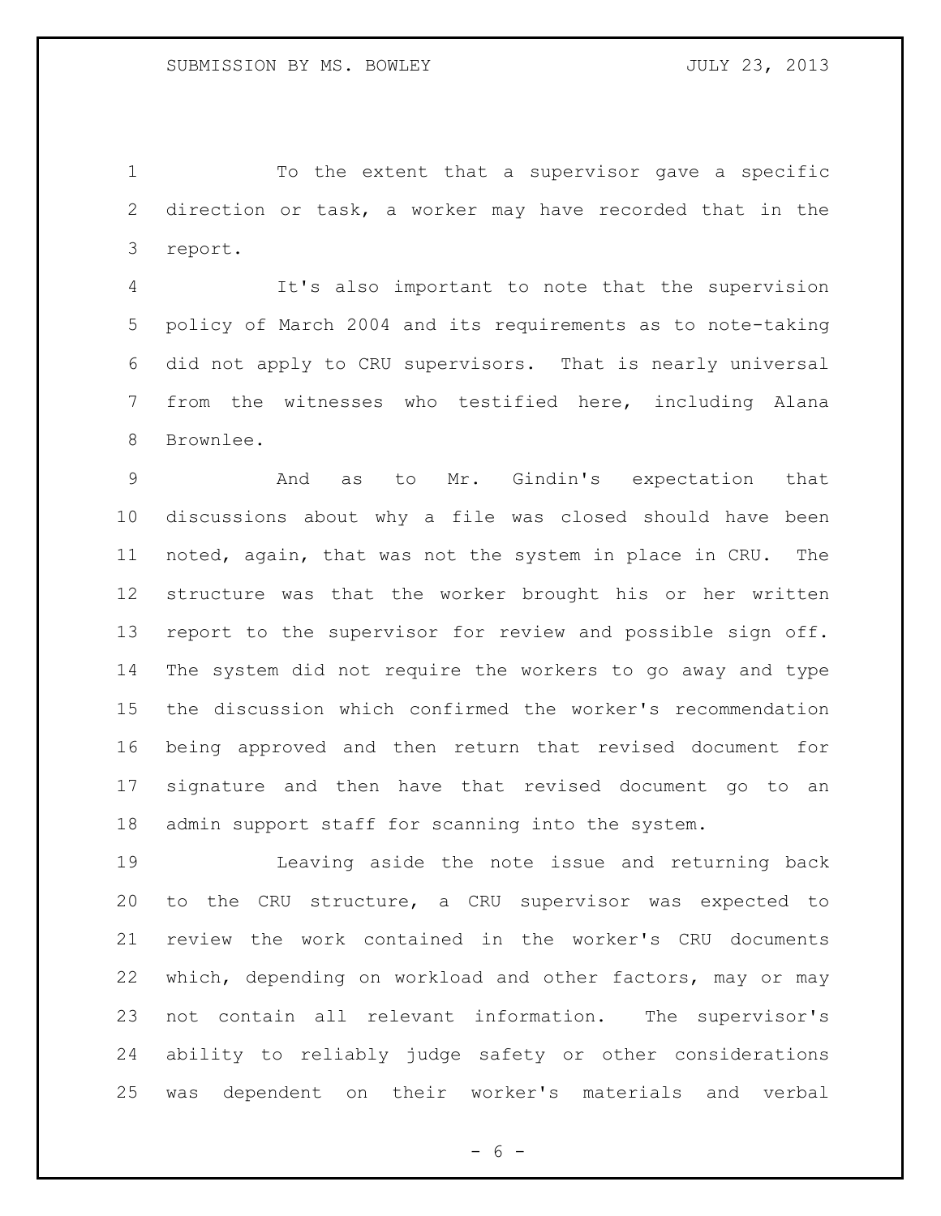To the extent that a supervisor gave a specific direction or task, a worker may have recorded that in the report.

It's also important to note that the supervision policy of March 2004 and its requirements as to note-taking did not apply to CRU supervisors. That is nearly universal from the witnesses who testified here, including Alana Brownlee.

And as to Mr. Gindin's expectation that discussions about why a file was closed should have been noted, again, that was not the system in place in CRU. The structure was that the worker brought his or her written report to the supervisor for review and possible sign off. The system did not require the workers to go away and type the discussion which confirmed the worker's recommendation being approved and then return that revised document for signature and then have that revised document go to an admin support staff for scanning into the system.

Leaving aside the note issue and returning back to the CRU structure, a CRU supervisor was expected to review the work contained in the worker's CRU documents which, depending on workload and other factors, may or may not contain all relevant information. The supervisor's ability to reliably judge safety or other considerations was dependent on their worker's materials and verbal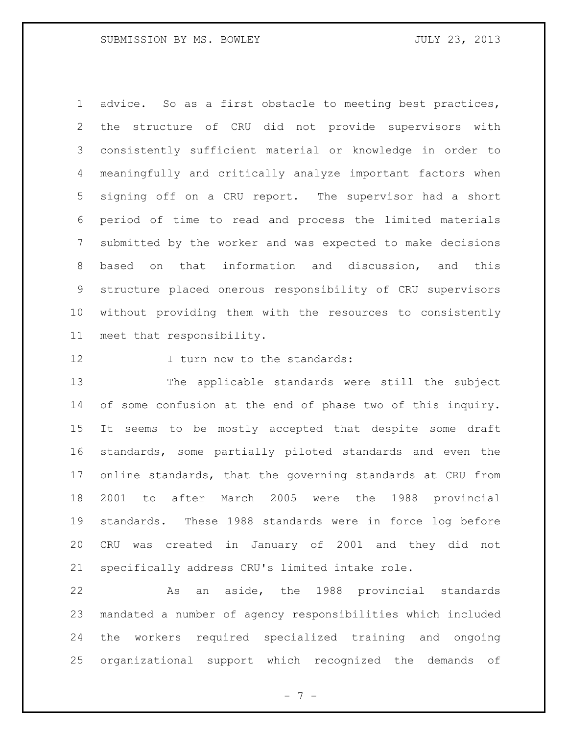advice. So as a first obstacle to meeting best practices, the structure of CRU did not provide supervisors with consistently sufficient material or knowledge in order to meaningfully and critically analyze important factors when signing off on a CRU report. The supervisor had a short period of time to read and process the limited materials submitted by the worker and was expected to make decisions based on that information and discussion, and this structure placed onerous responsibility of CRU supervisors without providing them with the resources to consistently meet that responsibility.

I turn now to the standards:

The applicable standards were still the subject of some confusion at the end of phase two of this inquiry. It seems to be mostly accepted that despite some draft standards, some partially piloted standards and even the online standards, that the governing standards at CRU from 2001 to after March 2005 were the 1988 provincial standards. These 1988 standards were in force log before CRU was created in January of 2001 and they did not specifically address CRU's limited intake role.

As an aside, the 1988 provincial standards mandated a number of agency responsibilities which included the workers required specialized training and ongoing organizational support which recognized the demands of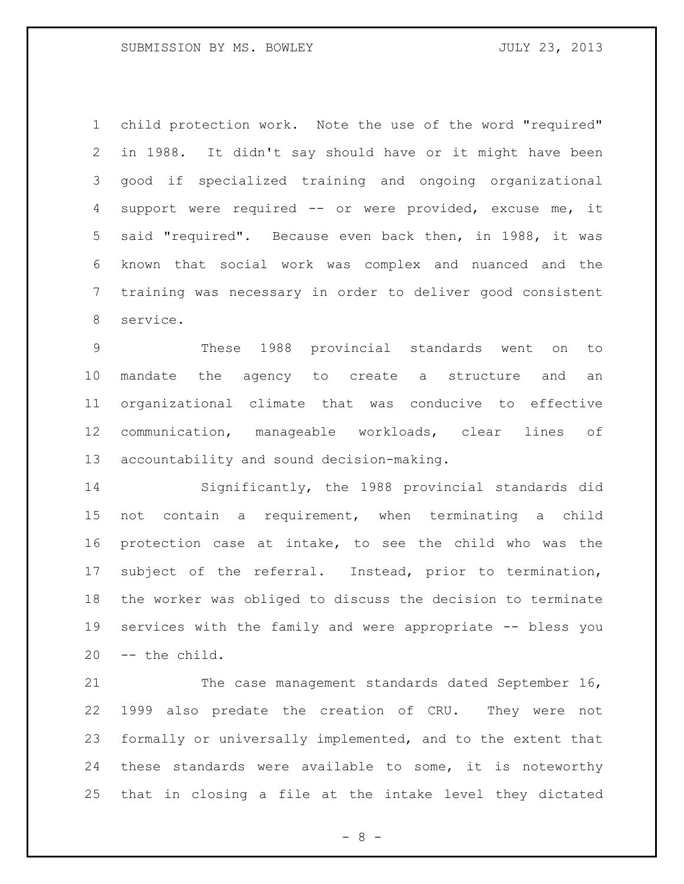child protection work. Note the use of the word "required" in 1988. It didn't say should have or it might have been good if specialized training and ongoing organizational support were required -- or were provided, excuse me, it said "required". Because even back then, in 1988, it was known that social work was complex and nuanced and the training was necessary in order to deliver good consistent service.

These 1988 provincial standards went on to mandate the agency to create a structure and an organizational climate that was conducive to effective communication, manageable workloads, clear lines of accountability and sound decision-making.

Significantly, the 1988 provincial standards did not contain a requirement, when terminating a child protection case at intake, to see the child who was the subject of the referral. Instead, prior to termination, the worker was obliged to discuss the decision to terminate services with the family and were appropriate -- bless you -- the child.

The case management standards dated September 16, 1999 also predate the creation of CRU. They were not formally or universally implemented, and to the extent that these standards were available to some, it is noteworthy that in closing a file at the intake level they dictated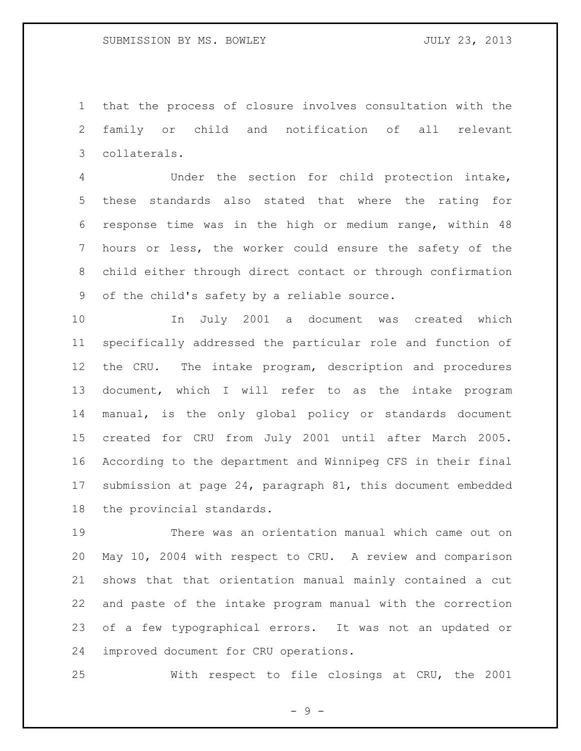that the process of closure involves consultation with the family or child and notification of all relevant collaterals.

Under the section for child protection intake, these standards also stated that where the rating for response time was in the high or medium range, within 48 hours or less, the worker could ensure the safety of the child either through direct contact or through confirmation of the child's safety by a reliable source.

In July 2001 a document was created which specifically addressed the particular role and function of the CRU. The intake program, description and procedures document, which I will refer to as the intake program manual, is the only global policy or standards document created for CRU from July 2001 until after March 2005. According to the department and Winnipeg CFS in their final submission at page 24, paragraph 81, this document embedded the provincial standards.

There was an orientation manual which came out on May 10, 2004 with respect to CRU. A review and comparison shows that that orientation manual mainly contained a cut and paste of the intake program manual with the correction of a few typographical errors. It was not an updated or improved document for CRU operations.

With respect to file closings at CRU, the 2001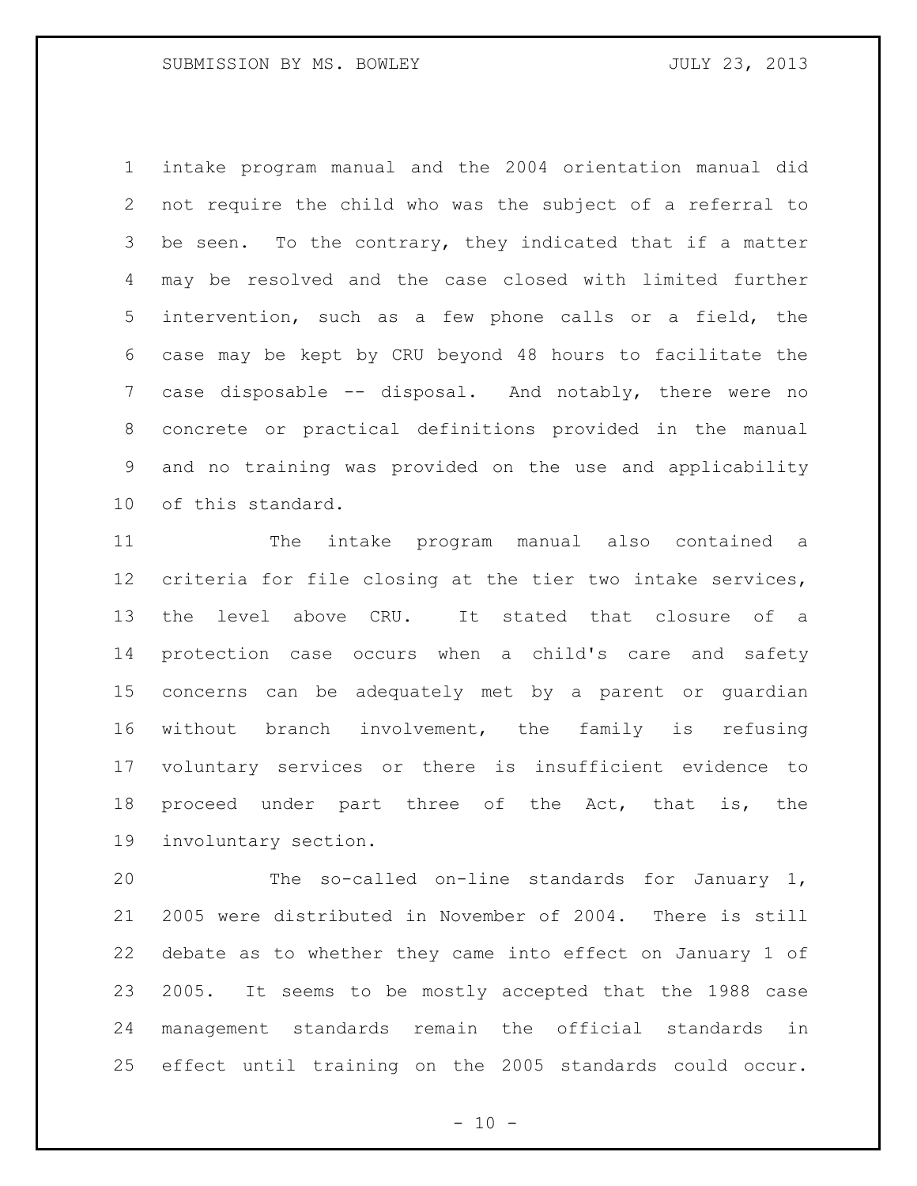intake program manual and the 2004 orientation manual did not require the child who was the subject of a referral to be seen. To the contrary, they indicated that if a matter may be resolved and the case closed with limited further intervention, such as a few phone calls or a field, the case may be kept by CRU beyond 48 hours to facilitate the case disposable -- disposal. And notably, there were no concrete or practical definitions provided in the manual and no training was provided on the use and applicability of this standard.

The intake program manual also contained a criteria for file closing at the tier two intake services, the level above CRU. It stated that closure of a protection case occurs when a child's care and safety concerns can be adequately met by a parent or guardian without branch involvement, the family is refusing voluntary services or there is insufficient evidence to proceed under part three of the Act, that is, the involuntary section.

The so-called on-line standards for January 1, 2005 were distributed in November of 2004. There is still debate as to whether they came into effect on January 1 of 2005. It seems to be mostly accepted that the 1988 case management standards remain the official standards in effect until training on the 2005 standards could occur.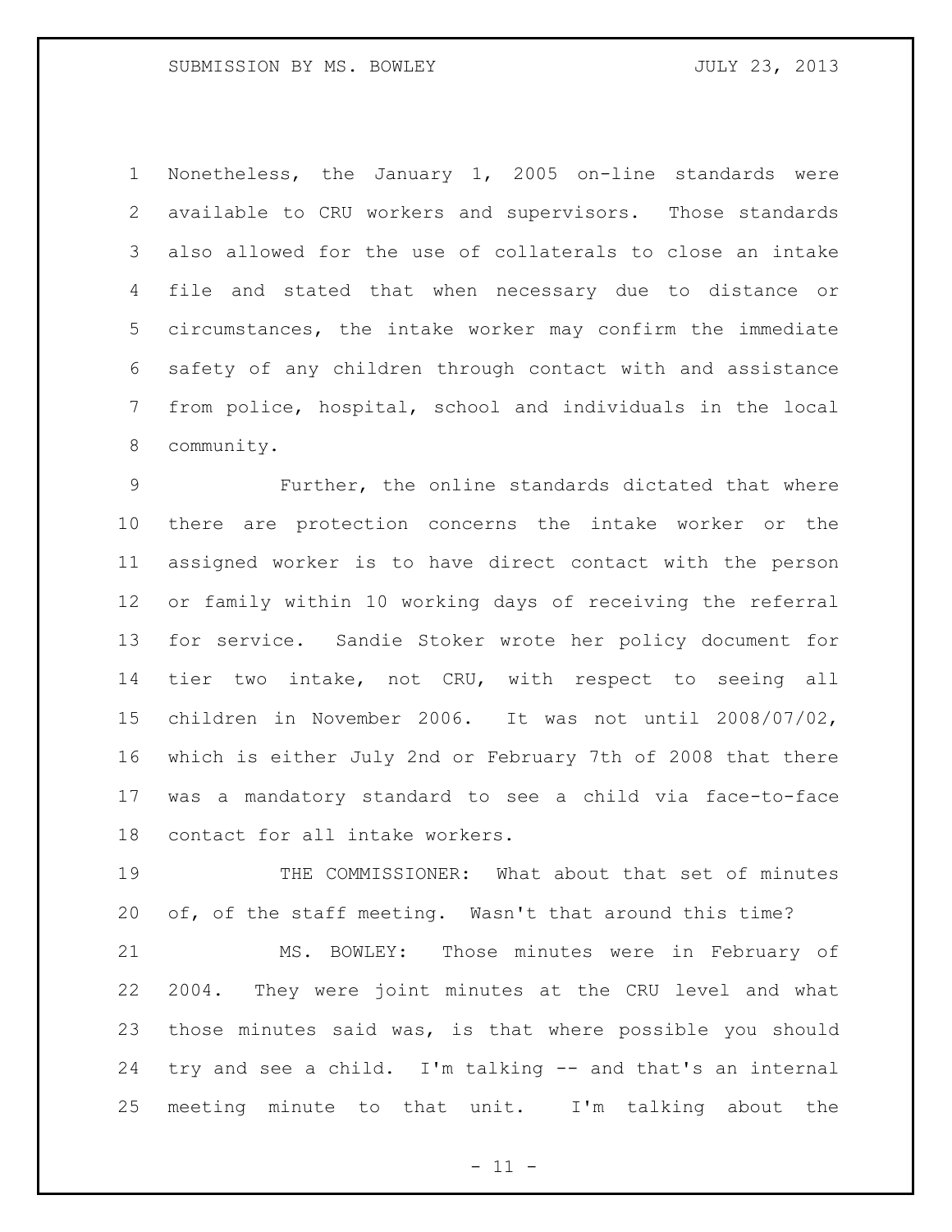Nonetheless, the January 1, 2005 on-line standards were available to CRU workers and supervisors. Those standards also allowed for the use of collaterals to close an intake file and stated that when necessary due to distance or circumstances, the intake worker may confirm the immediate safety of any children through contact with and assistance from police, hospital, school and individuals in the local community.

Further, the online standards dictated that where there are protection concerns the intake worker or the assigned worker is to have direct contact with the person or family within 10 working days of receiving the referral for service. Sandie Stoker wrote her policy document for tier two intake, not CRU, with respect to seeing all children in November 2006. It was not until 2008/07/02, which is either July 2nd or February 7th of 2008 that there was a mandatory standard to see a child via face-to-face contact for all intake workers.

THE COMMISSIONER: What about that set of minutes of, of the staff meeting. Wasn't that around this time?

MS. BOWLEY: Those minutes were in February of 2004. They were joint minutes at the CRU level and what those minutes said was, is that where possible you should try and see a child. I'm talking -- and that's an internal meeting minute to that unit. I'm talking about the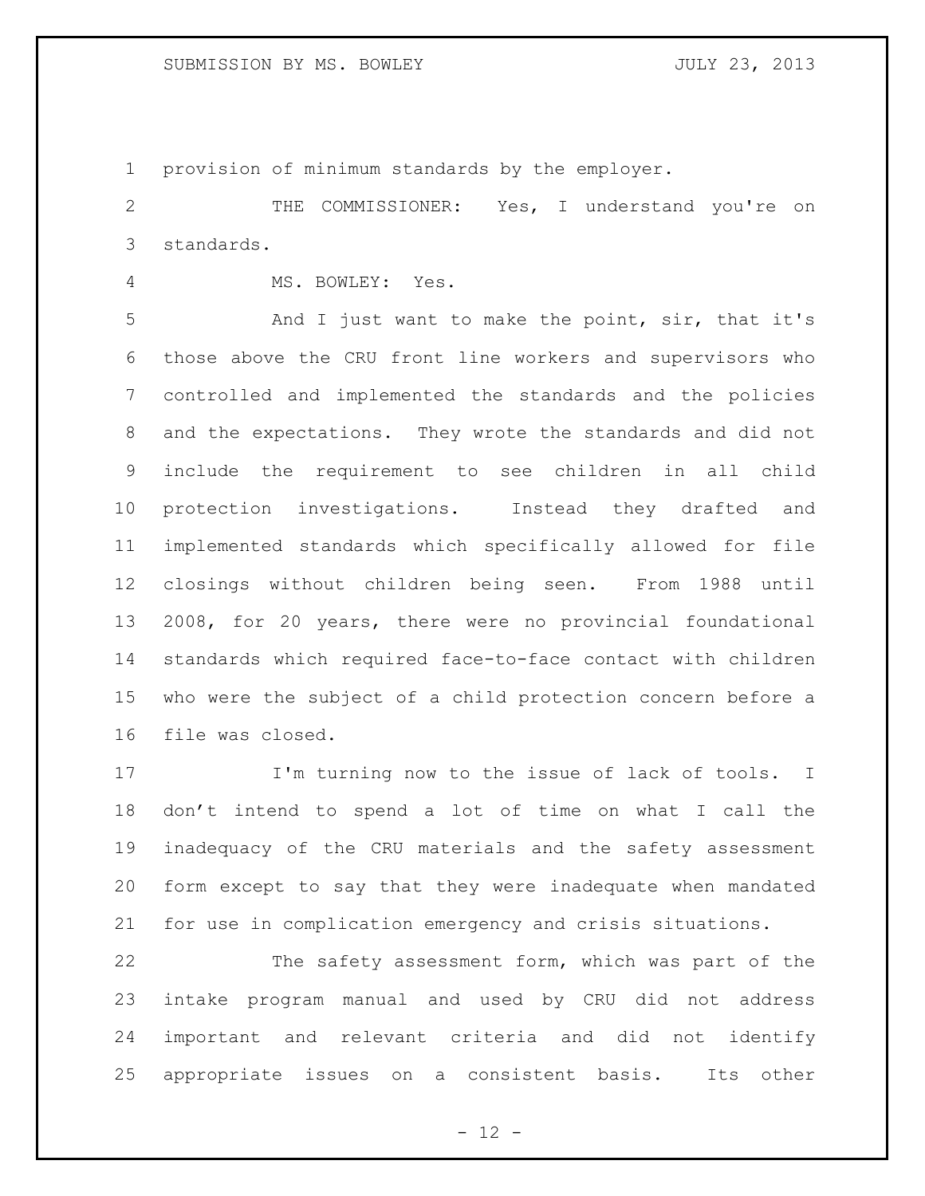provision of minimum standards by the employer.

THE COMMISSIONER: Yes, I understand you're on standards.

MS. BOWLEY: Yes.

And I just want to make the point, sir, that it's those above the CRU front line workers and supervisors who controlled and implemented the standards and the policies and the expectations. They wrote the standards and did not include the requirement to see children in all child protection investigations. Instead they drafted and implemented standards which specifically allowed for file closings without children being seen. From 1988 until 2008, for 20 years, there were no provincial foundational standards which required face-to-face contact with children who were the subject of a child protection concern before a file was closed.

I'm turning now to the issue of lack of tools. I don't intend to spend a lot of time on what I call the inadequacy of the CRU materials and the safety assessment form except to say that they were inadequate when mandated for use in complication emergency and crisis situations.

The safety assessment form, which was part of the intake program manual and used by CRU did not address important and relevant criteria and did not identify appropriate issues on a consistent basis. Its other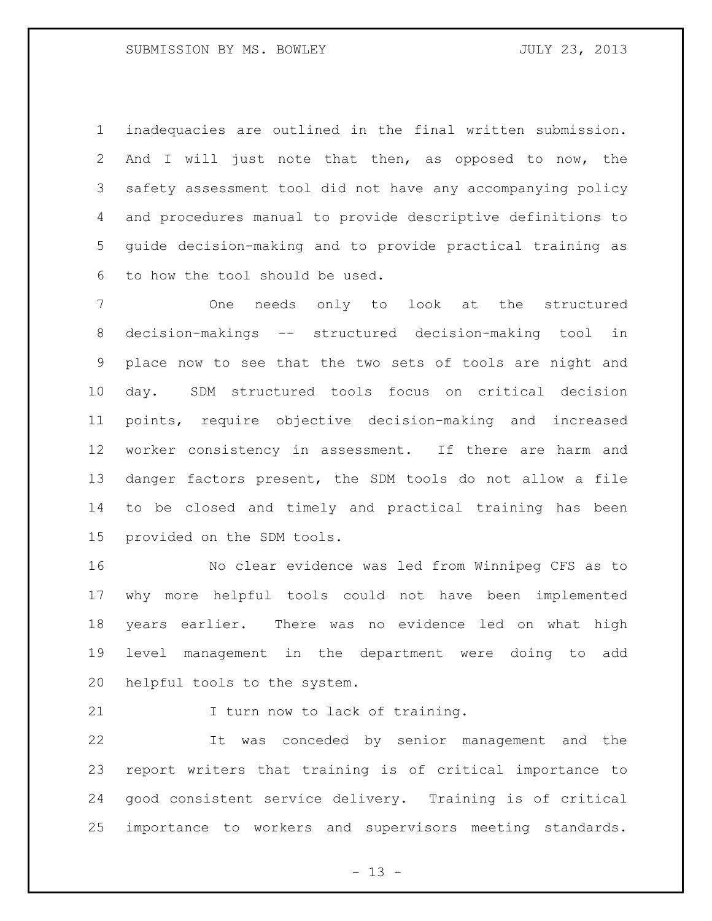inadequacies are outlined in the final written submission. And I will just note that then, as opposed to now, the safety assessment tool did not have any accompanying policy and procedures manual to provide descriptive definitions to guide decision-making and to provide practical training as to how the tool should be used.

One needs only to look at the structured decision-makings -- structured decision-making tool in place now to see that the two sets of tools are night and day. SDM structured tools focus on critical decision points, require objective decision-making and increased worker consistency in assessment. If there are harm and danger factors present, the SDM tools do not allow a file to be closed and timely and practical training has been provided on the SDM tools.

No clear evidence was led from Winnipeg CFS as to why more helpful tools could not have been implemented years earlier. There was no evidence led on what high level management in the department were doing to add helpful tools to the system.

I turn now to lack of training.

It was conceded by senior management and the report writers that training is of critical importance to good consistent service delivery. Training is of critical importance to workers and supervisors meeting standards.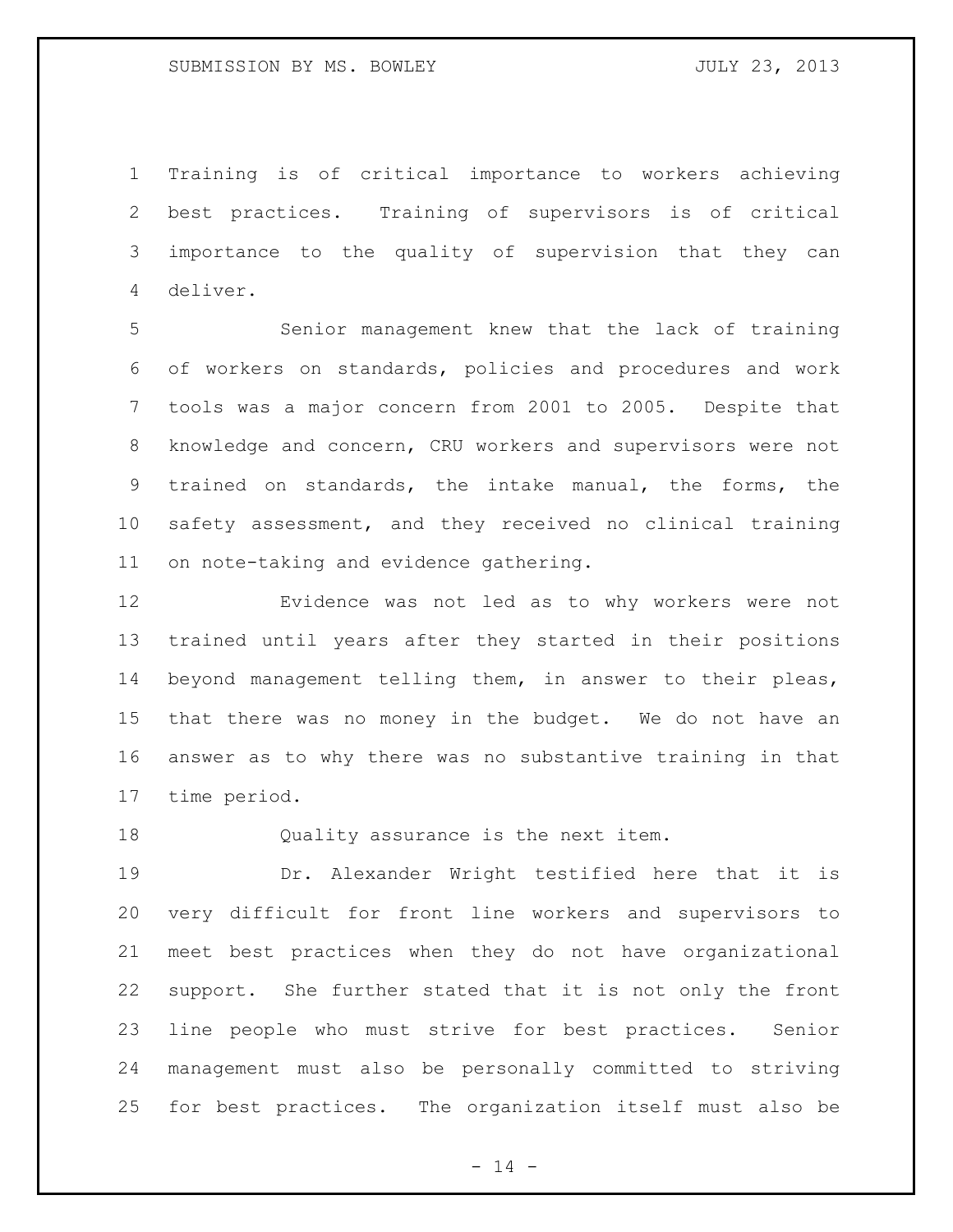Training is of critical importance to workers achieving best practices. Training of supervisors is of critical importance to the quality of supervision that they can deliver.

Senior management knew that the lack of training of workers on standards, policies and procedures and work tools was a major concern from 2001 to 2005. Despite that knowledge and concern, CRU workers and supervisors were not trained on standards, the intake manual, the forms, the safety assessment, and they received no clinical training on note-taking and evidence gathering.

Evidence was not led as to why workers were not trained until years after they started in their positions beyond management telling them, in answer to their pleas, that there was no money in the budget. We do not have an answer as to why there was no substantive training in that time period.

Quality assurance is the next item.

Dr. Alexander Wright testified here that it is very difficult for front line workers and supervisors to meet best practices when they do not have organizational support. She further stated that it is not only the front line people who must strive for best practices. Senior management must also be personally committed to striving for best practices. The organization itself must also be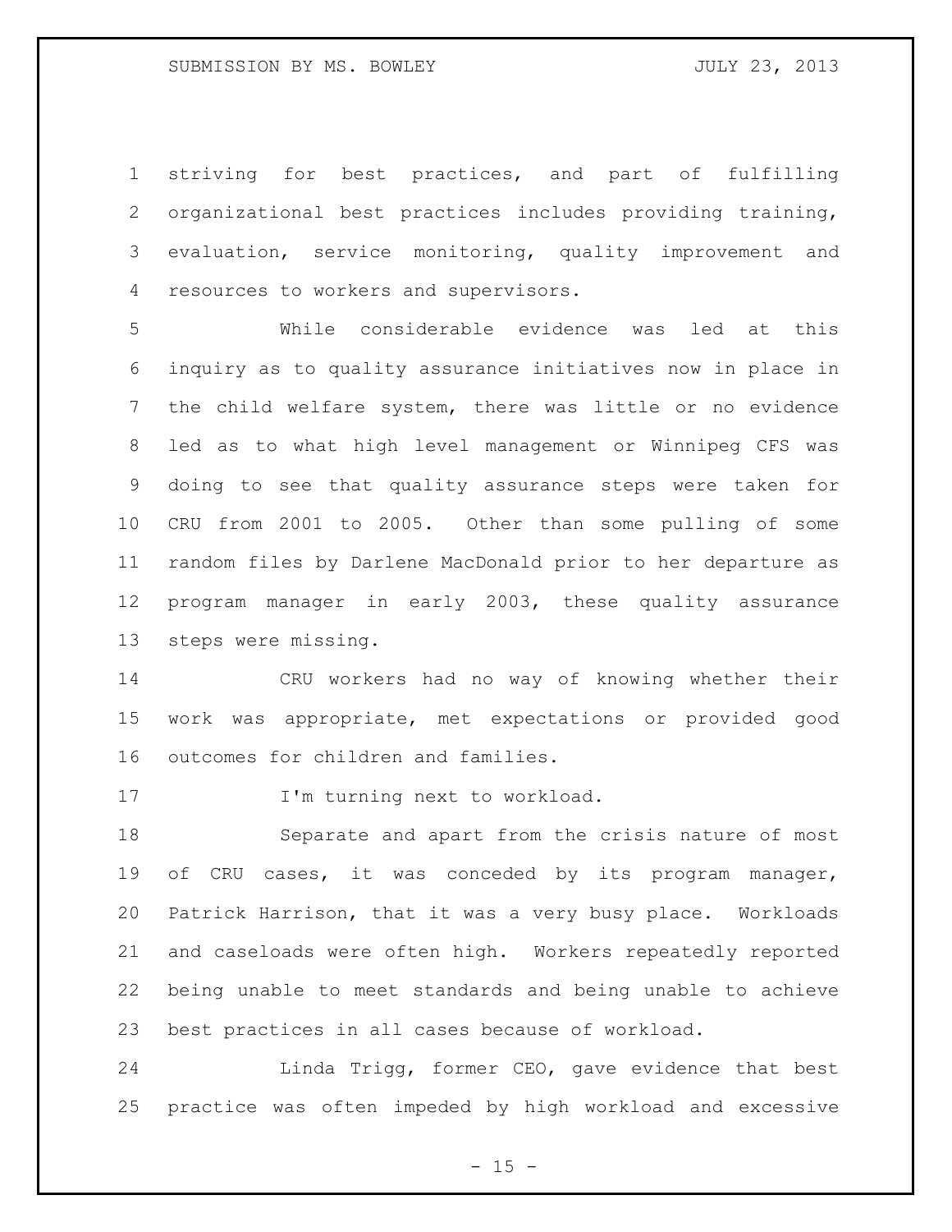striving for best practices, and part of fulfilling organizational best practices includes providing training, evaluation, service monitoring, quality improvement and resources to workers and supervisors.

While considerable evidence was led at this inquiry as to quality assurance initiatives now in place in the child welfare system, there was little or no evidence led as to what high level management or Winnipeg CFS was doing to see that quality assurance steps were taken for CRU from 2001 to 2005. Other than some pulling of some random files by Darlene MacDonald prior to her departure as program manager in early 2003, these quality assurance steps were missing.

CRU workers had no way of knowing whether their work was appropriate, met expectations or provided good outcomes for children and families.

I'm turning next to workload.

Separate and apart from the crisis nature of most of CRU cases, it was conceded by its program manager, Patrick Harrison, that it was a very busy place. Workloads and caseloads were often high. Workers repeatedly reported being unable to meet standards and being unable to achieve best practices in all cases because of workload.

Linda Trigg, former CEO, gave evidence that best practice was often impeded by high workload and excessive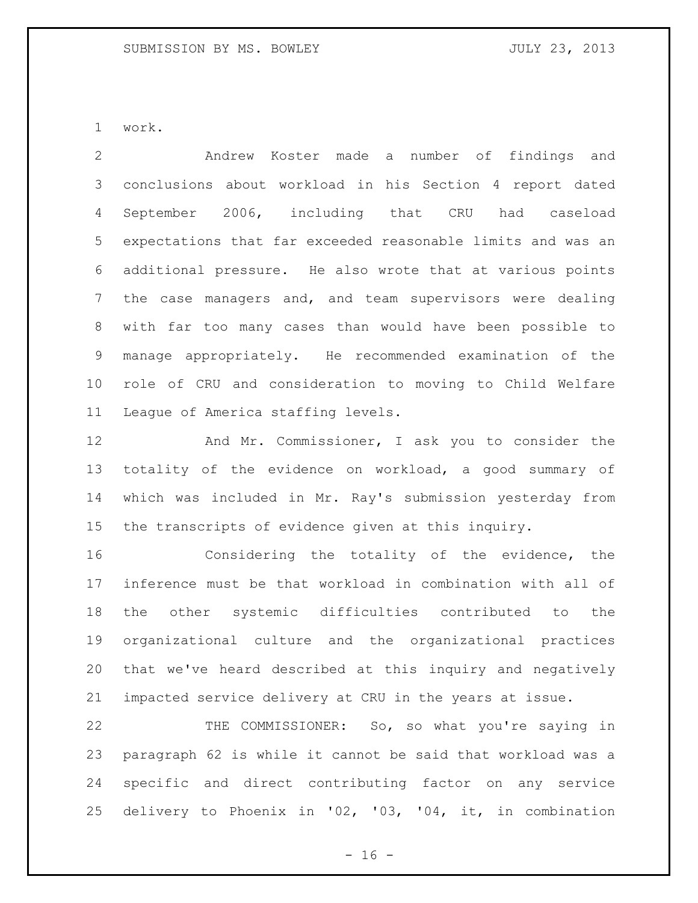work.

Andrew Koster made a number of findings and conclusions about workload in his Section 4 report dated September 2006, including that CRU had caseload expectations that far exceeded reasonable limits and was an additional pressure. He also wrote that at various points the case managers and, and team supervisors were dealing with far too many cases than would have been possible to manage appropriately. He recommended examination of the role of CRU and consideration to moving to Child Welfare League of America staffing levels.

And Mr. Commissioner, I ask you to consider the totality of the evidence on workload, a good summary of which was included in Mr. Ray's submission yesterday from the transcripts of evidence given at this inquiry.

Considering the totality of the evidence, the inference must be that workload in combination with all of the other systemic difficulties contributed to the organizational culture and the organizational practices that we've heard described at this inquiry and negatively impacted service delivery at CRU in the years at issue.

THE COMMISSIONER: So, so what you're saying in paragraph 62 is while it cannot be said that workload was a specific and direct contributing factor on any service delivery to Phoenix in '02, '03, '04, it, in combination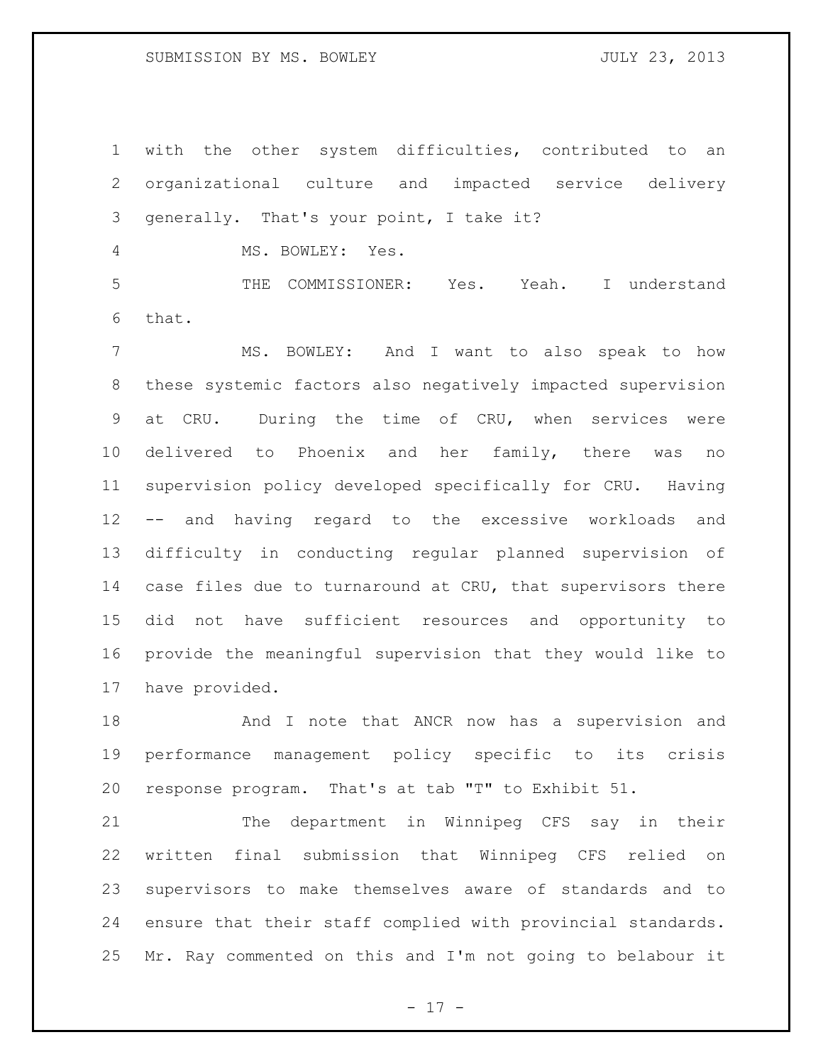with the other system difficulties, contributed to an organizational culture and impacted service delivery generally. That's your point, I take it?

MS. BOWLEY: Yes.

THE COMMISSIONER: Yes. Yeah. I understand that.

MS. BOWLEY: And I want to also speak to how these systemic factors also negatively impacted supervision at CRU. During the time of CRU, when services were delivered to Phoenix and her family, there was no supervision policy developed specifically for CRU. Having -- and having regard to the excessive workloads and difficulty in conducting regular planned supervision of case files due to turnaround at CRU, that supervisors there did not have sufficient resources and opportunity to provide the meaningful supervision that they would like to have provided.

And I note that ANCR now has a supervision and performance management policy specific to its crisis response program. That's at tab "T" to Exhibit 51.

The department in Winnipeg CFS say in their written final submission that Winnipeg CFS relied on supervisors to make themselves aware of standards and to ensure that their staff complied with provincial standards. Mr. Ray commented on this and I'm not going to belabour it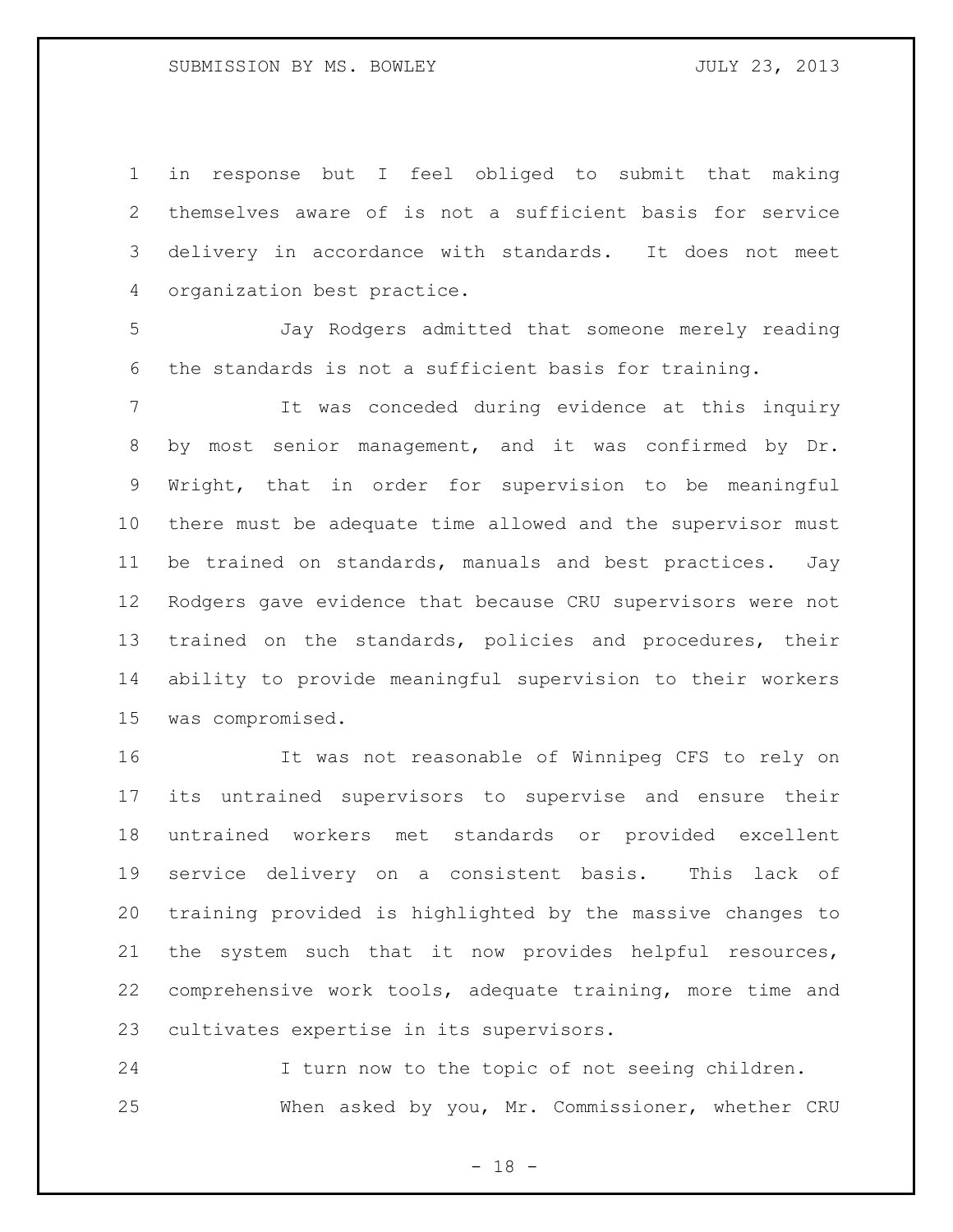in response but I feel obliged to submit that making themselves aware of is not a sufficient basis for service delivery in accordance with standards. It does not meet organization best practice.

Jay Rodgers admitted that someone merely reading the standards is not a sufficient basis for training.

It was conceded during evidence at this inquiry by most senior management, and it was confirmed by Dr. Wright, that in order for supervision to be meaningful there must be adequate time allowed and the supervisor must be trained on standards, manuals and best practices. Jay Rodgers gave evidence that because CRU supervisors were not trained on the standards, policies and procedures, their ability to provide meaningful supervision to their workers was compromised.

It was not reasonable of Winnipeg CFS to rely on its untrained supervisors to supervise and ensure their untrained workers met standards or provided excellent service delivery on a consistent basis. This lack of training provided is highlighted by the massive changes to the system such that it now provides helpful resources, comprehensive work tools, adequate training, more time and cultivates expertise in its supervisors.

I turn now to the topic of not seeing children.

When asked by you, Mr. Commissioner, whether CRU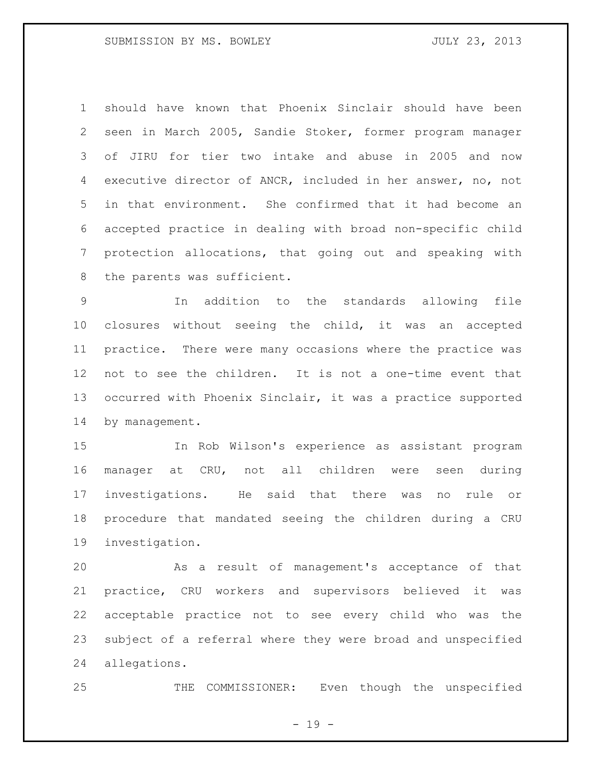should have known that Phoenix Sinclair should have been seen in March 2005, Sandie Stoker, former program manager of JIRU for tier two intake and abuse in 2005 and now executive director of ANCR, included in her answer, no, not in that environment. She confirmed that it had become an accepted practice in dealing with broad non-specific child protection allocations, that going out and speaking with the parents was sufficient.

In addition to the standards allowing file closures without seeing the child, it was an accepted practice. There were many occasions where the practice was not to see the children. It is not a one-time event that occurred with Phoenix Sinclair, it was a practice supported by management.

In Rob Wilson's experience as assistant program manager at CRU, not all children were seen during investigations. He said that there was no rule or procedure that mandated seeing the children during a CRU investigation.

As a result of management's acceptance of that practice, CRU workers and supervisors believed it was acceptable practice not to see every child who was the subject of a referral where they were broad and unspecified allegations.

THE COMMISSIONER: Even though the unspecified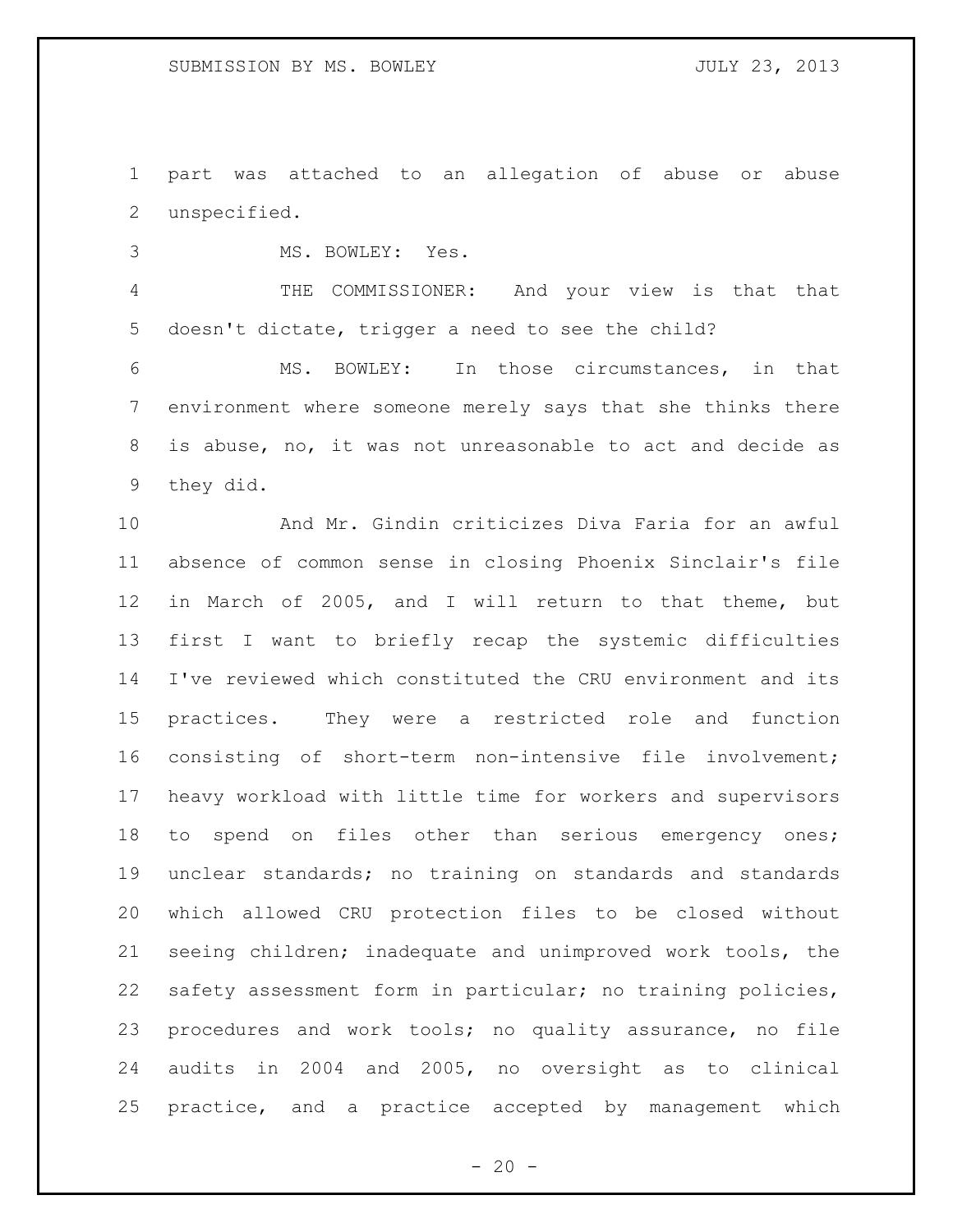part was attached to an allegation of abuse or abuse unspecified.

MS. BOWLEY: Yes.

THE COMMISSIONER: And your view is that that doesn't dictate, trigger a need to see the child?

MS. BOWLEY: In those circumstances, in that environment where someone merely says that she thinks there is abuse, no, it was not unreasonable to act and decide as they did.

And Mr. Gindin criticizes Diva Faria for an awful absence of common sense in closing Phoenix Sinclair's file in March of 2005, and I will return to that theme, but first I want to briefly recap the systemic difficulties I've reviewed which constituted the CRU environment and its practices. They were a restricted role and function consisting of short-term non-intensive file involvement; heavy workload with little time for workers and supervisors to spend on files other than serious emergency ones; unclear standards; no training on standards and standards which allowed CRU protection files to be closed without seeing children; inadequate and unimproved work tools, the safety assessment form in particular; no training policies, procedures and work tools; no quality assurance, no file audits in 2004 and 2005, no oversight as to clinical practice, and a practice accepted by management which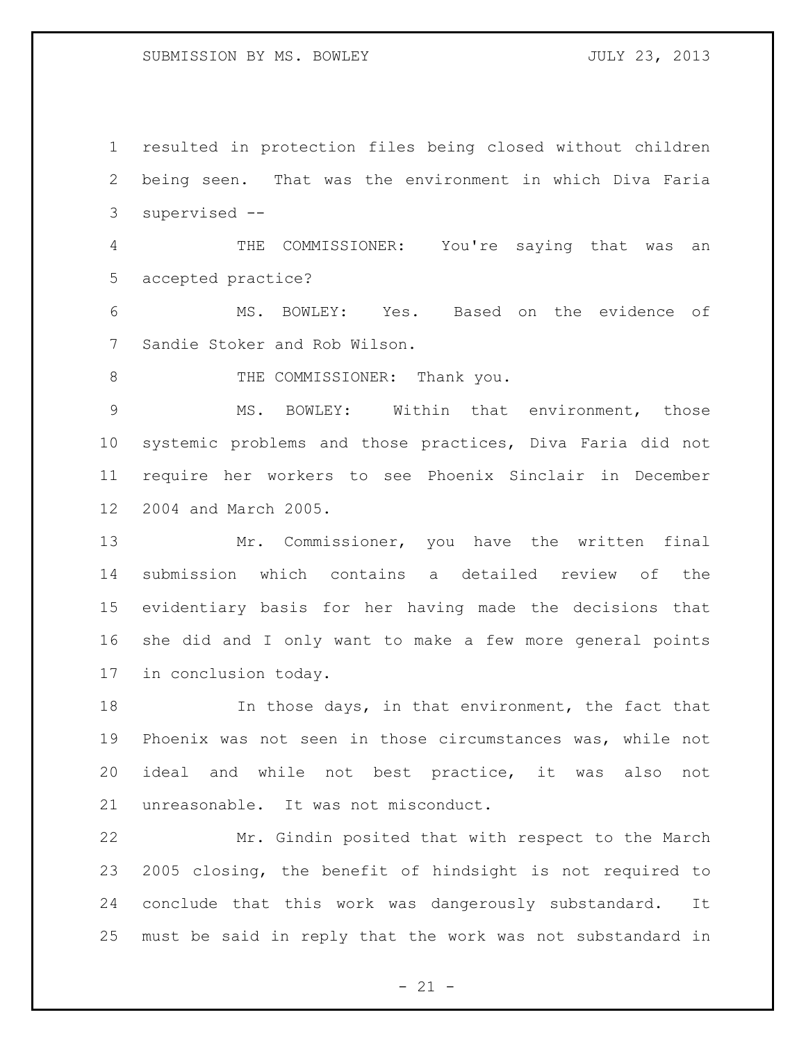resulted in protection files being closed without children being seen. That was the environment in which Diva Faria supervised --

THE COMMISSIONER: You're saying that was an accepted practice?

MS. BOWLEY: Yes. Based on the evidence of Sandie Stoker and Rob Wilson.

THE COMMISSIONER: Thank you.

MS. BOWLEY: Within that environment, those systemic problems and those practices, Diva Faria did not require her workers to see Phoenix Sinclair in December 2004 and March 2005.

Mr. Commissioner, you have the written final submission which contains a detailed review of the evidentiary basis for her having made the decisions that she did and I only want to make a few more general points in conclusion today.

In those days, in that environment, the fact that Phoenix was not seen in those circumstances was, while not ideal and while not best practice, it was also not unreasonable. It was not misconduct.

Mr. Gindin posited that with respect to the March 2005 closing, the benefit of hindsight is not required to conclude that this work was dangerously substandard. It must be said in reply that the work was not substandard in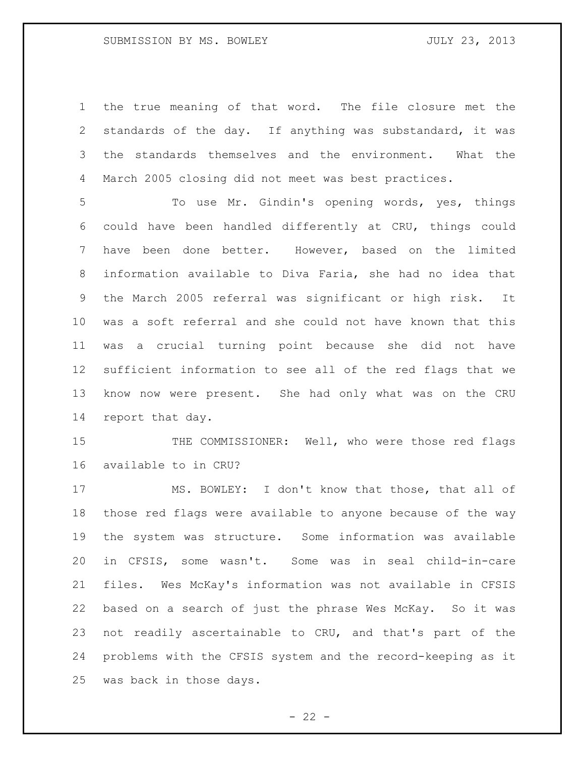the true meaning of that word. The file closure met the standards of the day. If anything was substandard, it was the standards themselves and the environment. What the March 2005 closing did not meet was best practices.

To use Mr. Gindin's opening words, yes, things could have been handled differently at CRU, things could have been done better. However, based on the limited information available to Diva Faria, she had no idea that the March 2005 referral was significant or high risk. It was a soft referral and she could not have known that this was a crucial turning point because she did not have sufficient information to see all of the red flags that we know now were present. She had only what was on the CRU report that day.

THE COMMISSIONER: Well, who were those red flags available to in CRU?

MS. BOWLEY: I don't know that those, that all of those red flags were available to anyone because of the way the system was structure. Some information was available in CFSIS, some wasn't. Some was in seal child-in-care files. Wes McKay's information was not available in CFSIS based on a search of just the phrase Wes McKay. So it was not readily ascertainable to CRU, and that's part of the problems with the CFSIS system and the record-keeping as it was back in those days.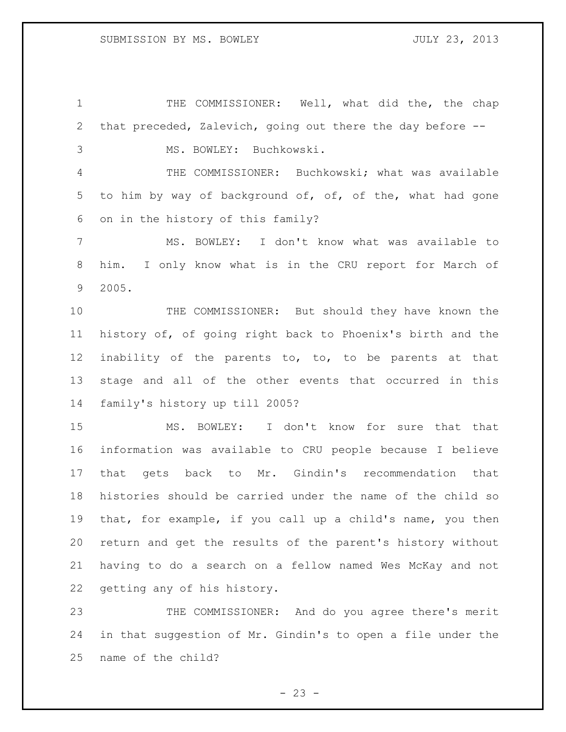THE COMMISSIONER: Well, what did the, the chap that preceded, Zalevich, going out there the day before --

MS. BOWLEY: Buchkowski.

THE COMMISSIONER: Buchkowski; what was available to him by way of background of, of, of the, what had gone on in the history of this family?

MS. BOWLEY: I don't know what was available to him. I only know what is in the CRU report for March of 2005.

THE COMMISSIONER: But should they have known the history of, of going right back to Phoenix's birth and the inability of the parents to, to, to be parents at that stage and all of the other events that occurred in this family's history up till 2005?

MS. BOWLEY: I don't know for sure that that information was available to CRU people because I believe that gets back to Mr. Gindin's recommendation that histories should be carried under the name of the child so that, for example, if you call up a child's name, you then return and get the results of the parent's history without having to do a search on a fellow named Wes McKay and not getting any of his history.

THE COMMISSIONER: And do you agree there's merit in that suggestion of Mr. Gindin's to open a file under the name of the child?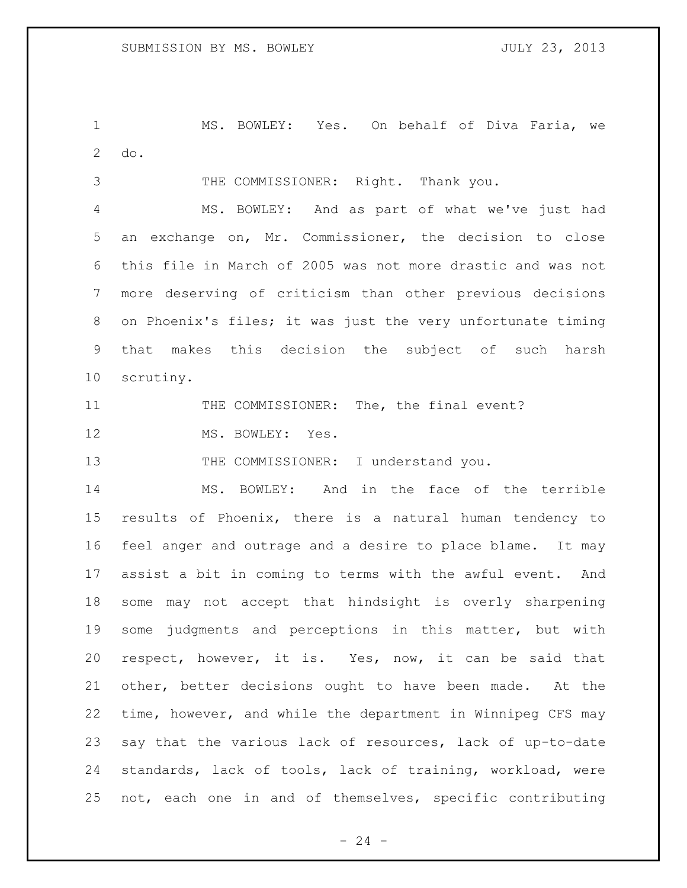MS. BOWLEY: Yes. On behalf of Diva Faria, we do.

THE COMMISSIONER: Right. Thank you.

MS. BOWLEY: And as part of what we've just had an exchange on, Mr. Commissioner, the decision to close this file in March of 2005 was not more drastic and was not more deserving of criticism than other previous decisions on Phoenix's files; it was just the very unfortunate timing that makes this decision the subject of such harsh scrutiny.

THE COMMISSIONER: The, the final event?

MS. BOWLEY: Yes.

THE COMMISSIONER: I understand you.

MS. BOWLEY: And in the face of the terrible results of Phoenix, there is a natural human tendency to feel anger and outrage and a desire to place blame. It may assist a bit in coming to terms with the awful event. And some may not accept that hindsight is overly sharpening some judgments and perceptions in this matter, but with respect, however, it is. Yes, now, it can be said that other, better decisions ought to have been made. At the time, however, and while the department in Winnipeg CFS may say that the various lack of resources, lack of up-to-date standards, lack of tools, lack of training, workload, were not, each one in and of themselves, specific contributing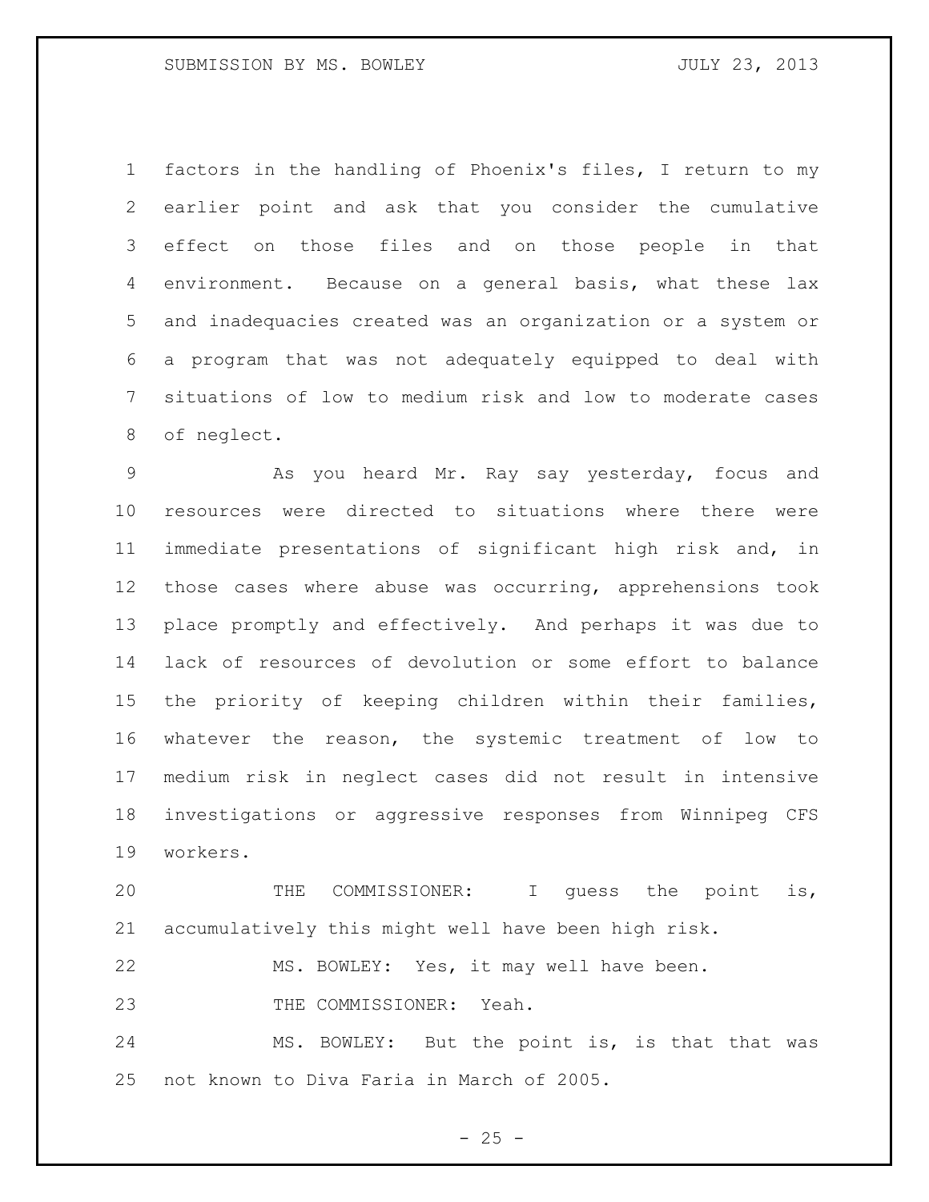factors in the handling of Phoenix's files, I return to my earlier point and ask that you consider the cumulative effect on those files and on those people in that environment. Because on a general basis, what these lax and inadequacies created was an organization or a system or a program that was not adequately equipped to deal with situations of low to medium risk and low to moderate cases of neglect.

As you heard Mr. Ray say yesterday, focus and resources were directed to situations where there were immediate presentations of significant high risk and, in those cases where abuse was occurring, apprehensions took place promptly and effectively. And perhaps it was due to lack of resources of devolution or some effort to balance the priority of keeping children within their families, whatever the reason, the systemic treatment of low to medium risk in neglect cases did not result in intensive investigations or aggressive responses from Winnipeg CFS workers.

THE COMMISSIONER: I guess the point is, accumulatively this might well have been high risk.

MS. BOWLEY: Yes, it may well have been.

THE COMMISSIONER: Yeah.

MS. BOWLEY: But the point is, is that that was not known to Diva Faria in March of 2005.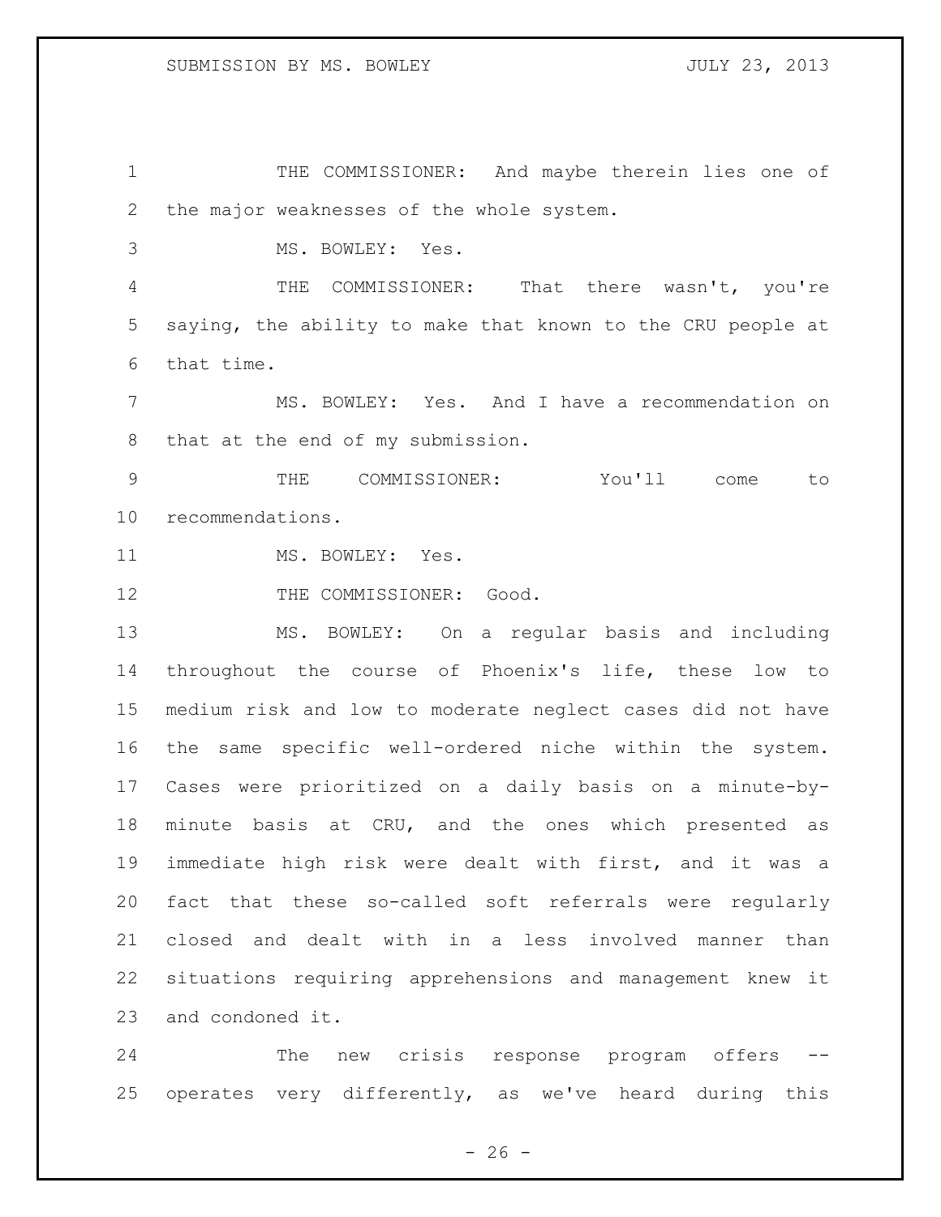THE COMMISSIONER: And maybe therein lies one of the major weaknesses of the whole system.

MS. BOWLEY: Yes.

THE COMMISSIONER: That there wasn't, you're saying, the ability to make that known to the CRU people at that time.

MS. BOWLEY: Yes. And I have a recommendation on that at the end of my submission.

THE COMMISSIONER: You'll come to recommendations.

MS. BOWLEY: Yes.

THE COMMISSIONER: Good.

MS. BOWLEY: On a regular basis and including throughout the course of Phoenix's life, these low to medium risk and low to moderate neglect cases did not have the same specific well-ordered niche within the system. Cases were prioritized on a daily basis on a minute-by-minute basis at CRU, and the ones which presented as immediate high risk were dealt with first, and it was a fact that these so-called soft referrals were regularly closed and dealt with in a less involved manner than situations requiring apprehensions and management knew it and condoned it.

The new crisis response program offers -- operates very differently, as we've heard during this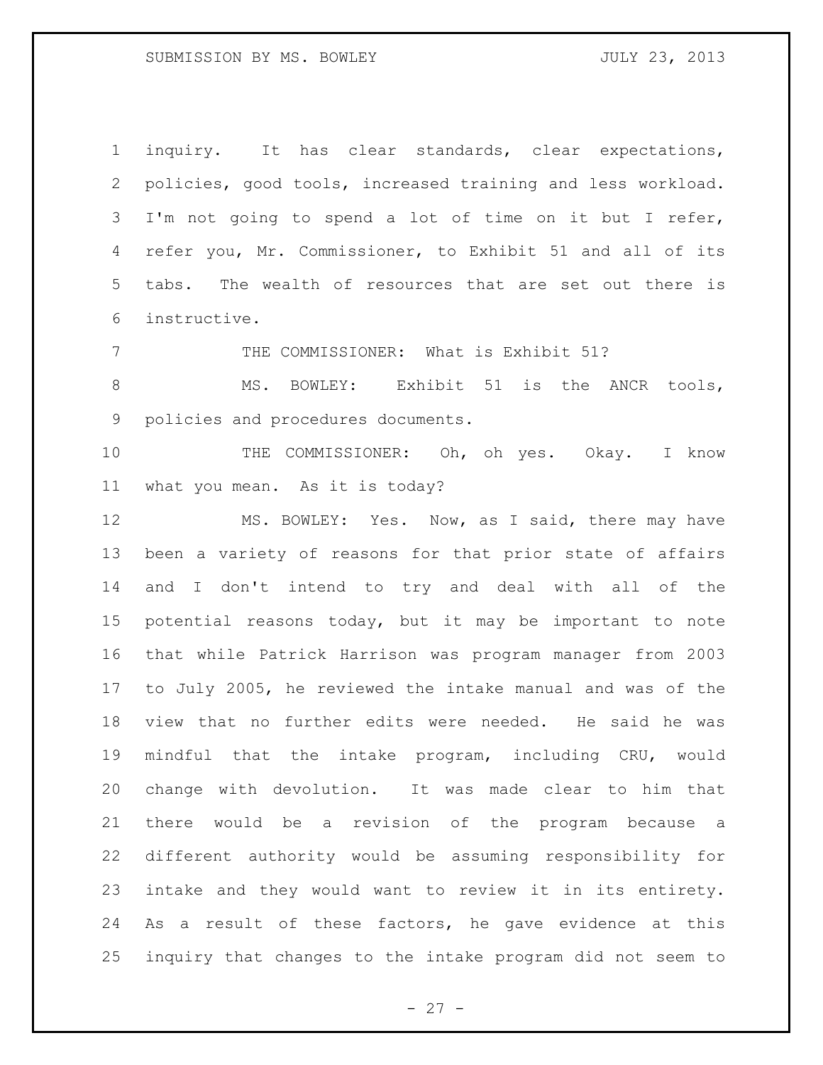inquiry. It has clear standards, clear expectations, policies, good tools, increased training and less workload. I'm not going to spend a lot of time on it but I refer, refer you, Mr. Commissioner, to Exhibit 51 and all of its tabs. The wealth of resources that are set out there is instructive.

THE COMMISSIONER: What is Exhibit 51?

MS. BOWLEY: Exhibit 51 is the ANCR tools, policies and procedures documents.

THE COMMISSIONER: Oh, oh yes. Okay. I know what you mean. As it is today?

MS. BOWLEY: Yes. Now, as I said, there may have been a variety of reasons for that prior state of affairs and I don't intend to try and deal with all of the potential reasons today, but it may be important to note that while Patrick Harrison was program manager from 2003 to July 2005, he reviewed the intake manual and was of the view that no further edits were needed. He said he was mindful that the intake program, including CRU, would change with devolution. It was made clear to him that there would be a revision of the program because a different authority would be assuming responsibility for intake and they would want to review it in its entirety. As a result of these factors, he gave evidence at this inquiry that changes to the intake program did not seem to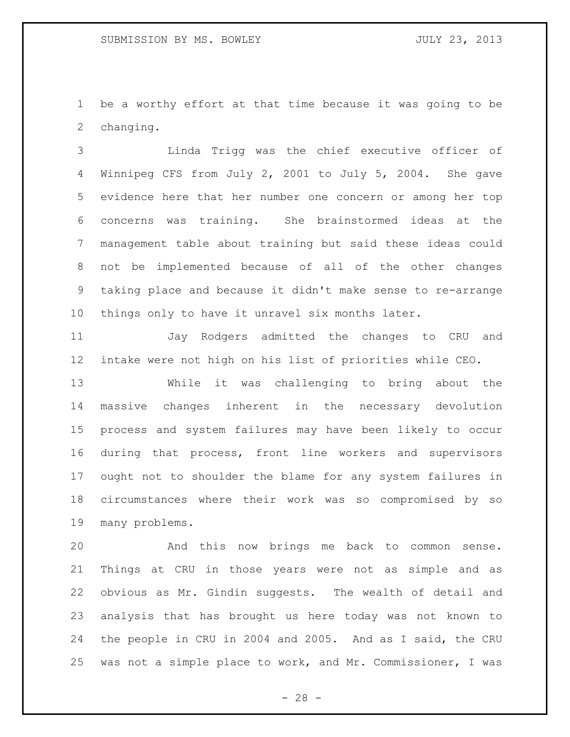be a worthy effort at that time because it was going to be changing.

Linda Trigg was the chief executive officer of Winnipeg CFS from July 2, 2001 to July 5, 2004. She gave evidence here that her number one concern or among her top concerns was training. She brainstormed ideas at the management table about training but said these ideas could not be implemented because of all of the other changes taking place and because it didn't make sense to re-arrange things only to have it unravel six months later.

Jay Rodgers admitted the changes to CRU and intake were not high on his list of priorities while CEO.

While it was challenging to bring about the massive changes inherent in the necessary devolution process and system failures may have been likely to occur during that process, front line workers and supervisors ought not to shoulder the blame for any system failures in circumstances where their work was so compromised by so many problems.

And this now brings me back to common sense. Things at CRU in those years were not as simple and as obvious as Mr. Gindin suggests. The wealth of detail and analysis that has brought us here today was not known to the people in CRU in 2004 and 2005. And as I said, the CRU was not a simple place to work, and Mr. Commissioner, I was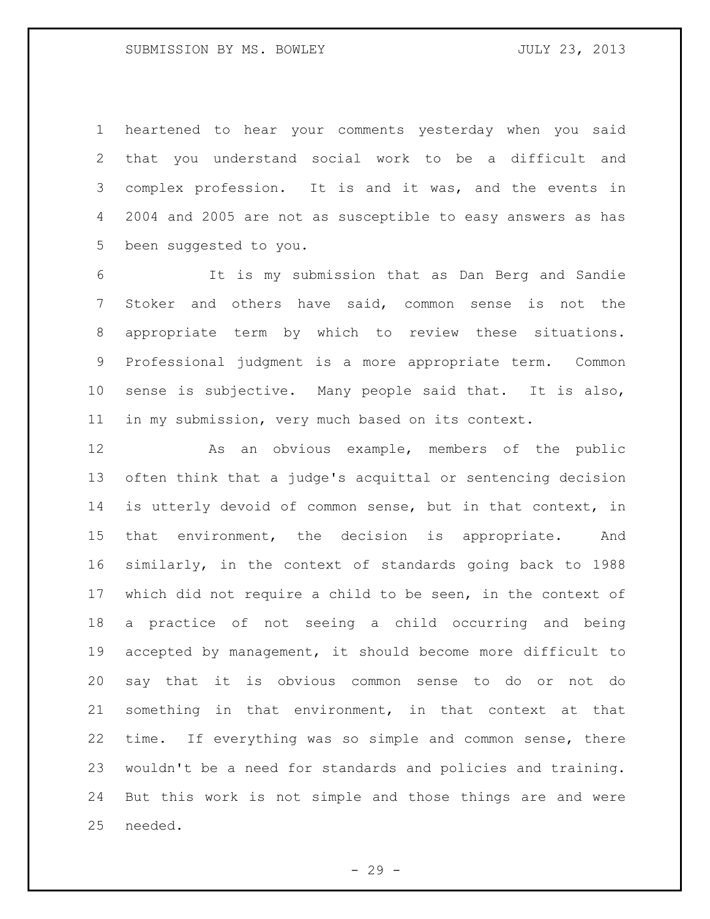heartened to hear your comments yesterday when you said that you understand social work to be a difficult and complex profession. It is and it was, and the events in 2004 and 2005 are not as susceptible to easy answers as has been suggested to you.

It is my submission that as Dan Berg and Sandie Stoker and others have said, common sense is not the appropriate term by which to review these situations. Professional judgment is a more appropriate term. Common sense is subjective. Many people said that. It is also, in my submission, very much based on its context.

As an obvious example, members of the public often think that a judge's acquittal or sentencing decision is utterly devoid of common sense, but in that context, in that environment, the decision is appropriate. And similarly, in the context of standards going back to 1988 which did not require a child to be seen, in the context of a practice of not seeing a child occurring and being accepted by management, it should become more difficult to say that it is obvious common sense to do or not do something in that environment, in that context at that time. If everything was so simple and common sense, there wouldn't be a need for standards and policies and training. But this work is not simple and those things are and were needed.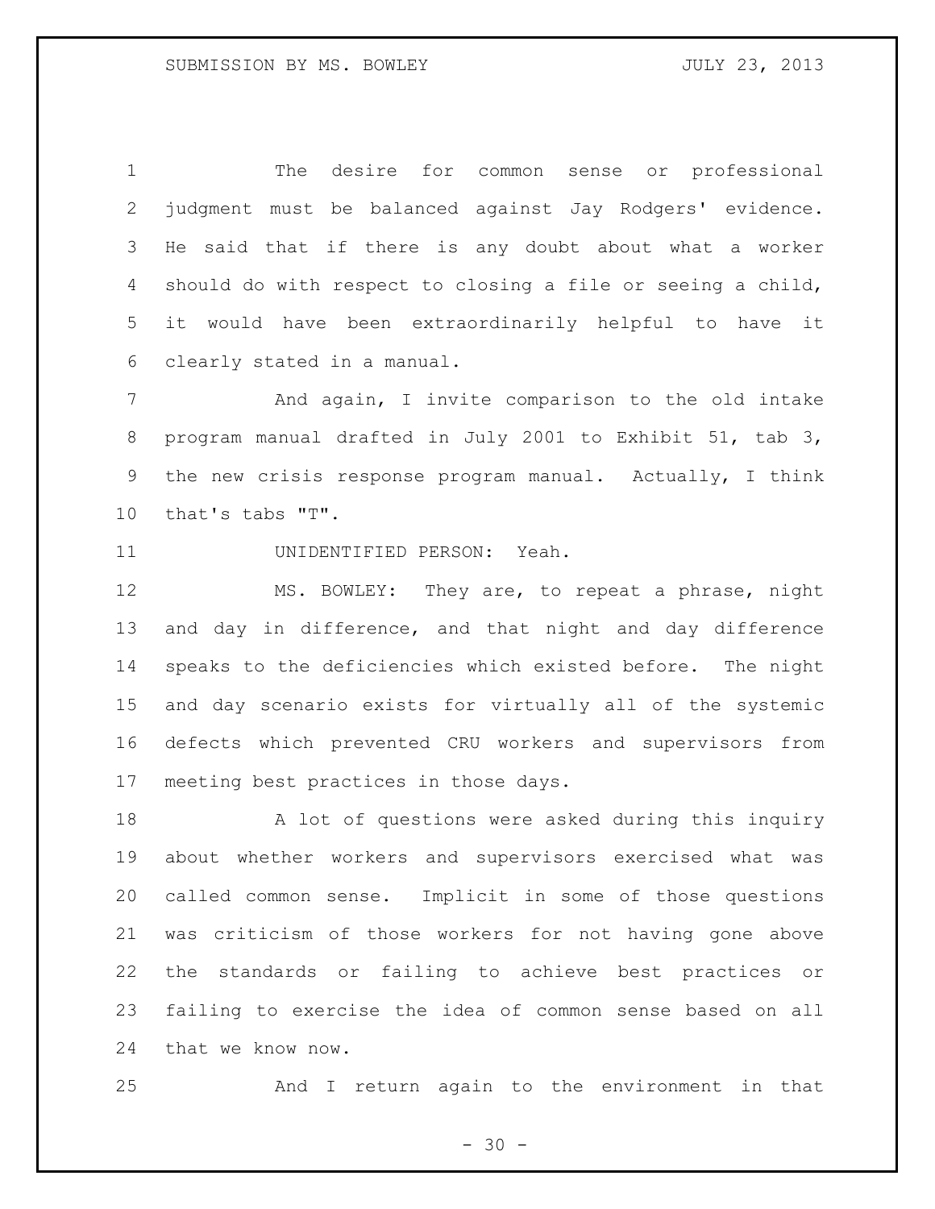The desire for common sense or professional judgment must be balanced against Jay Rodgers' evidence. He said that if there is any doubt about what a worker should do with respect to closing a file or seeing a child, it would have been extraordinarily helpful to have it clearly stated in a manual.

And again, I invite comparison to the old intake program manual drafted in July 2001 to Exhibit 51, tab 3, the new crisis response program manual. Actually, I think that's tabs "T".

UNIDENTIFIED PERSON: Yeah.

MS. BOWLEY: They are, to repeat a phrase, night and day in difference, and that night and day difference speaks to the deficiencies which existed before. The night and day scenario exists for virtually all of the systemic defects which prevented CRU workers and supervisors from meeting best practices in those days.

A lot of questions were asked during this inquiry about whether workers and supervisors exercised what was called common sense. Implicit in some of those questions was criticism of those workers for not having gone above the standards or failing to achieve best practices or failing to exercise the idea of common sense based on all that we know now.

And I return again to the environment in that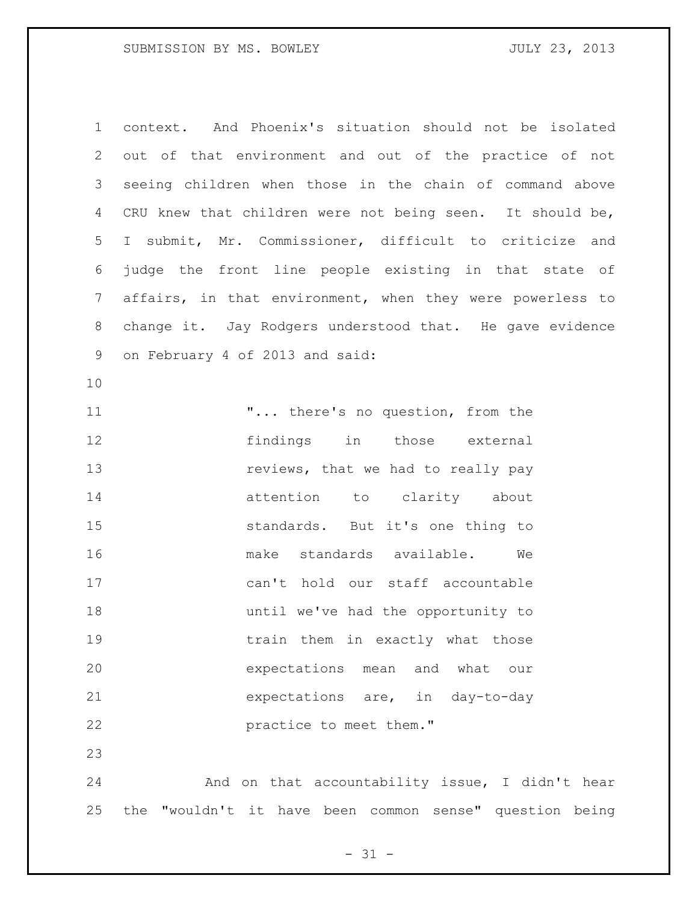context. And Phoenix's situation should not be isolated out of that environment and out of the practice of not seeing children when those in the chain of command above CRU knew that children were not being seen. It should be, I submit, Mr. Commissioner, difficult to criticize and judge the front line people existing in that state of affairs, in that environment, when they were powerless to change it. Jay Rodgers understood that. He gave evidence on February 4 of 2013 and said:

> "... there's no question, from the findings in those external reviews, that we had to really pay attention to clarity about standards. But it's one thing to make standards available. We can't hold our staff accountable until we've had the opportunity to train them in exactly what those expectations mean and what our expectations are, in day-to-day practice to meet them."

And on that accountability issue, I didn't hear the "wouldn't it have been common sense" question being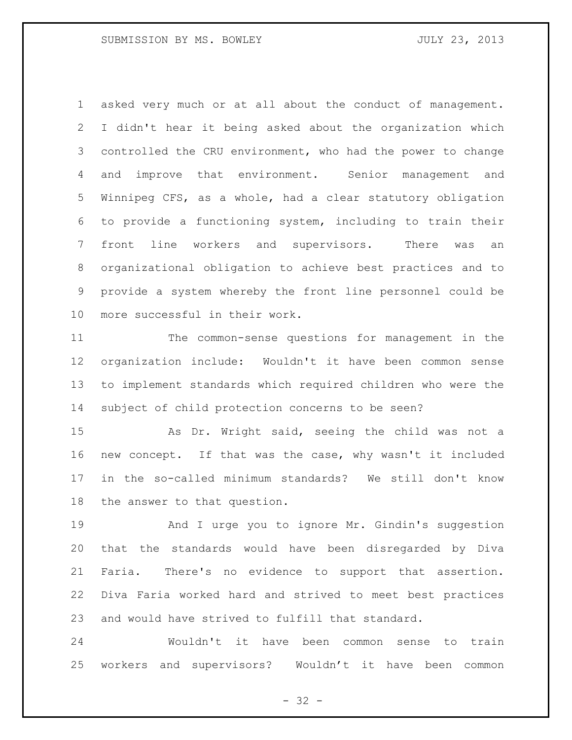asked very much or at all about the conduct of management. I didn't hear it being asked about the organization which controlled the CRU environment, who had the power to change and improve that environment. Senior management and Winnipeg CFS, as a whole, had a clear statutory obligation to provide a functioning system, including to train their front line workers and supervisors. There was an organizational obligation to achieve best practices and to provide a system whereby the front line personnel could be more successful in their work.

The common-sense questions for management in the organization include: Wouldn't it have been common sense to implement standards which required children who were the subject of child protection concerns to be seen?

As Dr. Wright said, seeing the child was not a new concept. If that was the case, why wasn't it included in the so-called minimum standards? We still don't know the answer to that question.

And I urge you to ignore Mr. Gindin's suggestion that the standards would have been disregarded by Diva Faria. There's no evidence to support that assertion. Diva Faria worked hard and strived to meet best practices and would have strived to fulfill that standard.

Wouldn't it have been common sense to train workers and supervisors? Wouldn’t it have been common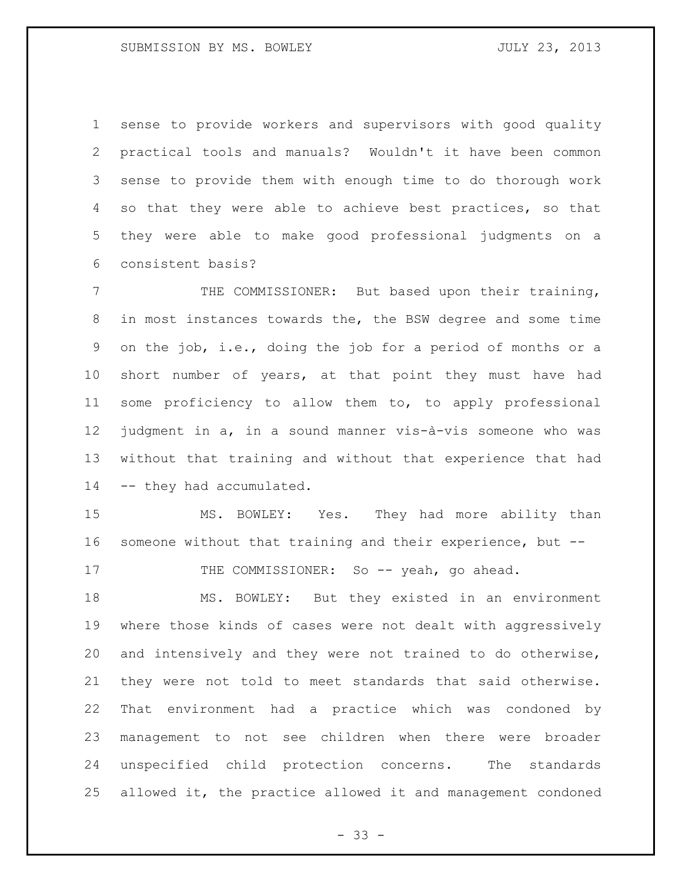sense to provide workers and supervisors with good quality practical tools and manuals? Wouldn't it have been common sense to provide them with enough time to do thorough work so that they were able to achieve best practices, so that they were able to make good professional judgments on a consistent basis?

THE COMMISSIONER: But based upon their training, in most instances towards the, the BSW degree and some time on the job, i.e., doing the job for a period of months or a short number of years, at that point they must have had some proficiency to allow them to, to apply professional judgment in a, in a sound manner vis-à-vis someone who was without that training and without that experience that had -- they had accumulated.

MS. BOWLEY: Yes. They had more ability than someone without that training and their experience, but --

THE COMMISSIONER: So -- yeah, go ahead.

MS. BOWLEY: But they existed in an environment where those kinds of cases were not dealt with aggressively and intensively and they were not trained to do otherwise, they were not told to meet standards that said otherwise. That environment had a practice which was condoned by management to not see children when there were broader unspecified child protection concerns. The standards allowed it, the practice allowed it and management condoned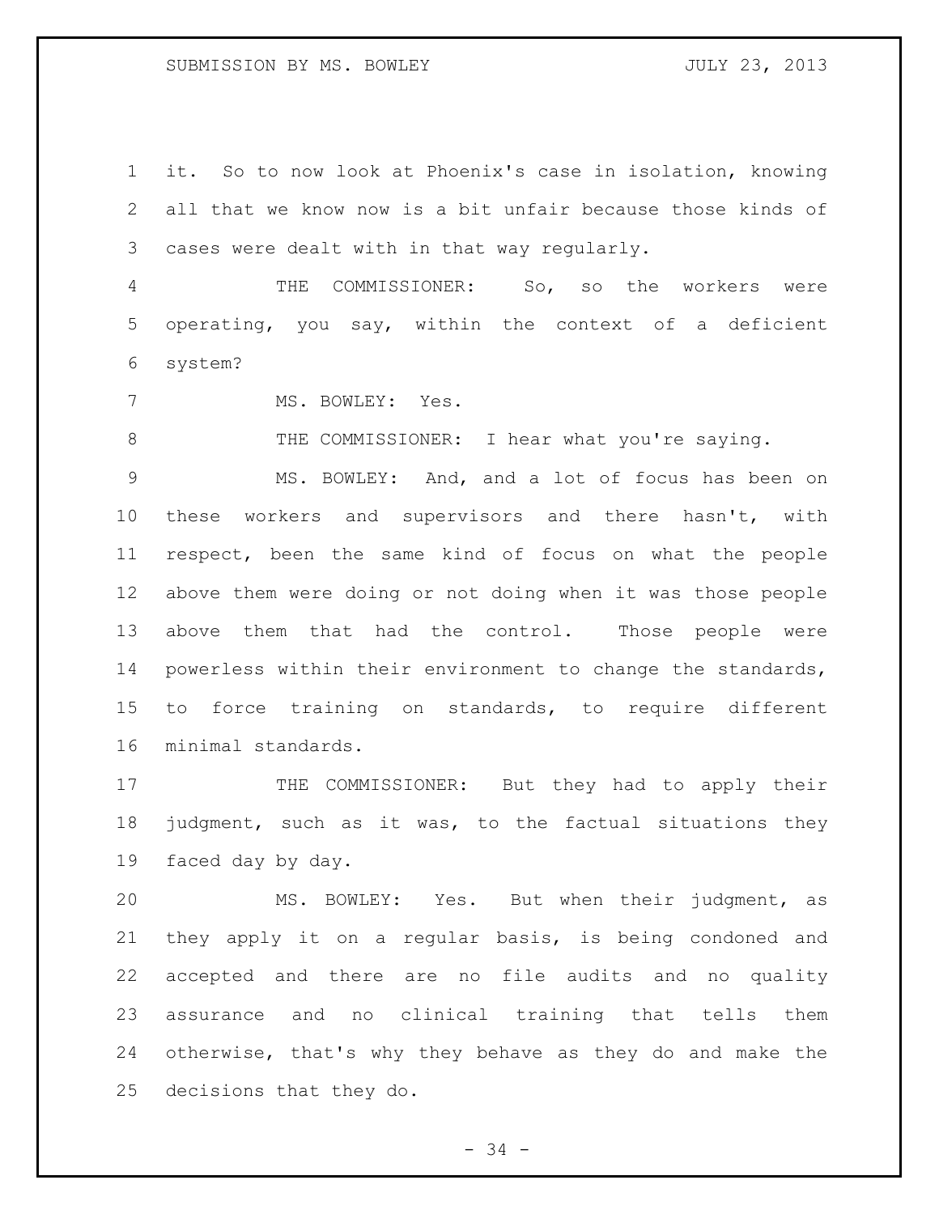it. So to now look at Phoenix's case in isolation, knowing all that we know now is a bit unfair because those kinds of cases were dealt with in that way regularly.

THE COMMISSIONER: So, so the workers were operating, you say, within the context of a deficient system?

MS. BOWLEY: Yes.

THE COMMISSIONER: I hear what you're saying.

MS. BOWLEY: And, and a lot of focus has been on these workers and supervisors and there hasn't, with respect, been the same kind of focus on what the people above them were doing or not doing when it was those people above them that had the control. Those people were powerless within their environment to change the standards, to force training on standards, to require different minimal standards.

THE COMMISSIONER: But they had to apply their judgment, such as it was, to the factual situations they faced day by day.

MS. BOWLEY: Yes. But when their judgment, as they apply it on a regular basis, is being condoned and accepted and there are no file audits and no quality assurance and no clinical training that tells them otherwise, that's why they behave as they do and make the decisions that they do.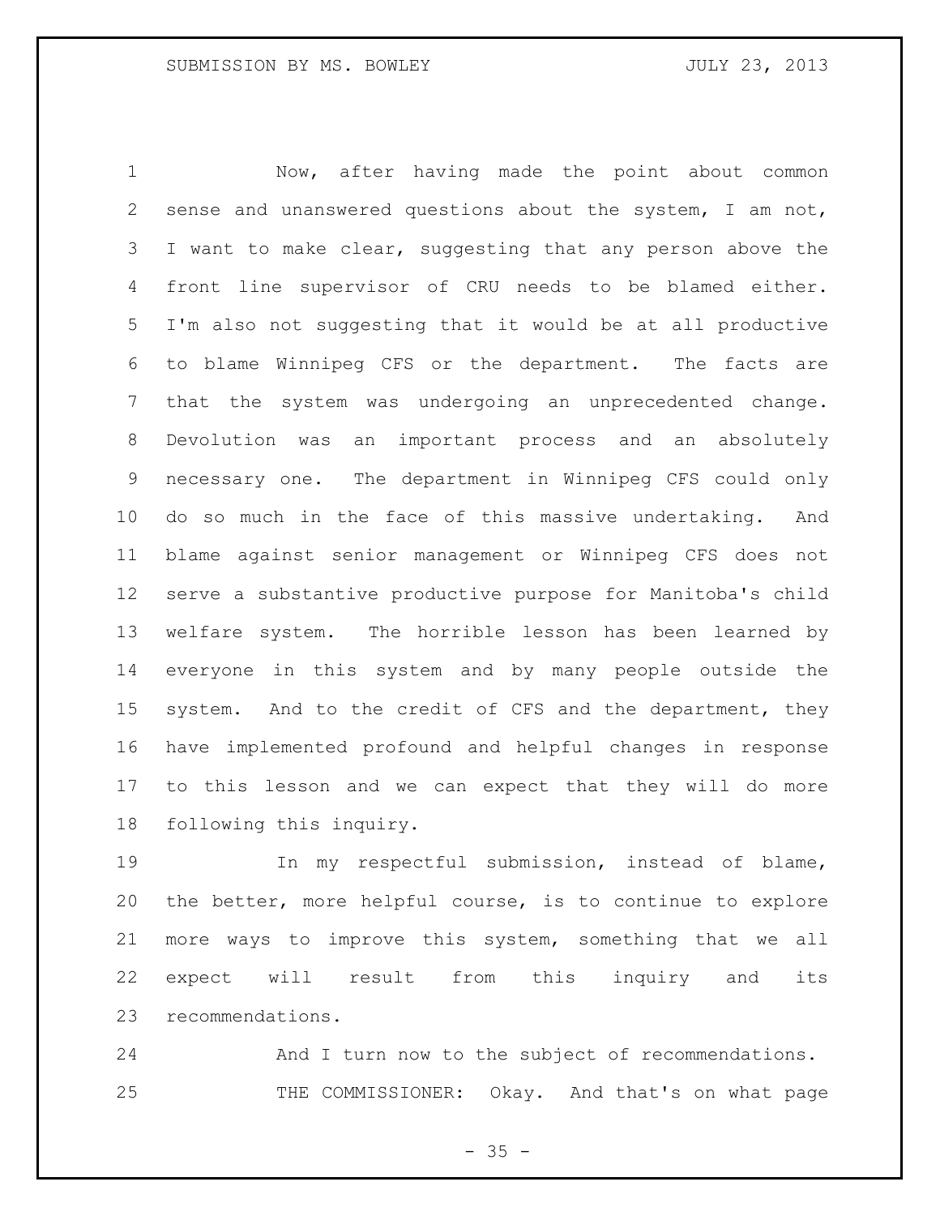Now, after having made the point about common sense and unanswered questions about the system, I am not, I want to make clear, suggesting that any person above the front line supervisor of CRU needs to be blamed either. I'm also not suggesting that it would be at all productive to blame Winnipeg CFS or the department. The facts are that the system was undergoing an unprecedented change. Devolution was an important process and an absolutely necessary one. The department in Winnipeg CFS could only do so much in the face of this massive undertaking. And blame against senior management or Winnipeg CFS does not serve a substantive productive purpose for Manitoba's child welfare system. The horrible lesson has been learned by everyone in this system and by many people outside the system. And to the credit of CFS and the department, they have implemented profound and helpful changes in response to this lesson and we can expect that they will do more following this inquiry.

In my respectful submission, instead of blame, the better, more helpful course, is to continue to explore more ways to improve this system, something that we all expect will result from this inquiry and its recommendations.

And I turn now to the subject of recommendations.

THE COMMISSIONER: Okay. And that's on what page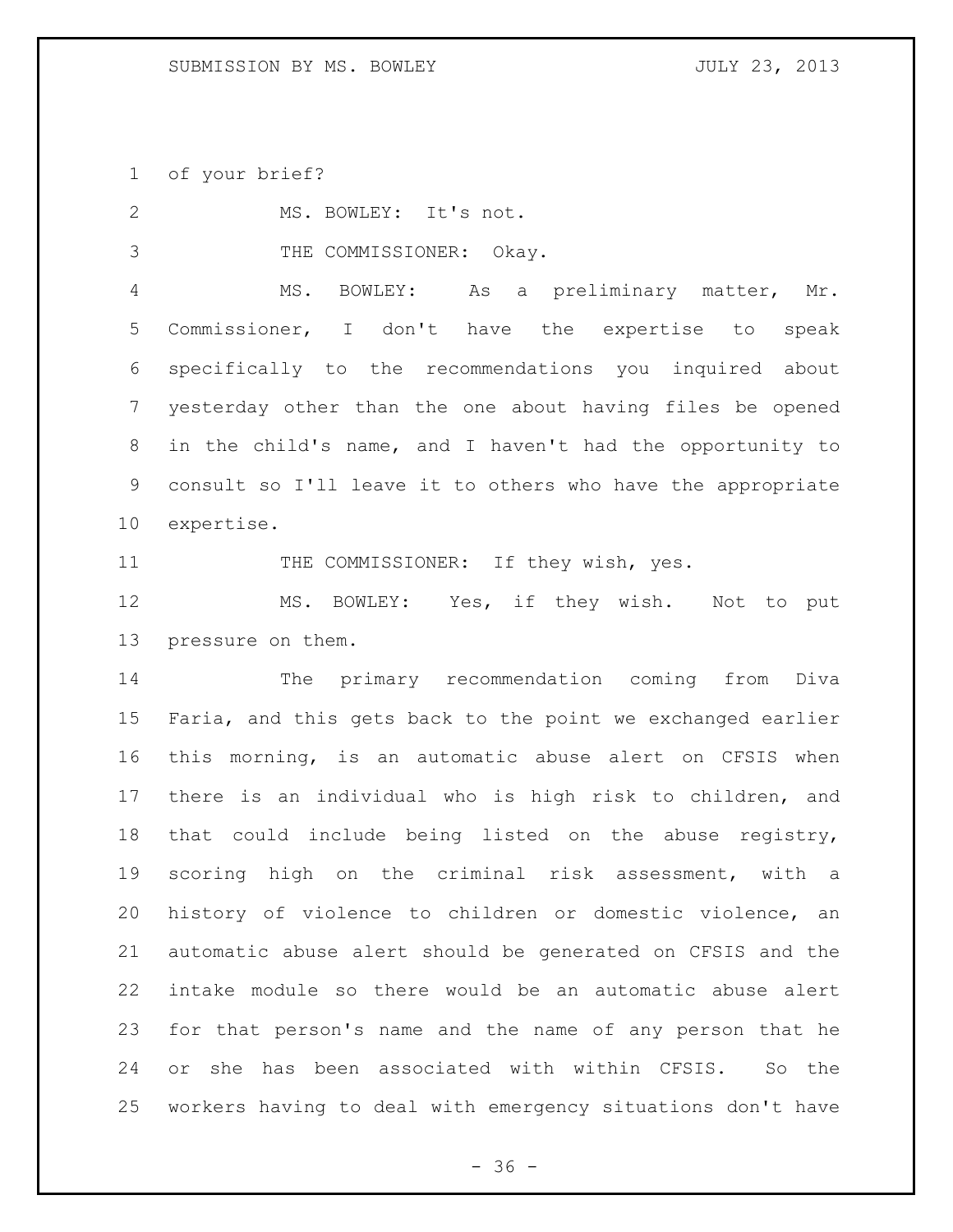of your brief?

MS. BOWLEY: It's not.

THE COMMISSIONER: Okay.

MS. BOWLEY: As a preliminary matter, Mr. Commissioner, I don't have the expertise to speak specifically to the recommendations you inquired about yesterday other than the one about having files be opened in the child's name, and I haven't had the opportunity to consult so I'll leave it to others who have the appropriate expertise.

THE COMMISSIONER: If they wish, yes.

MS. BOWLEY: Yes, if they wish. Not to put pressure on them.

The primary recommendation coming from Diva Faria, and this gets back to the point we exchanged earlier this morning, is an automatic abuse alert on CFSIS when there is an individual who is high risk to children, and that could include being listed on the abuse registry, scoring high on the criminal risk assessment, with a history of violence to children or domestic violence, an automatic abuse alert should be generated on CFSIS and the intake module so there would be an automatic abuse alert for that person's name and the name of any person that he or she has been associated with within CFSIS. So the workers having to deal with emergency situations don't have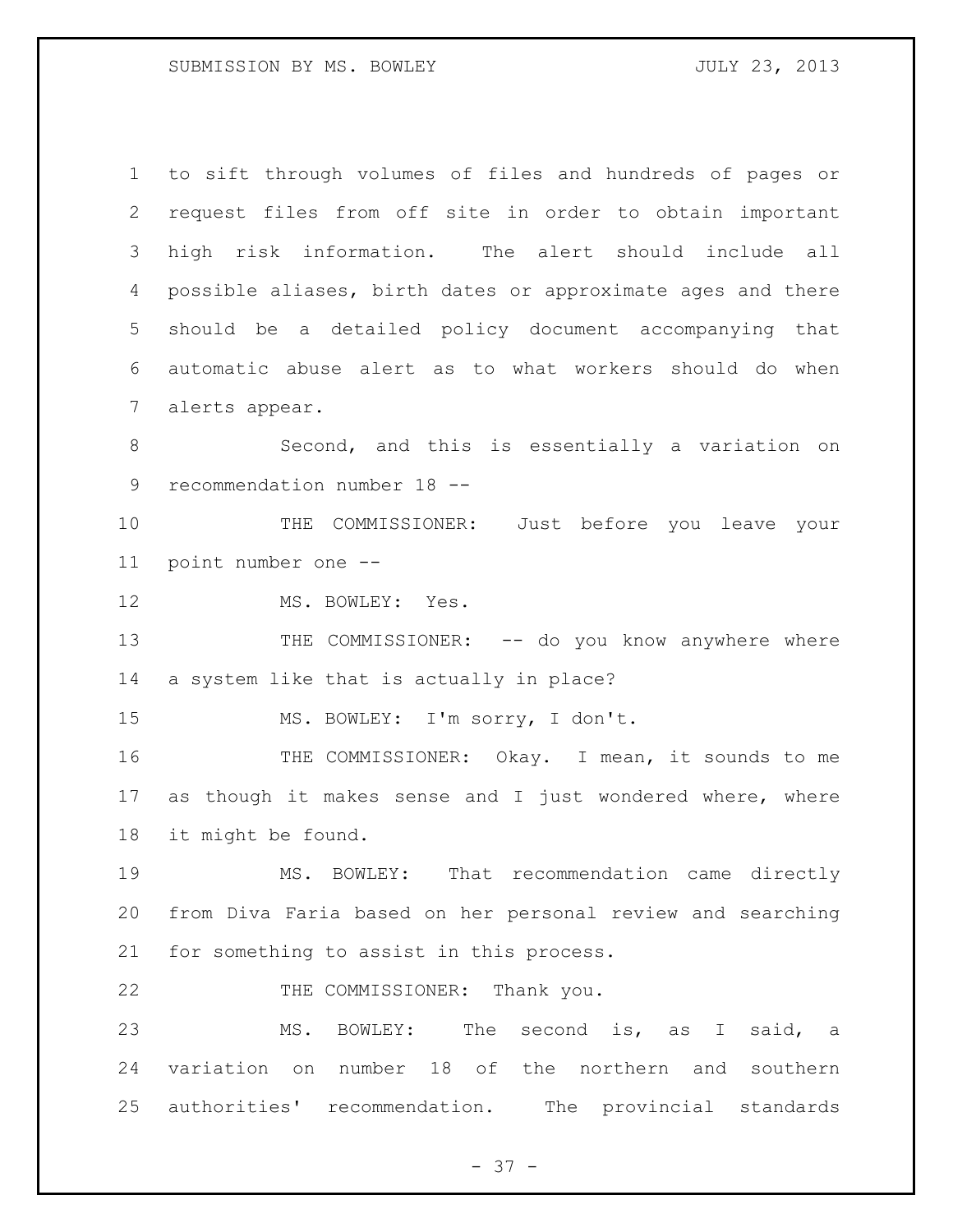to sift through volumes of files and hundreds of pages or request files from off site in order to obtain important high risk information. The alert should include all possible aliases, birth dates or approximate ages and there should be a detailed policy document accompanying that automatic abuse alert as to what workers should do when alerts appear.

Second, and this is essentially a variation on recommendation number 18 --

THE COMMISSIONER: Just before you leave your point number one --

MS. BOWLEY: Yes.

THE COMMISSIONER: -- do you know anywhere where a system like that is actually in place?

MS. BOWLEY: I'm sorry, I don't.

THE COMMISSIONER: Okay. I mean, it sounds to me as though it makes sense and I just wondered where, where it might be found.

MS. BOWLEY: That recommendation came directly from Diva Faria based on her personal review and searching for something to assist in this process.

THE COMMISSIONER: Thank you.

MS. BOWLEY: The second is, as I said, a variation on number 18 of the northern and southern authorities' recommendation. The provincial standards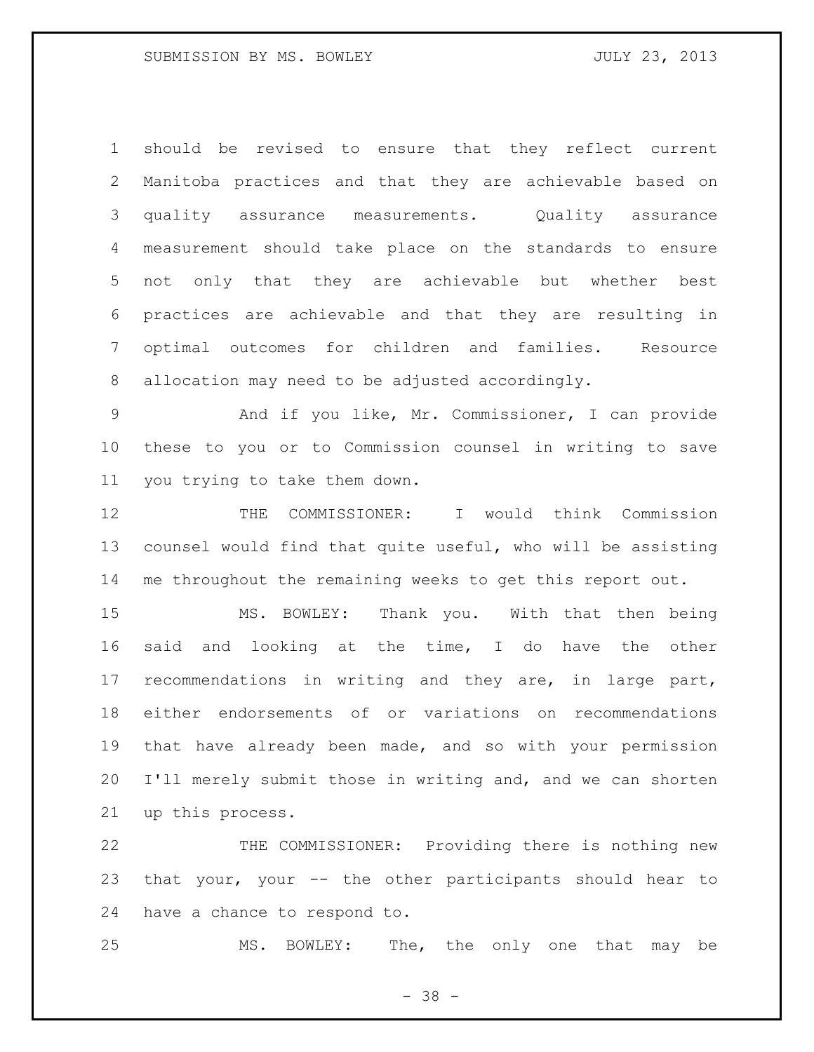should be revised to ensure that they reflect current Manitoba practices and that they are achievable based on quality assurance measurements. Quality assurance measurement should take place on the standards to ensure not only that they are achievable but whether best practices are achievable and that they are resulting in optimal outcomes for children and families. Resource allocation may need to be adjusted accordingly.

And if you like, Mr. Commissioner, I can provide these to you or to Commission counsel in writing to save you trying to take them down.

THE COMMISSIONER: I would think Commission counsel would find that quite useful, who will be assisting me throughout the remaining weeks to get this report out.

MS. BOWLEY: Thank you. With that then being said and looking at the time, I do have the other recommendations in writing and they are, in large part, either endorsements of or variations on recommendations that have already been made, and so with your permission I'll merely submit those in writing and, and we can shorten up this process.

THE COMMISSIONER: Providing there is nothing new that your, your -- the other participants should hear to have a chance to respond to.

MS. BOWLEY: The, the only one that may be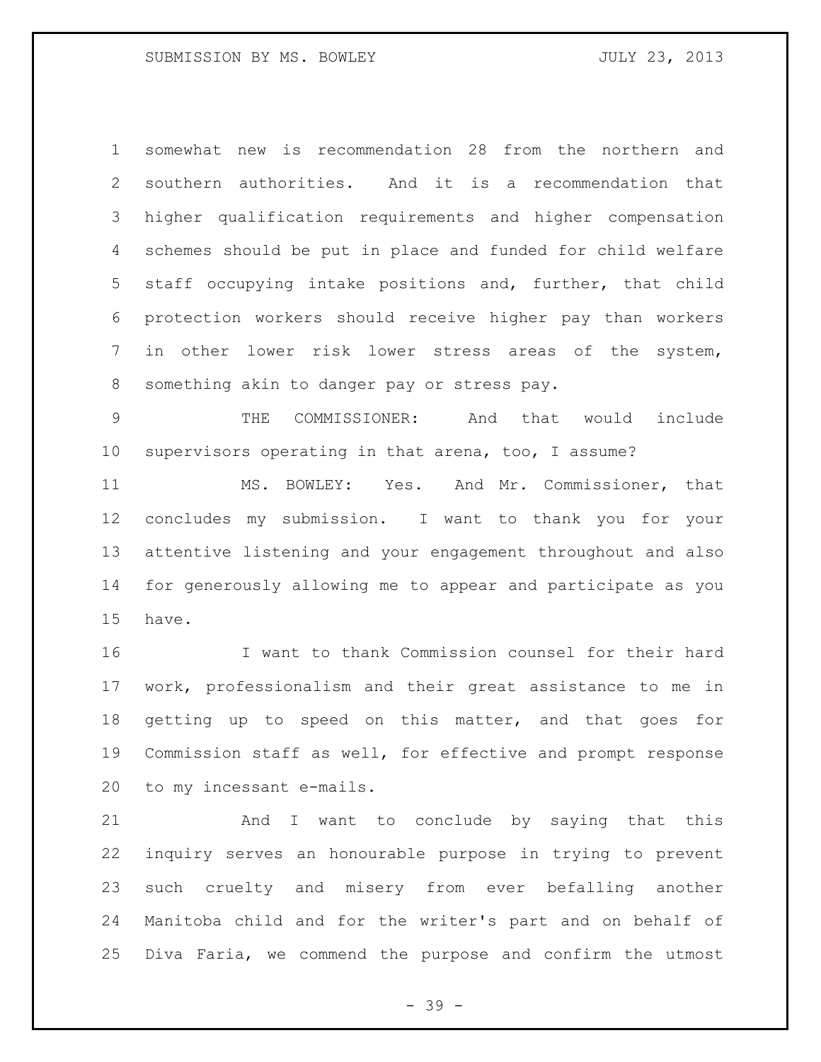somewhat new is recommendation 28 from the northern and southern authorities. And it is a recommendation that higher qualification requirements and higher compensation schemes should be put in place and funded for child welfare staff occupying intake positions and, further, that child protection workers should receive higher pay than workers in other lower risk lower stress areas of the system, something akin to danger pay or stress pay.

THE COMMISSIONER: And that would include supervisors operating in that arena, too, I assume?

MS. BOWLEY: Yes. And Mr. Commissioner, that concludes my submission. I want to thank you for your attentive listening and your engagement throughout and also for generously allowing me to appear and participate as you have.

I want to thank Commission counsel for their hard work, professionalism and their great assistance to me in getting up to speed on this matter, and that goes for Commission staff as well, for effective and prompt response to my incessant e-mails.

And I want to conclude by saying that this inquiry serves an honourable purpose in trying to prevent such cruelty and misery from ever befalling another Manitoba child and for the writer's part and on behalf of Diva Faria, we commend the purpose and confirm the utmost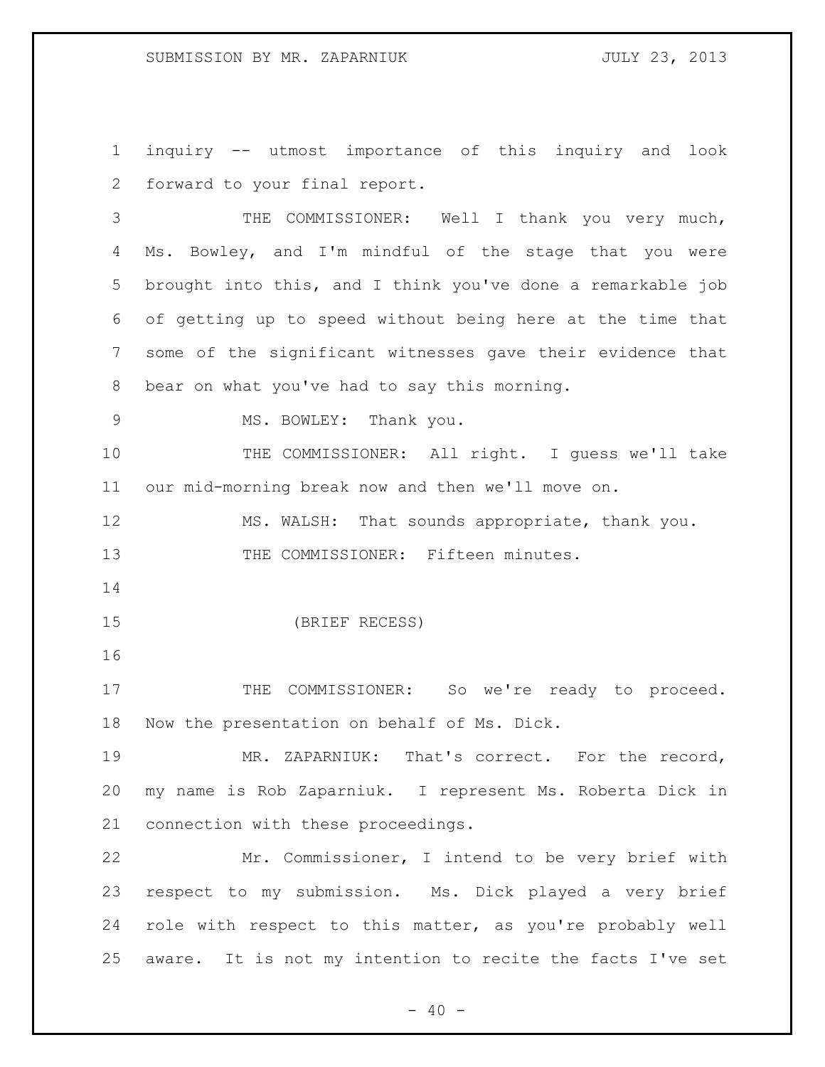inquiry -- utmost importance of this inquiry and look forward to your final report.

THE COMMISSIONER: Well I thank you very much, Ms. Bowley, and I'm mindful of the stage that you were brought into this, and I think you've done a remarkable job of getting up to speed without being here at the time that some of the significant witnesses gave their evidence that bear on what you've had to say this morning.

MS. BOWLEY: Thank you.

THE COMMISSIONER: All right. I guess we'll take our mid-morning break now and then we'll move on.

MS. WALSH: That sounds appropriate, thank you.

THE COMMISSIONER: Fifteen minutes.

(BRIEF RECESS)

THE COMMISSIONER: So we're ready to proceed. Now the presentation on behalf of Ms. Dick.

MR. ZAPARNIUK: That's correct. For the record, my name is Rob Zaparniuk. I represent Ms. Roberta Dick in connection with these proceedings.

Mr. Commissioner, I intend to be very brief with respect to my submission. Ms. Dick played a very brief role with respect to this matter, as you're probably well aware. It is not my intention to recite the facts I've set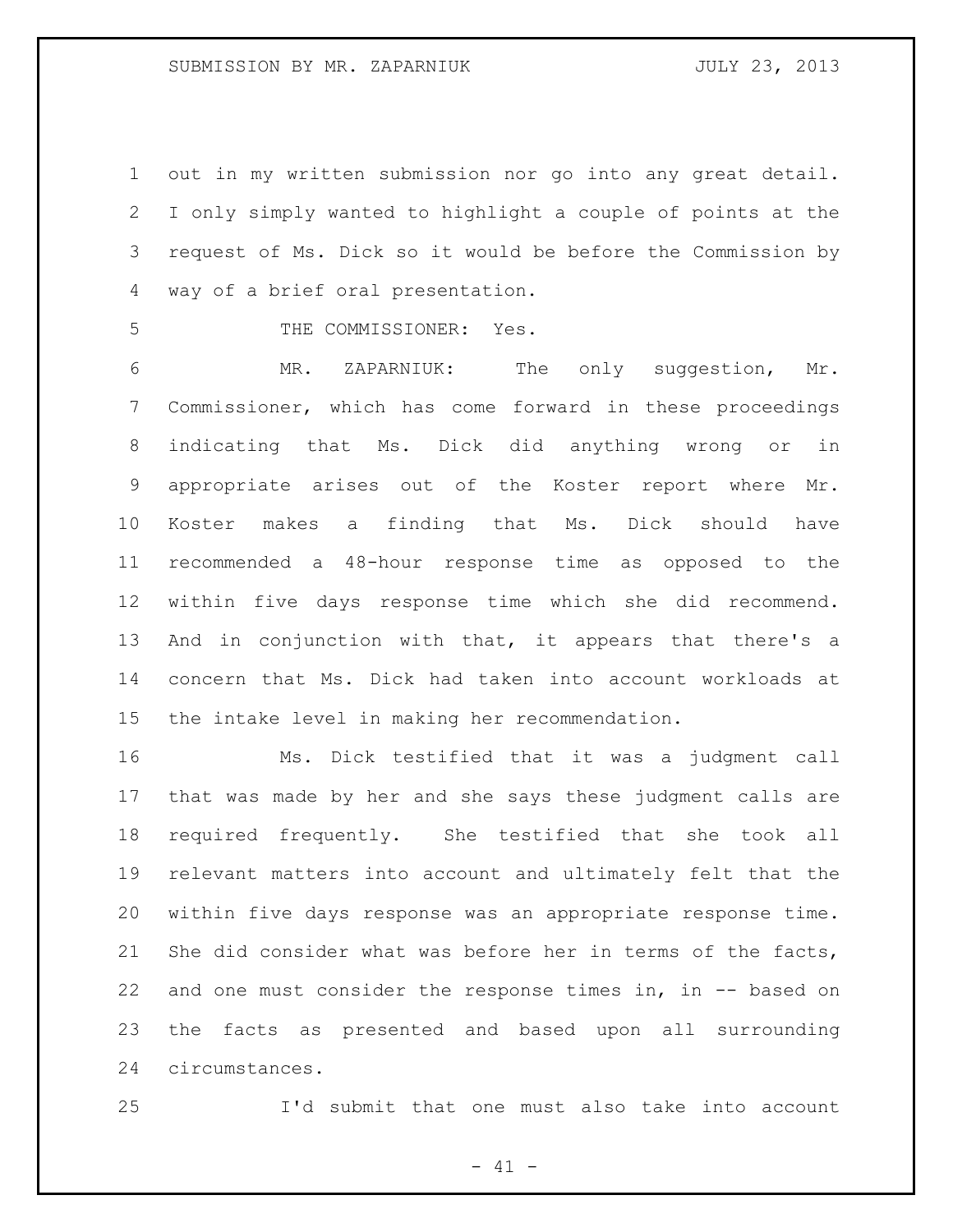out in my written submission nor go into any great detail. I only simply wanted to highlight a couple of points at the request of Ms. Dick so it would be before the Commission by way of a brief oral presentation.

THE COMMISSIONER: Yes.

MR. ZAPARNIUK: The only suggestion, Mr. Commissioner, which has come forward in these proceedings indicating that Ms. Dick did anything wrong or in appropriate arises out of the Koster report where Mr. Koster makes a finding that Ms. Dick should have recommended a 48-hour response time as opposed to the within five days response time which she did recommend. And in conjunction with that, it appears that there's a concern that Ms. Dick had taken into account workloads at the intake level in making her recommendation.

Ms. Dick testified that it was a judgment call that was made by her and she says these judgment calls are required frequently. She testified that she took all relevant matters into account and ultimately felt that the within five days response was an appropriate response time. She did consider what was before her in terms of the facts, and one must consider the response times in, in -- based on the facts as presented and based upon all surrounding circumstances.

I'd submit that one must also take into account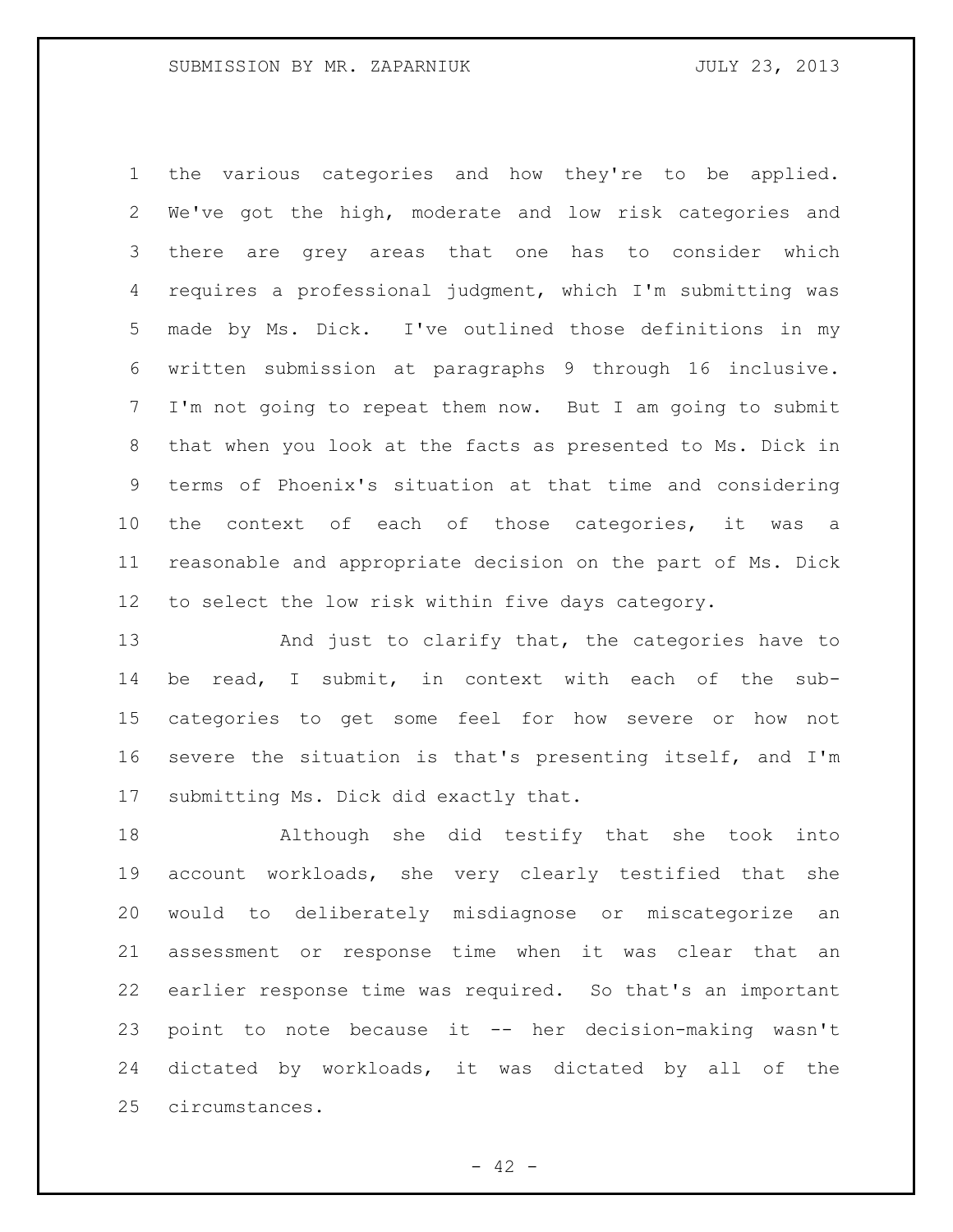the various categories and how they're to be applied. We've got the high, moderate and low risk categories and there are grey areas that one has to consider which requires a professional judgment, which I'm submitting was made by Ms. Dick. I've outlined those definitions in my written submission at paragraphs 9 through 16 inclusive. I'm not going to repeat them now. But I am going to submit that when you look at the facts as presented to Ms. Dick in terms of Phoenix's situation at that time and considering the context of each of those categories, it was a reasonable and appropriate decision on the part of Ms. Dick to select the low risk within five days category.

And just to clarify that, the categories have to be read, I submit, in context with each of the sub-categories to get some feel for how severe or how not severe the situation is that's presenting itself, and I'm submitting Ms. Dick did exactly that.

Although she did testify that she took into account workloads, she very clearly testified that she would to deliberately misdiagnose or miscategorize an assessment or response time when it was clear that an earlier response time was required. So that's an important point to note because it -- her decision-making wasn't dictated by workloads, it was dictated by all of the circumstances.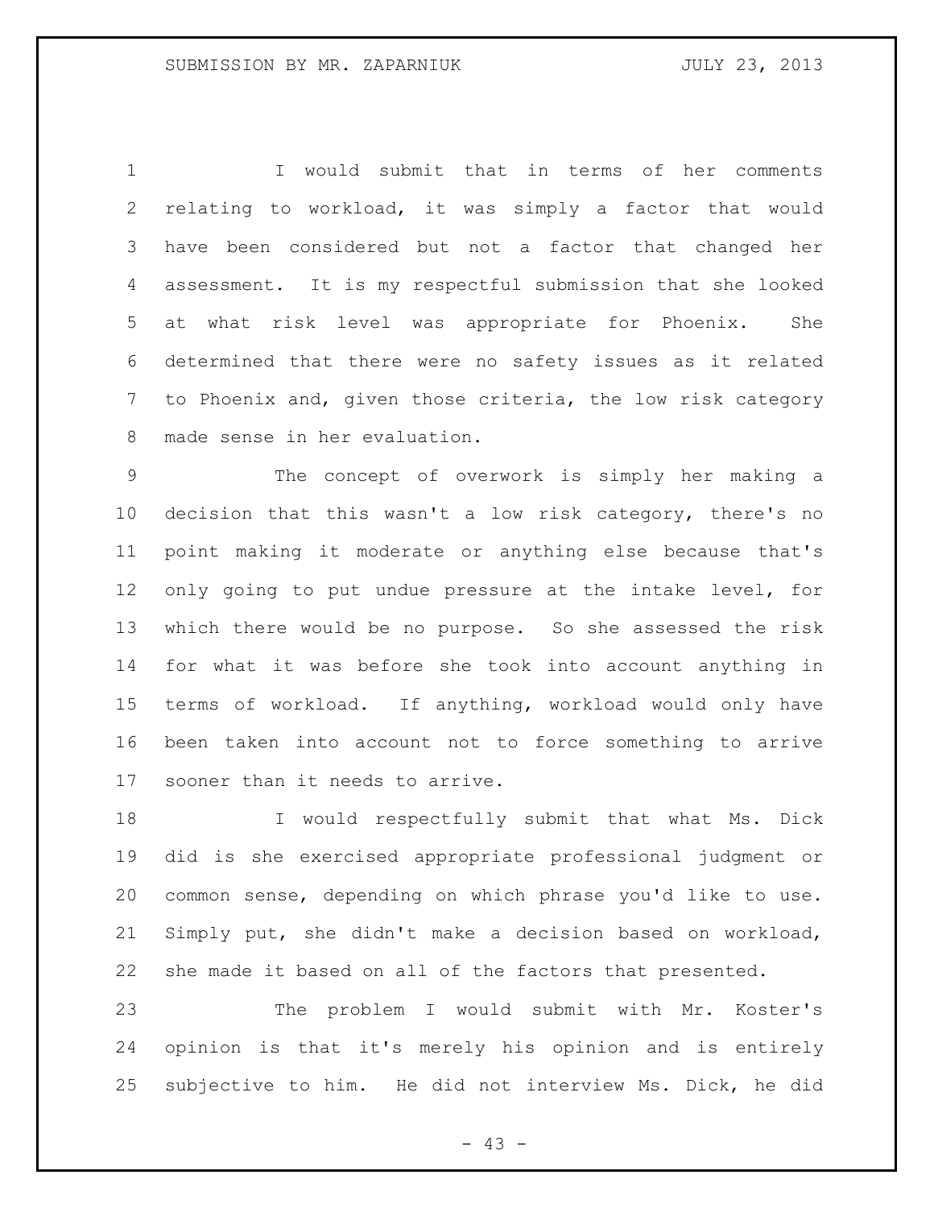I would submit that in terms of her comments relating to workload, it was simply a factor that would have been considered but not a factor that changed her assessment. It is my respectful submission that she looked at what risk level was appropriate for Phoenix. She determined that there were no safety issues as it related to Phoenix and, given those criteria, the low risk category made sense in her evaluation.

The concept of overwork is simply her making a decision that this wasn't a low risk category, there's no point making it moderate or anything else because that's only going to put undue pressure at the intake level, for which there would be no purpose. So she assessed the risk for what it was before she took into account anything in terms of workload. If anything, workload would only have been taken into account not to force something to arrive sooner than it needs to arrive.

I would respectfully submit that what Ms. Dick did is she exercised appropriate professional judgment or common sense, depending on which phrase you'd like to use. Simply put, she didn't make a decision based on workload, she made it based on all of the factors that presented.

The problem I would submit with Mr. Koster's opinion is that it's merely his opinion and is entirely subjective to him. He did not interview Ms. Dick, he did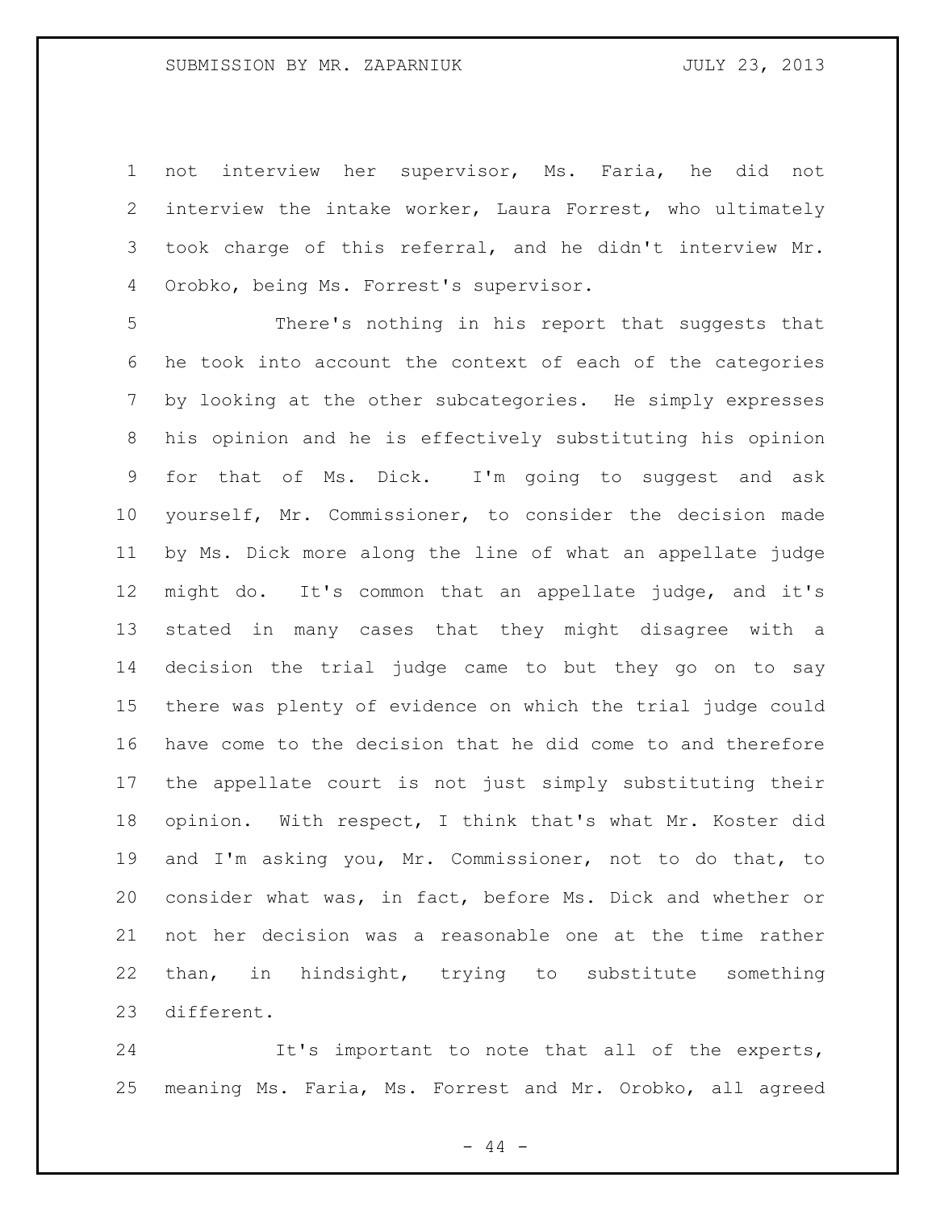not interview her supervisor, Ms. Faria, he did not interview the intake worker, Laura Forrest, who ultimately took charge of this referral, and he didn't interview Mr. Orobko, being Ms. Forrest's supervisor.

There's nothing in his report that suggests that he took into account the context of each of the categories by looking at the other subcategories. He simply expresses his opinion and he is effectively substituting his opinion for that of Ms. Dick. I'm going to suggest and ask yourself, Mr. Commissioner, to consider the decision made by Ms. Dick more along the line of what an appellate judge might do. It's common that an appellate judge, and it's stated in many cases that they might disagree with a decision the trial judge came to but they go on to say there was plenty of evidence on which the trial judge could have come to the decision that he did come to and therefore the appellate court is not just simply substituting their opinion. With respect, I think that's what Mr. Koster did and I'm asking you, Mr. Commissioner, not to do that, to consider what was, in fact, before Ms. Dick and whether or not her decision was a reasonable one at the time rather than, in hindsight, trying to substitute something different.

It's important to note that all of the experts, meaning Ms. Faria, Ms. Forrest and Mr. Orobko, all agreed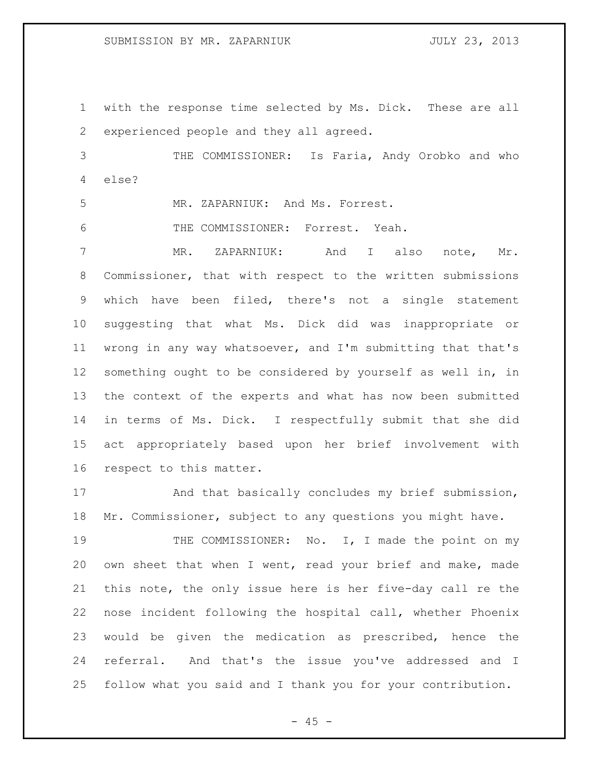with the response time selected by Ms. Dick. These are all experienced people and they all agreed.

THE COMMISSIONER: Is Faria, Andy Orobko and who else?

MR. ZAPARNIUK: And Ms. Forrest.

THE COMMISSIONER: Forrest. Yeah.

MR. ZAPARNIUK: And I also note, Mr. Commissioner, that with respect to the written submissions which have been filed, there's not a single statement suggesting that what Ms. Dick did was inappropriate or wrong in any way whatsoever, and I'm submitting that that's something ought to be considered by yourself as well in, in the context of the experts and what has now been submitted in terms of Ms. Dick. I respectfully submit that she did act appropriately based upon her brief involvement with respect to this matter.

And that basically concludes my brief submission, Mr. Commissioner, subject to any questions you might have.

THE COMMISSIONER: No. I, I made the point on my own sheet that when I went, read your brief and make, made this note, the only issue here is her five-day call re the nose incident following the hospital call, whether Phoenix would be given the medication as prescribed, hence the referral. And that's the issue you've addressed and I follow what you said and I thank you for your contribution.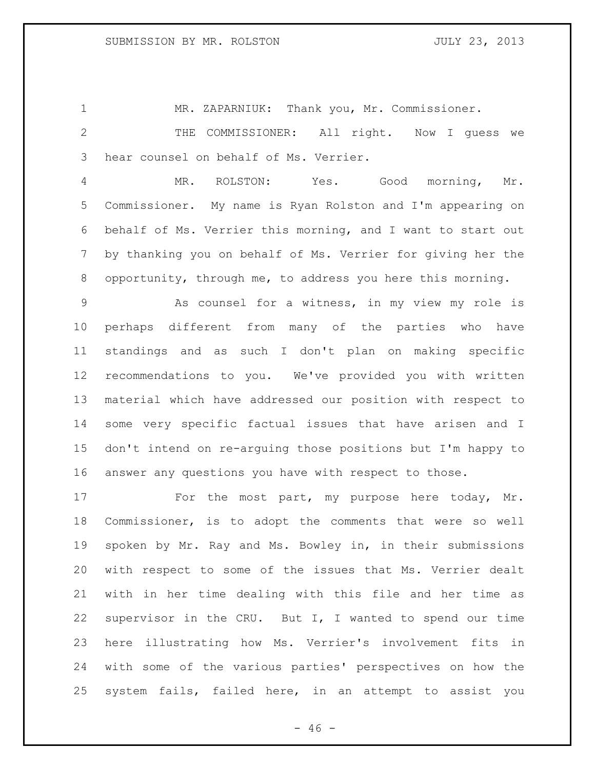MR. ZAPARNIUK: Thank you, Mr. Commissioner.

THE COMMISSIONER: All right. Now I guess we hear counsel on behalf of Ms. Verrier.

MR. ROLSTON: Yes. Good morning, Mr. Commissioner. My name is Ryan Rolston and I'm appearing on behalf of Ms. Verrier this morning, and I want to start out by thanking you on behalf of Ms. Verrier for giving her the opportunity, through me, to address you here this morning.

As counsel for a witness, in my view my role is perhaps different from many of the parties who have standings and as such I don't plan on making specific recommendations to you. We've provided you with written material which have addressed our position with respect to some very specific factual issues that have arisen and I don't intend on re-arguing those positions but I'm happy to answer any questions you have with respect to those.

For the most part, my purpose here today, Mr. Commissioner, is to adopt the comments that were so well spoken by Mr. Ray and Ms. Bowley in, in their submissions with respect to some of the issues that Ms. Verrier dealt with in her time dealing with this file and her time as supervisor in the CRU. But I, I wanted to spend our time here illustrating how Ms. Verrier's involvement fits in with some of the various parties' perspectives on how the system fails, failed here, in an attempt to assist you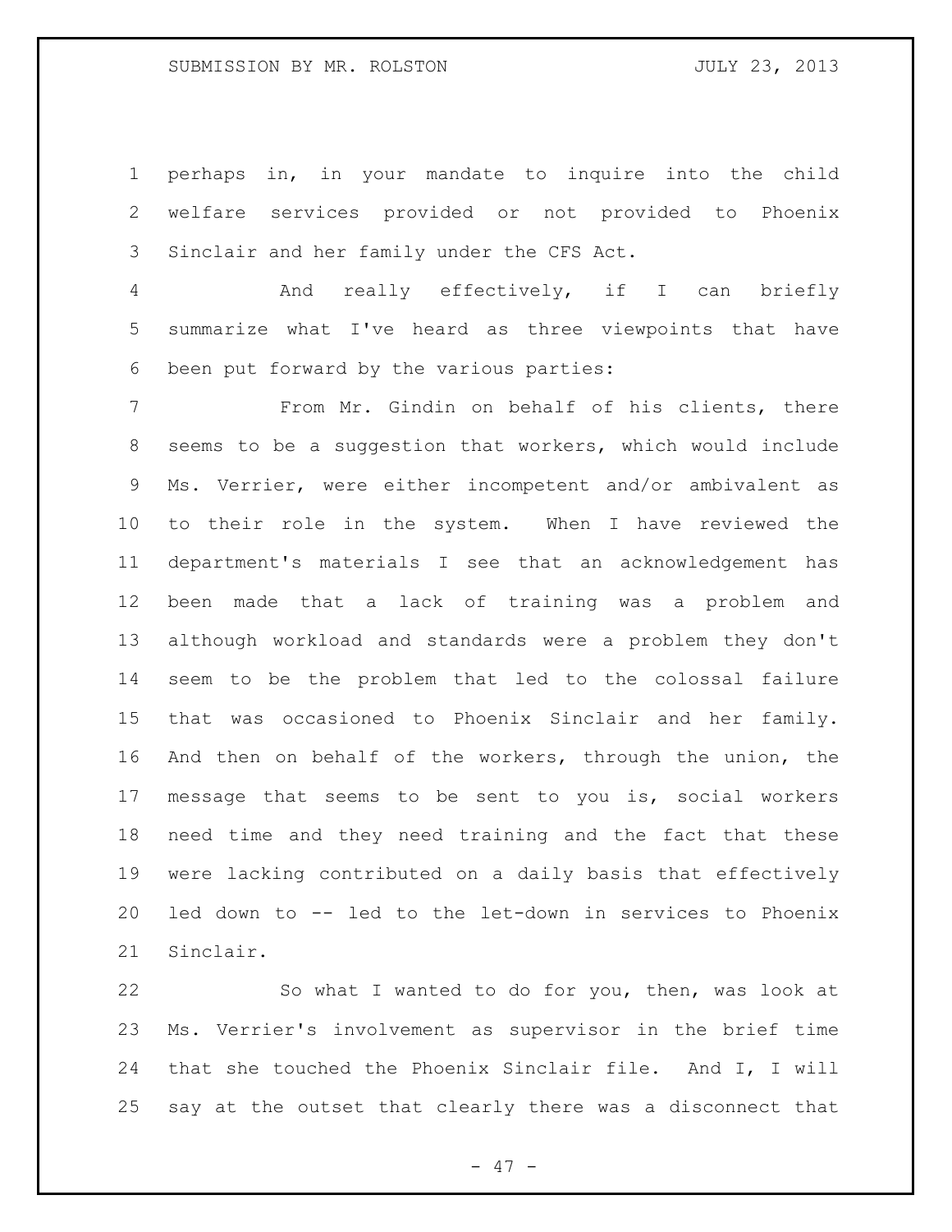perhaps in, in your mandate to inquire into the child welfare services provided or not provided to Phoenix Sinclair and her family under the CFS Act.

And really effectively, if I can briefly summarize what I've heard as three viewpoints that have been put forward by the various parties:

From Mr. Gindin on behalf of his clients, there seems to be a suggestion that workers, which would include Ms. Verrier, were either incompetent and/or ambivalent as to their role in the system. When I have reviewed the department's materials I see that an acknowledgement has been made that a lack of training was a problem and although workload and standards were a problem they don't seem to be the problem that led to the colossal failure that was occasioned to Phoenix Sinclair and her family. And then on behalf of the workers, through the union, the message that seems to be sent to you is, social workers need time and they need training and the fact that these were lacking contributed on a daily basis that effectively led down to -- led to the let-down in services to Phoenix Sinclair.

So what I wanted to do for you, then, was look at Ms. Verrier's involvement as supervisor in the brief time that she touched the Phoenix Sinclair file. And I, I will say at the outset that clearly there was a disconnect that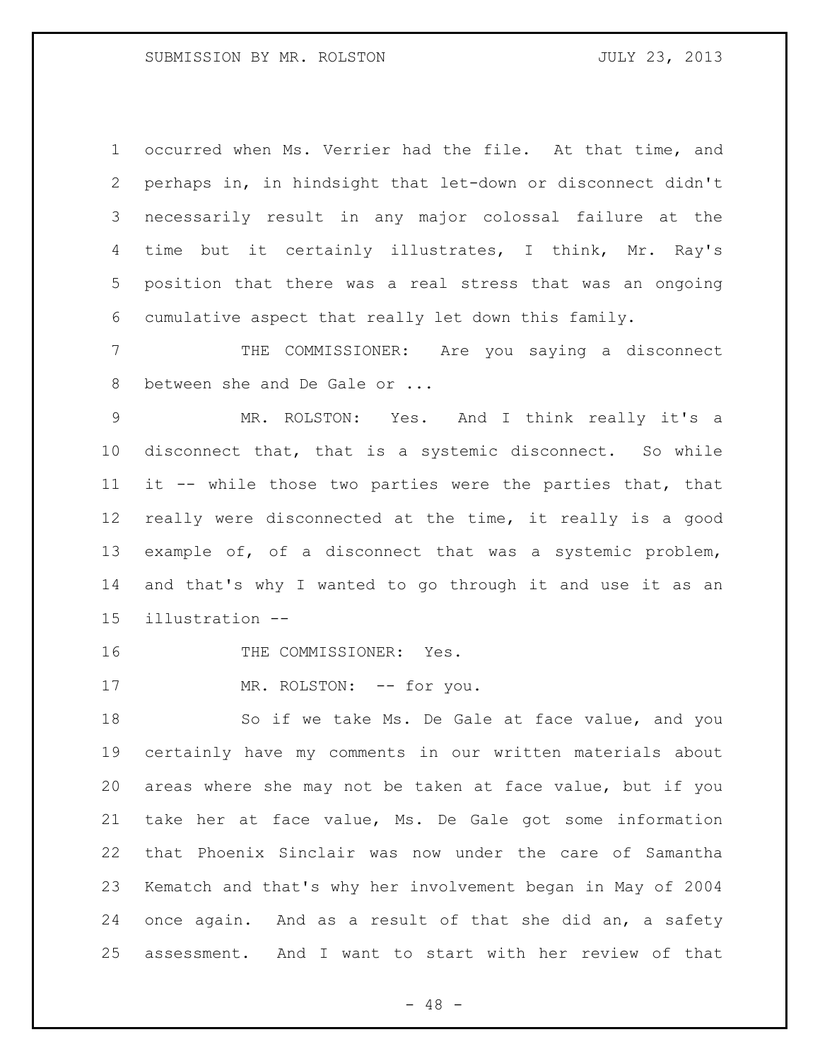occurred when Ms. Verrier had the file. At that time, and perhaps in, in hindsight that let-down or disconnect didn't necessarily result in any major colossal failure at the time but it certainly illustrates, I think, Mr. Ray's position that there was a real stress that was an ongoing cumulative aspect that really let down this family.

THE COMMISSIONER: Are you saying a disconnect between she and De Gale or ...

MR. ROLSTON: Yes. And I think really it's a disconnect that, that is a systemic disconnect. So while it -- while those two parties were the parties that, that really were disconnected at the time, it really is a good example of, of a disconnect that was a systemic problem, and that's why I wanted to go through it and use it as an illustration --

THE COMMISSIONER: Yes.

MR. ROLSTON: -- for you.

So if we take Ms. De Gale at face value, and you certainly have my comments in our written materials about areas where she may not be taken at face value, but if you take her at face value, Ms. De Gale got some information that Phoenix Sinclair was now under the care of Samantha Kematch and that's why her involvement began in May of 2004 once again. And as a result of that she did an, a safety assessment. And I want to start with her review of that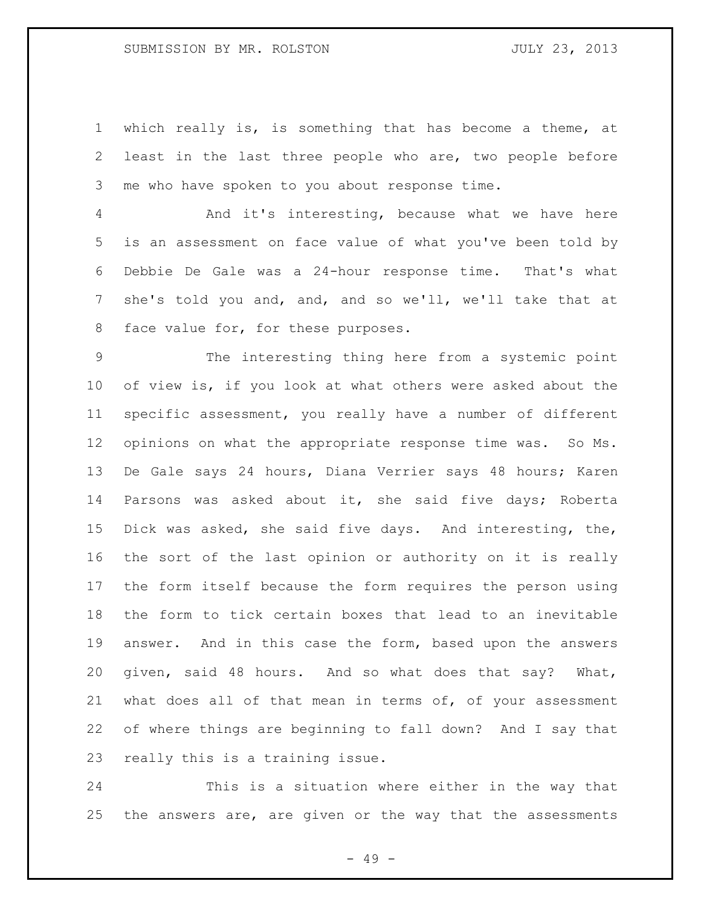which really is, is something that has become a theme, at least in the last three people who are, two people before me who have spoken to you about response time.

And it's interesting, because what we have here is an assessment on face value of what you've been told by Debbie De Gale was a 24-hour response time. That's what she's told you and, and, and so we'll, we'll take that at face value for, for these purposes.

The interesting thing here from a systemic point of view is, if you look at what others were asked about the specific assessment, you really have a number of different opinions on what the appropriate response time was. So Ms. De Gale says 24 hours, Diana Verrier says 48 hours; Karen Parsons was asked about it, she said five days; Roberta Dick was asked, she said five days. And interesting, the, the sort of the last opinion or authority on it is really the form itself because the form requires the person using the form to tick certain boxes that lead to an inevitable answer. And in this case the form, based upon the answers given, said 48 hours. And so what does that say? What, what does all of that mean in terms of, of your assessment of where things are beginning to fall down? And I say that really this is a training issue.

This is a situation where either in the way that the answers are, are given or the way that the assessments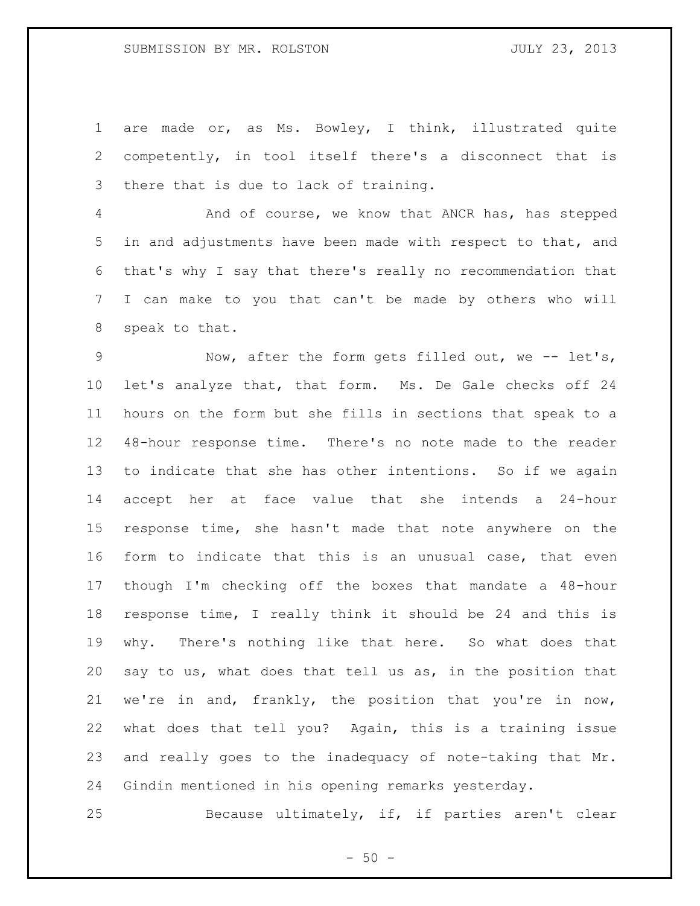are made or, as Ms. Bowley, I think, illustrated quite competently, in tool itself there's a disconnect that is there that is due to lack of training.

And of course, we know that ANCR has, has stepped in and adjustments have been made with respect to that, and that's why I say that there's really no recommendation that I can make to you that can't be made by others who will speak to that.

Now, after the form gets filled out, we -- let's, let's analyze that, that form. Ms. De Gale checks off 24 hours on the form but she fills in sections that speak to a 48-hour response time. There's no note made to the reader to indicate that she has other intentions. So if we again accept her at face value that she intends a 24-hour response time, she hasn't made that note anywhere on the form to indicate that this is an unusual case, that even though I'm checking off the boxes that mandate a 48-hour response time, I really think it should be 24 and this is why. There's nothing like that here. So what does that say to us, what does that tell us as, in the position that we're in and, frankly, the position that you're in now, what does that tell you? Again, this is a training issue and really goes to the inadequacy of note-taking that Mr. Gindin mentioned in his opening remarks yesterday.

Because ultimately, if, if parties aren't clear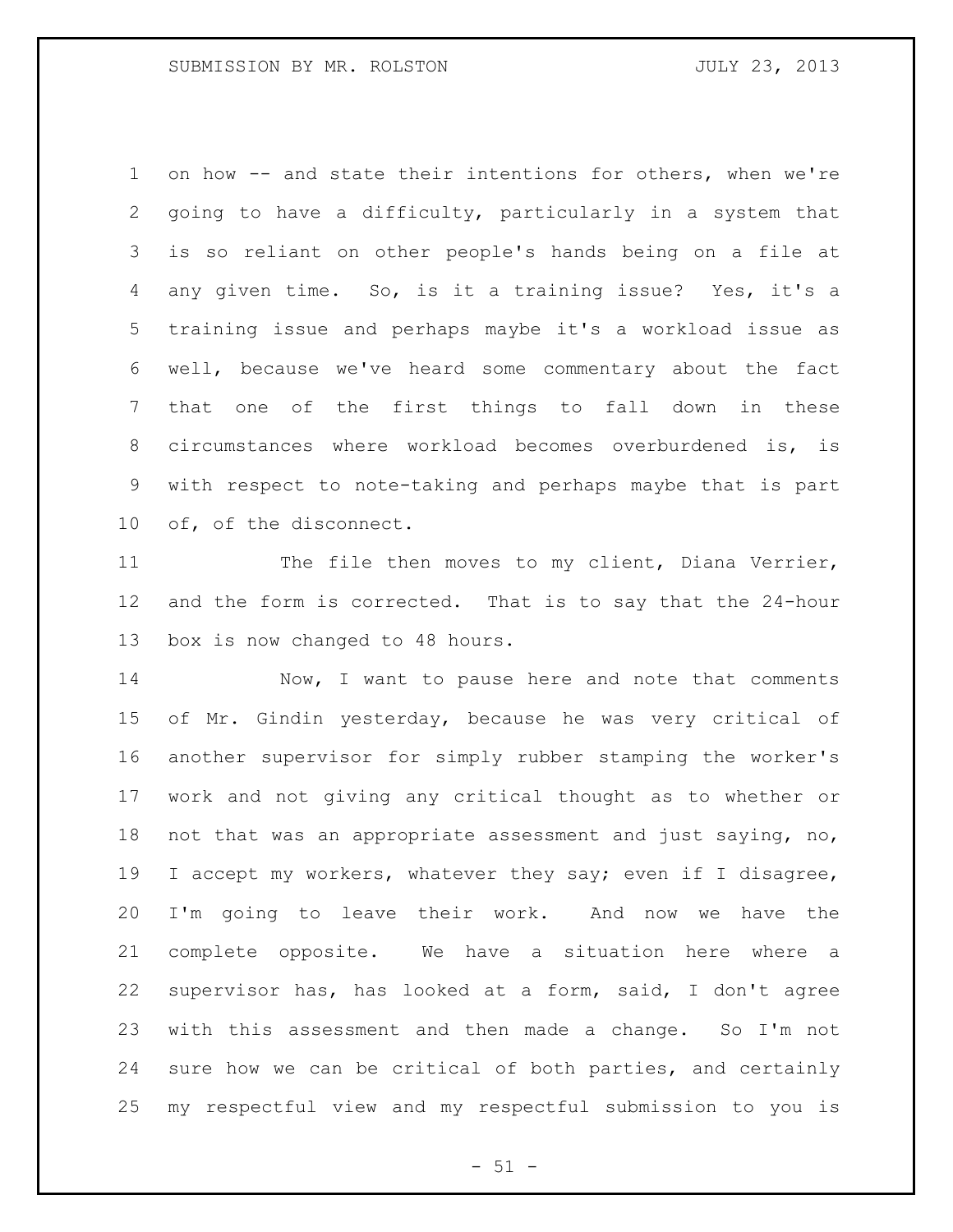on how -- and state their intentions for others, when we're going to have a difficulty, particularly in a system that is so reliant on other people's hands being on a file at any given time. So, is it a training issue? Yes, it's a training issue and perhaps maybe it's a workload issue as well, because we've heard some commentary about the fact that one of the first things to fall down in these circumstances where workload becomes overburdened is, is with respect to note-taking and perhaps maybe that is part of, of the disconnect.

The file then moves to my client, Diana Verrier, and the form is corrected. That is to say that the 24-hour box is now changed to 48 hours.

Now, I want to pause here and note that comments of Mr. Gindin yesterday, because he was very critical of another supervisor for simply rubber stamping the worker's work and not giving any critical thought as to whether or not that was an appropriate assessment and just saying, no, I accept my workers, whatever they say; even if I disagree, I'm going to leave their work. And now we have the complete opposite. We have a situation here where a supervisor has, has looked at a form, said, I don't agree with this assessment and then made a change. So I'm not sure how we can be critical of both parties, and certainly my respectful view and my respectful submission to you is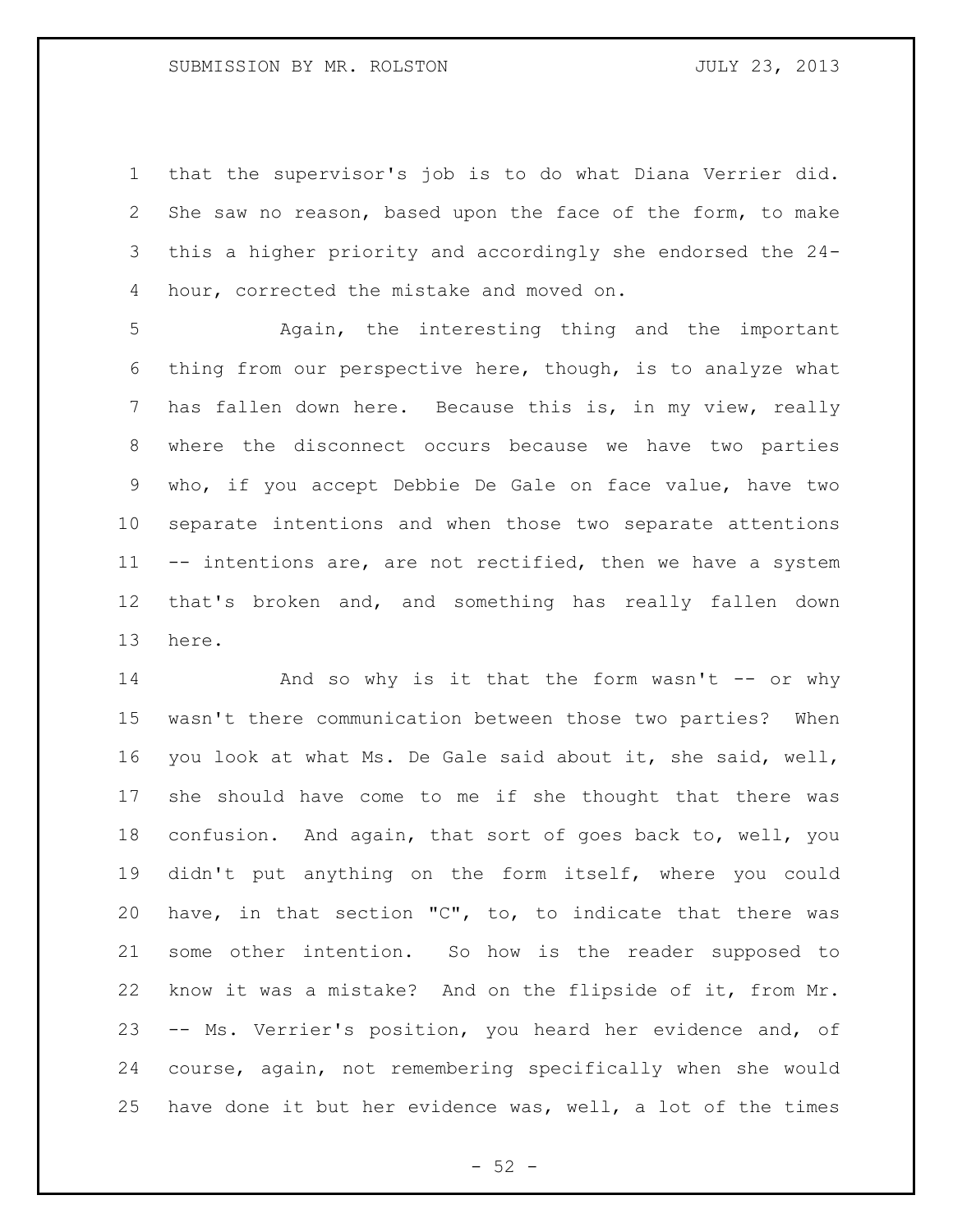that the supervisor's job is to do what Diana Verrier did. She saw no reason, based upon the face of the form, to make this a higher priority and accordingly she endorsed the 24-hour, corrected the mistake and moved on.

Again, the interesting thing and the important thing from our perspective here, though, is to analyze what has fallen down here. Because this is, in my view, really where the disconnect occurs because we have two parties who, if you accept Debbie De Gale on face value, have two separate intentions and when those two separate attentions -- intentions are, are not rectified, then we have a system that's broken and, and something has really fallen down here.

And so why is it that the form wasn't -- or why wasn't there communication between those two parties? When you look at what Ms. De Gale said about it, she said, well, she should have come to me if she thought that there was confusion. And again, that sort of goes back to, well, you didn't put anything on the form itself, where you could have, in that section "C", to, to indicate that there was some other intention. So how is the reader supposed to know it was a mistake? And on the flipside of it, from Mr. -- Ms. Verrier's position, you heard her evidence and, of course, again, not remembering specifically when she would have done it but her evidence was, well, a lot of the times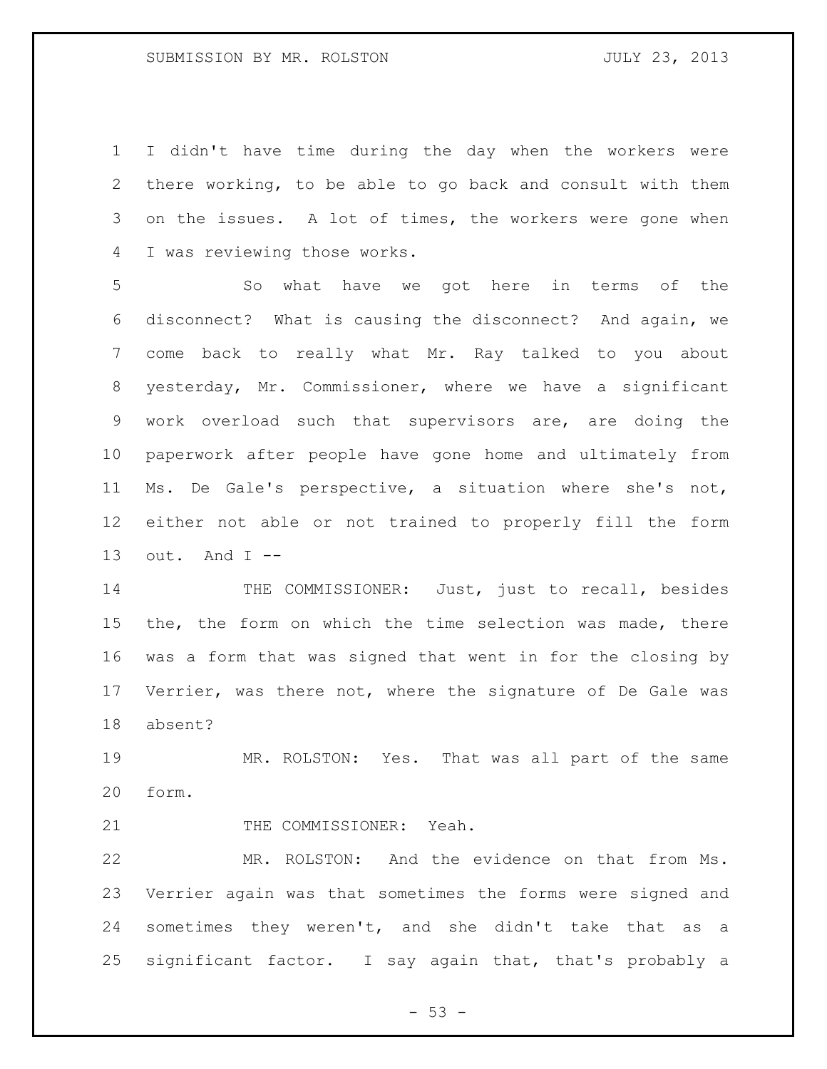I didn't have time during the day when the workers were there working, to be able to go back and consult with them on the issues. A lot of times, the workers were gone when I was reviewing those works.

So what have we got here in terms of the disconnect? What is causing the disconnect? And again, we come back to really what Mr. Ray talked to you about yesterday, Mr. Commissioner, where we have a significant work overload such that supervisors are, are doing the paperwork after people have gone home and ultimately from Ms. De Gale's perspective, a situation where she's not, either not able or not trained to properly fill the form out. And I --

THE COMMISSIONER: Just, just to recall, besides the, the form on which the time selection was made, there was a form that was signed that went in for the closing by Verrier, was there not, where the signature of De Gale was absent?

MR. ROLSTON: Yes. That was all part of the same form.

THE COMMISSIONER: Yeah.

MR. ROLSTON: And the evidence on that from Ms. Verrier again was that sometimes the forms were signed and sometimes they weren't, and she didn't take that as a significant factor. I say again that, that's probably a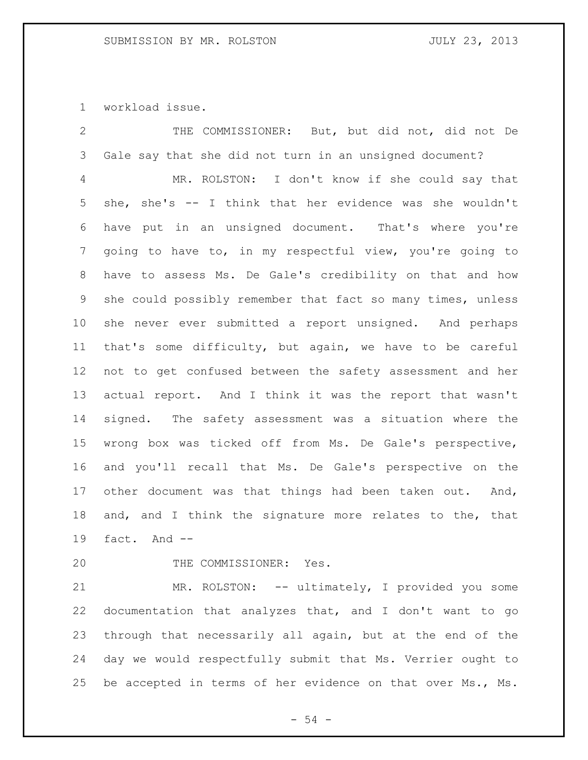workload issue.

THE COMMISSIONER: But, but did not, did not De Gale say that she did not turn in an unsigned document?

MR. ROLSTON: I don't know if she could say that she, she's -- I think that her evidence was she wouldn't have put in an unsigned document. That's where you're going to have to, in my respectful view, you're going to have to assess Ms. De Gale's credibility on that and how she could possibly remember that fact so many times, unless she never ever submitted a report unsigned. And perhaps that's some difficulty, but again, we have to be careful not to get confused between the safety assessment and her actual report. And I think it was the report that wasn't signed. The safety assessment was a situation where the wrong box was ticked off from Ms. De Gale's perspective, and you'll recall that Ms. De Gale's perspective on the other document was that things had been taken out. And, and, and I think the signature more relates to the, that fact. And --

THE COMMISSIONER: Yes.

MR. ROLSTON: -- ultimately, I provided you some documentation that analyzes that, and I don't want to go through that necessarily all again, but at the end of the day we would respectfully submit that Ms. Verrier ought to be accepted in terms of her evidence on that over Ms., Ms.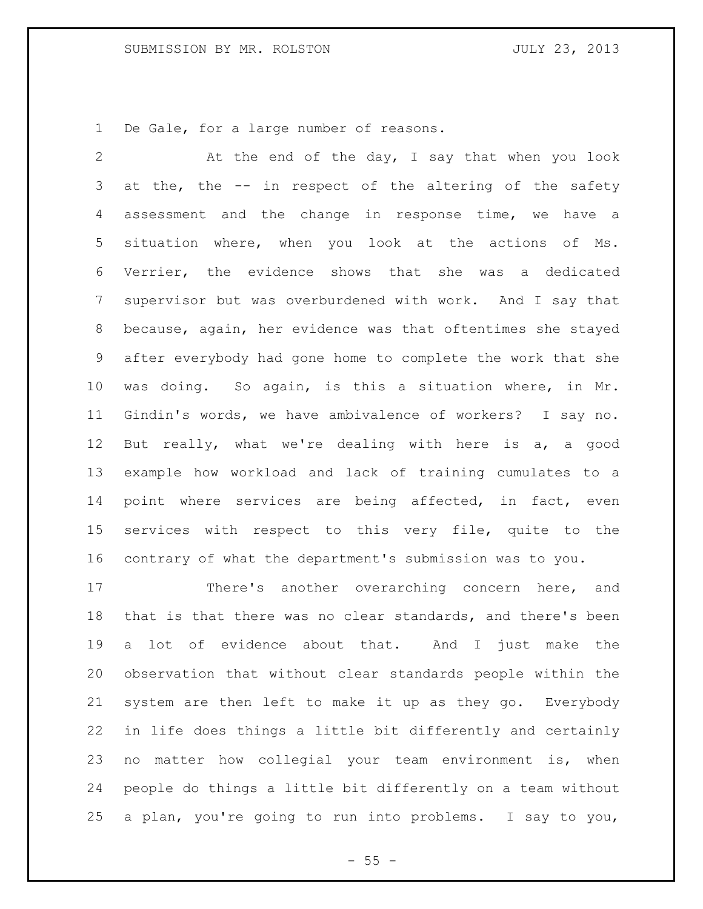De Gale, for a large number of reasons.

At the end of the day, I say that when you look at the, the -- in respect of the altering of the safety assessment and the change in response time, we have a situation where, when you look at the actions of Ms. Verrier, the evidence shows that she was a dedicated supervisor but was overburdened with work. And I say that because, again, her evidence was that oftentimes she stayed after everybody had gone home to complete the work that she was doing. So again, is this a situation where, in Mr. Gindin's words, we have ambivalence of workers? I say no. But really, what we're dealing with here is a, a good example how workload and lack of training cumulates to a point where services are being affected, in fact, even services with respect to this very file, quite to the contrary of what the department's submission was to you.

There's another overarching concern here, and that is that there was no clear standards, and there's been a lot of evidence about that. And I just make the observation that without clear standards people within the system are then left to make it up as they go. Everybody in life does things a little bit differently and certainly no matter how collegial your team environment is, when people do things a little bit differently on a team without a plan, you're going to run into problems. I say to you,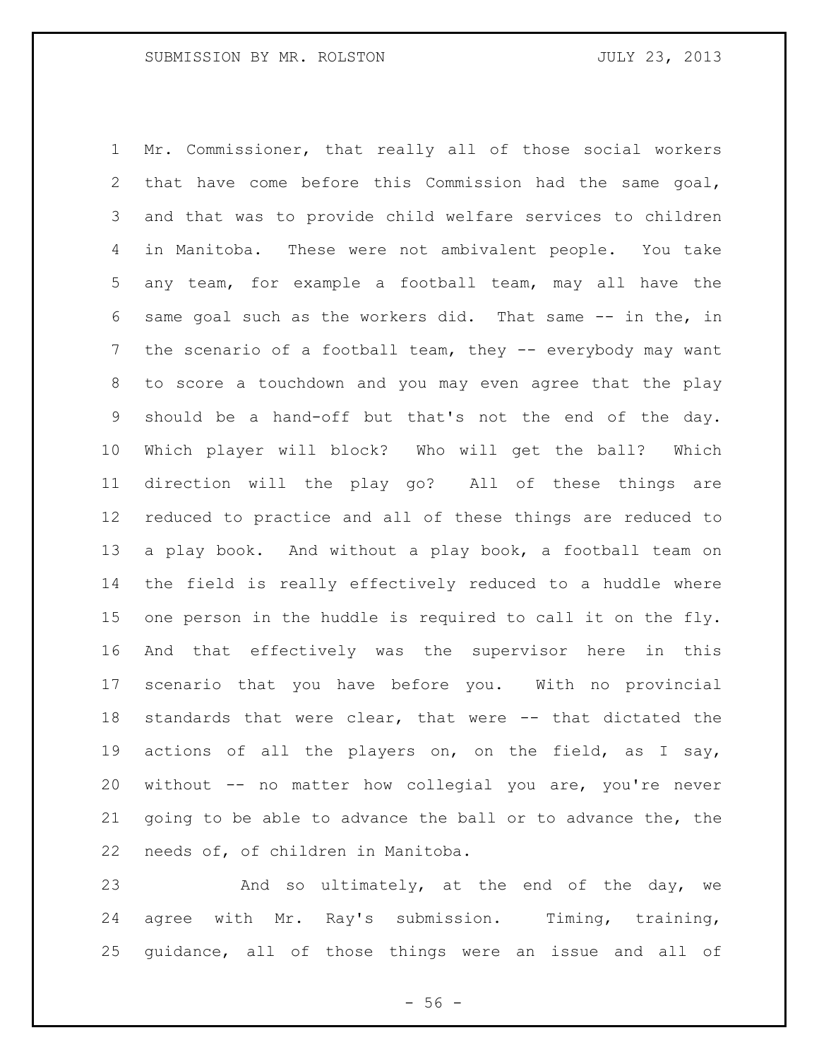Mr. Commissioner, that really all of those social workers that have come before this Commission had the same goal, and that was to provide child welfare services to children in Manitoba. These were not ambivalent people. You take any team, for example a football team, may all have the same goal such as the workers did. That same -- in the, in the scenario of a football team, they -- everybody may want to score a touchdown and you may even agree that the play should be a hand-off but that's not the end of the day. Which player will block? Who will get the ball? Which direction will the play go? All of these things are reduced to practice and all of these things are reduced to a play book. And without a play book, a football team on the field is really effectively reduced to a huddle where one person in the huddle is required to call it on the fly. And that effectively was the supervisor here in this scenario that you have before you. With no provincial standards that were clear, that were -- that dictated the actions of all the players on, on the field, as I say, without -- no matter how collegial you are, you're never going to be able to advance the ball or to advance the, the needs of, of children in Manitoba.

And so ultimately, at the end of the day, we agree with Mr. Ray's submission. Timing, training, guidance, all of those things were an issue and all of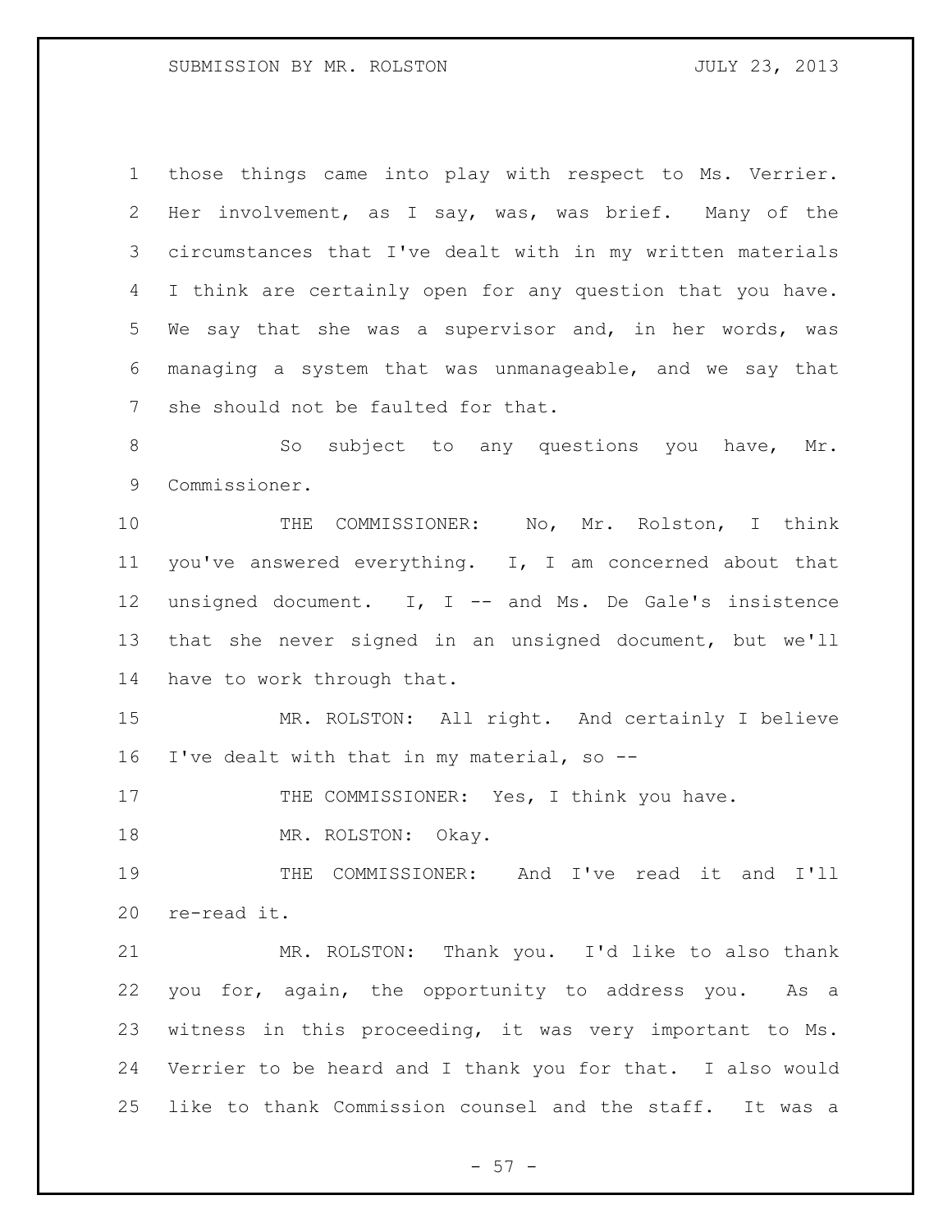those things came into play with respect to Ms. Verrier. Her involvement, as I say, was, was brief. Many of the circumstances that I've dealt with in my written materials I think are certainly open for any question that you have. We say that she was a supervisor and, in her words, was managing a system that was unmanageable, and we say that she should not be faulted for that.

So subject to any questions you have, Mr. Commissioner.

THE COMMISSIONER: No, Mr. Rolston, I think you've answered everything. I, I am concerned about that unsigned document. I, I -- and Ms. De Gale's insistence that she never signed in an unsigned document, but we'll have to work through that.

MR. ROLSTON: All right. And certainly I believe I've dealt with that in my material, so --

THE COMMISSIONER: Yes, I think you have.

MR. ROLSTON: Okay.

THE COMMISSIONER: And I've read it and I'll re-read it.

MR. ROLSTON: Thank you. I'd like to also thank you for, again, the opportunity to address you. As a witness in this proceeding, it was very important to Ms. Verrier to be heard and I thank you for that. I also would like to thank Commission counsel and the staff. It was a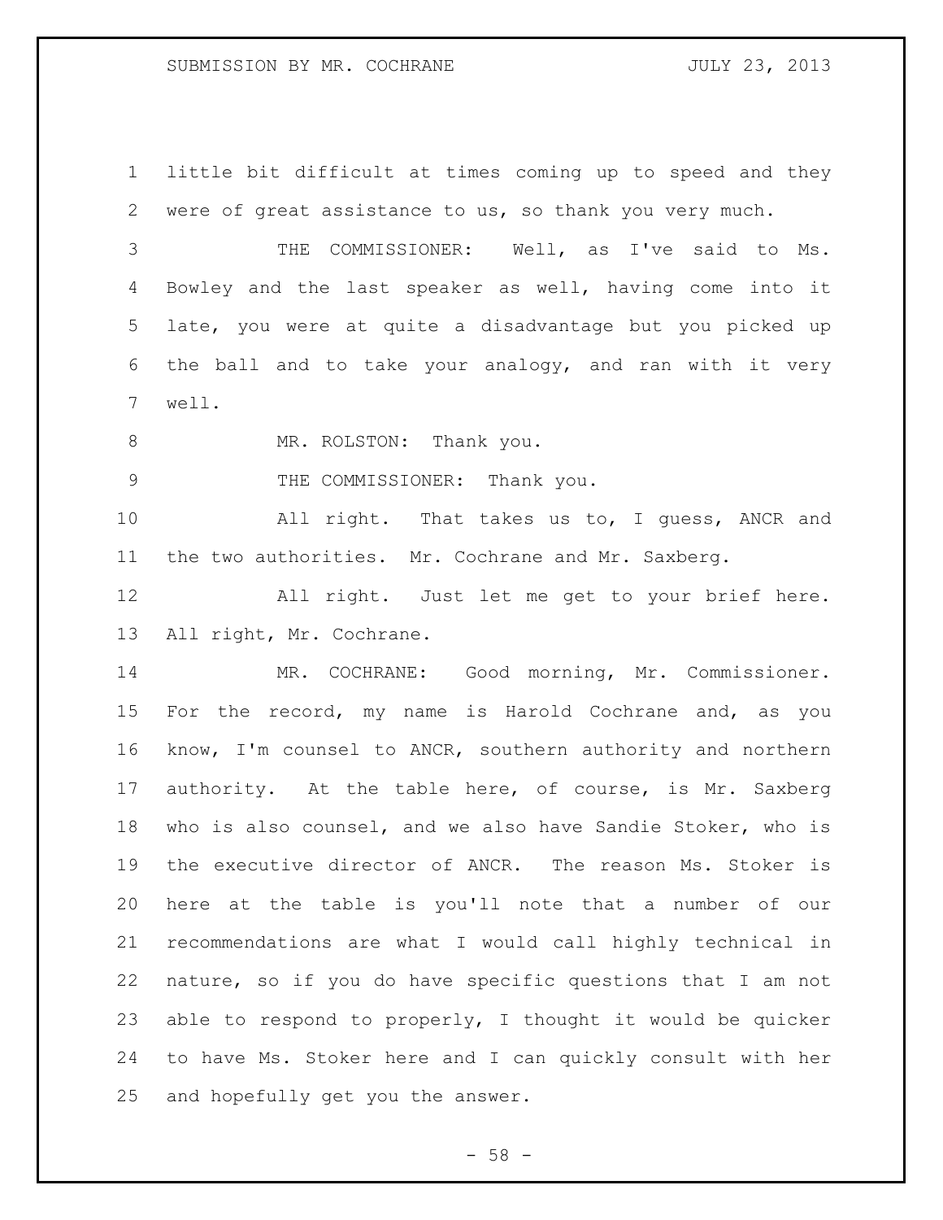little bit difficult at times coming up to speed and they were of great assistance to us, so thank you very much.

THE COMMISSIONER: Well, as I've said to Ms. Bowley and the last speaker as well, having come into it late, you were at quite a disadvantage but you picked up the ball and to take your analogy, and ran with it very well.

MR. ROLSTON: Thank you.

THE COMMISSIONER: Thank you.

All right. That takes us to, I guess, ANCR and the two authorities. Mr. Cochrane and Mr. Saxberg.

All right. Just let me get to your brief here. All right, Mr. Cochrane.

MR. COCHRANE: Good morning, Mr. Commissioner. For the record, my name is Harold Cochrane and, as you know, I'm counsel to ANCR, southern authority and northern authority. At the table here, of course, is Mr. Saxberg who is also counsel, and we also have Sandie Stoker, who is the executive director of ANCR. The reason Ms. Stoker is here at the table is you'll note that a number of our recommendations are what I would call highly technical in nature, so if you do have specific questions that I am not able to respond to properly, I thought it would be quicker to have Ms. Stoker here and I can quickly consult with her and hopefully get you the answer.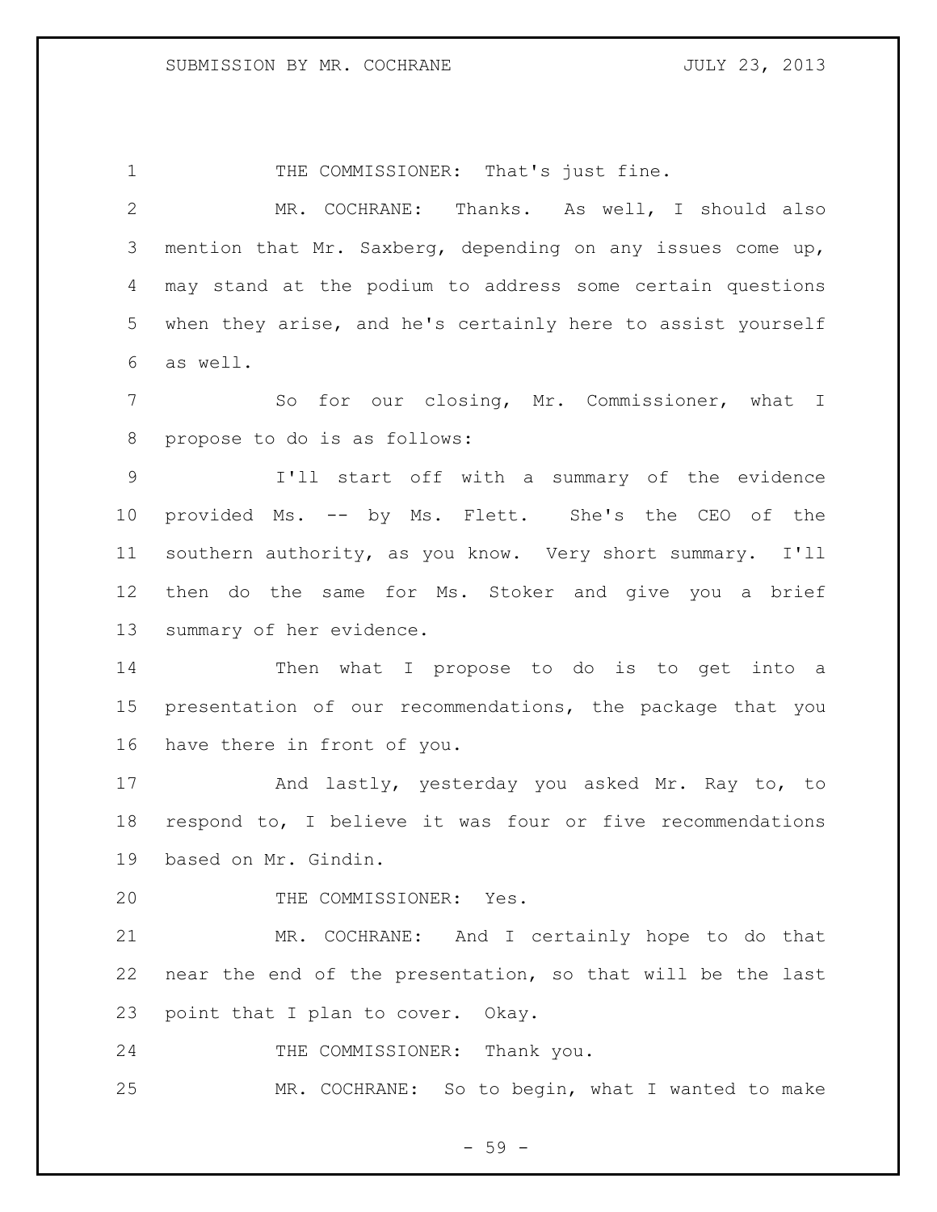THE COMMISSIONER: That's just fine.

MR. COCHRANE: Thanks. As well, I should also mention that Mr. Saxberg, depending on any issues come up, may stand at the podium to address some certain questions when they arise, and he's certainly here to assist yourself as well.

So for our closing, Mr. Commissioner, what I propose to do is as follows:

I'll start off with a summary of the evidence provided Ms. -- by Ms. Flett. She's the CEO of the southern authority, as you know. Very short summary. I'll then do the same for Ms. Stoker and give you a brief summary of her evidence.

Then what I propose to do is to get into a presentation of our recommendations, the package that you have there in front of you.

And lastly, yesterday you asked Mr. Ray to, to respond to, I believe it was four or five recommendations based on Mr. Gindin.

THE COMMISSIONER: Yes.

MR. COCHRANE: And I certainly hope to do that near the end of the presentation, so that will be the last point that I plan to cover. Okay.

THE COMMISSIONER: Thank you.

MR. COCHRANE: So to begin, what I wanted to make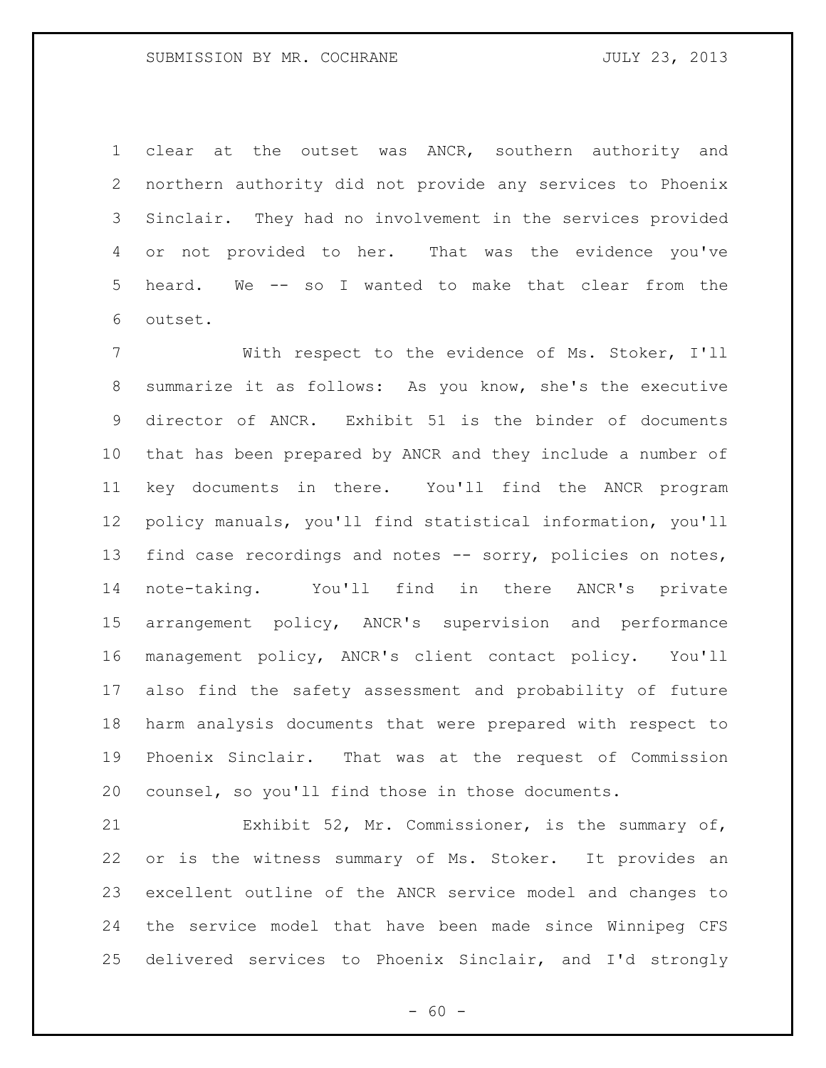clear at the outset was ANCR, southern authority and northern authority did not provide any services to Phoenix Sinclair. They had no involvement in the services provided or not provided to her. That was the evidence you've heard. We -- so I wanted to make that clear from the outset.

With respect to the evidence of Ms. Stoker, I'll summarize it as follows: As you know, she's the executive director of ANCR. Exhibit 51 is the binder of documents that has been prepared by ANCR and they include a number of key documents in there. You'll find the ANCR program policy manuals, you'll find statistical information, you'll find case recordings and notes -- sorry, policies on notes, note-taking. You'll find in there ANCR's private arrangement policy, ANCR's supervision and performance management policy, ANCR's client contact policy. You'll also find the safety assessment and probability of future harm analysis documents that were prepared with respect to Phoenix Sinclair. That was at the request of Commission counsel, so you'll find those in those documents.

Exhibit 52, Mr. Commissioner, is the summary of, or is the witness summary of Ms. Stoker. It provides an excellent outline of the ANCR service model and changes to the service model that have been made since Winnipeg CFS delivered services to Phoenix Sinclair, and I'd strongly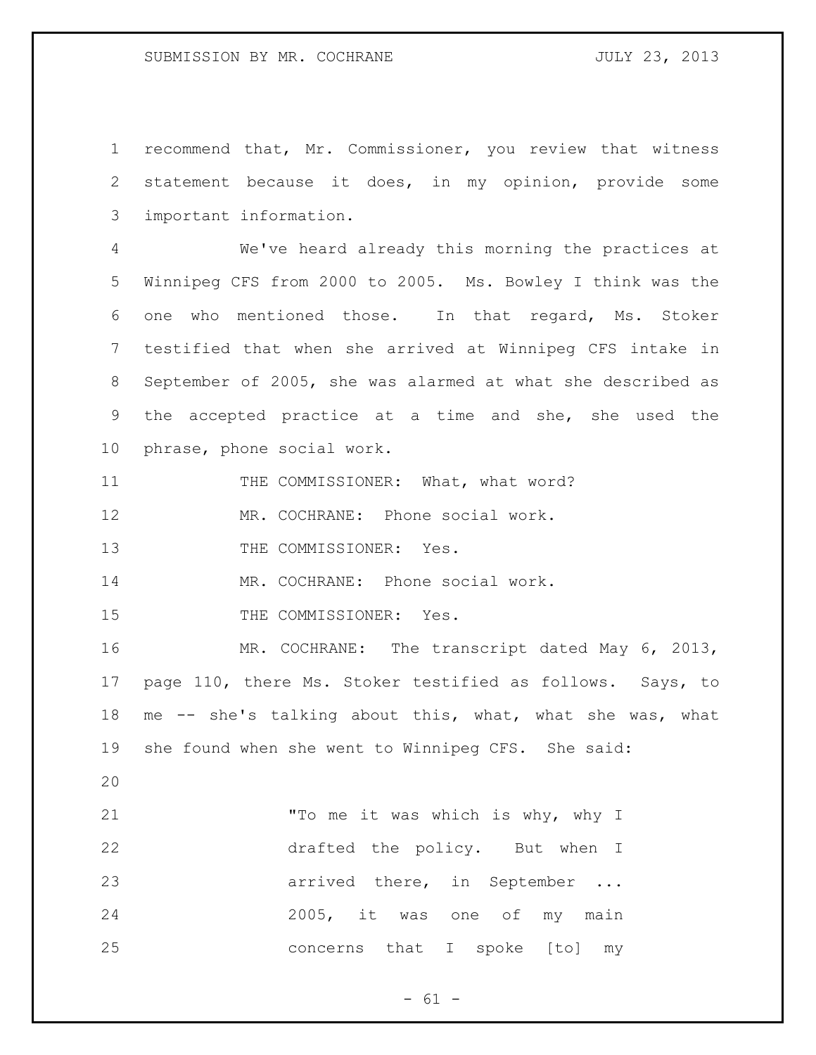recommend that, Mr. Commissioner, you review that witness statement because it does, in my opinion, provide some important information.

We've heard already this morning the practices at Winnipeg CFS from 2000 to 2005. Ms. Bowley I think was the one who mentioned those. In that regard, Ms. Stoker testified that when she arrived at Winnipeg CFS intake in September of 2005, she was alarmed at what she described as the accepted practice at a time and she, she used the phrase, phone social work.

THE COMMISSIONER: What, what word?

MR. COCHRANE: Phone social work.

THE COMMISSIONER: Yes.

MR. COCHRANE: Phone social work.

THE COMMISSIONER: Yes.

MR. COCHRANE: The transcript dated May 6, 2013, page 110, there Ms. Stoker testified as follows. Says, to me -- she's talking about this, what, what she was, what she found when she went to Winnipeg CFS. She said:

> "To me it was which is why, why I drafted the policy. But when I arrived there, in September ... 2005, it was one of my main concerns that I spoke [to] my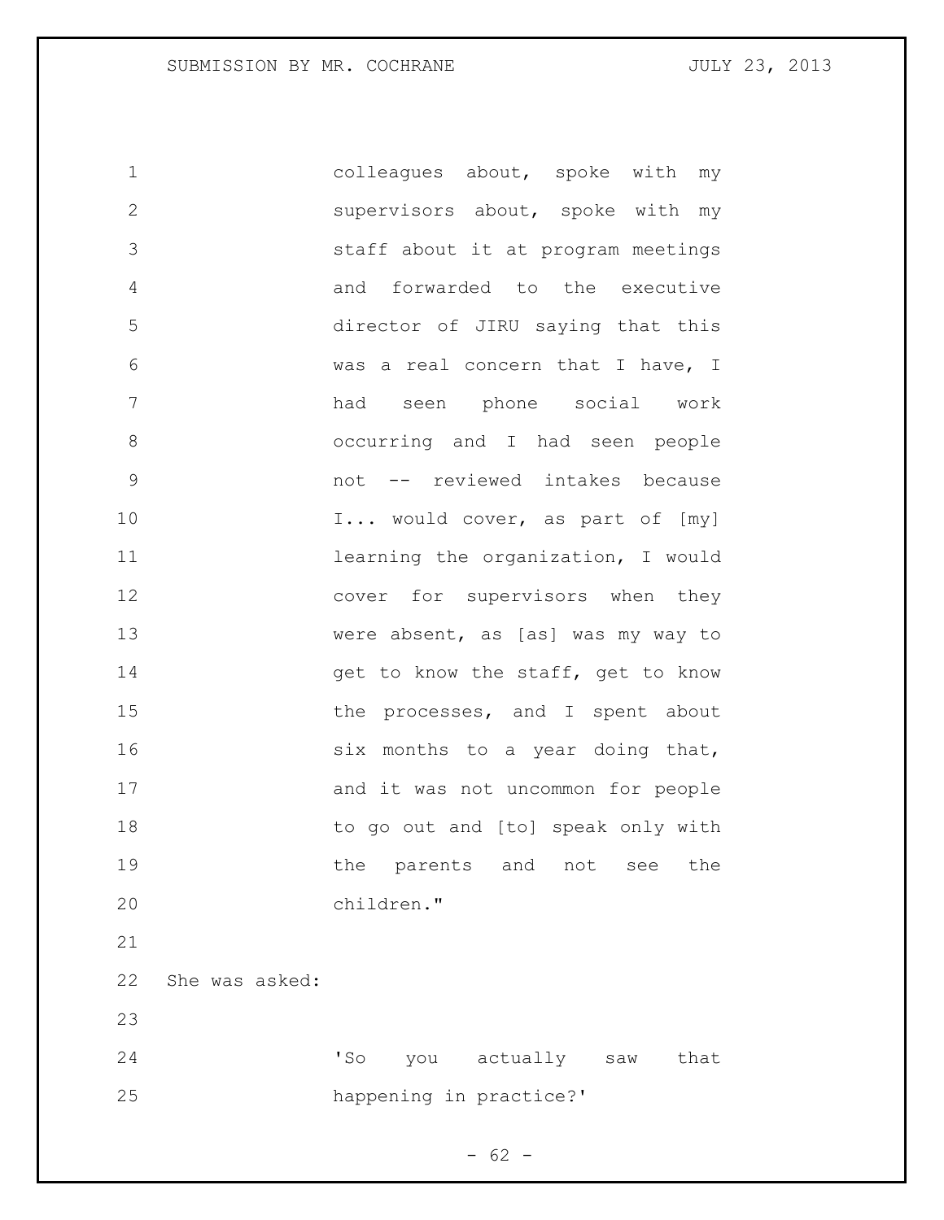colleagues about, spoke with my supervisors about, spoke with my staff about it at program meetings and forwarded to the executive director of JIRU saying that this was a real concern that I have, I had seen phone social work occurring and I had seen people not -- reviewed intakes because I... would cover, as part of [my] learning the organization, I would cover for supervisors when they were absent, as [as] was my way to get to know the staff, get to know the processes, and I spent about six months to a year doing that, and it was not uncommon for people to go out and [to] speak only with the parents and not see the children."

She was asked:

'So you actually saw that happening in practice?'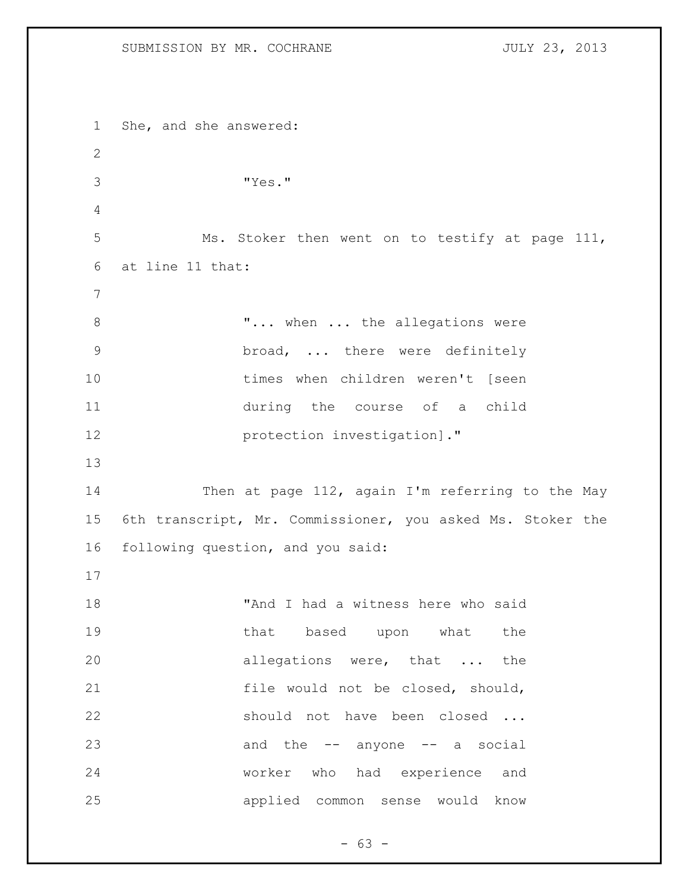She, and she answered:

> "Yes."

Ms. Stoker then went on to testify at page 111, at line 11 that:

> "... when ... the allegations were broad, ... there were definitely times when children weren't [seen during the course of a child protection investigation]."

Then at page 112, again I'm referring to the May 6th transcript, Mr. Commissioner, you asked Ms. Stoker the following question, and you said:

> "And I had a witness here who said that based upon what the allegations were, that ... the file would not be closed, should, should not have been closed ... and the -- anyone -- a social worker who had experience and applied common sense would know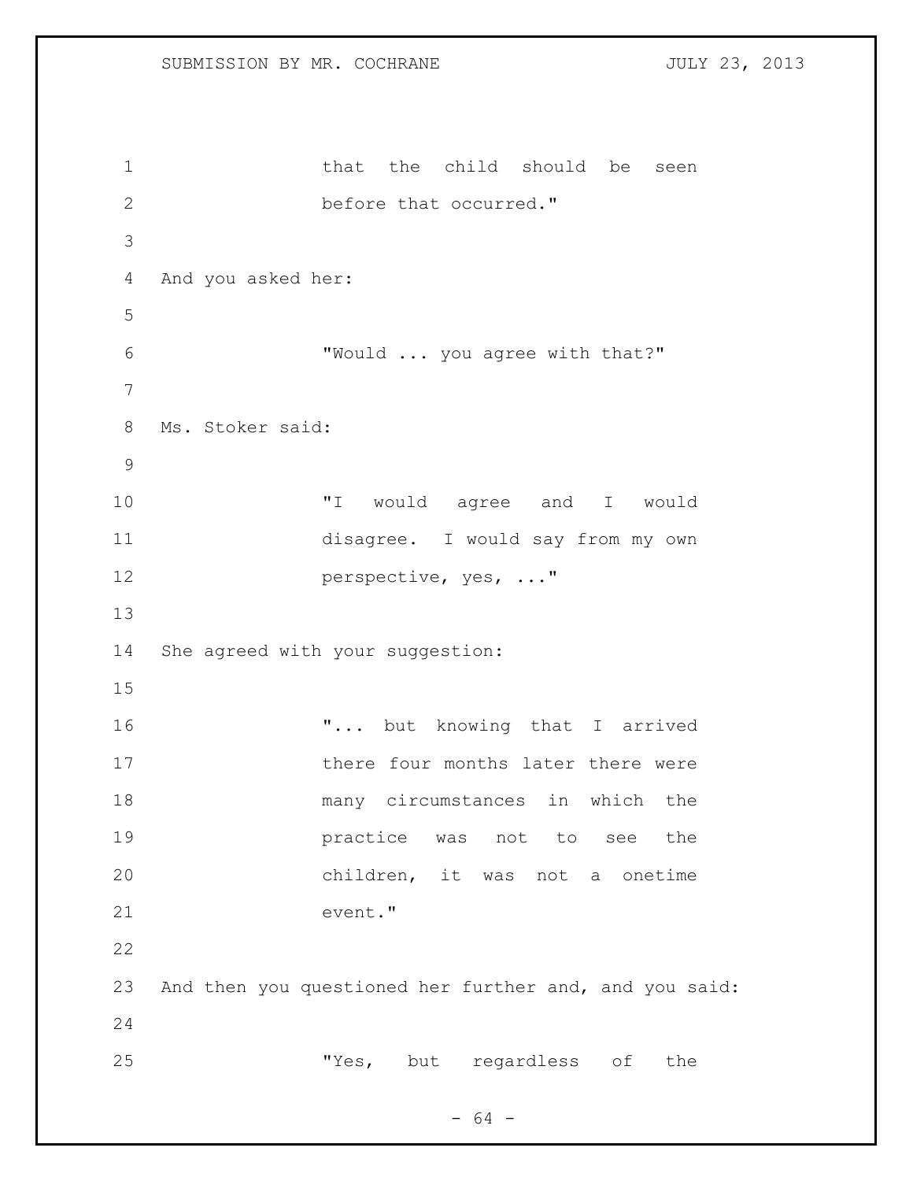> that the child should be seen before that occurred."

And you asked her:

> "Would ... you agree with that?"

Ms. Stoker said:

> "I would agree and I would disagree. I would say from my own perspective, yes, ..."

She agreed with your suggestion:

> "... but knowing that I arrived there four months later there were many circumstances in which the practice was not to see the children, it was not a onetime event."

And then you questioned her further and, and you said:

> "Yes, but regardless of the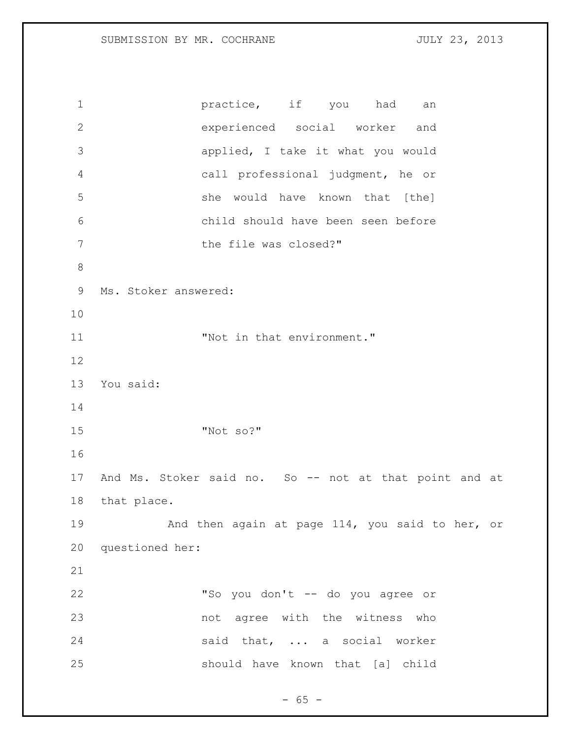> practice, if you had an experienced social worker and applied, I take it what you would call professional judgment, he or she would have known that [the] child should have been seen before the file was closed?"

Ms. Stoker answered:

> "Not in that environment."

You said:

> "Not so?"

And Ms. Stoker said no. So -- not at that point and at that place.

And then again at page 114, you said to her, or questioned her:

> "So you don't -- do you agree or not agree with the witness who said that, ... a social worker should have known that [a] child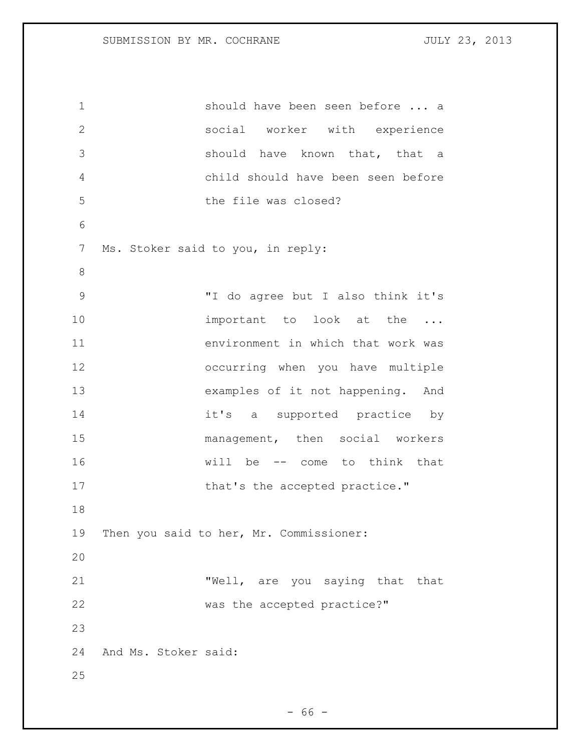should have been seen before ... a social worker with experience should have known that, that a child should have been seen before the file was closed?

Ms. Stoker said to you, in reply:

> "I do agree but I also think it's important to look at the ... environment in which that work was occurring when you have multiple examples of it not happening. And it's a supported practice by management, then social workers will be -- come to think that that's the accepted practice."

Then you said to her, Mr. Commissioner:

> "Well, are you saying that that was the accepted practice?"

And Ms. Stoker said: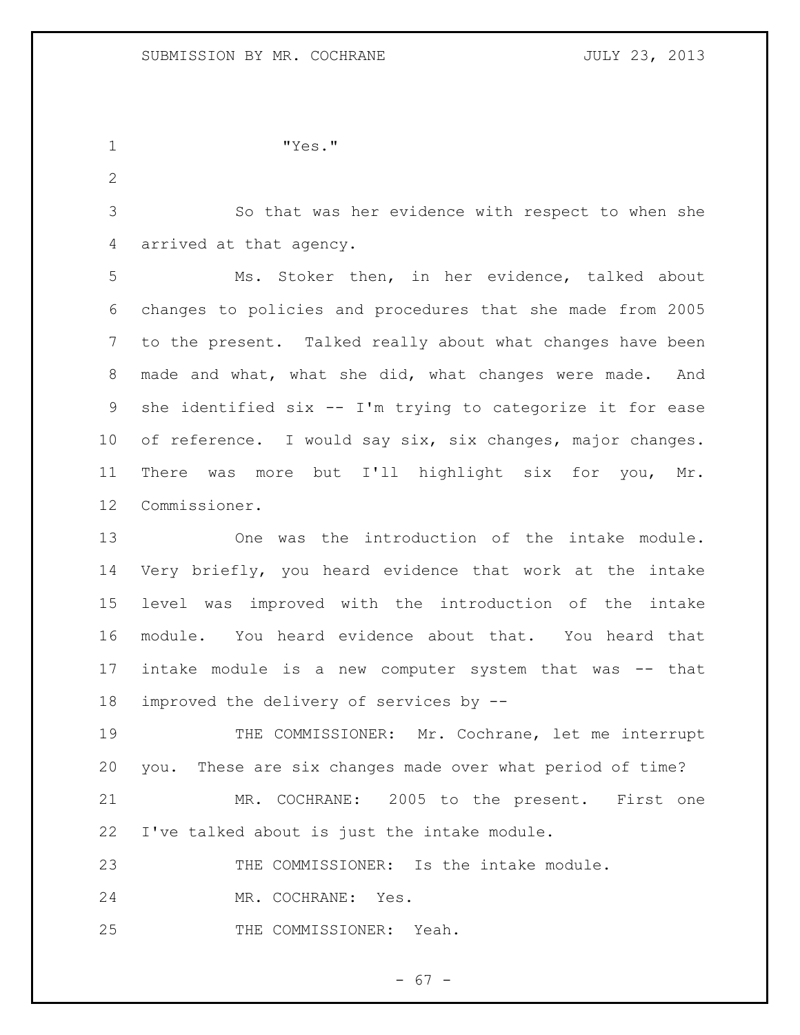"Yes."

So that was her evidence with respect to when she arrived at that agency.

Ms. Stoker then, in her evidence, talked about changes to policies and procedures that she made from 2005 to the present. Talked really about what changes have been made and what, what she did, what changes were made. And she identified six -- I'm trying to categorize it for ease of reference. I would say six, six changes, major changes. There was more but I'll highlight six for you, Mr. Commissioner.

One was the introduction of the intake module. Very briefly, you heard evidence that work at the intake level was improved with the introduction of the intake module. You heard evidence about that. You heard that intake module is a new computer system that was -- that improved the delivery of services by --

THE COMMISSIONER: Mr. Cochrane, let me interrupt you. These are six changes made over what period of time?

MR. COCHRANE: 2005 to the present. First one I've talked about is just the intake module.

THE COMMISSIONER: Is the intake module.

MR. COCHRANE: Yes.

THE COMMISSIONER: Yeah.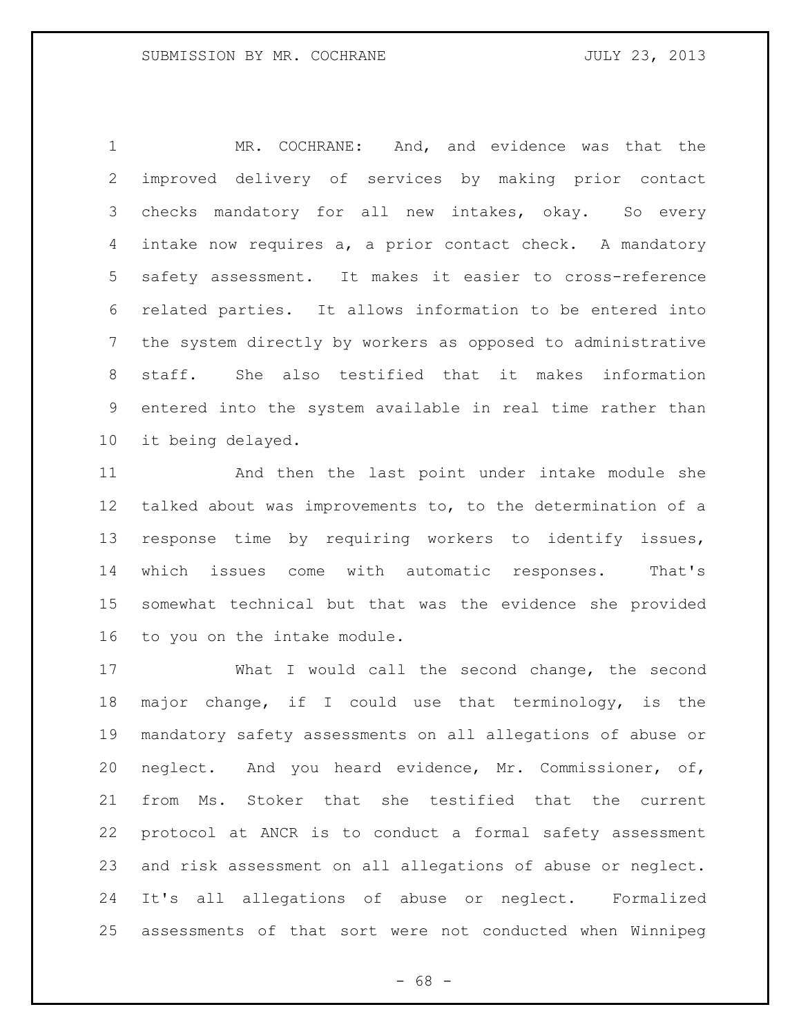MR. COCHRANE: And, and evidence was that the improved delivery of services by making prior contact checks mandatory for all new intakes, okay. So every intake now requires a, a prior contact check. A mandatory safety assessment. It makes it easier to cross-reference related parties. It allows information to be entered into the system directly by workers as opposed to administrative staff. She also testified that it makes information entered into the system available in real time rather than it being delayed.

And then the last point under intake module she talked about was improvements to, to the determination of a response time by requiring workers to identify issues, which issues come with automatic responses. That's somewhat technical but that was the evidence she provided to you on the intake module.

What I would call the second change, the second major change, if I could use that terminology, is the mandatory safety assessments on all allegations of abuse or neglect. And you heard evidence, Mr. Commissioner, of, from Ms. Stoker that she testified that the current protocol at ANCR is to conduct a formal safety assessment and risk assessment on all allegations of abuse or neglect. It's all allegations of abuse or neglect. Formalized assessments of that sort were not conducted when Winnipeg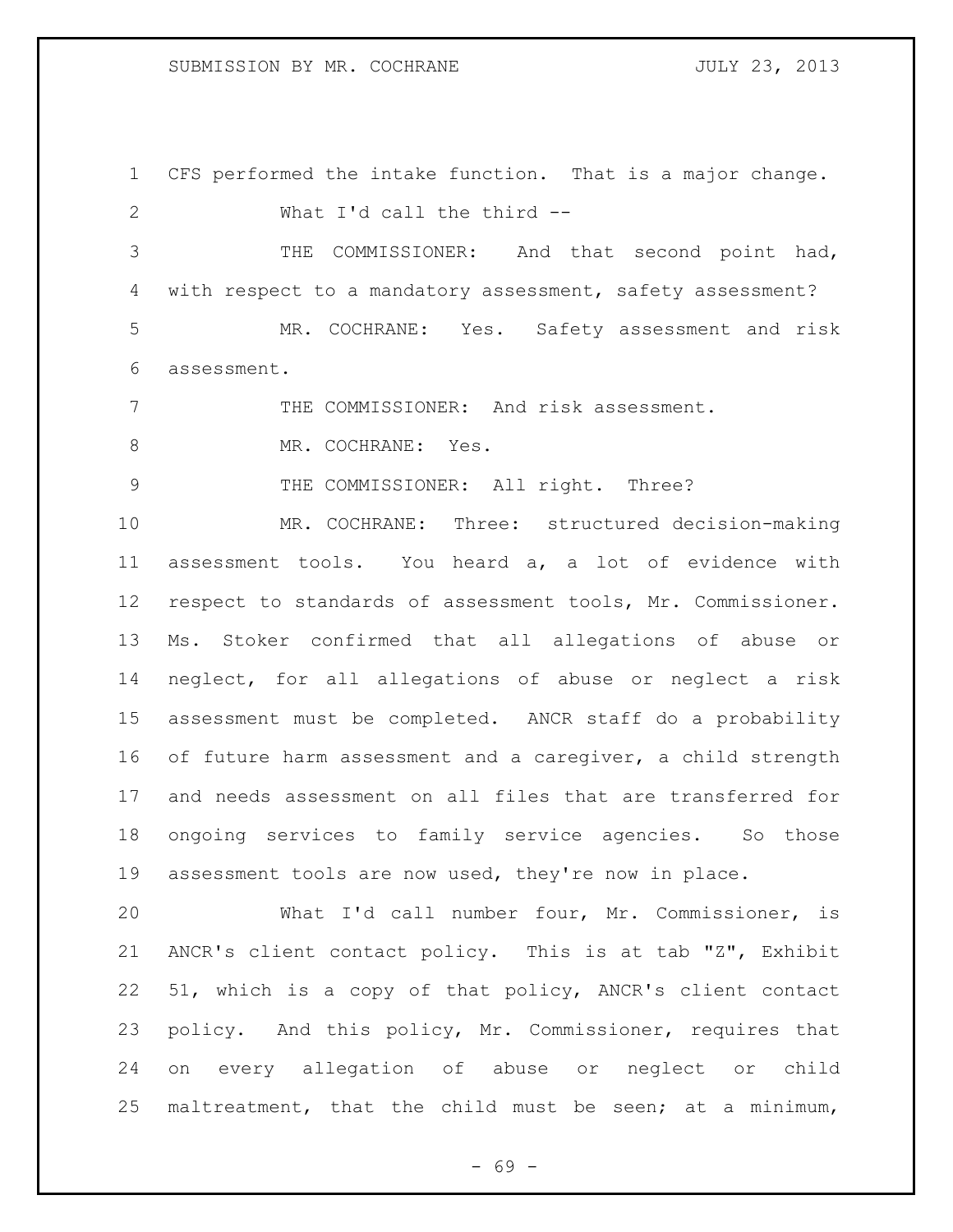CFS performed the intake function. That is a major change.

What I'd call the third --

THE COMMISSIONER: And that second point had, with respect to a mandatory assessment, safety assessment?

MR. COCHRANE: Yes. Safety assessment and risk assessment.

THE COMMISSIONER: And risk assessment.

MR. COCHRANE: Yes.

THE COMMISSIONER: All right. Three?

MR. COCHRANE: Three: structured decision-making assessment tools. You heard a, a lot of evidence with respect to standards of assessment tools, Mr. Commissioner. Ms. Stoker confirmed that all allegations of abuse or neglect, for all allegations of abuse or neglect a risk assessment must be completed. ANCR staff do a probability of future harm assessment and a caregiver, a child strength and needs assessment on all files that are transferred for ongoing services to family service agencies. So those assessment tools are now used, they're now in place.

What I'd call number four, Mr. Commissioner, is ANCR's client contact policy. This is at tab "Z", Exhibit 51, which is a copy of that policy, ANCR's client contact policy. And this policy, Mr. Commissioner, requires that on every allegation of abuse or neglect or child maltreatment, that the child must be seen; at a minimum,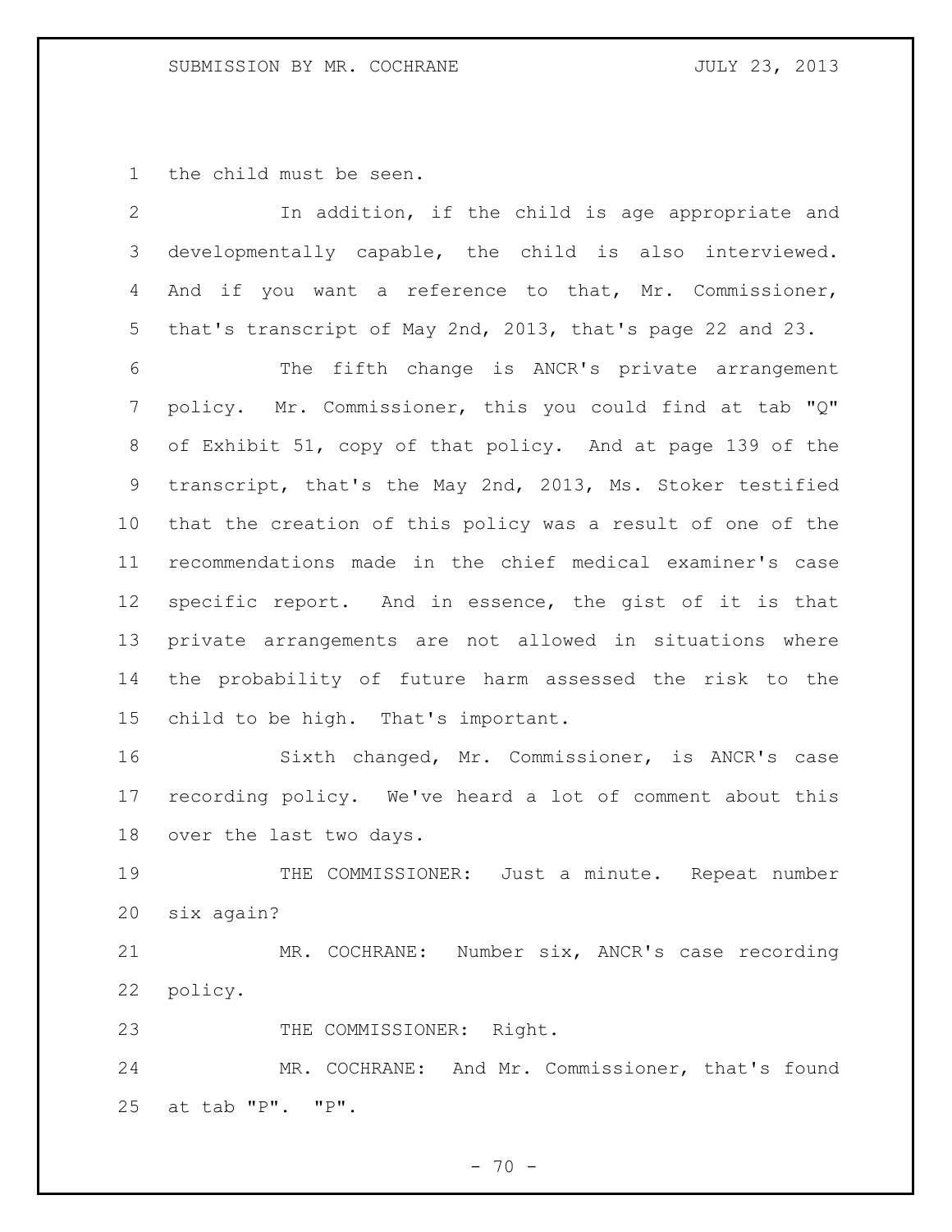the child must be seen.

In addition, if the child is age appropriate and developmentally capable, the child is also interviewed. And if you want a reference to that, Mr. Commissioner, that's transcript of May 2nd, 2013, that's page 22 and 23.

The fifth change is ANCR's private arrangement policy. Mr. Commissioner, this you could find at tab "Q" of Exhibit 51, copy of that policy. And at page 139 of the transcript, that's the May 2nd, 2013, Ms. Stoker testified that the creation of this policy was a result of one of the recommendations made in the chief medical examiner's case specific report. And in essence, the gist of it is that private arrangements are not allowed in situations where the probability of future harm assessed the risk to the child to be high. That's important.

Sixth changed, Mr. Commissioner, is ANCR's case recording policy. We've heard a lot of comment about this over the last two days.

THE COMMISSIONER: Just a minute. Repeat number six again?

MR. COCHRANE: Number six, ANCR's case recording policy.

THE COMMISSIONER: Right.

MR. COCHRANE: And Mr. Commissioner, that's found at tab "P". "P".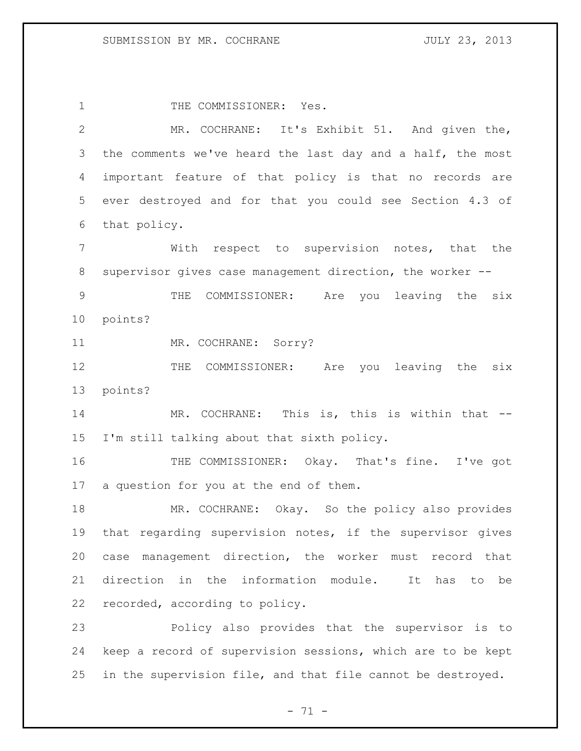THE COMMISSIONER: Yes.

MR. COCHRANE: It's Exhibit 51. And given the, the comments we've heard the last day and a half, the most important feature of that policy is that no records are ever destroyed and for that you could see Section 4.3 of that policy.

With respect to supervision notes, that the supervisor gives case management direction, the worker --

THE COMMISSIONER: Are you leaving the six points?

MR. COCHRANE: Sorry?

THE COMMISSIONER: Are you leaving the six points?

MR. COCHRANE: This is, this is within that -- I'm still talking about that sixth policy.

THE COMMISSIONER: Okay. That's fine. I've got a question for you at the end of them.

MR. COCHRANE: Okay. So the policy also provides that regarding supervision notes, if the supervisor gives case management direction, the worker must record that direction in the information module. It has to be recorded, according to policy.

Policy also provides that the supervisor is to keep a record of supervision sessions, which are to be kept in the supervision file, and that file cannot be destroyed.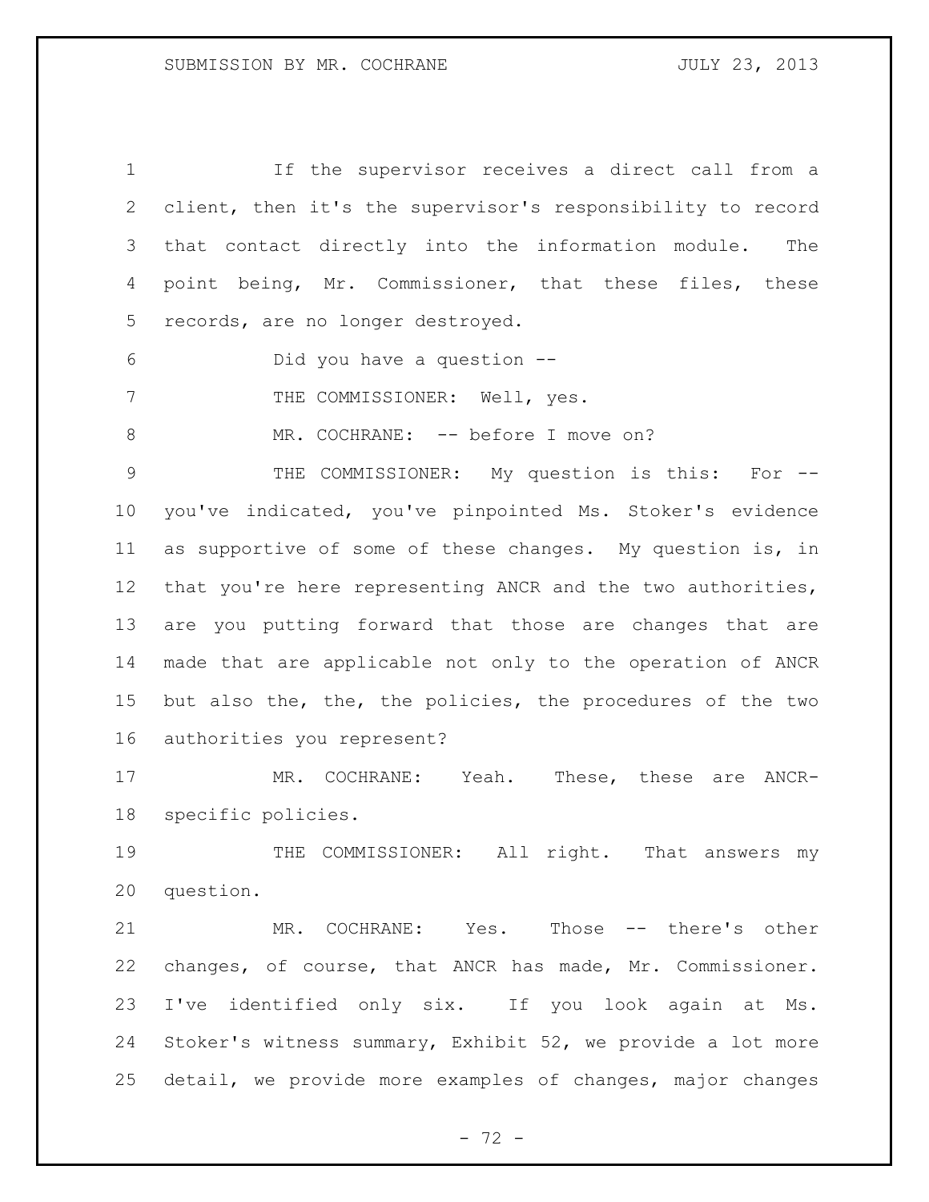If the supervisor receives a direct call from a client, then it's the supervisor's responsibility to record that contact directly into the information module. The point being, Mr. Commissioner, that these files, these records, are no longer destroyed.

Did you have a question --

THE COMMISSIONER: Well, yes.

MR. COCHRANE: -- before I move on?

THE COMMISSIONER: My question is this: For -- you've indicated, you've pinpointed Ms. Stoker's evidence as supportive of some of these changes. My question is, in that you're here representing ANCR and the two authorities, are you putting forward that those are changes that are made that are applicable not only to the operation of ANCR but also the, the, the policies, the procedures of the two authorities you represent?

MR. COCHRANE: Yeah. These, these are ANCR-specific policies.

THE COMMISSIONER: All right. That answers my question.

MR. COCHRANE: Yes. Those -- there's other changes, of course, that ANCR has made, Mr. Commissioner. I've identified only six. If you look again at Ms. Stoker's witness summary, Exhibit 52, we provide a lot more detail, we provide more examples of changes, major changes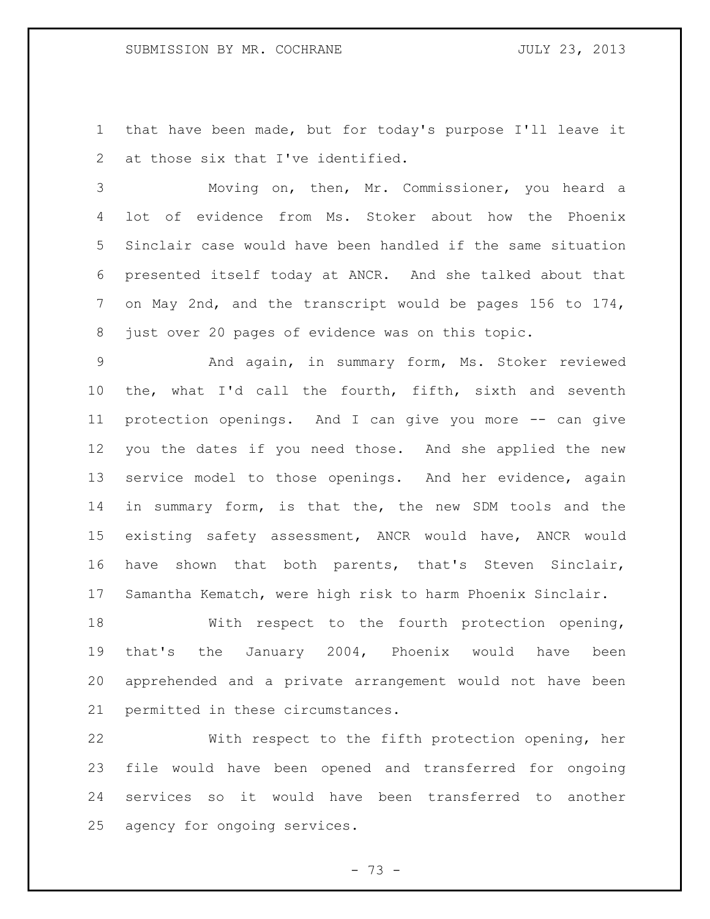that have been made, but for today's purpose I'll leave it at those six that I've identified.

Moving on, then, Mr. Commissioner, you heard a lot of evidence from Ms. Stoker about how the Phoenix Sinclair case would have been handled if the same situation presented itself today at ANCR. And she talked about that on May 2nd, and the transcript would be pages 156 to 174, just over 20 pages of evidence was on this topic.

And again, in summary form, Ms. Stoker reviewed the, what I'd call the fourth, fifth, sixth and seventh protection openings. And I can give you more -- can give you the dates if you need those. And she applied the new service model to those openings. And her evidence, again in summary form, is that the, the new SDM tools and the existing safety assessment, ANCR would have, ANCR would have shown that both parents, that's Steven Sinclair, Samantha Kematch, were high risk to harm Phoenix Sinclair.

With respect to the fourth protection opening, that's the January 2004, Phoenix would have been apprehended and a private arrangement would not have been permitted in these circumstances.

With respect to the fifth protection opening, her file would have been opened and transferred for ongoing services so it would have been transferred to another agency for ongoing services.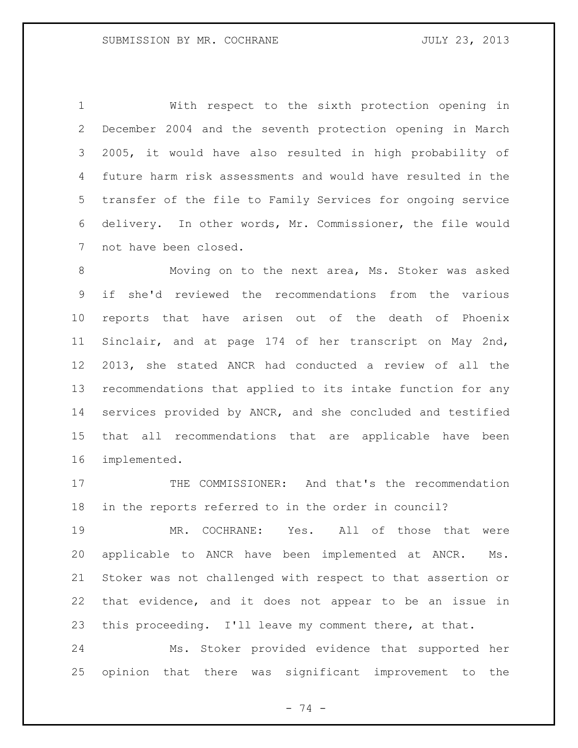With respect to the sixth protection opening in December 2004 and the seventh protection opening in March 2005, it would have also resulted in high probability of future harm risk assessments and would have resulted in the transfer of the file to Family Services for ongoing service delivery. In other words, Mr. Commissioner, the file would not have been closed.

Moving on to the next area, Ms. Stoker was asked if she'd reviewed the recommendations from the various reports that have arisen out of the death of Phoenix Sinclair, and at page 174 of her transcript on May 2nd, 2013, she stated ANCR had conducted a review of all the recommendations that applied to its intake function for any services provided by ANCR, and she concluded and testified that all recommendations that are applicable have been implemented.

THE COMMISSIONER: And that's the recommendation in the reports referred to in the order in council?

MR. COCHRANE: Yes. All of those that were applicable to ANCR have been implemented at ANCR. Ms. Stoker was not challenged with respect to that assertion or that evidence, and it does not appear to be an issue in this proceeding. I'll leave my comment there, at that.

Ms. Stoker provided evidence that supported her opinion that there was significant improvement to the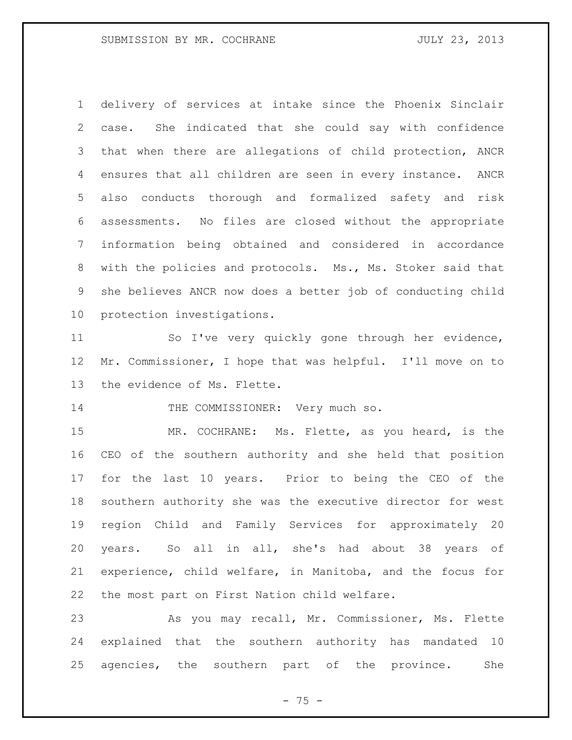delivery of services at intake since the Phoenix Sinclair case. She indicated that she could say with confidence that when there are allegations of child protection, ANCR ensures that all children are seen in every instance. ANCR also conducts thorough and formalized safety and risk assessments. No files are closed without the appropriate information being obtained and considered in accordance with the policies and protocols. Ms., Ms. Stoker said that she believes ANCR now does a better job of conducting child protection investigations.

So I've very quickly gone through her evidence, Mr. Commissioner, I hope that was helpful. I'll move on to the evidence of Ms. Flette.

THE COMMISSIONER: Very much so.

MR. COCHRANE: Ms. Flette, as you heard, is the CEO of the southern authority and she held that position for the last 10 years. Prior to being the CEO of the southern authority she was the executive director for west region Child and Family Services for approximately 20 years. So all in all, she's had about 38 years of experience, child welfare, in Manitoba, and the focus for the most part on First Nation child welfare.

As you may recall, Mr. Commissioner, Ms. Flette explained that the southern authority has mandated 10 agencies, the southern part of the province. She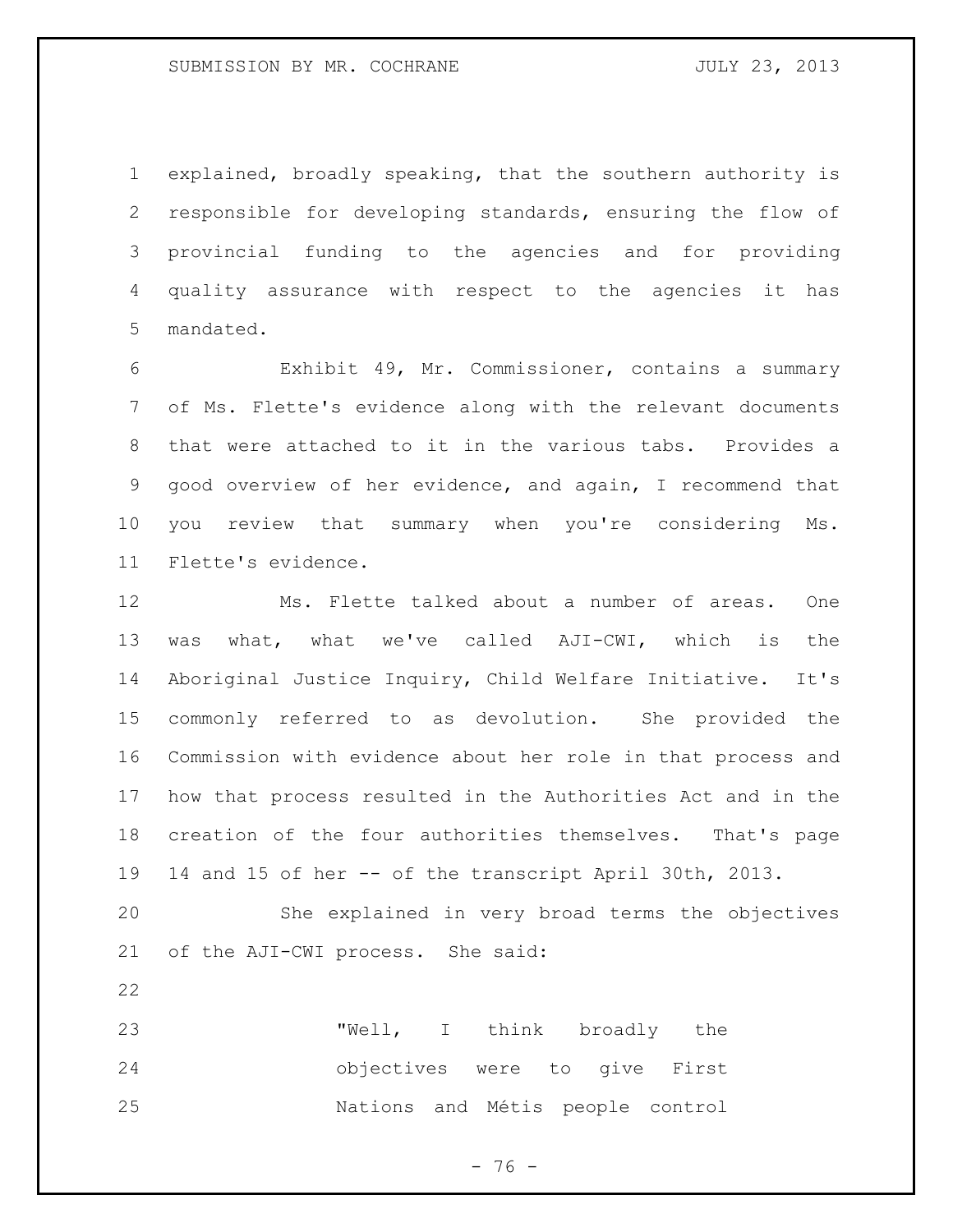explained, broadly speaking, that the southern authority is responsible for developing standards, ensuring the flow of provincial funding to the agencies and for providing quality assurance with respect to the agencies it has mandated.

Exhibit 49, Mr. Commissioner, contains a summary of Ms. Flette's evidence along with the relevant documents that were attached to it in the various tabs. Provides a good overview of her evidence, and again, I recommend that you review that summary when you're considering Ms. Flette's evidence.

Ms. Flette talked about a number of areas. One was what, what we've called AJI-CWI, which is the Aboriginal Justice Inquiry, Child Welfare Initiative. It's commonly referred to as devolution. She provided the Commission with evidence about her role in that process and how that process resulted in the Authorities Act and in the creation of the four authorities themselves. That's page 14 and 15 of her -- of the transcript April 30th, 2013.

She explained in very broad terms the objectives of the AJI-CWI process. She said:

> "Well, I think broadly the objectives were to give First Nations and Métis people control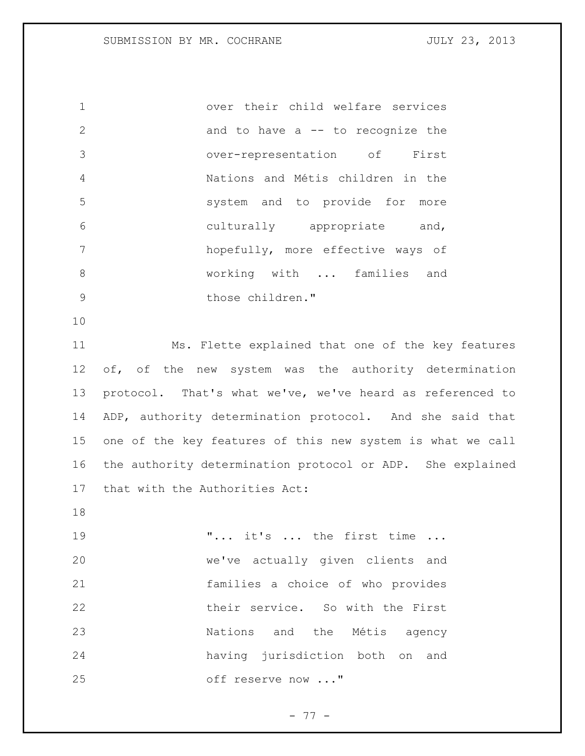> over their child welfare services and to have a -- to recognize the over-representation of First Nations and Métis children in the system and to provide for more culturally appropriate and, hopefully, more effective ways of working with ... families and those children."

Ms. Flette explained that one of the key features of, of the new system was the authority determination protocol. That's what we've, we've heard as referenced to ADP, authority determination protocol. And she said that one of the key features of this new system is what we call the authority determination protocol or ADP. She explained that with the Authorities Act:

> "... it's ... the first time ... we've actually given clients and families a choice of who provides their service. So with the First Nations and the Métis agency having jurisdiction both on and off reserve now ..."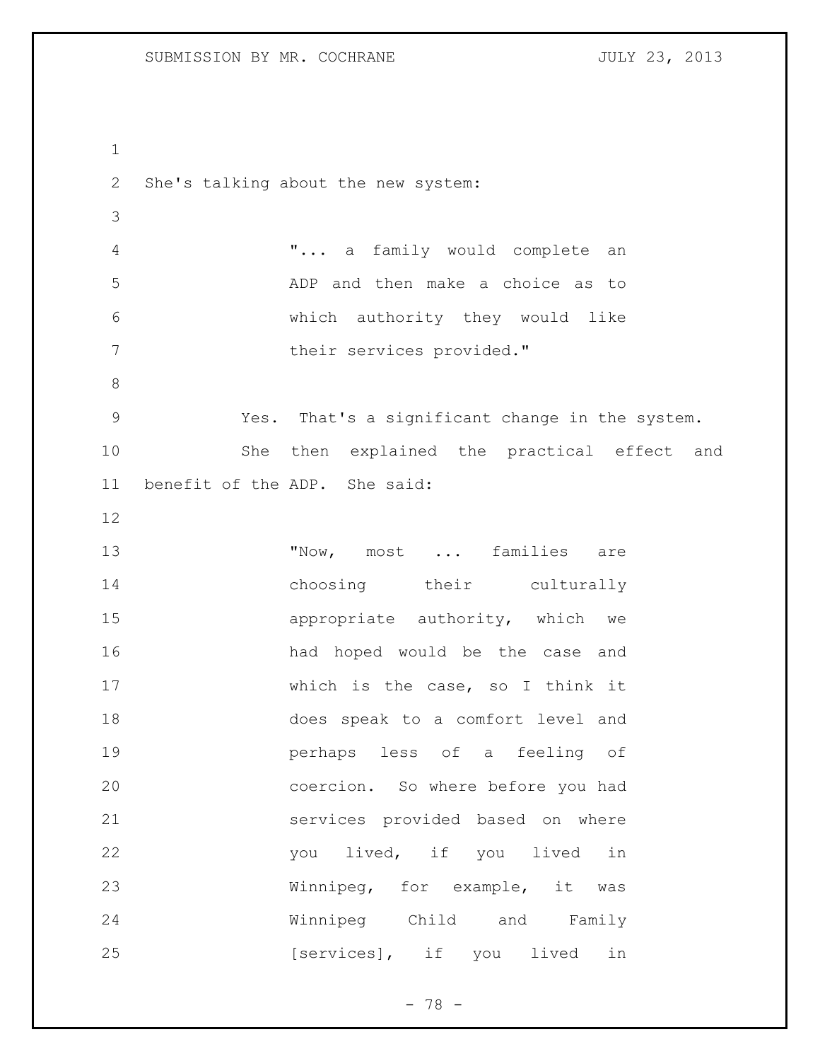She's talking about the new system:

> "... a family would complete an ADP and then make a choice as to which authority they would like their services provided."

Yes. That's a significant change in the system.

She then explained the practical effect and benefit of the ADP. She said:

> "Now, most ... families are choosing their culturally appropriate authority, which we had hoped would be the case and which is the case, so I think it does speak to a comfort level and perhaps less of a feeling of coercion. So where before you had services provided based on where you lived, if you lived in Winnipeg, for example, it was Winnipeg Child and Family [services], if you lived in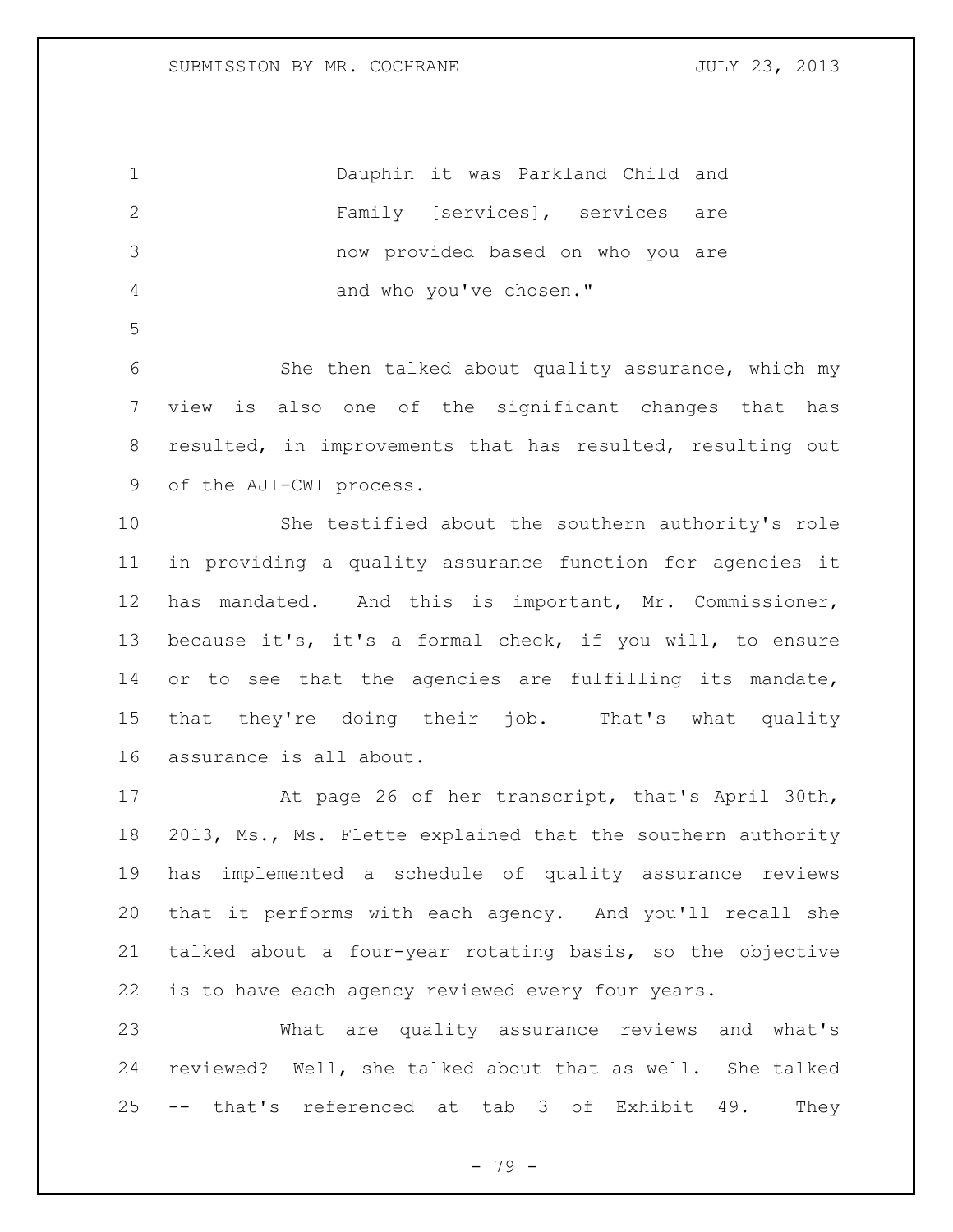Dauphin it was Parkland Child and Family [services], services are now provided based on who you are and who you've chosen."

She then talked about quality assurance, which my view is also one of the significant changes that has resulted, in improvements that has resulted, resulting out of the AJI-CWI process.

She testified about the southern authority's role in providing a quality assurance function for agencies it has mandated. And this is important, Mr. Commissioner, because it's, it's a formal check, if you will, to ensure or to see that the agencies are fulfilling its mandate, that they're doing their job. That's what quality assurance is all about.

At page 26 of her transcript, that's April 30th, 2013, Ms., Ms. Flette explained that the southern authority has implemented a schedule of quality assurance reviews that it performs with each agency. And you'll recall she talked about a four-year rotating basis, so the objective is to have each agency reviewed every four years.

What are quality assurance reviews and what's reviewed? Well, she talked about that as well. She talked -- that's referenced at tab 3 of Exhibit 49. They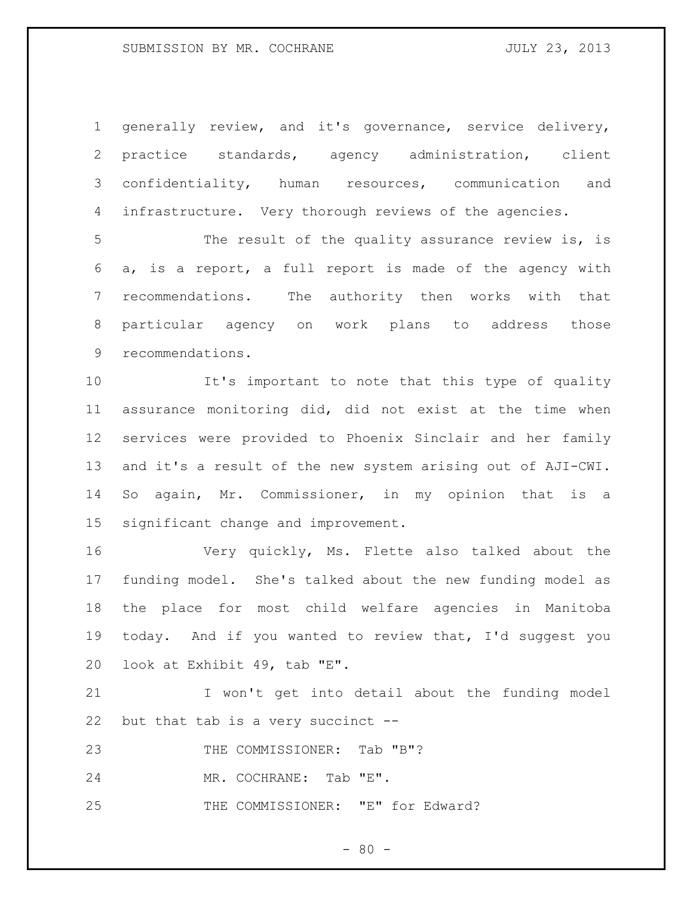generally review, and it's governance, service delivery, practice standards, agency administration, client confidentiality, human resources, communication and infrastructure. Very thorough reviews of the agencies.

The result of the quality assurance review is, is a, is a report, a full report is made of the agency with recommendations. The authority then works with that particular agency on work plans to address those recommendations.

It's important to note that this type of quality assurance monitoring did, did not exist at the time when services were provided to Phoenix Sinclair and her family and it's a result of the new system arising out of AJI-CWI. So again, Mr. Commissioner, in my opinion that is a significant change and improvement.

Very quickly, Ms. Flette also talked about the funding model. She's talked about the new funding model as the place for most child welfare agencies in Manitoba today. And if you wanted to review that, I'd suggest you look at Exhibit 49, tab "E".

I won't get into detail about the funding model but that tab is a very succinct --

THE COMMISSIONER: Tab "B"?

MR. COCHRANE: Tab "E".

THE COMMISSIONER: "E" for Edward?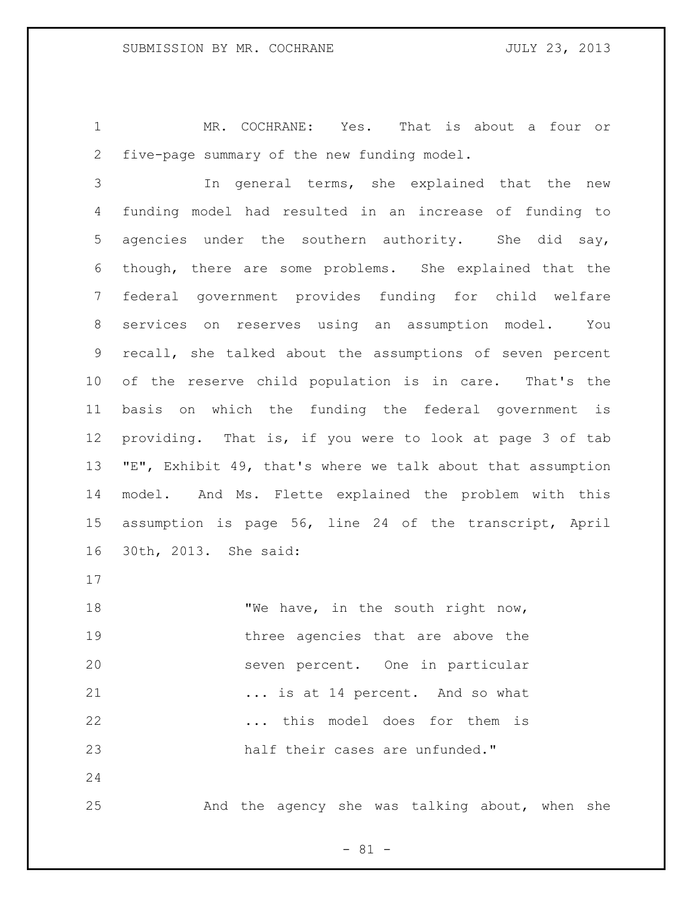MR. COCHRANE: Yes. That is about a four or five-page summary of the new funding model.

In general terms, she explained that the new funding model had resulted in an increase of funding to agencies under the southern authority. She did say, though, there are some problems. She explained that the federal government provides funding for child welfare services on reserves using an assumption model. You recall, she talked about the assumptions of seven percent of the reserve child population is in care. That's the basis on which the funding the federal government is providing. That is, if you were to look at page 3 of tab "E", Exhibit 49, that's where we talk about that assumption model. And Ms. Flette explained the problem with this assumption is page 56, line 24 of the transcript, April 30th, 2013. She said:

> "We have, in the south right now, three agencies that are above the seven percent. One in particular ... is at 14 percent. And so what ... this model does for them is half their cases are unfunded."

And the agency she was talking about, when she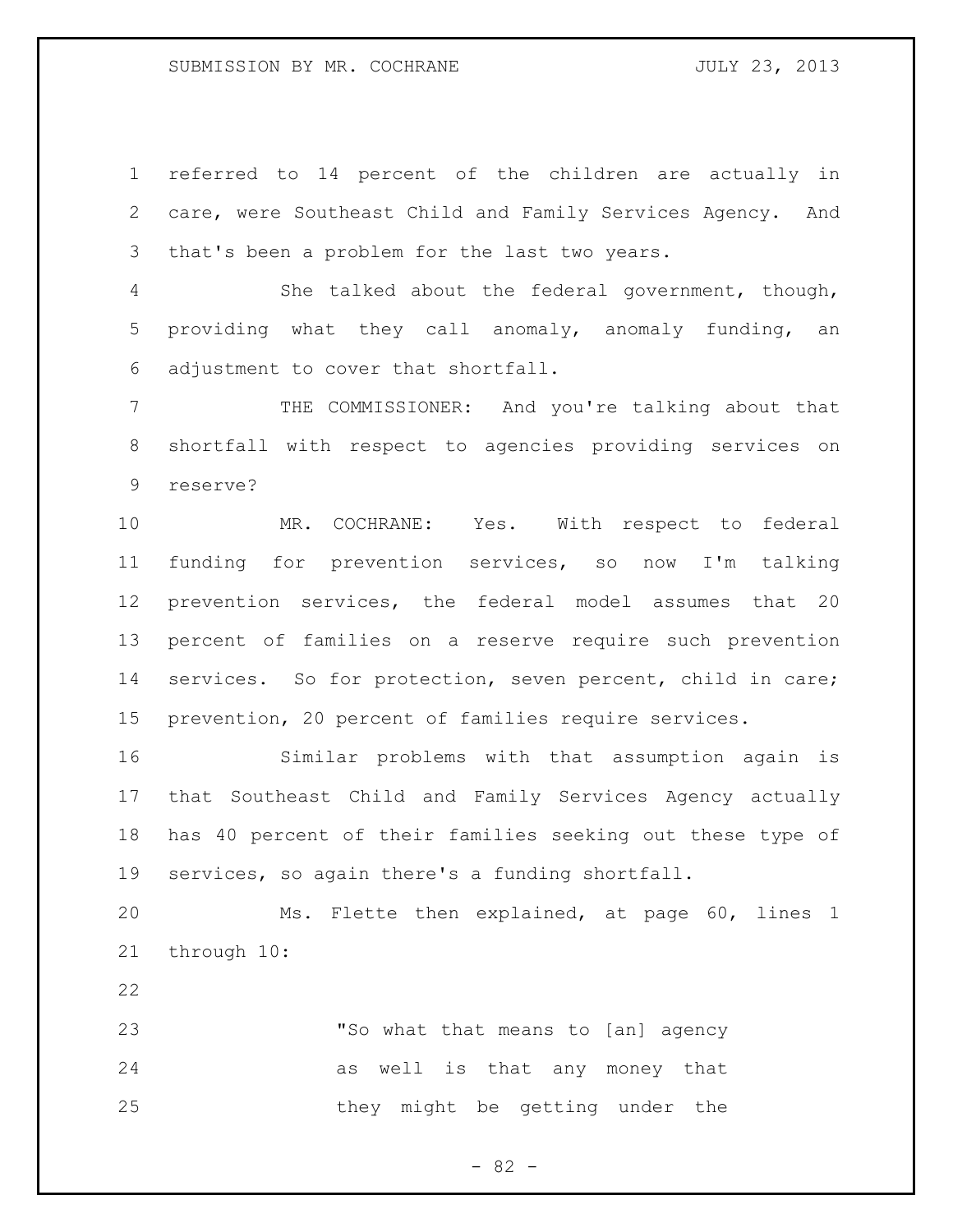referred to 14 percent of the children are actually in care, were Southeast Child and Family Services Agency. And that's been a problem for the last two years.

She talked about the federal government, though, providing what they call anomaly, anomaly funding, an adjustment to cover that shortfall.

THE COMMISSIONER: And you're talking about that shortfall with respect to agencies providing services on reserve?

MR. COCHRANE: Yes. With respect to federal funding for prevention services, so now I'm talking prevention services, the federal model assumes that 20 percent of families on a reserve require such prevention services. So for protection, seven percent, child in care; prevention, 20 percent of families require services.

Similar problems with that assumption again is that Southeast Child and Family Services Agency actually has 40 percent of their families seeking out these type of services, so again there's a funding shortfall.

Ms. Flette then explained, at page 60, lines 1 through 10:

> "So what that means to [an] agency as well is that any money that they might be getting under the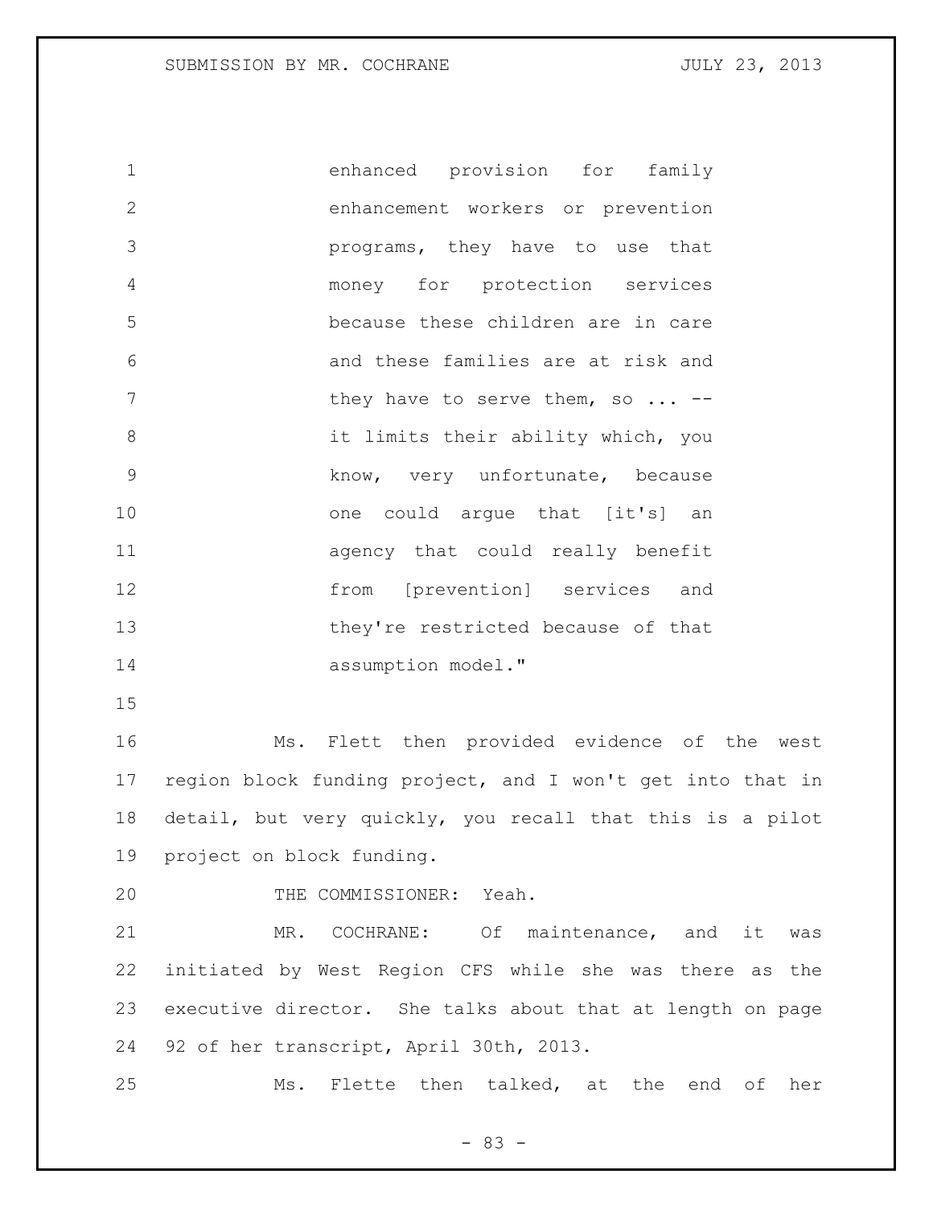enhanced provision for family enhancement workers or prevention programs, they have to use that money for protection services because these children are in care and these families are at risk and they have to serve them, so ... -- it limits their ability which, you know, very unfortunate, because one could argue that [it's] an agency that could really benefit from [prevention] services and they're restricted because of that assumption model."

Ms. Flett then provided evidence of the west region block funding project, and I won't get into that in detail, but very quickly, you recall that this is a pilot project on block funding.

THE COMMISSIONER: Yeah.

MR. COCHRANE: Of maintenance, and it was initiated by West Region CFS while she was there as the executive director. She talks about that at length on page 92 of her transcript, April 30th, 2013.

Ms. Flette then talked, at the end of her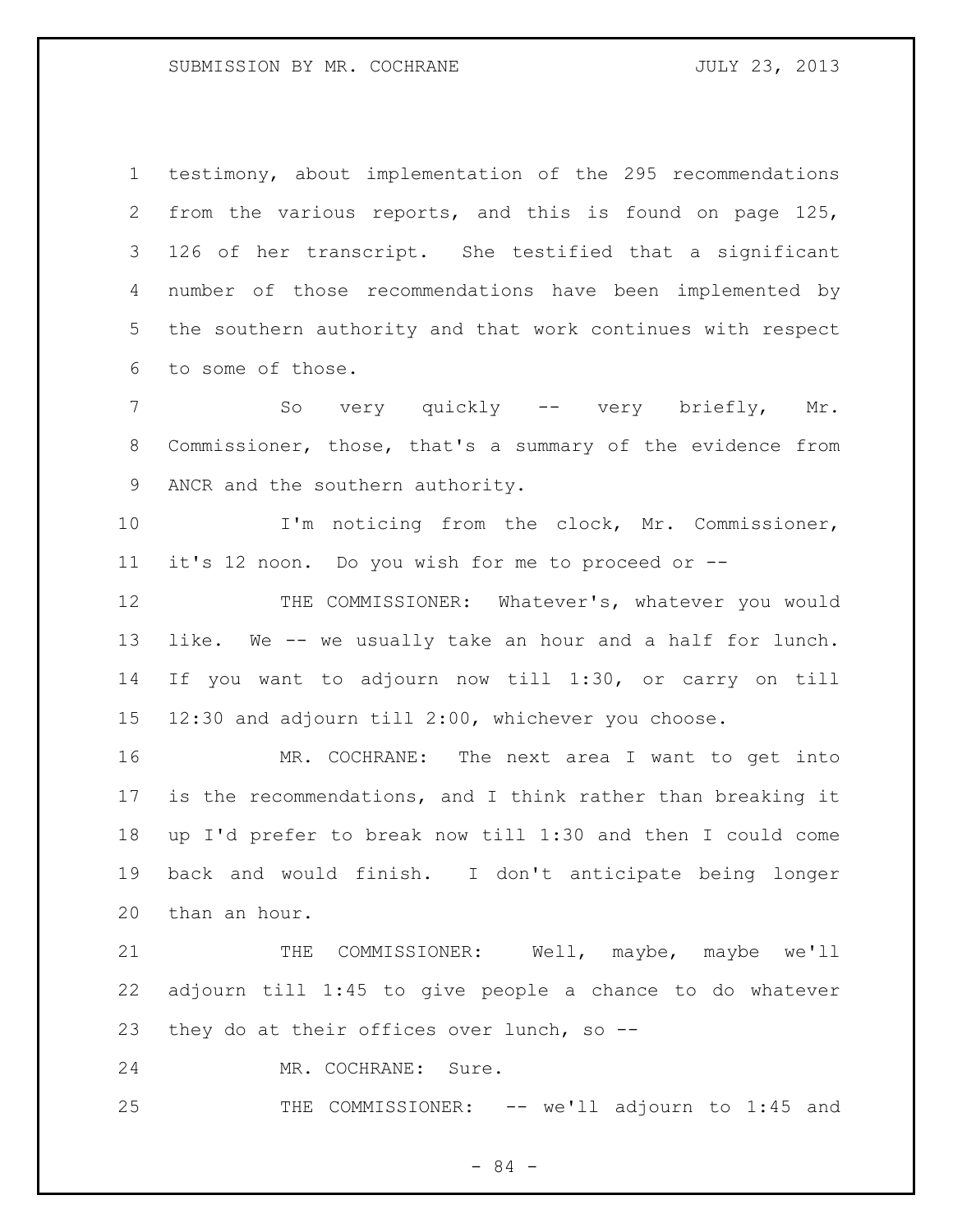testimony, about implementation of the 295 recommendations from the various reports, and this is found on page 125, 126 of her transcript. She testified that a significant number of those recommendations have been implemented by the southern authority and that work continues with respect to some of those.

So very quickly -- very briefly, Mr. Commissioner, those, that's a summary of the evidence from ANCR and the southern authority.

I'm noticing from the clock, Mr. Commissioner, it's 12 noon. Do you wish for me to proceed or --

THE COMMISSIONER: Whatever's, whatever you would like. We -- we usually take an hour and a half for lunch. If you want to adjourn now till 1:30, or carry on till 12:30 and adjourn till 2:00, whichever you choose.

MR. COCHRANE: The next area I want to get into is the recommendations, and I think rather than breaking it up I'd prefer to break now till 1:30 and then I could come back and would finish. I don't anticipate being longer than an hour.

THE COMMISSIONER: Well, maybe, maybe we'll adjourn till 1:45 to give people a chance to do whatever they do at their offices over lunch, so --

MR. COCHRANE: Sure.

THE COMMISSIONER: -- we'll adjourn to 1:45 and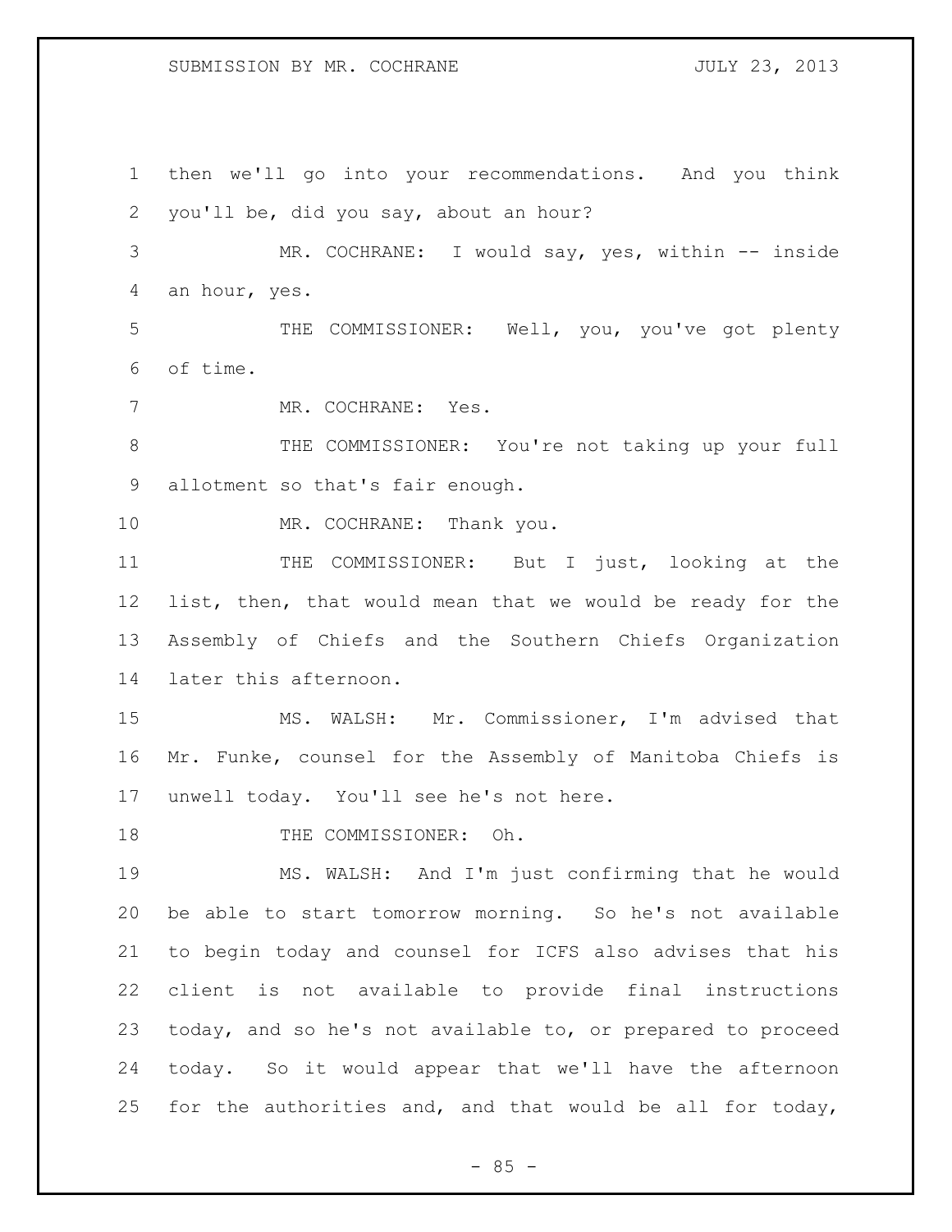then we'll go into your recommendations. And you think you'll be, did you say, about an hour?

MR. COCHRANE: I would say, yes, within -- inside an hour, yes.

THE COMMISSIONER: Well, you, you've got plenty of time.

MR. COCHRANE: Yes.

THE COMMISSIONER: You're not taking up your full allotment so that's fair enough.

MR. COCHRANE: Thank you.

THE COMMISSIONER: But I just, looking at the list, then, that would mean that we would be ready for the Assembly of Chiefs and the Southern Chiefs Organization later this afternoon.

MS. WALSH: Mr. Commissioner, I'm advised that Mr. Funke, counsel for the Assembly of Manitoba Chiefs is unwell today. You'll see he's not here.

THE COMMISSIONER: Oh.

MS. WALSH: And I'm just confirming that he would be able to start tomorrow morning. So he's not available to begin today and counsel for ICFS also advises that his client is not available to provide final instructions today, and so he's not available to, or prepared to proceed today. So it would appear that we'll have the afternoon for the authorities and, and that would be all for today,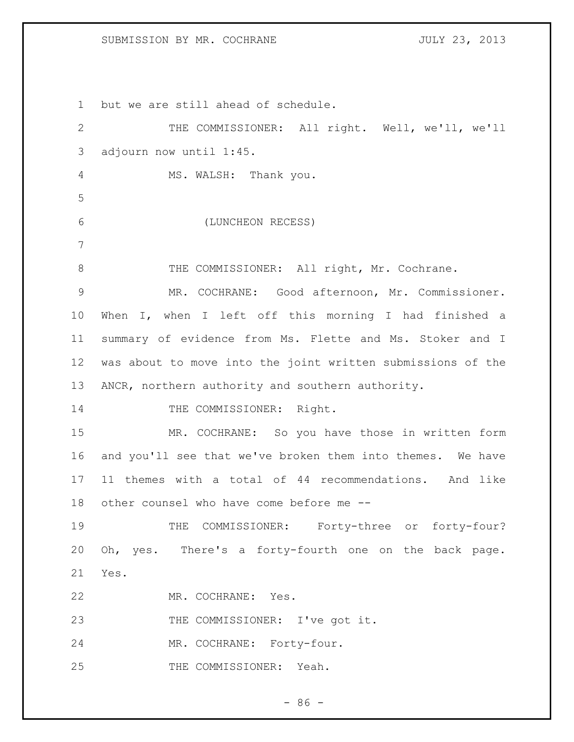but we are still ahead of schedule.

THE COMMISSIONER: All right. Well, we'll, we'll adjourn now until 1:45.

MS. WALSH: Thank you.

(LUNCHEON RECESS)

THE COMMISSIONER: All right, Mr. Cochrane.

MR. COCHRANE: Good afternoon, Mr. Commissioner. When I, when I left off this morning I had finished a summary of evidence from Ms. Flette and Ms. Stoker and I was about to move into the joint written submissions of the ANCR, northern authority and southern authority.

THE COMMISSIONER: Right.

MR. COCHRANE: So you have those in written form and you'll see that we've broken them into themes. We have 11 themes with a total of 44 recommendations. And like other counsel who have come before me --

THE COMMISSIONER: Forty-three or forty-four? Oh, yes. There's a forty-fourth one on the back page. Yes.

MR. COCHRANE: Yes.

THE COMMISSIONER: I've got it.

MR. COCHRANE: Forty-four.

THE COMMISSIONER: Yeah.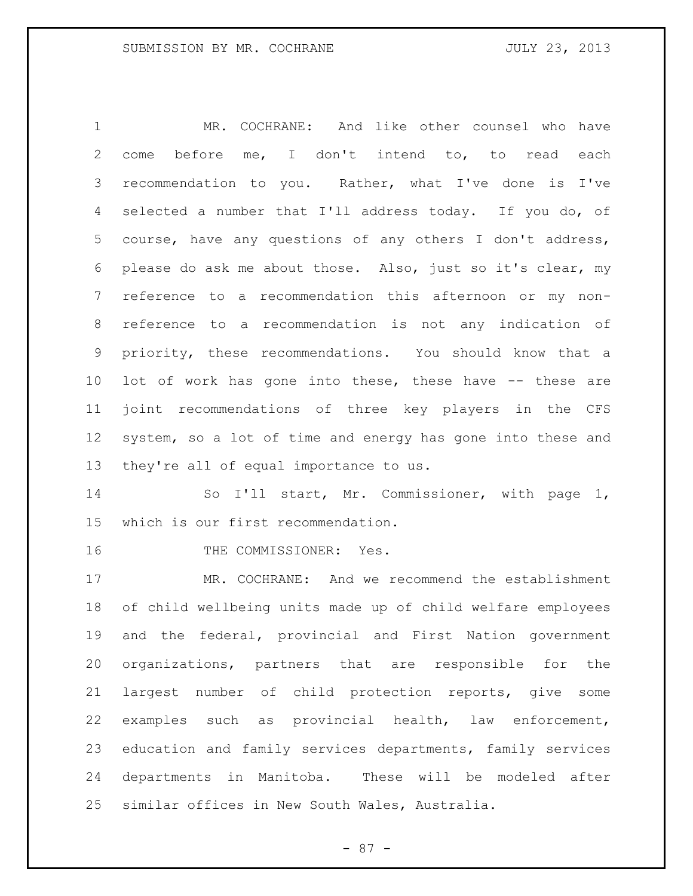MR. COCHRANE: And like other counsel who have come before me, I don't intend to, to read each recommendation to you. Rather, what I've done is I've selected a number that I'll address today. If you do, of course, have any questions of any others I don't address, please do ask me about those. Also, just so it's clear, my reference to a recommendation this afternoon or my non-reference to a recommendation is not any indication of priority, these recommendations. You should know that a lot of work has gone into these, these have -- these are joint recommendations of three key players in the CFS system, so a lot of time and energy has gone into these and they're all of equal importance to us.

So I'll start, Mr. Commissioner, with page 1, which is our first recommendation.

THE COMMISSIONER: Yes.

MR. COCHRANE: And we recommend the establishment of child wellbeing units made up of child welfare employees and the federal, provincial and First Nation government organizations, partners that are responsible for the largest number of child protection reports, give some examples such as provincial health, law enforcement, education and family services departments, family services departments in Manitoba. These will be modeled after similar offices in New South Wales, Australia.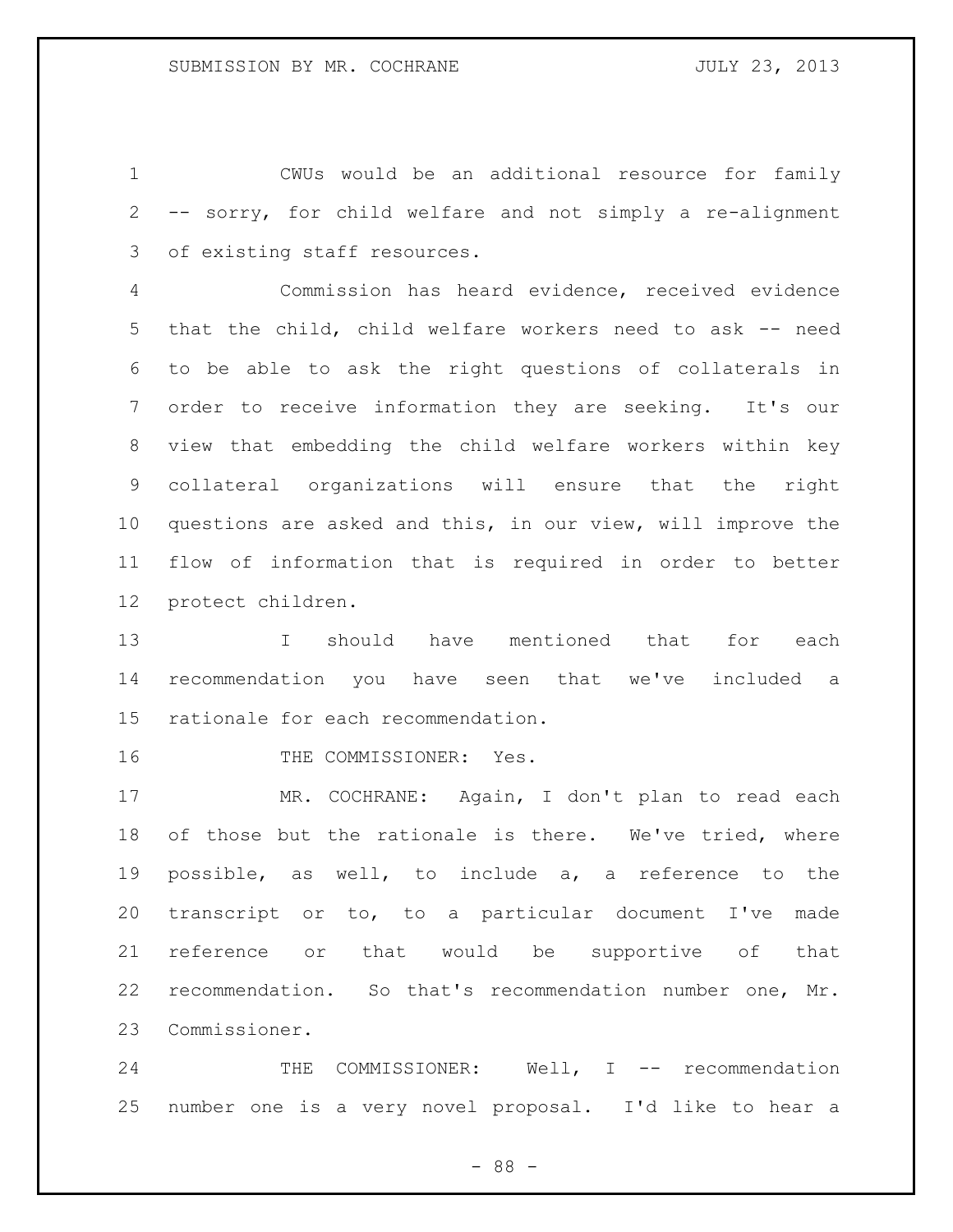CWUs would be an additional resource for family -- sorry, for child welfare and not simply a re-alignment of existing staff resources.

Commission has heard evidence, received evidence that the child, child welfare workers need to ask -- need to be able to ask the right questions of collaterals in order to receive information they are seeking. It's our view that embedding the child welfare workers within key collateral organizations will ensure that the right questions are asked and this, in our view, will improve the flow of information that is required in order to better protect children.

I should have mentioned that for each recommendation you have seen that we've included a rationale for each recommendation.

THE COMMISSIONER: Yes.

MR. COCHRANE: Again, I don't plan to read each of those but the rationale is there. We've tried, where possible, as well, to include a, a reference to the transcript or to, to a particular document I've made reference or that would be supportive of that recommendation. So that's recommendation number one, Mr. Commissioner.

THE COMMISSIONER: Well, I -- recommendation number one is a very novel proposal. I'd like to hear a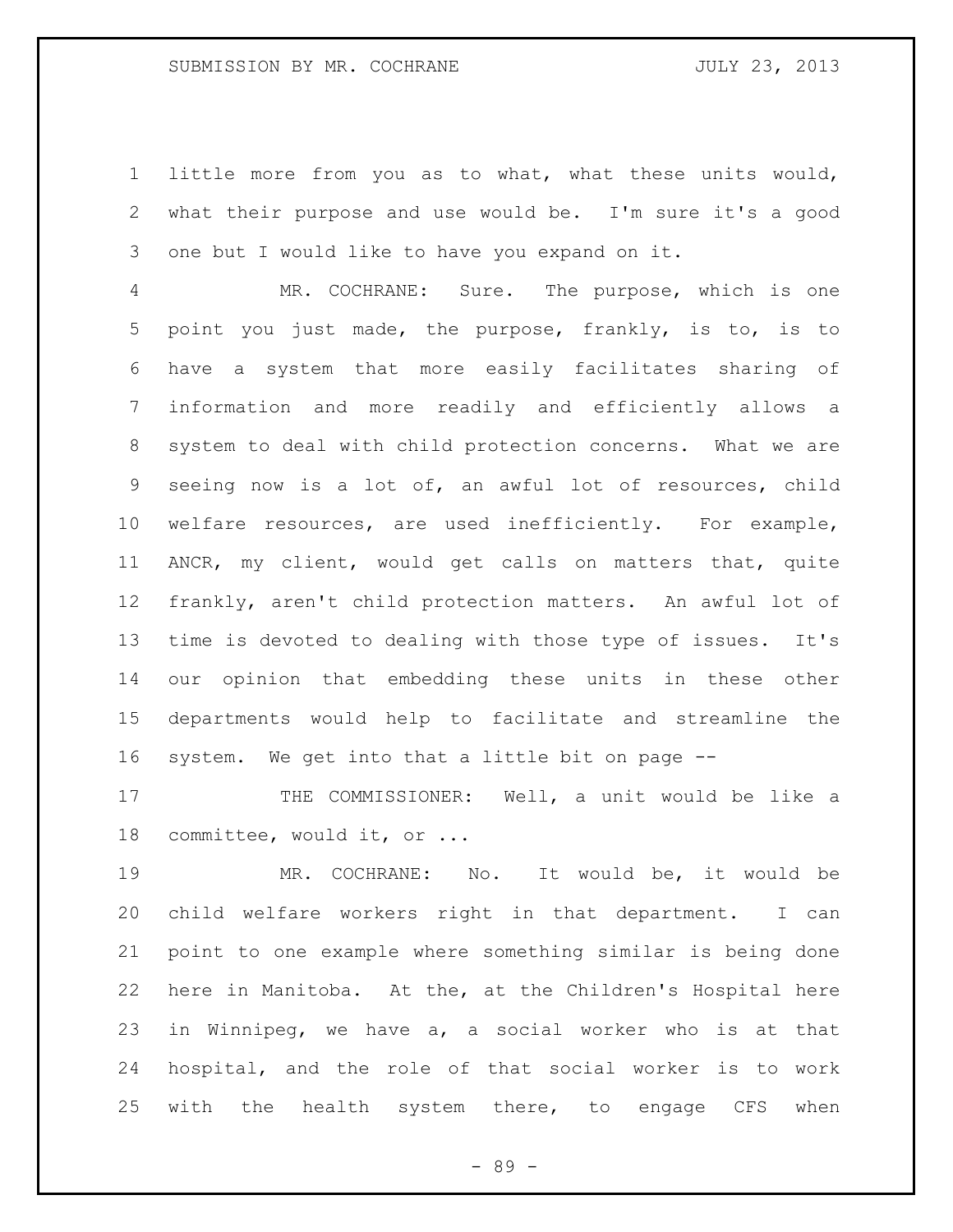little more from you as to what, what these units would, what their purpose and use would be. I'm sure it's a good one but I would like to have you expand on it.

MR. COCHRANE: Sure. The purpose, which is one point you just made, the purpose, frankly, is to, is to have a system that more easily facilitates sharing of information and more readily and efficiently allows a system to deal with child protection concerns. What we are seeing now is a lot of, an awful lot of resources, child welfare resources, are used inefficiently. For example, ANCR, my client, would get calls on matters that, quite frankly, aren't child protection matters. An awful lot of time is devoted to dealing with those type of issues. It's our opinion that embedding these units in these other departments would help to facilitate and streamline the system. We get into that a little bit on page --

THE COMMISSIONER: Well, a unit would be like a committee, would it, or ...

MR. COCHRANE: No. It would be, it would be child welfare workers right in that department. I can point to one example where something similar is being done here in Manitoba. At the, at the Children's Hospital here in Winnipeg, we have a, a social worker who is at that hospital, and the role of that social worker is to work with the health system there, to engage CFS when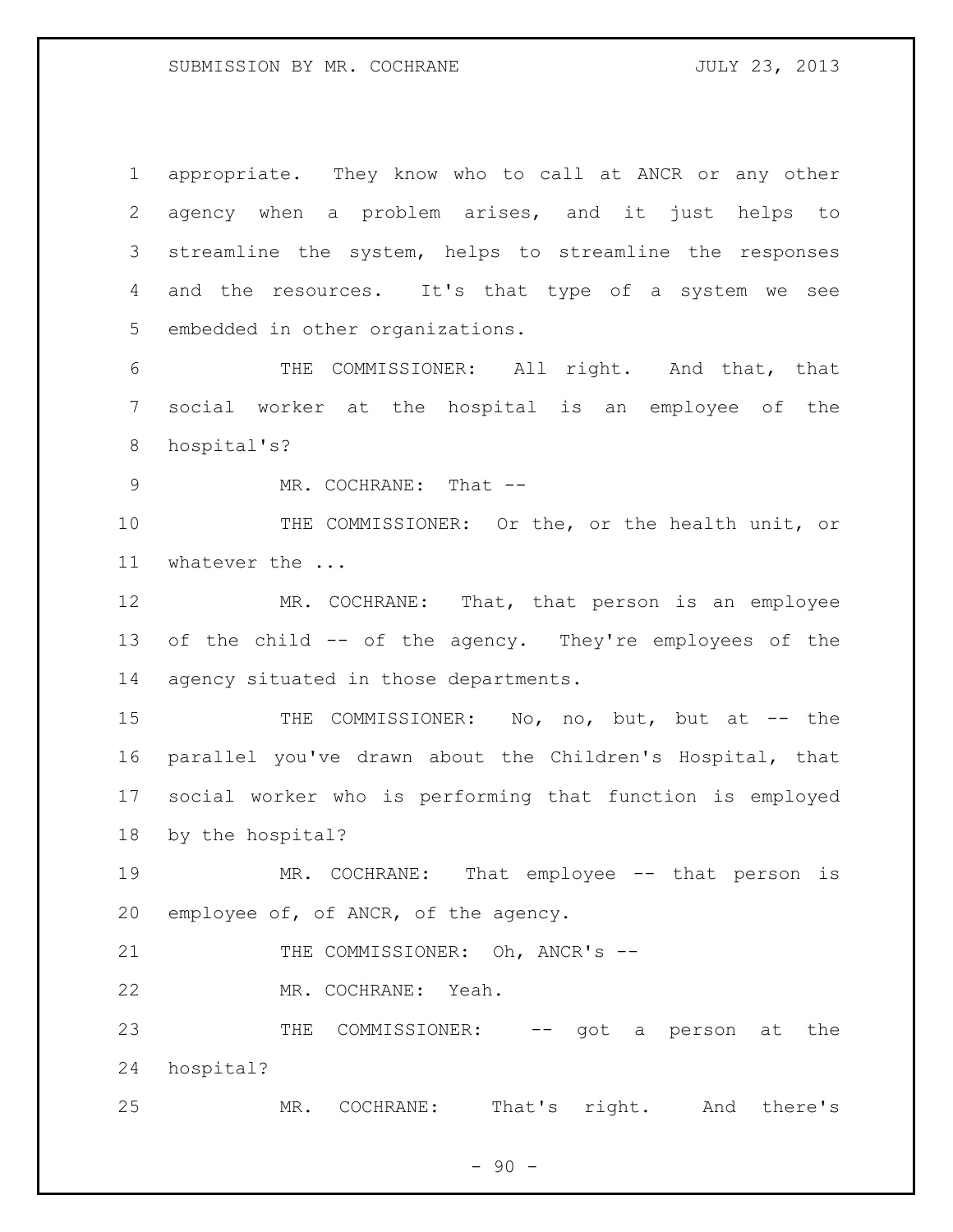appropriate. They know who to call at ANCR or any other agency when a problem arises, and it just helps to streamline the system, helps to streamline the responses and the resources. It's that type of a system we see embedded in other organizations.

THE COMMISSIONER: All right. And that, that social worker at the hospital is an employee of the hospital's?

MR. COCHRANE: That --

THE COMMISSIONER: Or the, or the health unit, or whatever the ...

MR. COCHRANE: That, that person is an employee of the child -- of the agency. They're employees of the agency situated in those departments.

THE COMMISSIONER: No, no, but, but at -- the parallel you've drawn about the Children's Hospital, that social worker who is performing that function is employed by the hospital?

MR. COCHRANE: That employee -- that person is employee of, of ANCR, of the agency.

THE COMMISSIONER: Oh, ANCR's --

MR. COCHRANE: Yeah.

THE COMMISSIONER: -- got a person at the hospital?

MR. COCHRANE: That's right. And there's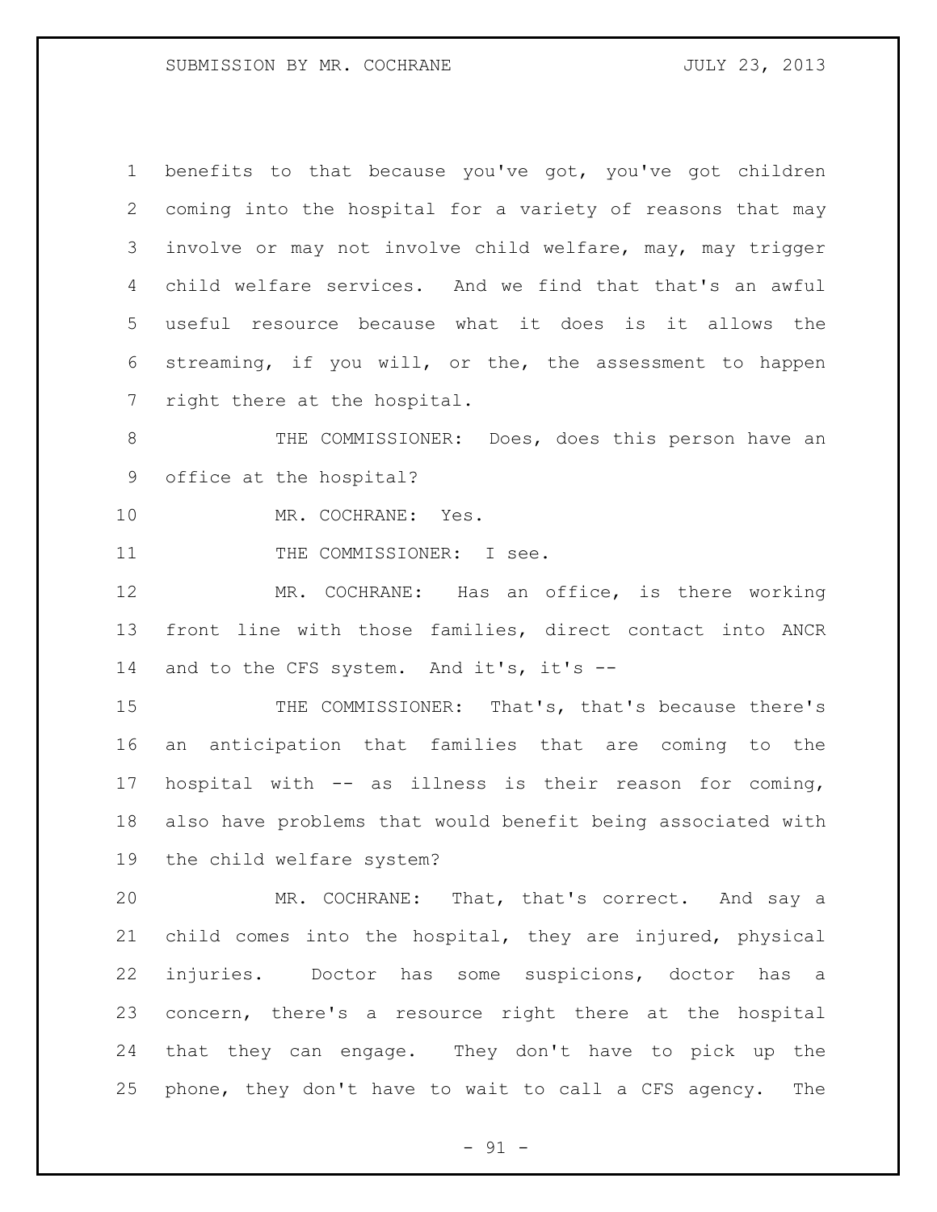benefits to that because you've got, you've got children coming into the hospital for a variety of reasons that may involve or may not involve child welfare, may, may trigger child welfare services. And we find that that's an awful useful resource because what it does is it allows the streaming, if you will, or the, the assessment to happen right there at the hospital.

THE COMMISSIONER: Does, does this person have an office at the hospital?

MR. COCHRANE: Yes.

THE COMMISSIONER: I see.

MR. COCHRANE: Has an office, is there working front line with those families, direct contact into ANCR and to the CFS system. And it's, it's --

THE COMMISSIONER: That's, that's because there's an anticipation that families that are coming to the hospital with -- as illness is their reason for coming, also have problems that would benefit being associated with the child welfare system?

MR. COCHRANE: That, that's correct. And say a child comes into the hospital, they are injured, physical injuries. Doctor has some suspicions, doctor has a concern, there's a resource right there at the hospital that they can engage. They don't have to pick up the phone, they don't have to wait to call a CFS agency. The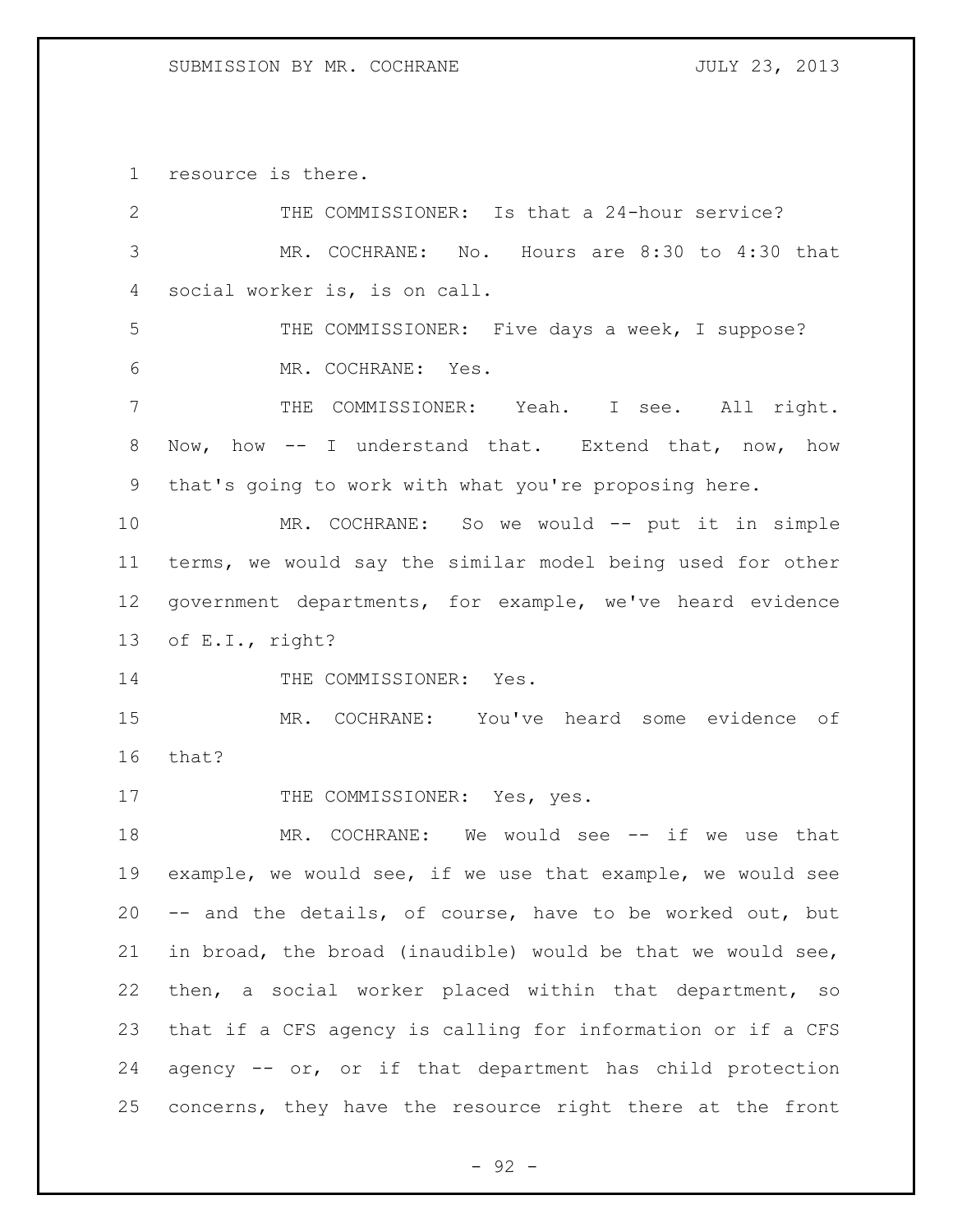resource is there.

THE COMMISSIONER: Is that a 24-hour service?

MR. COCHRANE: No. Hours are 8:30 to 4:30 that social worker is, is on call.

THE COMMISSIONER: Five days a week, I suppose?

MR. COCHRANE: Yes.

THE COMMISSIONER: Yeah. I see. All right. Now, how -- I understand that. Extend that, now, how that's going to work with what you're proposing here.

MR. COCHRANE: So we would -- put it in simple terms, we would say the similar model being used for other government departments, for example, we've heard evidence of E.I., right?

THE COMMISSIONER: Yes.

MR. COCHRANE: You've heard some evidence of that?

THE COMMISSIONER: Yes, yes.

MR. COCHRANE: We would see -- if we use that example, we would see, if we use that example, we would see -- and the details, of course, have to be worked out, but in broad, the broad (inaudible) would be that we would see, then, a social worker placed within that department, so that if a CFS agency is calling for information or if a CFS agency -- or, or if that department has child protection concerns, they have the resource right there at the front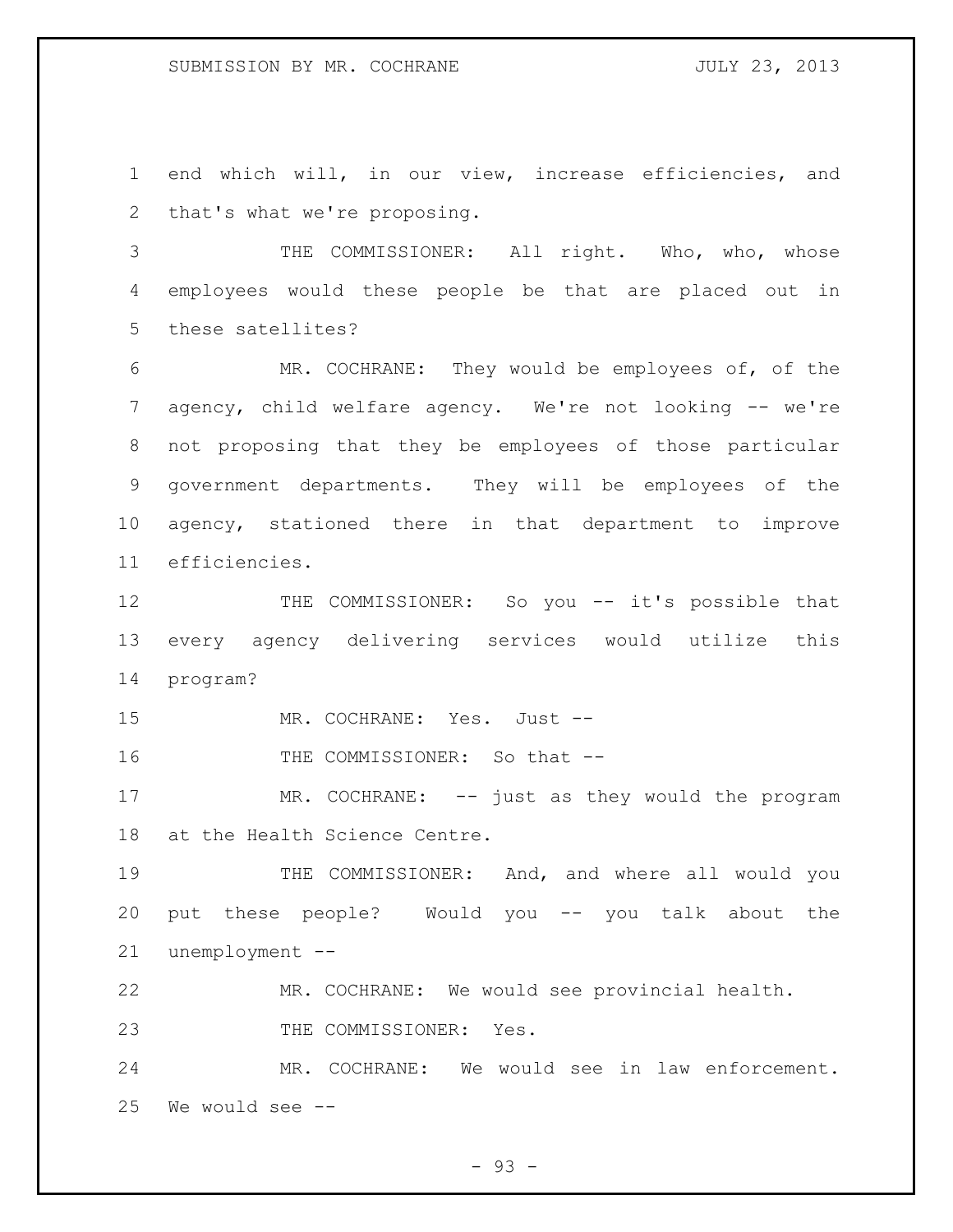end which will, in our view, increase efficiencies, and that's what we're proposing.

THE COMMISSIONER: All right. Who, who, whose employees would these people be that are placed out in these satellites?

MR. COCHRANE: They would be employees of, of the agency, child welfare agency. We're not looking -- we're not proposing that they be employees of those particular government departments. They will be employees of the agency, stationed there in that department to improve efficiencies.

THE COMMISSIONER: So you -- it's possible that every agency delivering services would utilize this program?

MR. COCHRANE: Yes. Just --

THE COMMISSIONER: So that --

MR. COCHRANE: -- just as they would the program at the Health Science Centre.

THE COMMISSIONER: And, and where all would you put these people? Would you -- you talk about the unemployment --

MR. COCHRANE: We would see provincial health.

THE COMMISSIONER: Yes.

MR. COCHRANE: We would see in law enforcement. We would see --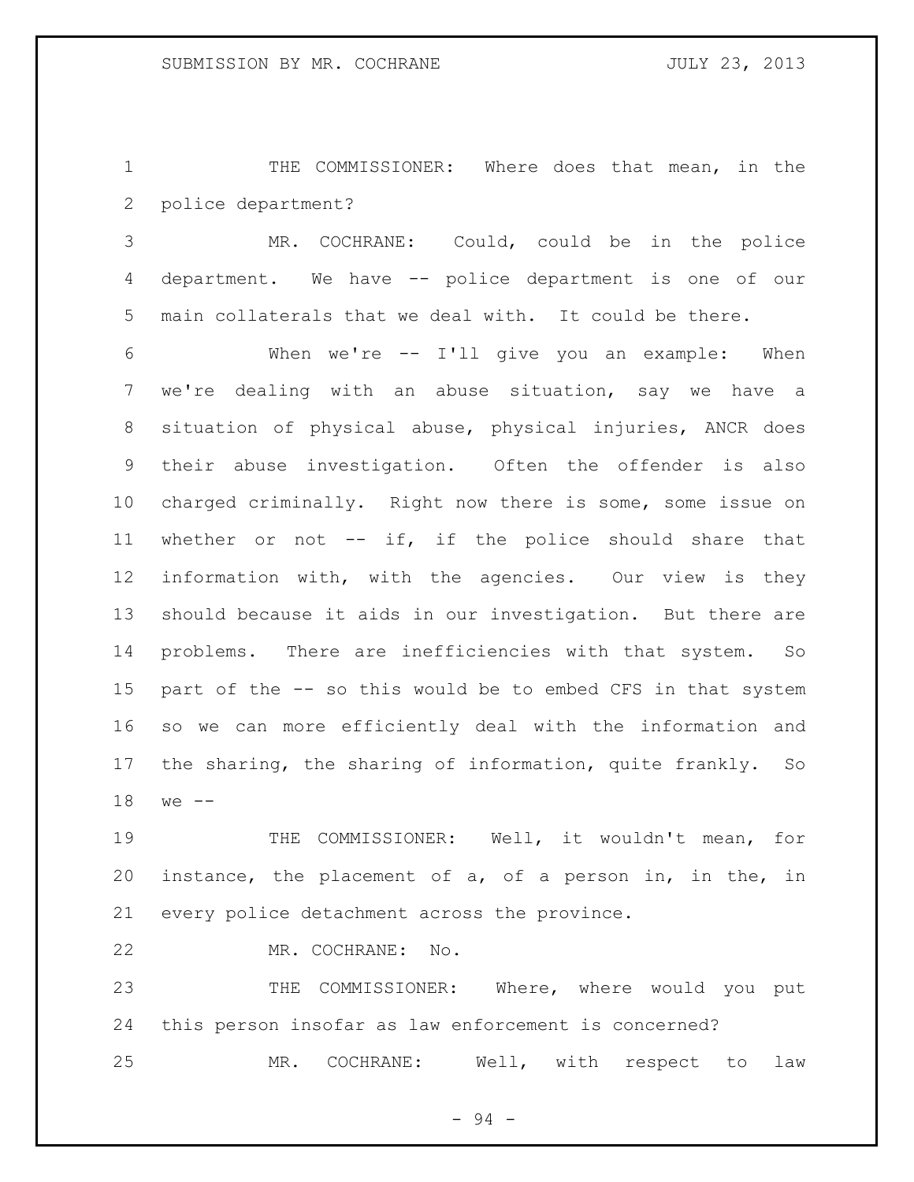THE COMMISSIONER: Where does that mean, in the police department?

MR. COCHRANE: Could, could be in the police department. We have -- police department is one of our main collaterals that we deal with. It could be there.

When we're -- I'll give you an example: When we're dealing with an abuse situation, say we have a situation of physical abuse, physical injuries, ANCR does their abuse investigation. Often the offender is also charged criminally. Right now there is some, some issue on whether or not -- if, if the police should share that information with, with the agencies. Our view is they should because it aids in our investigation. But there are problems. There are inefficiencies with that system. So part of the -- so this would be to embed CFS in that system so we can more efficiently deal with the information and the sharing, the sharing of information, quite frankly. So we --

THE COMMISSIONER: Well, it wouldn't mean, for instance, the placement of a, of a person in, in the, in every police detachment across the province.

MR. COCHRANE: No.

THE COMMISSIONER: Where, where would you put this person insofar as law enforcement is concerned?

MR. COCHRANE: Well, with respect to law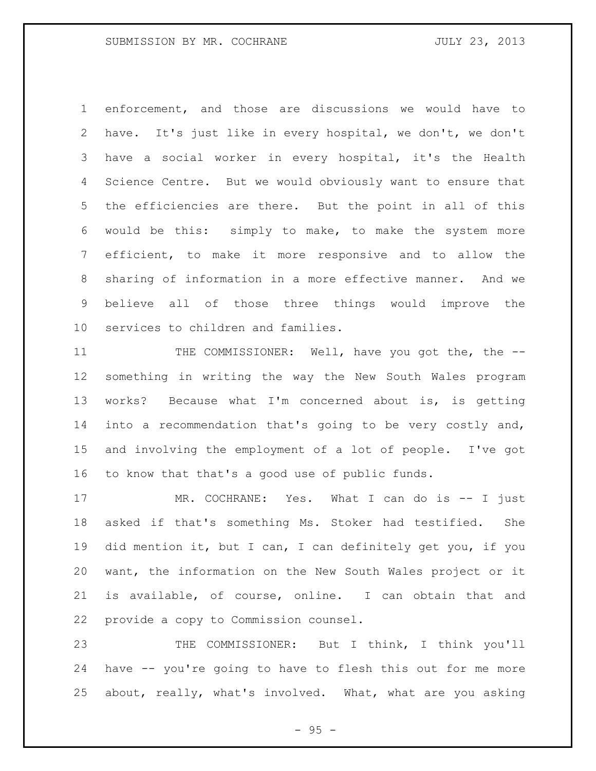enforcement, and those are discussions we would have to have. It's just like in every hospital, we don't, we don't have a social worker in every hospital, it's the Health Science Centre. But we would obviously want to ensure that the efficiencies are there. But the point in all of this would be this: simply to make, to make the system more efficient, to make it more responsive and to allow the sharing of information in a more effective manner. And we believe all of those three things would improve the services to children and families.

THE COMMISSIONER: Well, have you got the, the -- something in writing the way the New South Wales program works? Because what I'm concerned about is, is getting into a recommendation that's going to be very costly and, and involving the employment of a lot of people. I've got to know that that's a good use of public funds.

MR. COCHRANE: Yes. What I can do is -- I just asked if that's something Ms. Stoker had testified. She did mention it, but I can, I can definitely get you, if you want, the information on the New South Wales project or it is available, of course, online. I can obtain that and provide a copy to Commission counsel.

THE COMMISSIONER: But I think, I think you'll have -- you're going to have to flesh this out for me more about, really, what's involved. What, what are you asking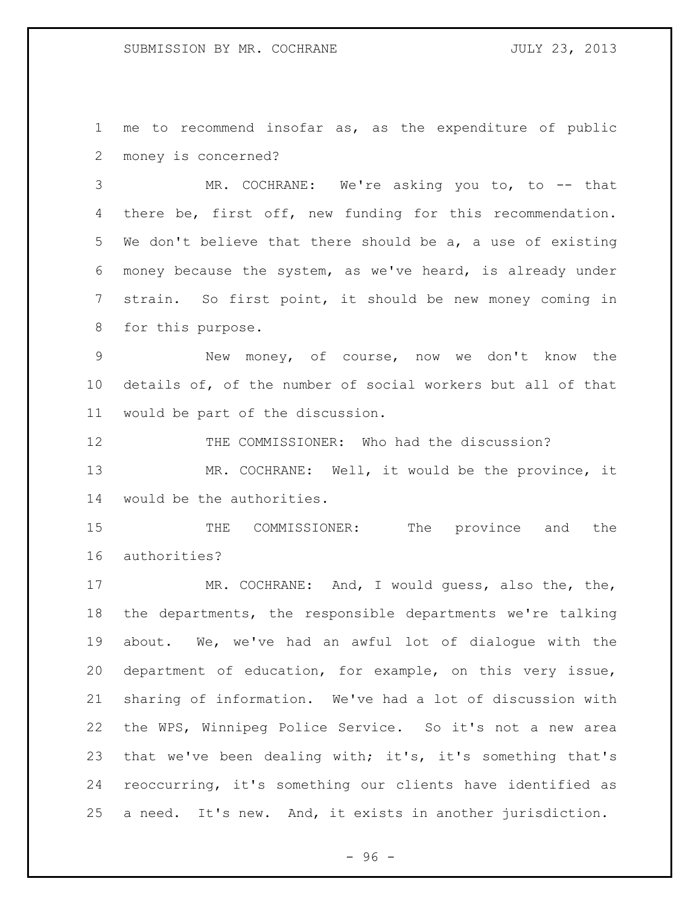me to recommend insofar as, as the expenditure of public money is concerned?

MR. COCHRANE: We're asking you to, to -- that there be, first off, new funding for this recommendation. We don't believe that there should be a, a use of existing money because the system, as we've heard, is already under strain. So first point, it should be new money coming in for this purpose.

New money, of course, now we don't know the details of, of the number of social workers but all of that would be part of the discussion.

THE COMMISSIONER: Who had the discussion?

MR. COCHRANE: Well, it would be the province, it would be the authorities.

THE COMMISSIONER: The province and the authorities?

MR. COCHRANE: And, I would guess, also the, the, the departments, the responsible departments we're talking about. We, we've had an awful lot of dialogue with the department of education, for example, on this very issue, sharing of information. We've had a lot of discussion with the WPS, Winnipeg Police Service. So it's not a new area that we've been dealing with; it's, it's something that's reoccurring, it's something our clients have identified as a need. It's new. And, it exists in another jurisdiction.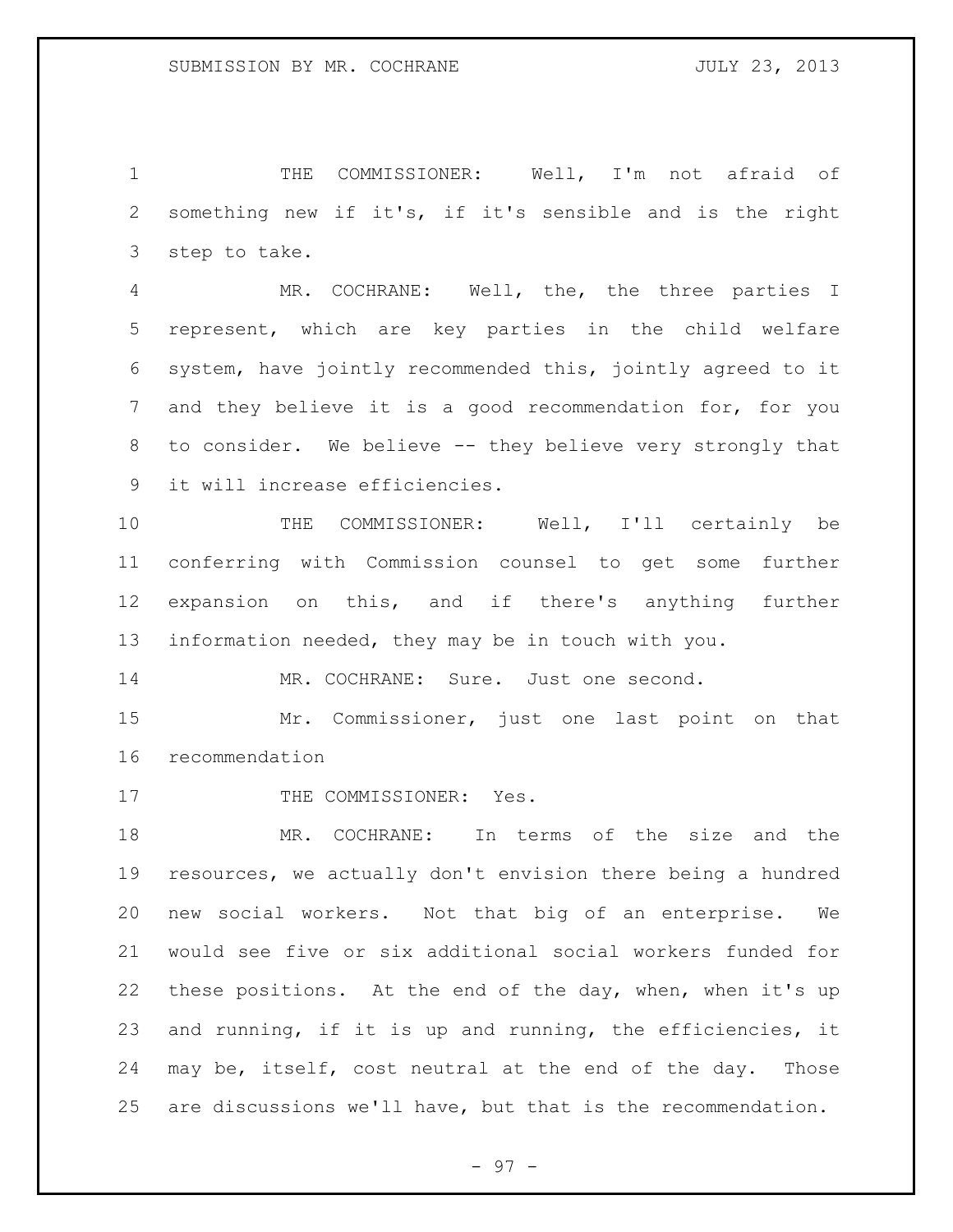THE COMMISSIONER: Well, I'm not afraid of something new if it's, if it's sensible and is the right step to take.

MR. COCHRANE: Well, the, the three parties I represent, which are key parties in the child welfare system, have jointly recommended this, jointly agreed to it and they believe it is a good recommendation for, for you to consider. We believe -- they believe very strongly that it will increase efficiencies.

THE COMMISSIONER: Well, I'll certainly be conferring with Commission counsel to get some further expansion on this, and if there's anything further information needed, they may be in touch with you.

MR. COCHRANE: Sure. Just one second.

Mr. Commissioner, just one last point on that recommendation

THE COMMISSIONER: Yes.

MR. COCHRANE: In terms of the size and the resources, we actually don't envision there being a hundred new social workers. Not that big of an enterprise. We would see five or six additional social workers funded for these positions. At the end of the day, when, when it's up and running, if it is up and running, the efficiencies, it may be, itself, cost neutral at the end of the day. Those are discussions we'll have, but that is the recommendation.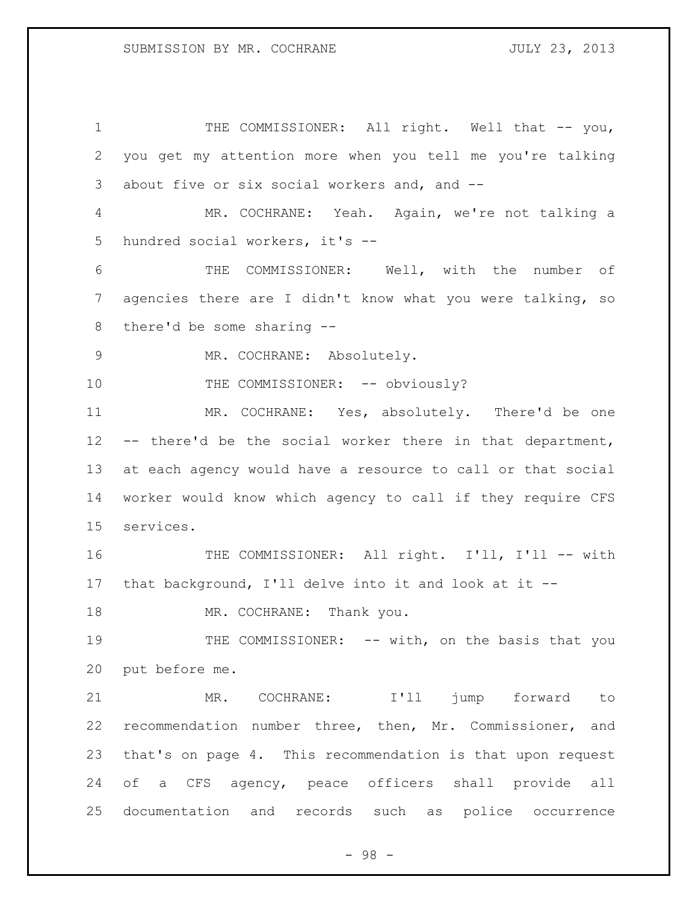THE COMMISSIONER: All right. Well that -- you, you get my attention more when you tell me you're talking about five or six social workers and, and --

MR. COCHRANE: Yeah. Again, we're not talking a hundred social workers, it's --

THE COMMISSIONER: Well, with the number of agencies there are I didn't know what you were talking, so there'd be some sharing --

MR. COCHRANE: Absolutely.

THE COMMISSIONER: -- obviously?

MR. COCHRANE: Yes, absolutely. There'd be one -- there'd be the social worker there in that department, at each agency would have a resource to call or that social worker would know which agency to call if they require CFS services.

THE COMMISSIONER: All right. I'll, I'll -- with that background, I'll delve into it and look at it --

MR. COCHRANE: Thank you.

THE COMMISSIONER: -- with, on the basis that you put before me.

MR. COCHRANE: I'll jump forward to recommendation number three, then, Mr. Commissioner, and that's on page 4. This recommendation is that upon request of a CFS agency, peace officers shall provide all documentation and records such as police occurrence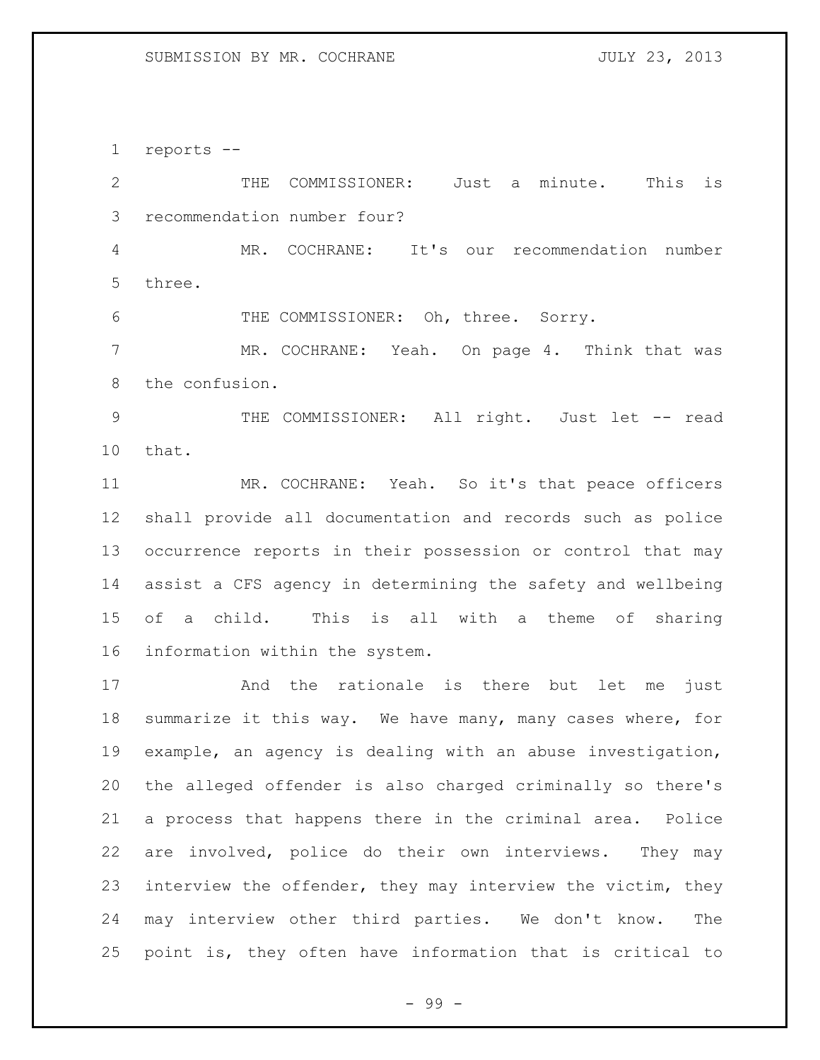reports --

THE COMMISSIONER: Just a minute. This is recommendation number four?

MR. COCHRANE: It's our recommendation number three.

THE COMMISSIONER: Oh, three. Sorry.

MR. COCHRANE: Yeah. On page 4. Think that was the confusion.

THE COMMISSIONER: All right. Just let -- read that.

MR. COCHRANE: Yeah. So it's that peace officers shall provide all documentation and records such as police occurrence reports in their possession or control that may assist a CFS agency in determining the safety and wellbeing of a child. This is all with a theme of sharing information within the system.

And the rationale is there but let me just summarize it this way. We have many, many cases where, for example, an agency is dealing with an abuse investigation, the alleged offender is also charged criminally so there's a process that happens there in the criminal area. Police are involved, police do their own interviews. They may interview the offender, they may interview the victim, they may interview other third parties. We don't know. The point is, they often have information that is critical to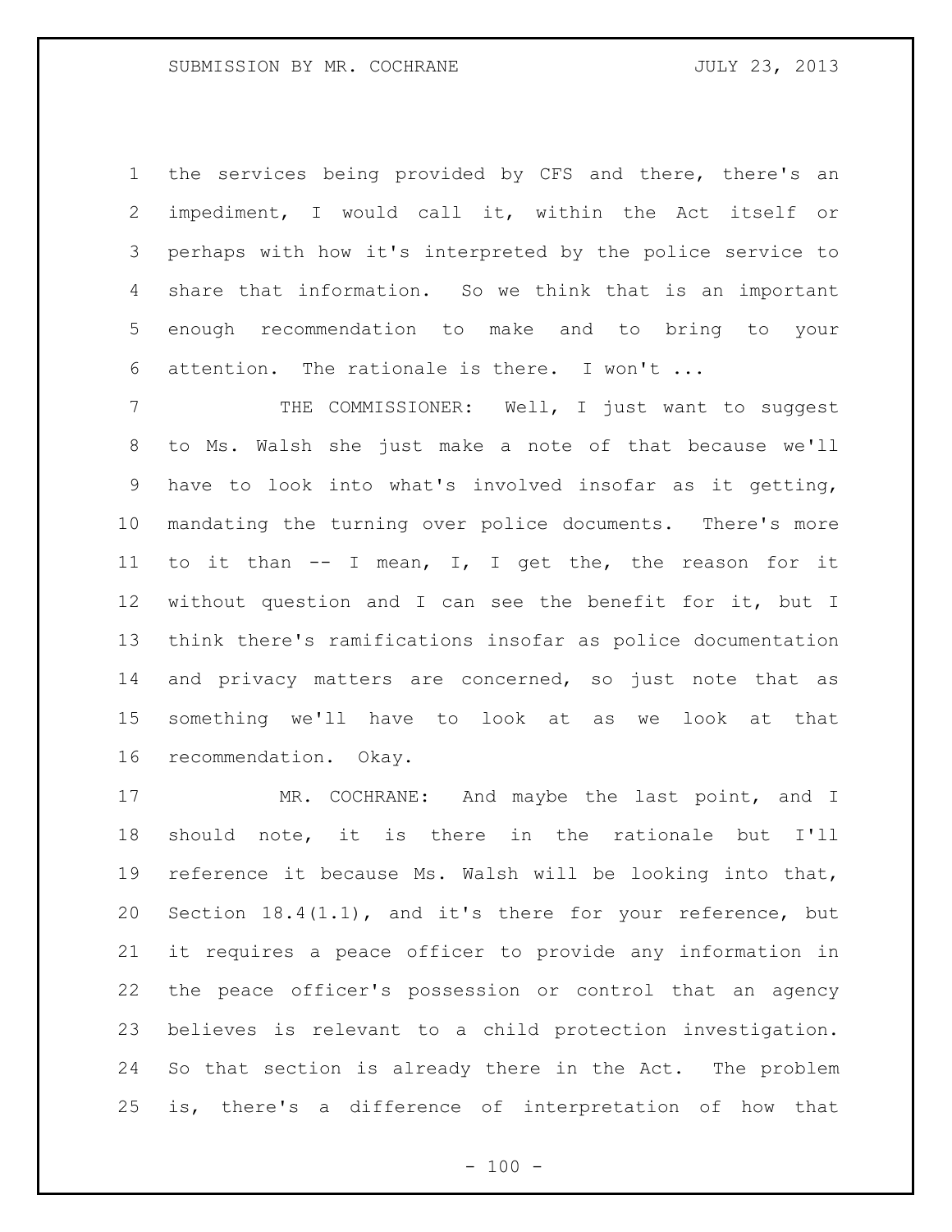the services being provided by CFS and there, there's an impediment, I would call it, within the Act itself or perhaps with how it's interpreted by the police service to share that information. So we think that is an important enough recommendation to make and to bring to your attention. The rationale is there. I won't ...

THE COMMISSIONER: Well, I just want to suggest to Ms. Walsh she just make a note of that because we'll have to look into what's involved insofar as it getting, mandating the turning over police documents. There's more to it than -- I mean, I, I get the, the reason for it without question and I can see the benefit for it, but I think there's ramifications insofar as police documentation and privacy matters are concerned, so just note that as something we'll have to look at as we look at that recommendation. Okay.

MR. COCHRANE: And maybe the last point, and I should note, it is there in the rationale but I'll reference it because Ms. Walsh will be looking into that, Section 18.4(1.1), and it's there for your reference, but it requires a peace officer to provide any information in the peace officer's possession or control that an agency believes is relevant to a child protection investigation. So that section is already there in the Act. The problem is, there's a difference of interpretation of how that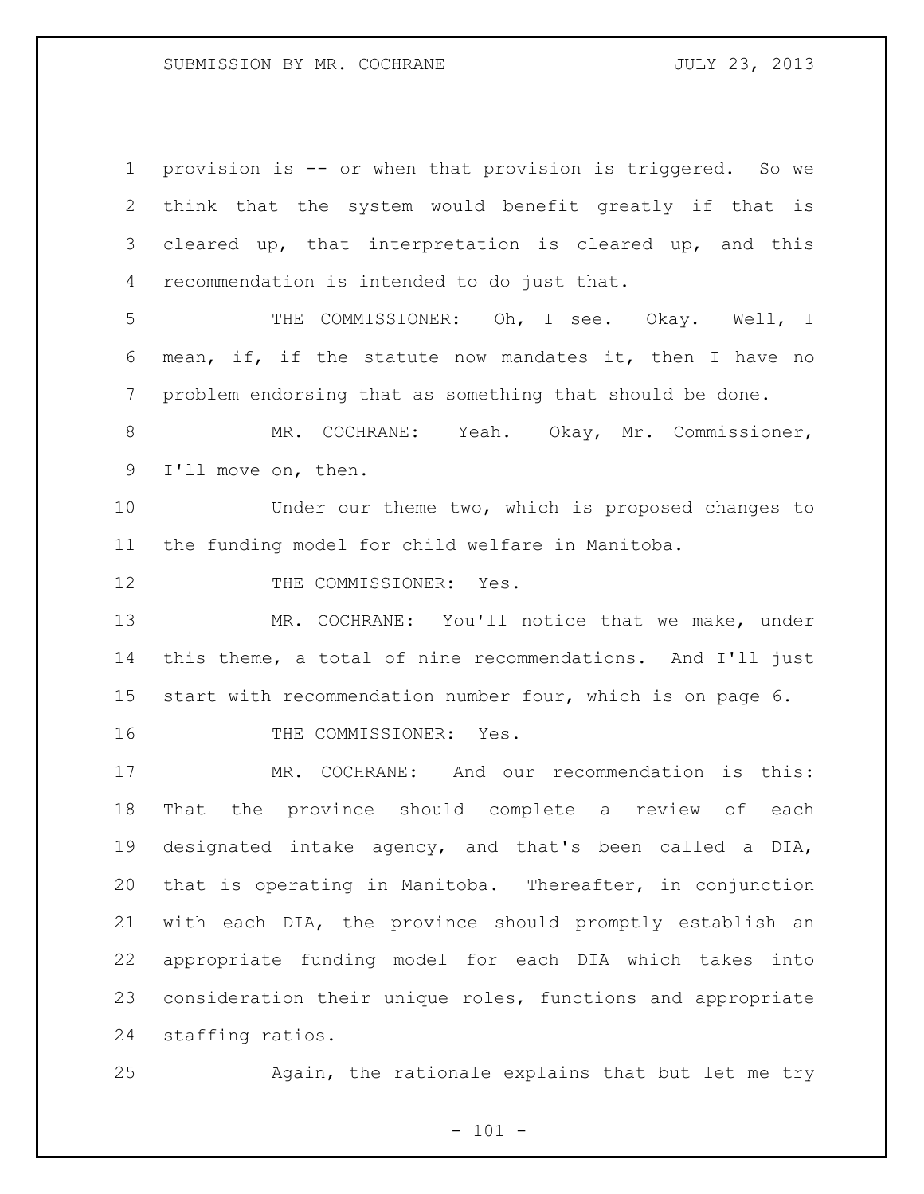provision is -- or when that provision is triggered. So we think that the system would benefit greatly if that is cleared up, that interpretation is cleared up, and this recommendation is intended to do just that.

THE COMMISSIONER: Oh, I see. Okay. Well, I mean, if, if the statute now mandates it, then I have no problem endorsing that as something that should be done.

MR. COCHRANE: Yeah. Okay, Mr. Commissioner, I'll move on, then.

Under our theme two, which is proposed changes to the funding model for child welfare in Manitoba.

THE COMMISSIONER: Yes.

MR. COCHRANE: You'll notice that we make, under this theme, a total of nine recommendations. And I'll just start with recommendation number four, which is on page 6.

THE COMMISSIONER: Yes.

MR. COCHRANE: And our recommendation is this: That the province should complete a review of each designated intake agency, and that's been called a DIA, that is operating in Manitoba. Thereafter, in conjunction with each DIA, the province should promptly establish an appropriate funding model for each DIA which takes into consideration their unique roles, functions and appropriate staffing ratios.

Again, the rationale explains that but let me try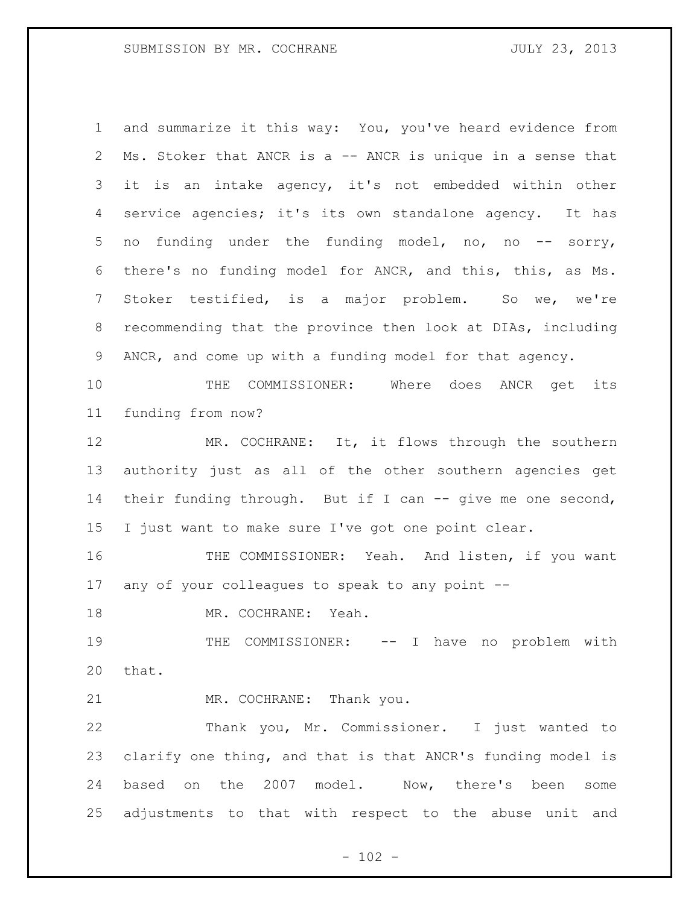and summarize it this way: You, you've heard evidence from Ms. Stoker that ANCR is a -- ANCR is unique in a sense that it is an intake agency, it's not embedded within other service agencies; it's its own standalone agency. It has no funding under the funding model, no, no -- sorry, there's no funding model for ANCR, and this, this, as Ms. Stoker testified, is a major problem. So we, we're recommending that the province then look at DIAs, including ANCR, and come up with a funding model for that agency.

THE COMMISSIONER: Where does ANCR get its funding from now?

MR. COCHRANE: It, it flows through the southern authority just as all of the other southern agencies get their funding through. But if I can -- give me one second, I just want to make sure I've got one point clear.

THE COMMISSIONER: Yeah. And listen, if you want any of your colleagues to speak to any point --

MR. COCHRANE: Yeah.

THE COMMISSIONER: -- I have no problem with that.

MR. COCHRANE: Thank you.

Thank you, Mr. Commissioner. I just wanted to clarify one thing, and that is that ANCR's funding model is based on the 2007 model. Now, there's been some adjustments to that with respect to the abuse unit and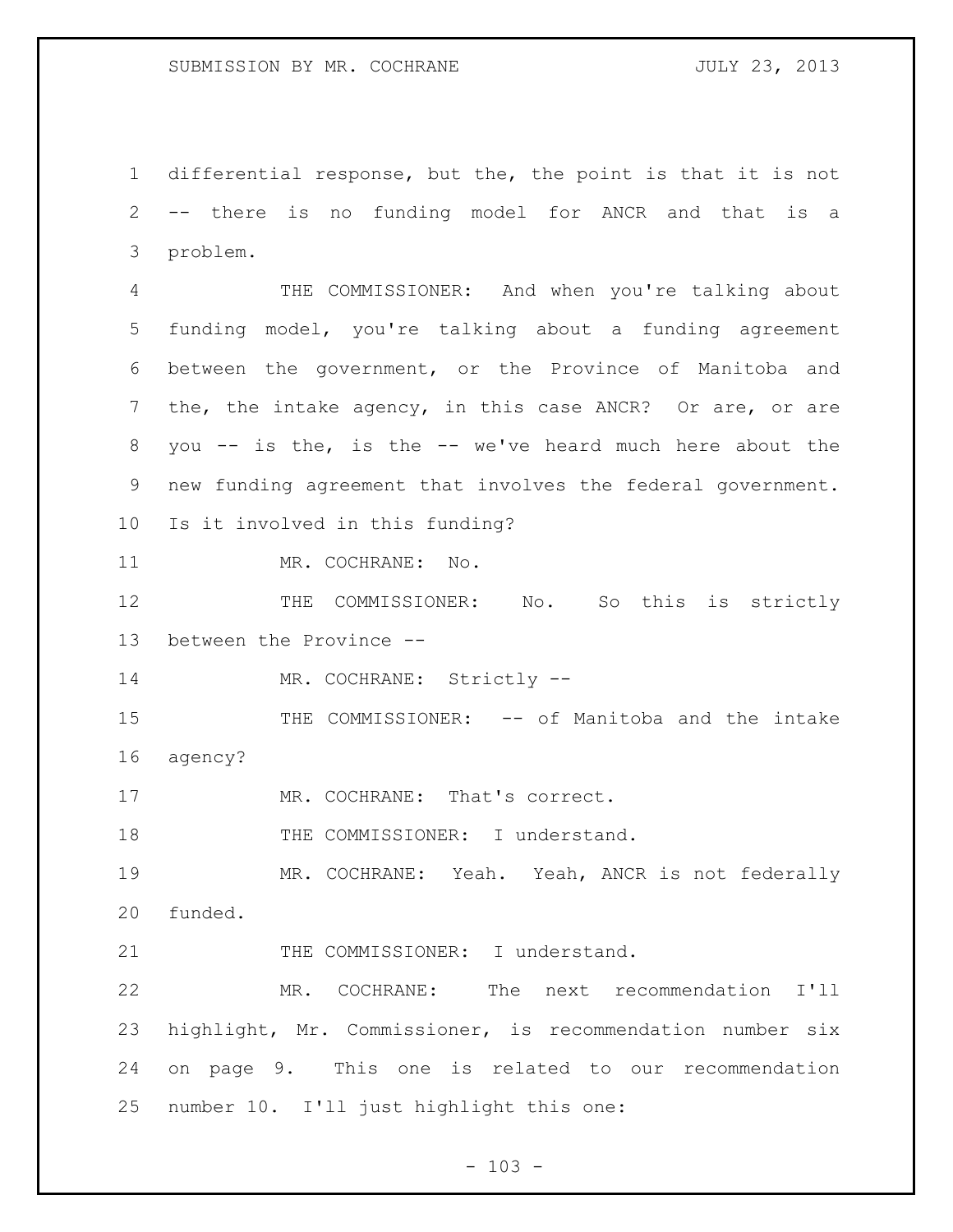differential response, but the, the point is that it is not -- there is no funding model for ANCR and that is a problem.

THE COMMISSIONER: And when you're talking about funding model, you're talking about a funding agreement between the government, or the Province of Manitoba and the, the intake agency, in this case ANCR? Or are, or are you -- is the, is the -- we've heard much here about the new funding agreement that involves the federal government. Is it involved in this funding?

MR. COCHRANE: No.

THE COMMISSIONER: No. So this is strictly between the Province --

MR. COCHRANE: Strictly --

THE COMMISSIONER: -- of Manitoba and the intake agency?

MR. COCHRANE: That's correct.

THE COMMISSIONER: I understand.

MR. COCHRANE: Yeah. Yeah, ANCR is not federally funded.

THE COMMISSIONER: I understand.

MR. COCHRANE: The next recommendation I'll highlight, Mr. Commissioner, is recommendation number six on page 9. This one is related to our recommendation number 10. I'll just highlight this one: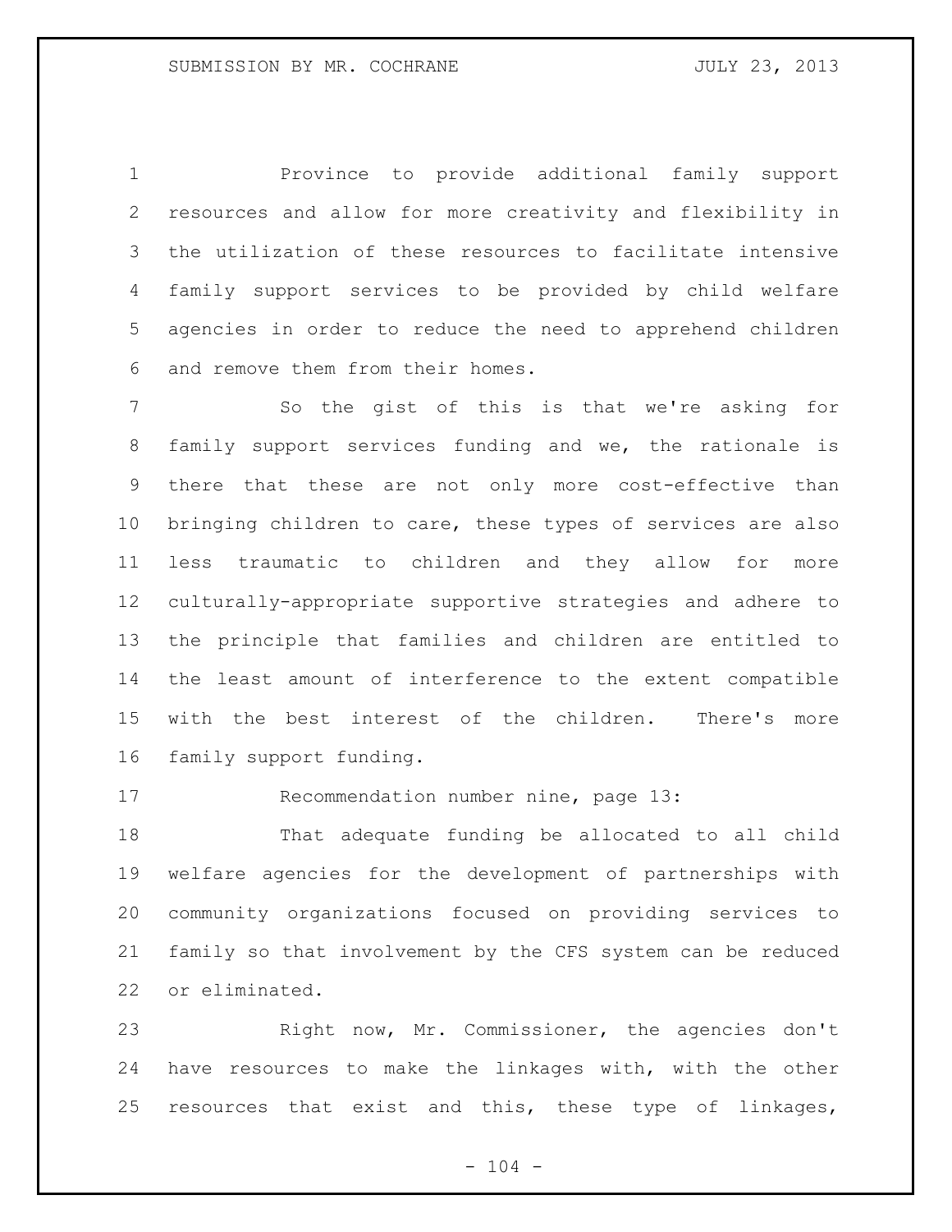Province to provide additional family support resources and allow for more creativity and flexibility in the utilization of these resources to facilitate intensive family support services to be provided by child welfare agencies in order to reduce the need to apprehend children and remove them from their homes.

So the gist of this is that we're asking for family support services funding and we, the rationale is there that these are not only more cost-effective than bringing children to care, these types of services are also less traumatic to children and they allow for more culturally-appropriate supportive strategies and adhere to the principle that families and children are entitled to the least amount of interference to the extent compatible with the best interest of the children. There's more family support funding.

Recommendation number nine, page 13:

That adequate funding be allocated to all child welfare agencies for the development of partnerships with community organizations focused on providing services to family so that involvement by the CFS system can be reduced or eliminated.

Right now, Mr. Commissioner, the agencies don't have resources to make the linkages with, with the other resources that exist and this, these type of linkages,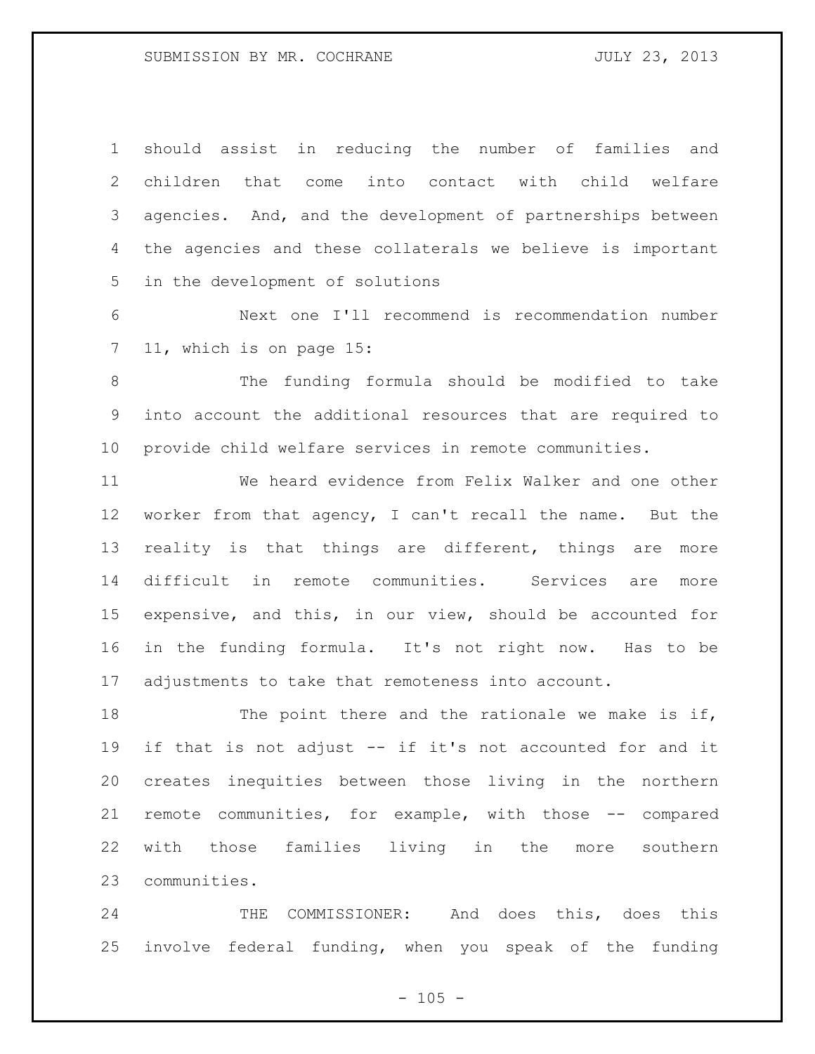should assist in reducing the number of families and children that come into contact with child welfare agencies. And, and the development of partnerships between the agencies and these collaterals we believe is important in the development of solutions

Next one I'll recommend is recommendation number 11, which is on page 15:

The funding formula should be modified to take into account the additional resources that are required to provide child welfare services in remote communities.

We heard evidence from Felix Walker and one other worker from that agency, I can't recall the name. But the reality is that things are different, things are more difficult in remote communities. Services are more expensive, and this, in our view, should be accounted for in the funding formula. It's not right now. Has to be adjustments to take that remoteness into account.

The point there and the rationale we make is if, if that is not adjust -- if it's not accounted for and it creates inequities between those living in the northern remote communities, for example, with those -- compared with those families living in the more southern communities.

THE COMMISSIONER: And does this, does this involve federal funding, when you speak of the funding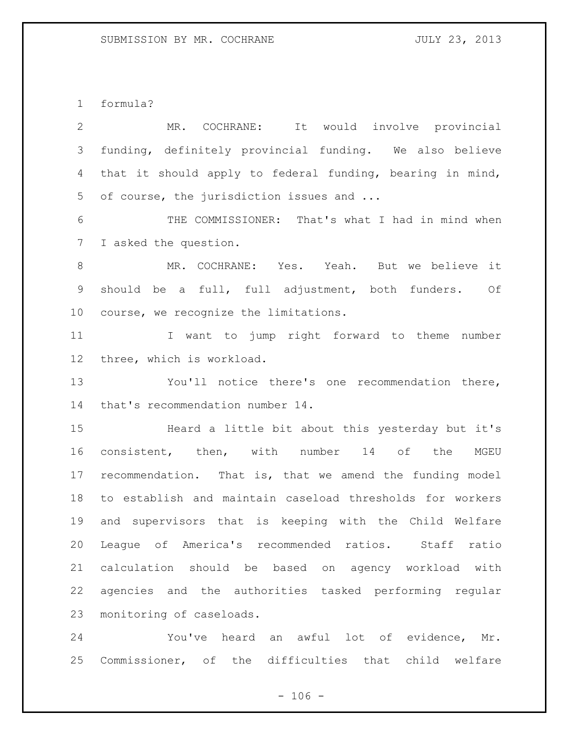formula?

MR. COCHRANE: It would involve provincial funding, definitely provincial funding. We also believe that it should apply to federal funding, bearing in mind, of course, the jurisdiction issues and ...

THE COMMISSIONER: That's what I had in mind when I asked the question.

MR. COCHRANE: Yes. Yeah. But we believe it should be a full, full adjustment, both funders. Of course, we recognize the limitations.

I want to jump right forward to theme number three, which is workload.

You'll notice there's one recommendation there, that's recommendation number 14.

Heard a little bit about this yesterday but it's consistent, then, with number 14 of the MGEU recommendation. That is, that we amend the funding model to establish and maintain caseload thresholds for workers and supervisors that is keeping with the Child Welfare League of America's recommended ratios. Staff ratio calculation should be based on agency workload with agencies and the authorities tasked performing regular monitoring of caseloads.

You've heard an awful lot of evidence, Mr. Commissioner, of the difficulties that child welfare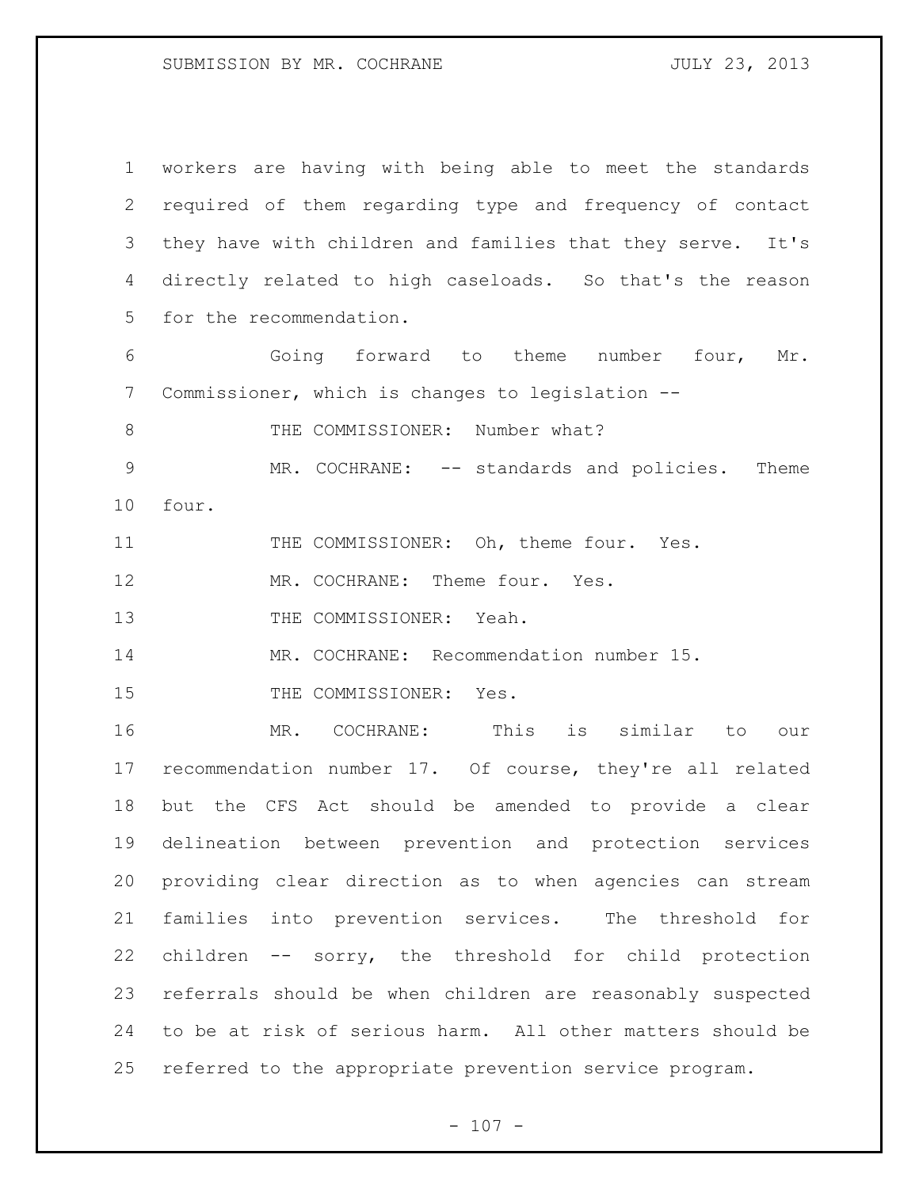workers are having with being able to meet the standards required of them regarding type and frequency of contact they have with children and families that they serve. It's directly related to high caseloads. So that's the reason for the recommendation.

Going forward to theme number four, Mr. Commissioner, which is changes to legislation --

THE COMMISSIONER: Number what?

MR. COCHRANE: -- standards and policies. Theme four.

THE COMMISSIONER: Oh, theme four. Yes.

MR. COCHRANE: Theme four. Yes.

THE COMMISSIONER: Yeah.

MR. COCHRANE: Recommendation number 15.

THE COMMISSIONER: Yes.

MR. COCHRANE: This is similar to our recommendation number 17. Of course, they're all related but the CFS Act should be amended to provide a clear delineation between prevention and protection services providing clear direction as to when agencies can stream families into prevention services. The threshold for children -- sorry, the threshold for child protection referrals should be when children are reasonably suspected to be at risk of serious harm. All other matters should be referred to the appropriate prevention service program.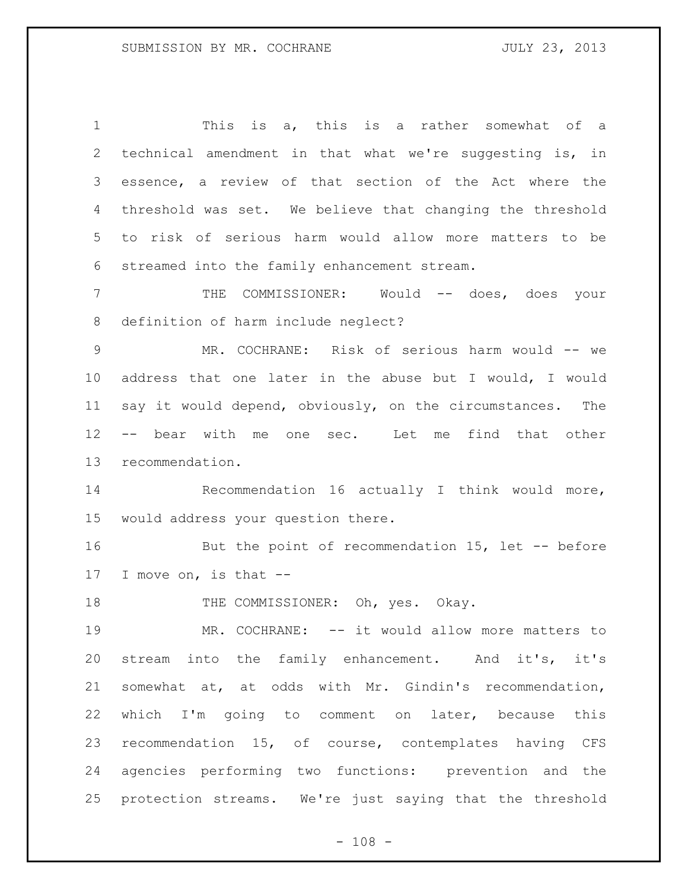This is a, this is a rather somewhat of a technical amendment in that what we're suggesting is, in essence, a review of that section of the Act where the threshold was set. We believe that changing the threshold to risk of serious harm would allow more matters to be streamed into the family enhancement stream.

THE COMMISSIONER: Would -- does, does your definition of harm include neglect?

MR. COCHRANE: Risk of serious harm would -- we address that one later in the abuse but I would, I would say it would depend, obviously, on the circumstances. The -- bear with me one sec. Let me find that other recommendation.

Recommendation 16 actually I think would more, would address your question there.

But the point of recommendation 15, let -- before I move on, is that --

THE COMMISSIONER: Oh, yes. Okay.

MR. COCHRANE: -- it would allow more matters to stream into the family enhancement. And it's, it's somewhat at, at odds with Mr. Gindin's recommendation, which I'm going to comment on later, because this recommendation 15, of course, contemplates having CFS agencies performing two functions: prevention and the protection streams. We're just saying that the threshold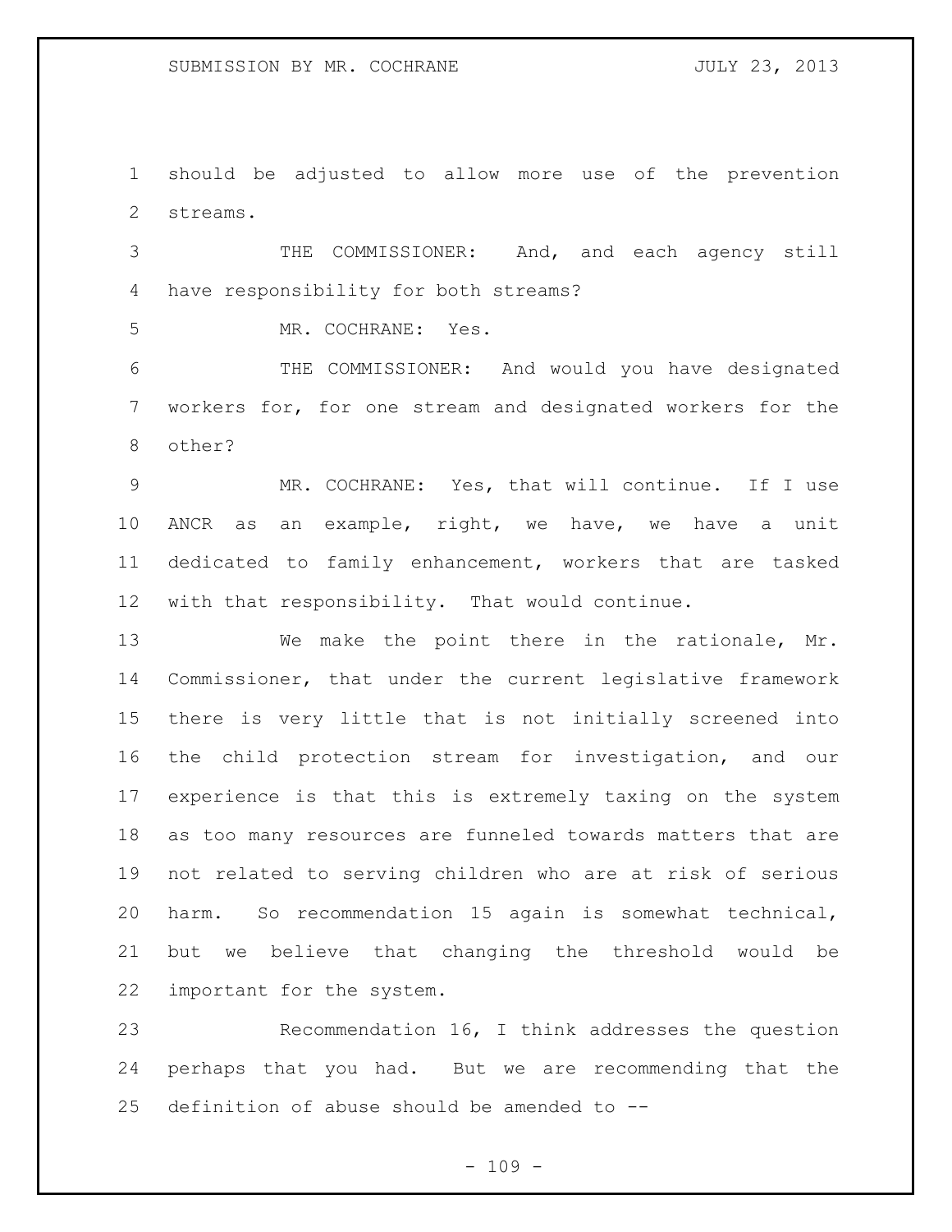should be adjusted to allow more use of the prevention streams.

THE COMMISSIONER: And, and each agency still have responsibility for both streams?

MR. COCHRANE: Yes.

THE COMMISSIONER: And would you have designated workers for, for one stream and designated workers for the other?

MR. COCHRANE: Yes, that will continue. If I use ANCR as an example, right, we have, we have a unit dedicated to family enhancement, workers that are tasked with that responsibility. That would continue.

We make the point there in the rationale, Mr. Commissioner, that under the current legislative framework there is very little that is not initially screened into the child protection stream for investigation, and our experience is that this is extremely taxing on the system as too many resources are funneled towards matters that are not related to serving children who are at risk of serious harm. So recommendation 15 again is somewhat technical, but we believe that changing the threshold would be important for the system.

Recommendation 16, I think addresses the question perhaps that you had. But we are recommending that the definition of abuse should be amended to --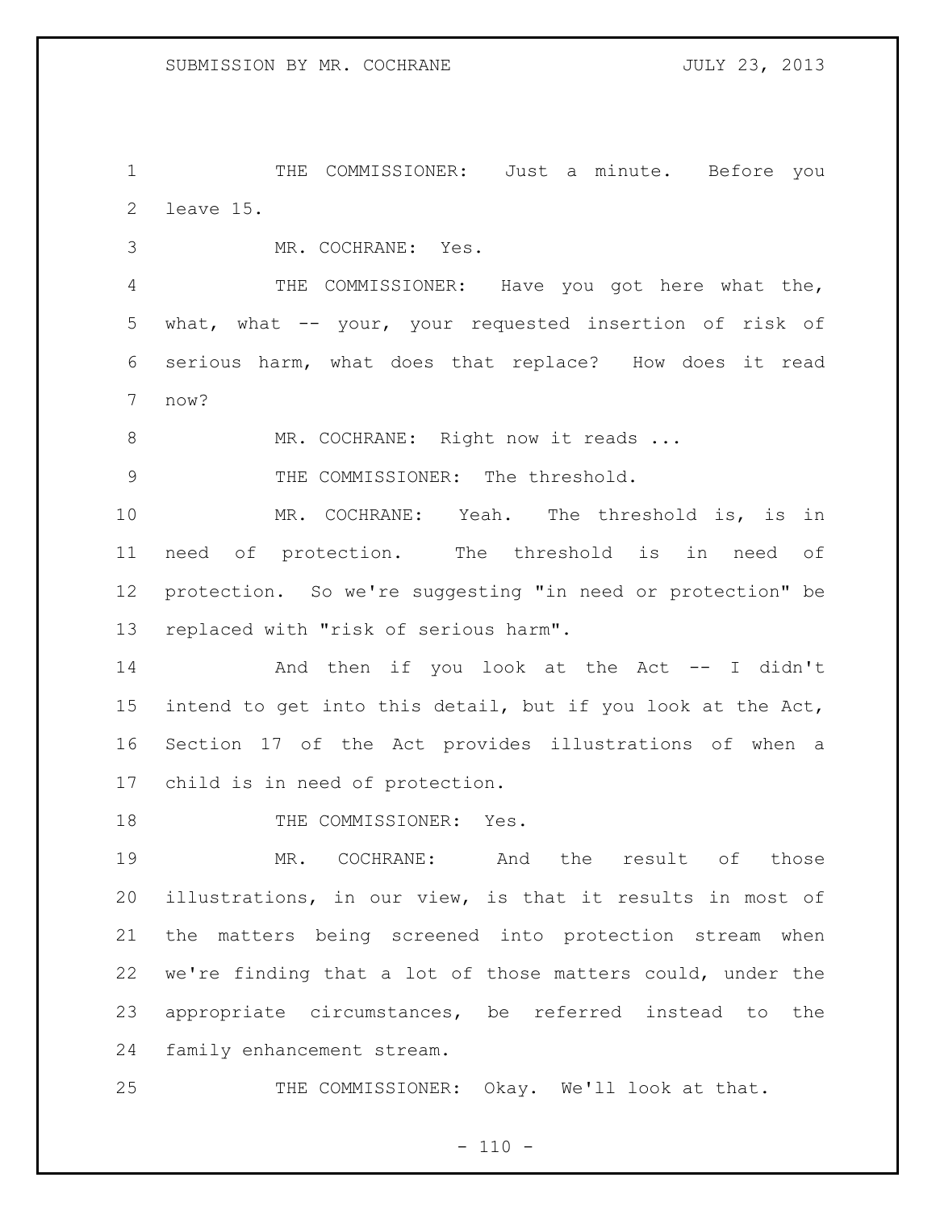THE COMMISSIONER: Just a minute. Before you leave 15.

MR. COCHRANE: Yes.

THE COMMISSIONER: Have you got here what the, what, what -- your, your requested insertion of risk of serious harm, what does that replace? How does it read now?

MR. COCHRANE: Right now it reads ...

THE COMMISSIONER: The threshold.

MR. COCHRANE: Yeah. The threshold is, is in need of protection. The threshold is in need of protection. So we're suggesting "in need or protection" be replaced with "risk of serious harm".

And then if you look at the Act -- I didn't intend to get into this detail, but if you look at the Act, Section 17 of the Act provides illustrations of when a child is in need of protection.

THE COMMISSIONER: Yes.

MR. COCHRANE: And the result of those illustrations, in our view, is that it results in most of the matters being screened into protection stream when we're finding that a lot of those matters could, under the appropriate circumstances, be referred instead to the family enhancement stream.

THE COMMISSIONER: Okay. We'll look at that.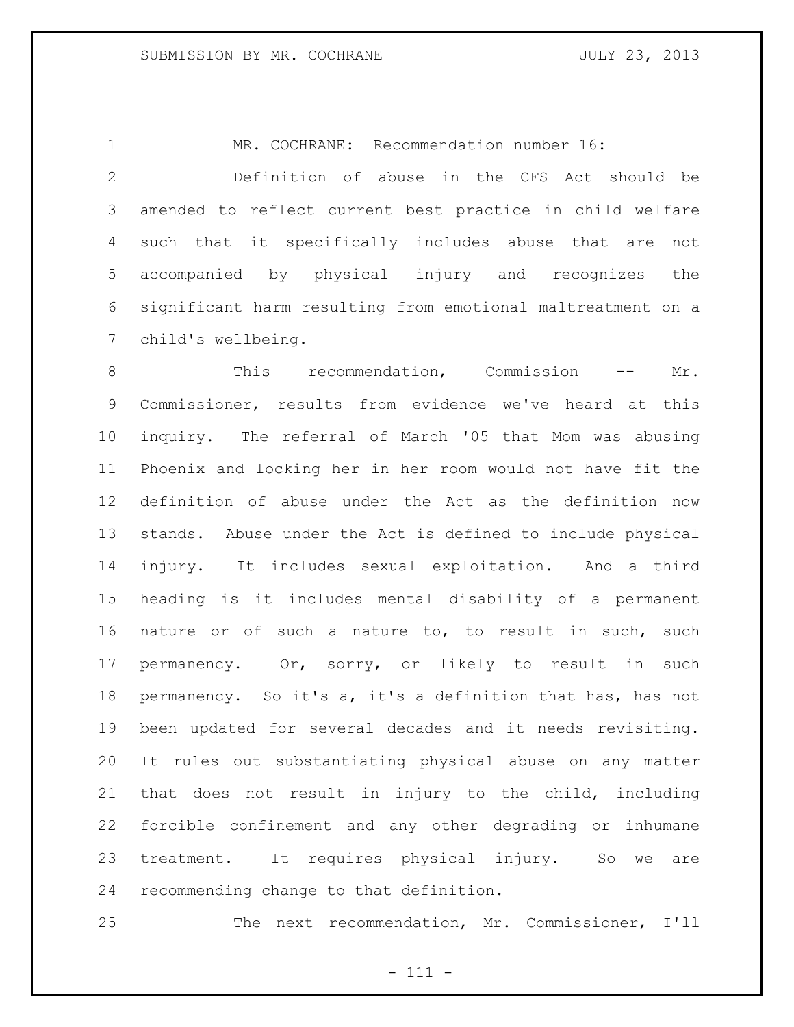MR. COCHRANE: Recommendation number 16:

Definition of abuse in the CFS Act should be amended to reflect current best practice in child welfare such that it specifically includes abuse that are not accompanied by physical injury and recognizes the significant harm resulting from emotional maltreatment on a child's wellbeing.

This recommendation, Commission -- Mr. Commissioner, results from evidence we've heard at this inquiry. The referral of March '05 that Mom was abusing Phoenix and locking her in her room would not have fit the definition of abuse under the Act as the definition now stands. Abuse under the Act is defined to include physical injury. It includes sexual exploitation. And a third heading is it includes mental disability of a permanent nature or of such a nature to, to result in such, such permanency. Or, sorry, or likely to result in such permanency. So it's a, it's a definition that has, has not been updated for several decades and it needs revisiting. It rules out substantiating physical abuse on any matter that does not result in injury to the child, including forcible confinement and any other degrading or inhumane treatment. It requires physical injury. So we are recommending change to that definition.

The next recommendation, Mr. Commissioner, I'll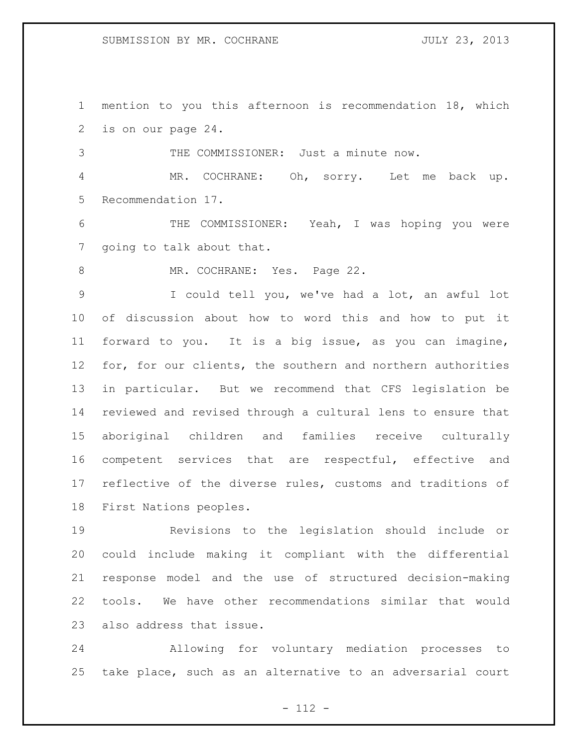mention to you this afternoon is recommendation 18, which is on our page 24.

THE COMMISSIONER: Just a minute now.

MR. COCHRANE: Oh, sorry. Let me back up. Recommendation 17.

THE COMMISSIONER: Yeah, I was hoping you were going to talk about that.

MR. COCHRANE: Yes. Page 22.

I could tell you, we've had a lot, an awful lot of discussion about how to word this and how to put it forward to you. It is a big issue, as you can imagine, for, for our clients, the southern and northern authorities in particular. But we recommend that CFS legislation be reviewed and revised through a cultural lens to ensure that aboriginal children and families receive culturally competent services that are respectful, effective and reflective of the diverse rules, customs and traditions of First Nations peoples.

Revisions to the legislation should include or could include making it compliant with the differential response model and the use of structured decision-making tools. We have other recommendations similar that would also address that issue.

Allowing for voluntary mediation processes to take place, such as an alternative to an adversarial court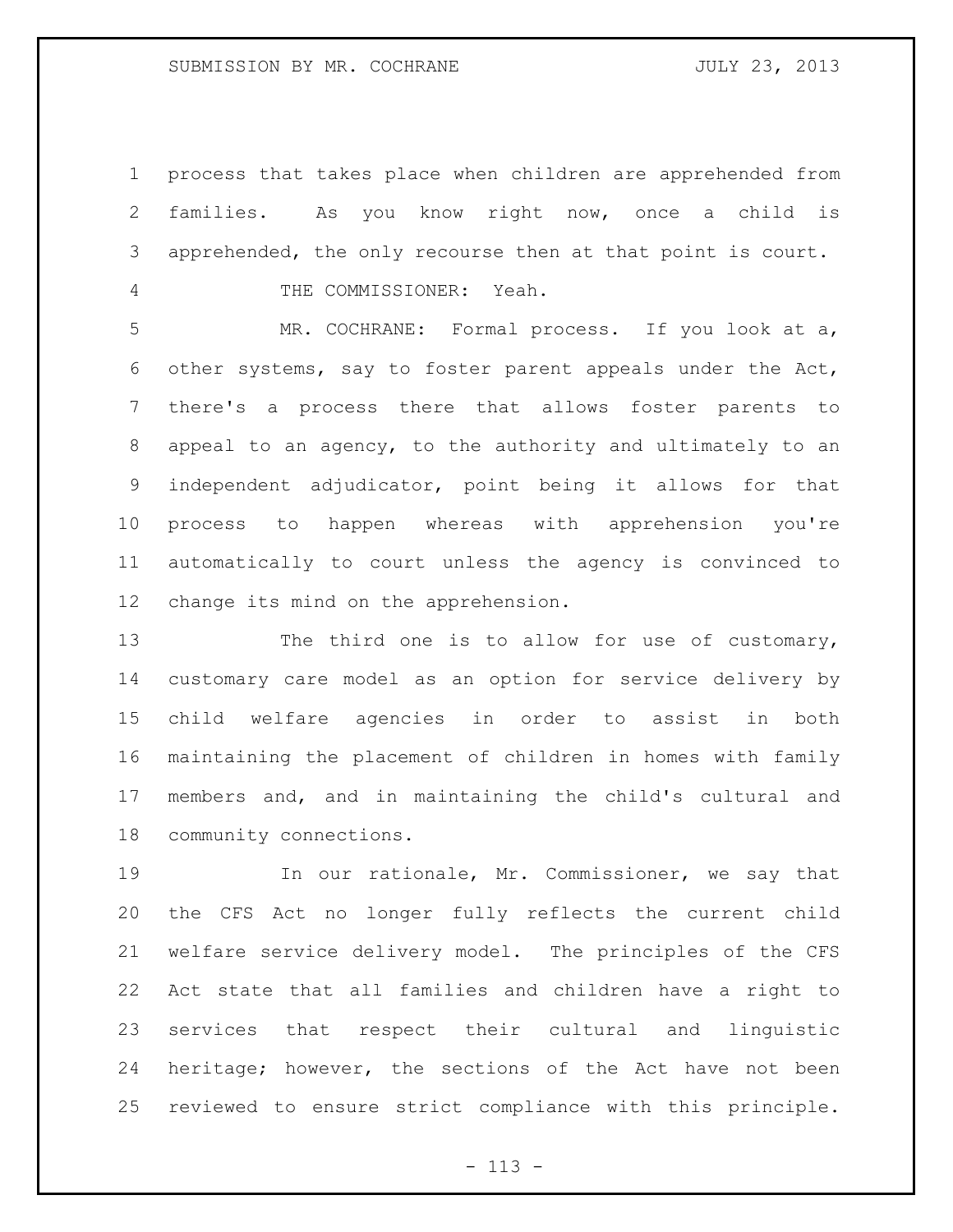process that takes place when children are apprehended from families. As you know right now, once a child is apprehended, the only recourse then at that point is court.

THE COMMISSIONER: Yeah.

MR. COCHRANE: Formal process. If you look at a, other systems, say to foster parent appeals under the Act, there's a process there that allows foster parents to appeal to an agency, to the authority and ultimately to an independent adjudicator, point being it allows for that process to happen whereas with apprehension you're automatically to court unless the agency is convinced to change its mind on the apprehension.

The third one is to allow for use of customary, customary care model as an option for service delivery by child welfare agencies in order to assist in both maintaining the placement of children in homes with family members and, and in maintaining the child's cultural and community connections.

In our rationale, Mr. Commissioner, we say that the CFS Act no longer fully reflects the current child welfare service delivery model. The principles of the CFS Act state that all families and children have a right to services that respect their cultural and linguistic heritage; however, the sections of the Act have not been reviewed to ensure strict compliance with this principle.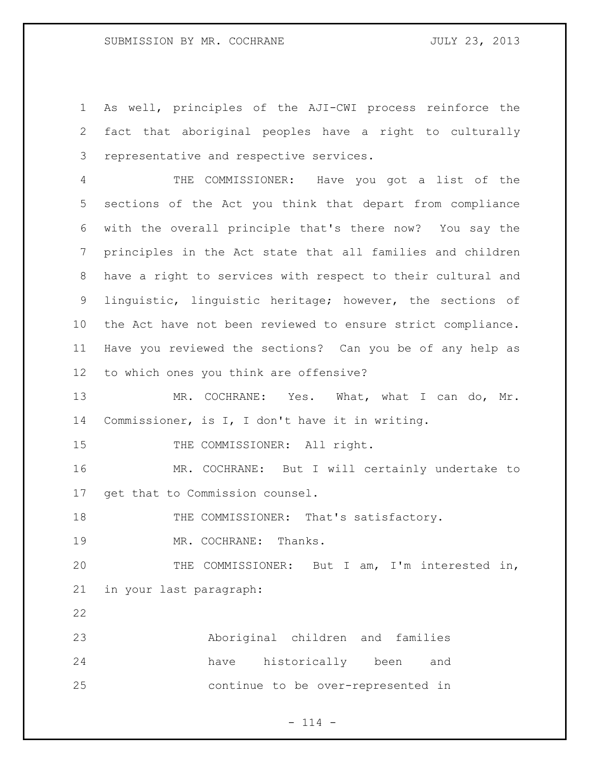As well, principles of the AJI-CWI process reinforce the fact that aboriginal peoples have a right to culturally representative and respective services.

THE COMMISSIONER: Have you got a list of the sections of the Act you think that depart from compliance with the overall principle that's there now? You say the principles in the Act state that all families and children have a right to services with respect to their cultural and linguistic, linguistic heritage; however, the sections of the Act have not been reviewed to ensure strict compliance. Have you reviewed the sections? Can you be of any help as to which ones you think are offensive?

MR. COCHRANE: Yes. What, what I can do, Mr. Commissioner, is I, I don't have it in writing.

THE COMMISSIONER: All right.

MR. COCHRANE: But I will certainly undertake to get that to Commission counsel.

THE COMMISSIONER: That's satisfactory.

MR. COCHRANE: Thanks.

THE COMMISSIONER: But I am, I'm interested in, in your last paragraph:

> Aboriginal children and families have historically been and continue to be over-represented in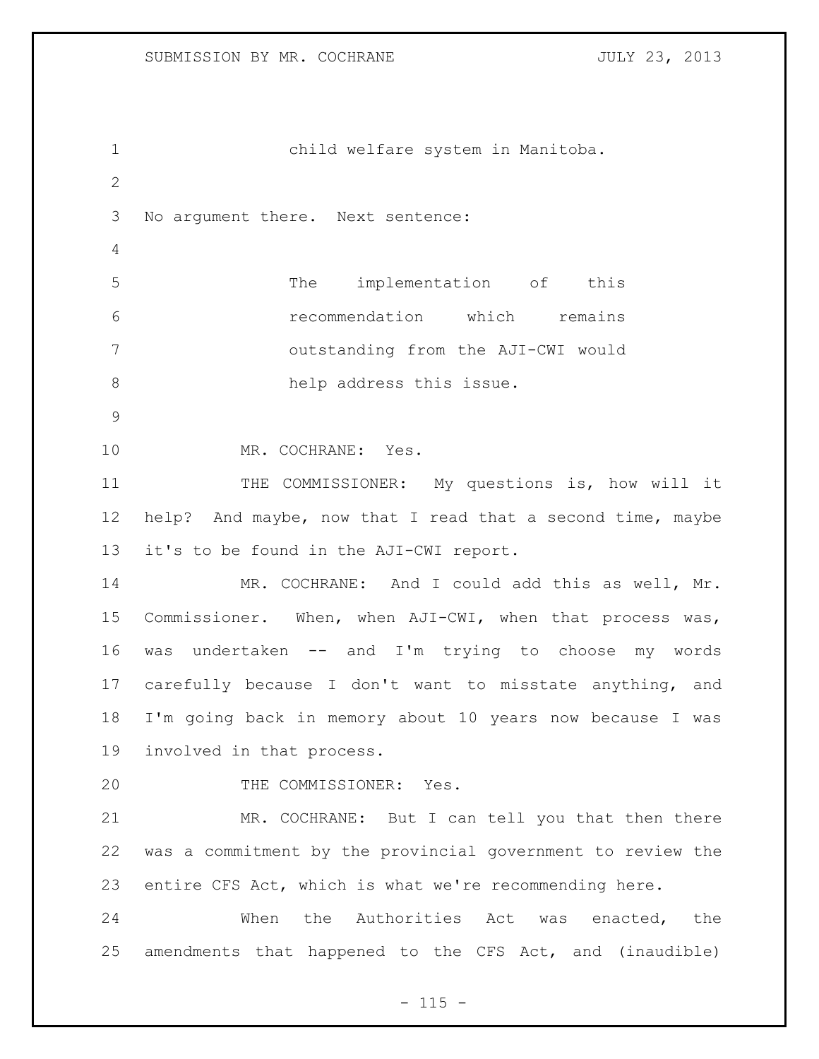child welfare system in Manitoba.

No argument there. Next sentence:

> The implementation of this recommendation which remains outstanding from the AJI-CWI would help address this issue.

MR. COCHRANE: Yes.

THE COMMISSIONER: My questions is, how will it help? And maybe, now that I read that a second time, maybe it's to be found in the AJI-CWI report.

MR. COCHRANE: And I could add this as well, Mr. Commissioner. When, when AJI-CWI, when that process was, was undertaken -- and I'm trying to choose my words carefully because I don't want to misstate anything, and I'm going back in memory about 10 years now because I was involved in that process.

THE COMMISSIONER: Yes.

MR. COCHRANE: But I can tell you that then there was a commitment by the provincial government to review the entire CFS Act, which is what we're recommending here.

When the Authorities Act was enacted, the amendments that happened to the CFS Act, and (inaudible)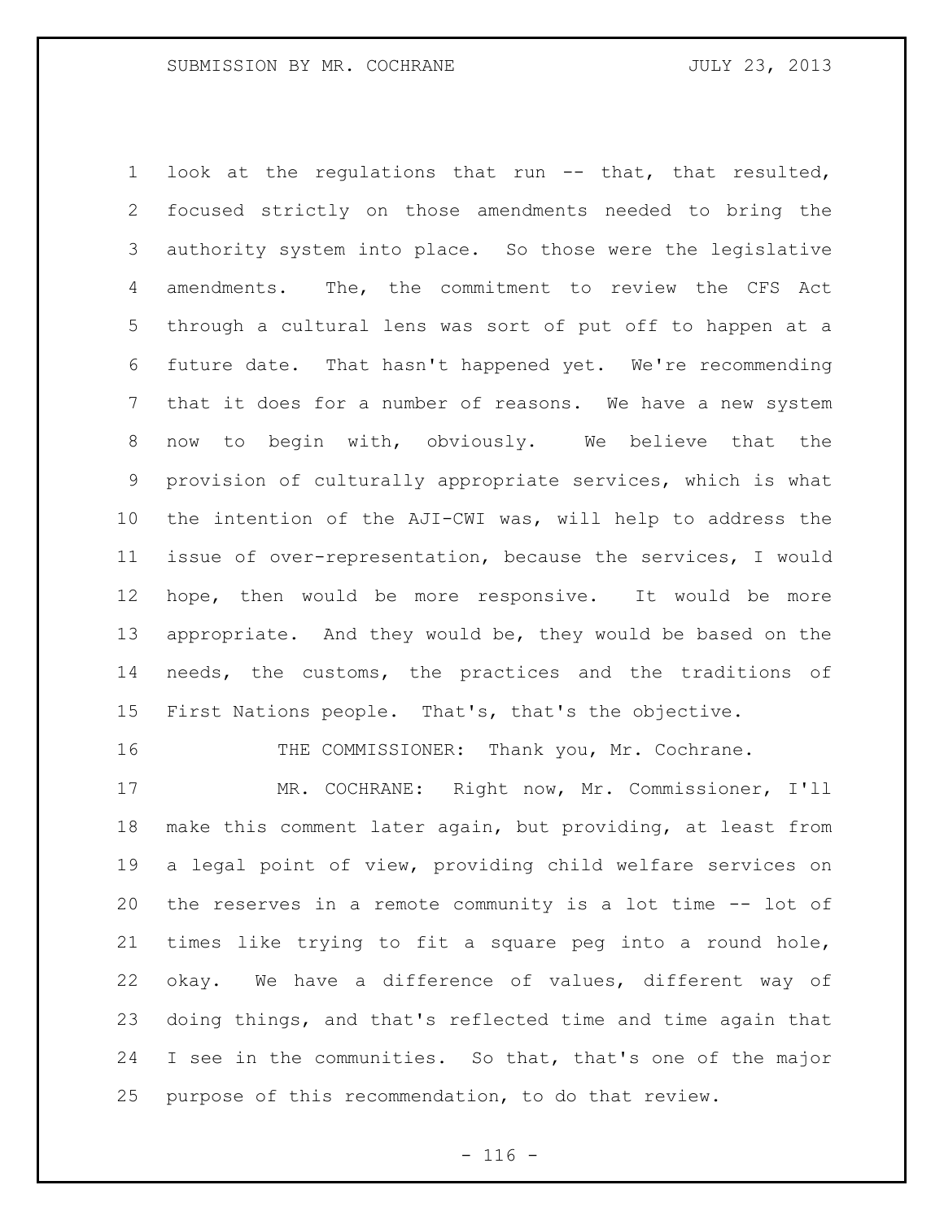look at the regulations that run -- that, that resulted, focused strictly on those amendments needed to bring the authority system into place. So those were the legislative amendments. The, the commitment to review the CFS Act through a cultural lens was sort of put off to happen at a future date. That hasn't happened yet. We're recommending that it does for a number of reasons. We have a new system now to begin with, obviously. We believe that the provision of culturally appropriate services, which is what the intention of the AJI-CWI was, will help to address the issue of over-representation, because the services, I would hope, then would be more responsive. It would be more appropriate. And they would be, they would be based on the needs, the customs, the practices and the traditions of First Nations people. That's, that's the objective.

THE COMMISSIONER: Thank you, Mr. Cochrane.

MR. COCHRANE: Right now, Mr. Commissioner, I'll make this comment later again, but providing, at least from a legal point of view, providing child welfare services on the reserves in a remote community is a lot time -- lot of times like trying to fit a square peg into a round hole, okay. We have a difference of values, different way of doing things, and that's reflected time and time again that I see in the communities. So that, that's one of the major purpose of this recommendation, to do that review.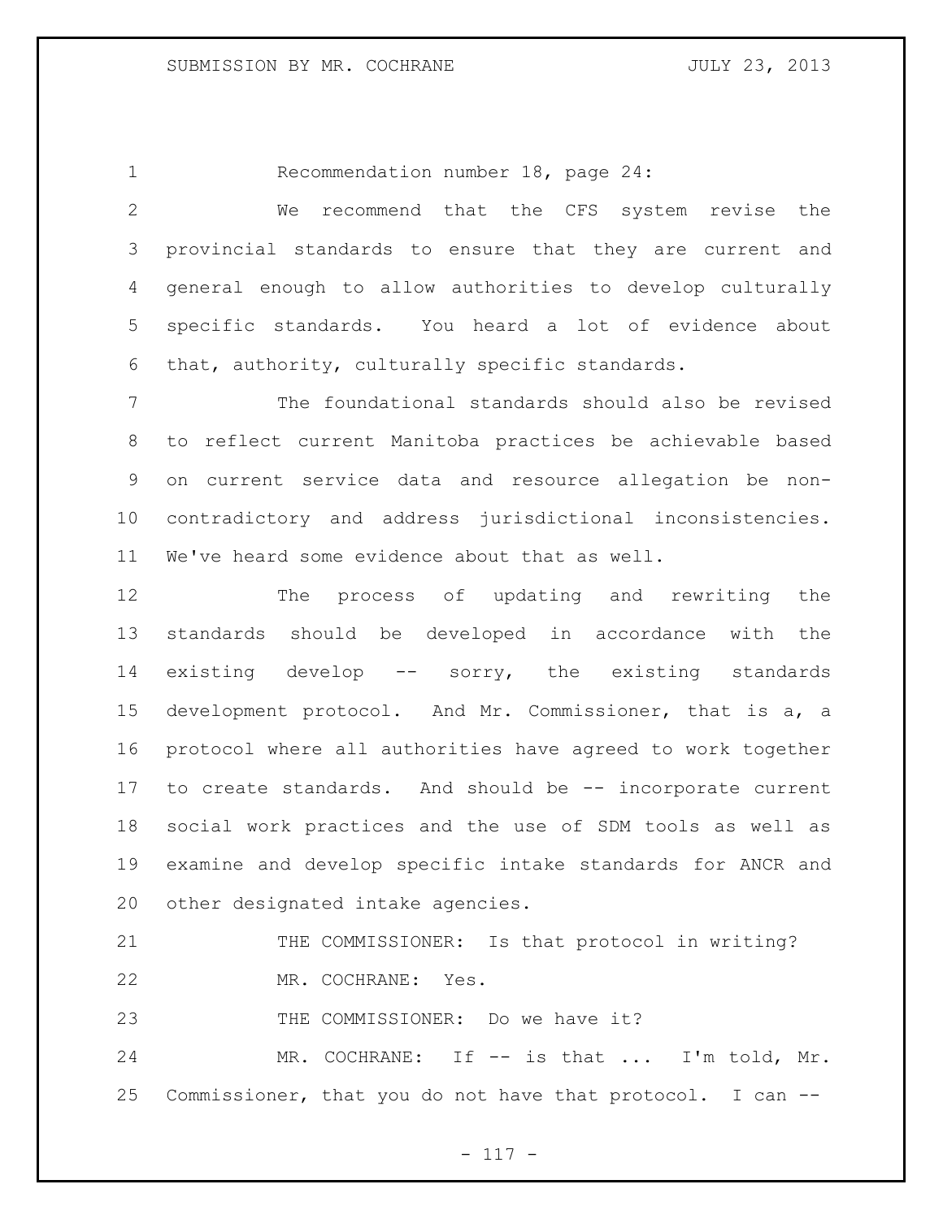Recommendation number 18, page 24:

We recommend that the CFS system revise the provincial standards to ensure that they are current and general enough to allow authorities to develop culturally specific standards. You heard a lot of evidence about that, authority, culturally specific standards.

The foundational standards should also be revised to reflect current Manitoba practices be achievable based on current service data and resource allegation be non-contradictory and address jurisdictional inconsistencies. We've heard some evidence about that as well.

The process of updating and rewriting the standards should be developed in accordance with the existing develop -- sorry, the existing standards development protocol. And Mr. Commissioner, that is a, a protocol where all authorities have agreed to work together to create standards. And should be -- incorporate current social work practices and the use of SDM tools as well as examine and develop specific intake standards for ANCR and other designated intake agencies.

THE COMMISSIONER: Is that protocol in writing?

MR. COCHRANE: Yes.

THE COMMISSIONER: Do we have it?

MR. COCHRANE: If -- is that ... I'm told, Mr. Commissioner, that you do not have that protocol. I can --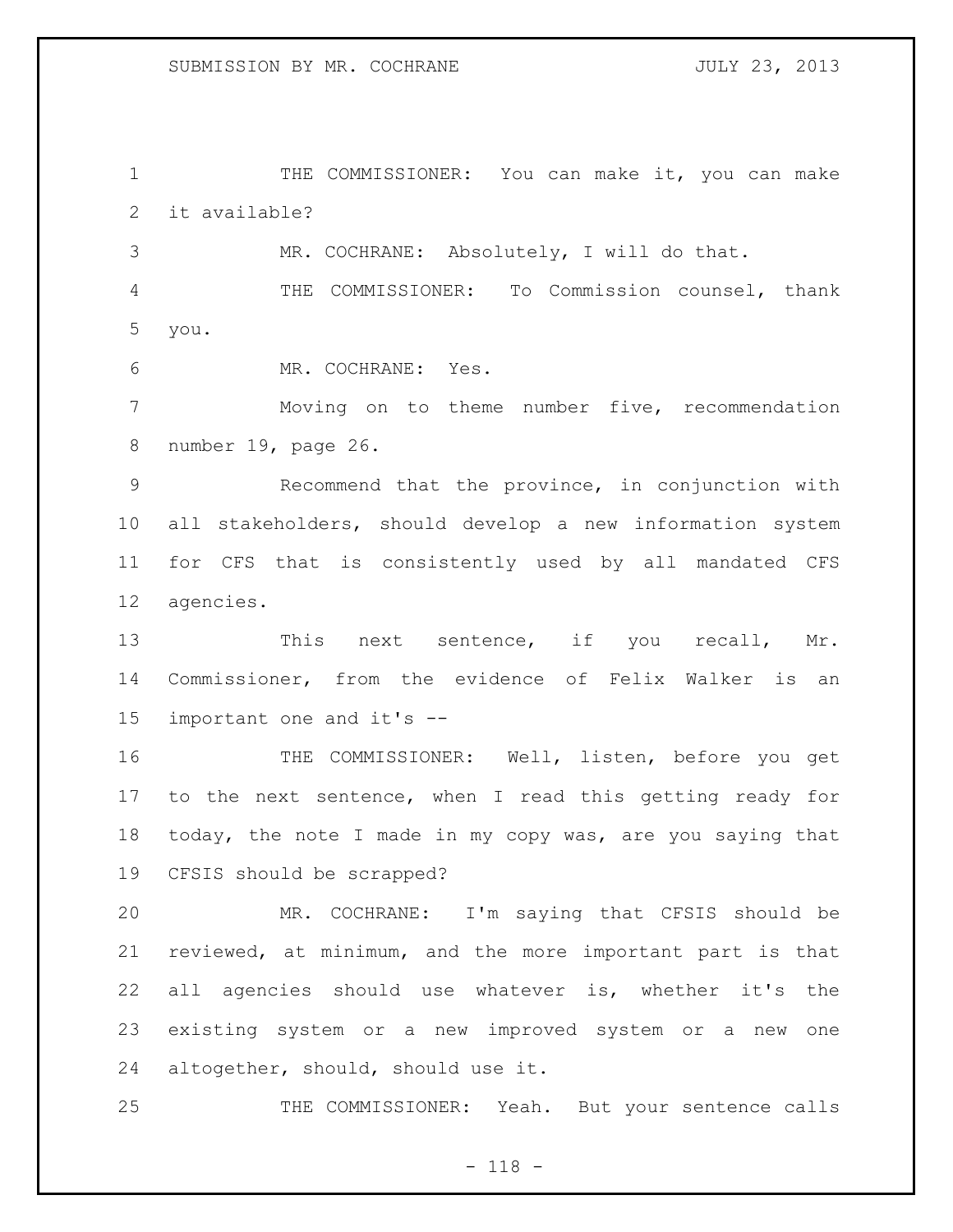THE COMMISSIONER: You can make it, you can make it available?

MR. COCHRANE: Absolutely, I will do that.

THE COMMISSIONER: To Commission counsel, thank you.

MR. COCHRANE: Yes.

Moving on to theme number five, recommendation number 19, page 26.

Recommend that the province, in conjunction with all stakeholders, should develop a new information system for CFS that is consistently used by all mandated CFS agencies.

This next sentence, if you recall, Mr. Commissioner, from the evidence of Felix Walker is an important one and it's --

THE COMMISSIONER: Well, listen, before you get to the next sentence, when I read this getting ready for today, the note I made in my copy was, are you saying that CFSIS should be scrapped?

MR. COCHRANE: I'm saying that CFSIS should be reviewed, at minimum, and the more important part is that all agencies should use whatever is, whether it's the existing system or a new improved system or a new one altogether, should, should use it.

THE COMMISSIONER: Yeah. But your sentence calls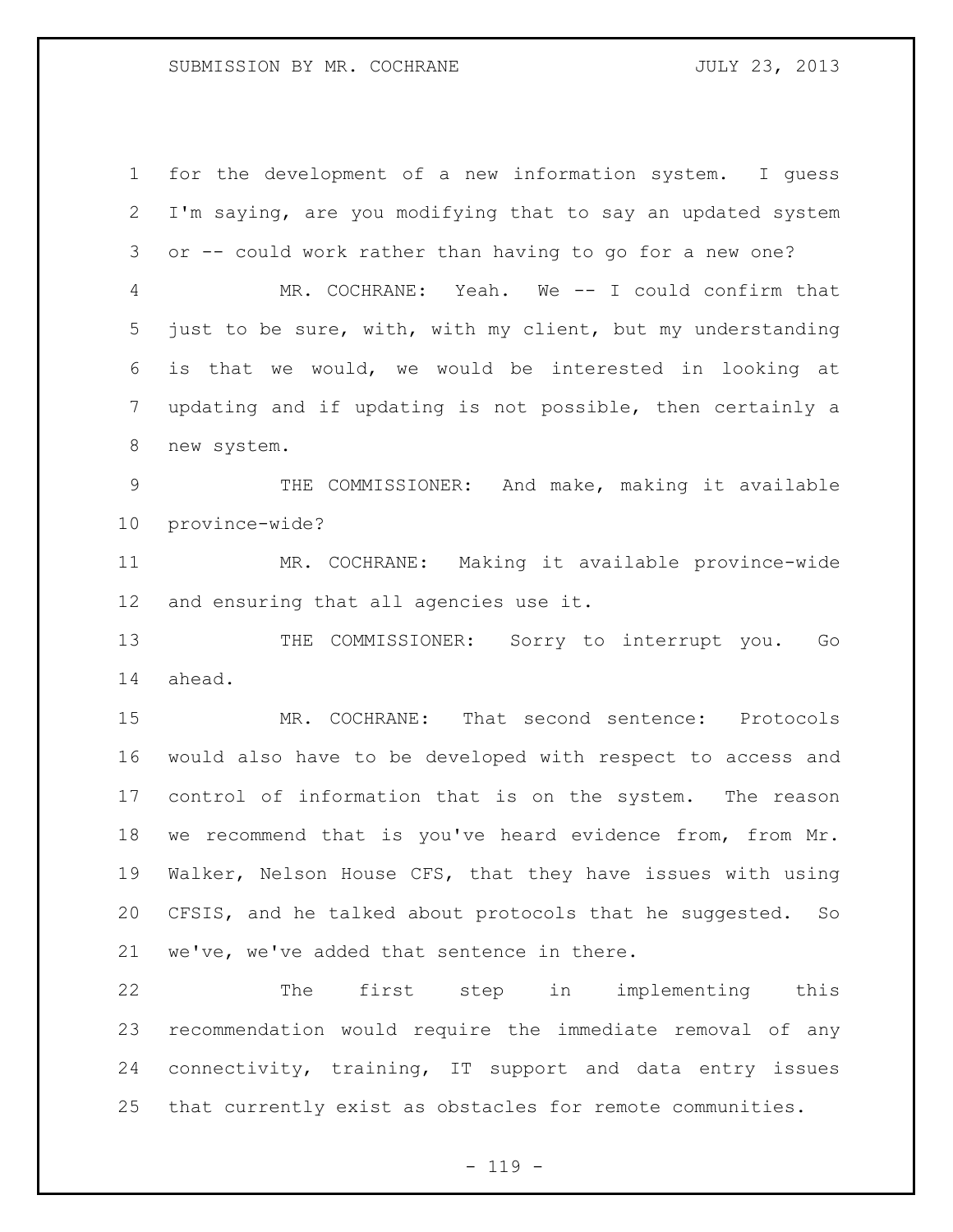for the development of a new information system. I guess I'm saying, are you modifying that to say an updated system or -- could work rather than having to go for a new one?

MR. COCHRANE: Yeah. We -- I could confirm that just to be sure, with, with my client, but my understanding is that we would, we would be interested in looking at updating and if updating is not possible, then certainly a new system.

THE COMMISSIONER: And make, making it available province-wide?

MR. COCHRANE: Making it available province-wide and ensuring that all agencies use it.

THE COMMISSIONER: Sorry to interrupt you. Go ahead.

MR. COCHRANE: That second sentence: Protocols would also have to be developed with respect to access and control of information that is on the system. The reason we recommend that is you've heard evidence from, from Mr. Walker, Nelson House CFS, that they have issues with using CFSIS, and he talked about protocols that he suggested. So we've, we've added that sentence in there.

The first step in implementing this recommendation would require the immediate removal of any connectivity, training, IT support and data entry issues that currently exist as obstacles for remote communities.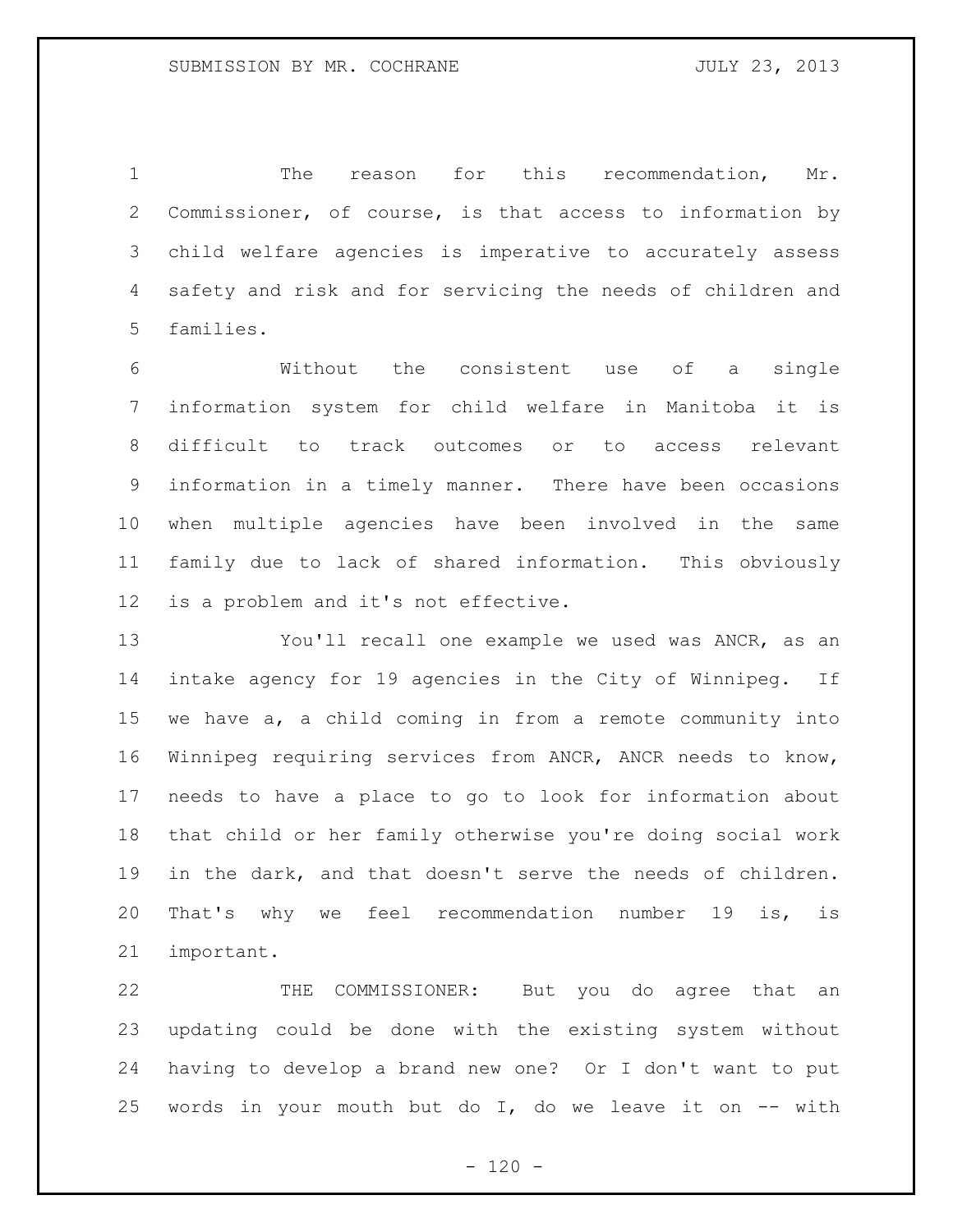The reason for this recommendation, Mr. Commissioner, of course, is that access to information by child welfare agencies is imperative to accurately assess safety and risk and for servicing the needs of children and families.

Without the consistent use of a single information system for child welfare in Manitoba it is difficult to track outcomes or to access relevant information in a timely manner. There have been occasions when multiple agencies have been involved in the same family due to lack of shared information. This obviously is a problem and it's not effective.

You'll recall one example we used was ANCR, as an intake agency for 19 agencies in the City of Winnipeg. If we have a, a child coming in from a remote community into Winnipeg requiring services from ANCR, ANCR needs to know, needs to have a place to go to look for information about that child or her family otherwise you're doing social work in the dark, and that doesn't serve the needs of children. That's why we feel recommendation number 19 is, is important.

THE COMMISSIONER: But you do agree that an updating could be done with the existing system without having to develop a brand new one? Or I don't want to put words in your mouth but do I, do we leave it on -- with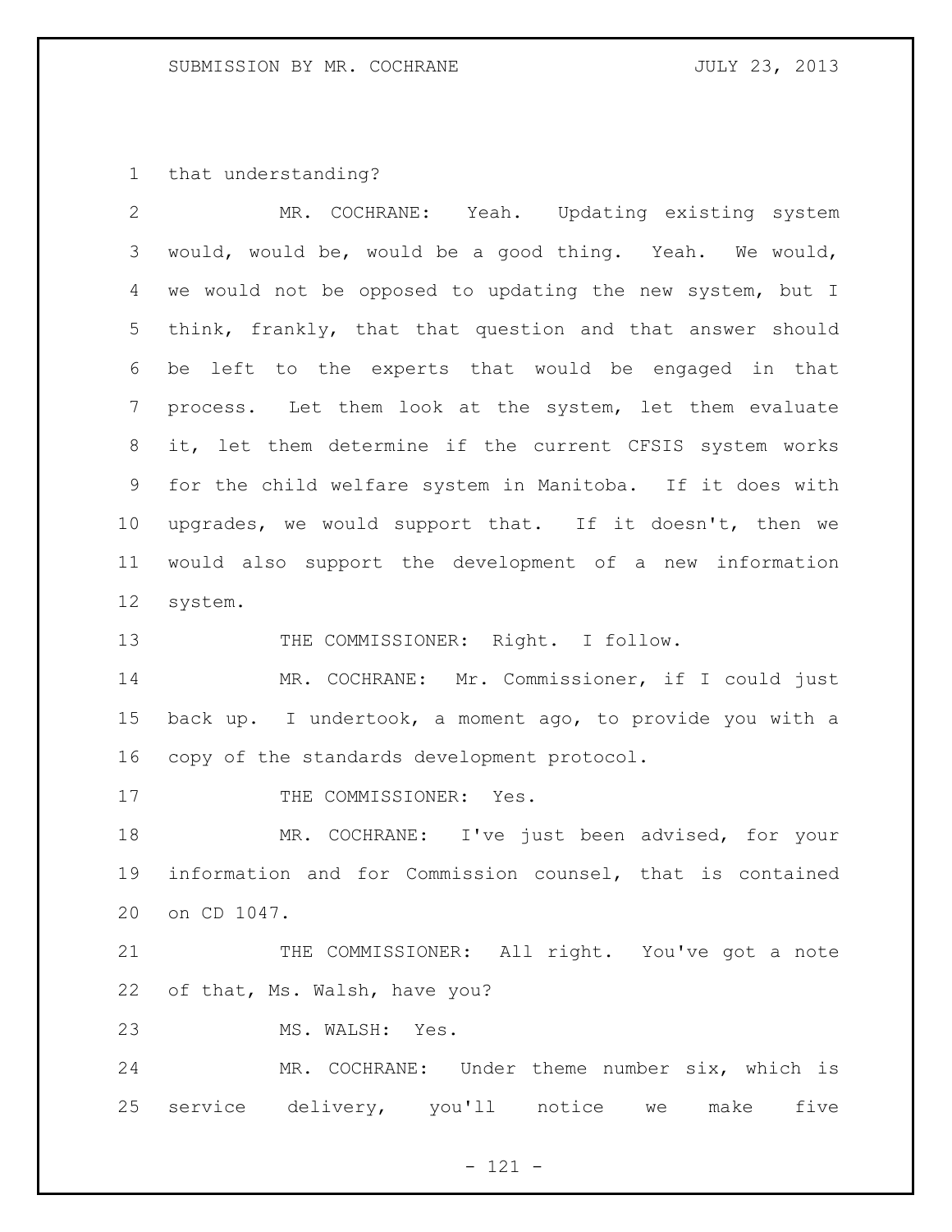that understanding?

MR. COCHRANE: Yeah. Updating existing system would, would be, would be a good thing. Yeah. We would, we would not be opposed to updating the new system, but I think, frankly, that that question and that answer should be left to the experts that would be engaged in that process. Let them look at the system, let them evaluate it, let them determine if the current CFSIS system works for the child welfare system in Manitoba. If it does with upgrades, we would support that. If it doesn't, then we would also support the development of a new information system.

THE COMMISSIONER: Right. I follow.

MR. COCHRANE: Mr. Commissioner, if I could just back up. I undertook, a moment ago, to provide you with a copy of the standards development protocol.

THE COMMISSIONER: Yes.

MR. COCHRANE: I've just been advised, for your information and for Commission counsel, that is contained on CD 1047.

THE COMMISSIONER: All right. You've got a note of that, Ms. Walsh, have you?

MS. WALSH: Yes.

MR. COCHRANE: Under theme number six, which is service delivery, you'll notice we make five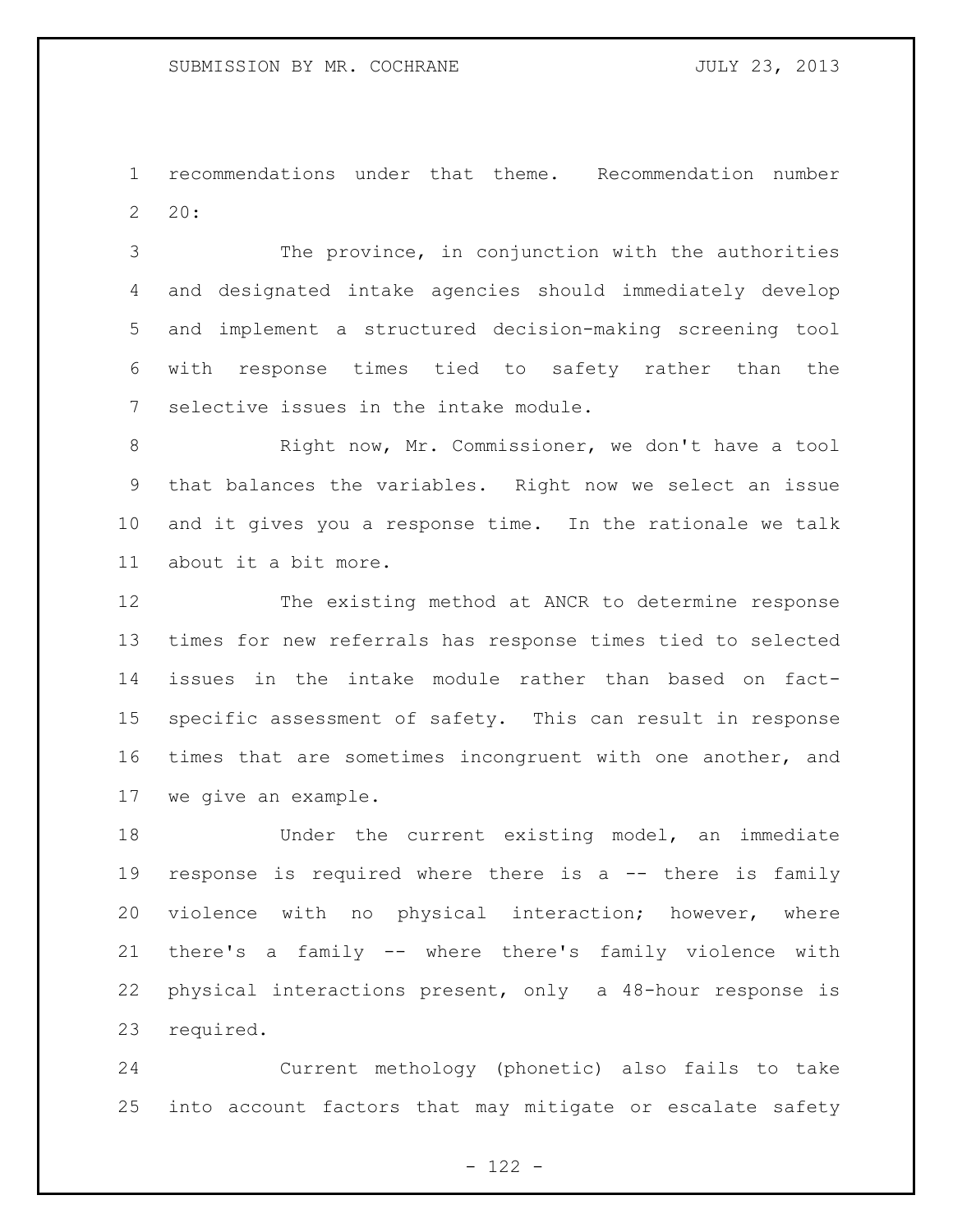recommendations under that theme. Recommendation number 20:

The province, in conjunction with the authorities and designated intake agencies should immediately develop and implement a structured decision-making screening tool with response times tied to safety rather than the selective issues in the intake module.

Right now, Mr. Commissioner, we don't have a tool that balances the variables. Right now we select an issue and it gives you a response time. In the rationale we talk about it a bit more.

The existing method at ANCR to determine response times for new referrals has response times tied to selected issues in the intake module rather than based on fact-specific assessment of safety. This can result in response times that are sometimes incongruent with one another, and we give an example.

Under the current existing model, an immediate response is required where there is a -- there is family violence with no physical interaction; however, where there's a family -- where there's family violence with physical interactions present, only a 48-hour response is required.

Current methology (phonetic) also fails to take into account factors that may mitigate or escalate safety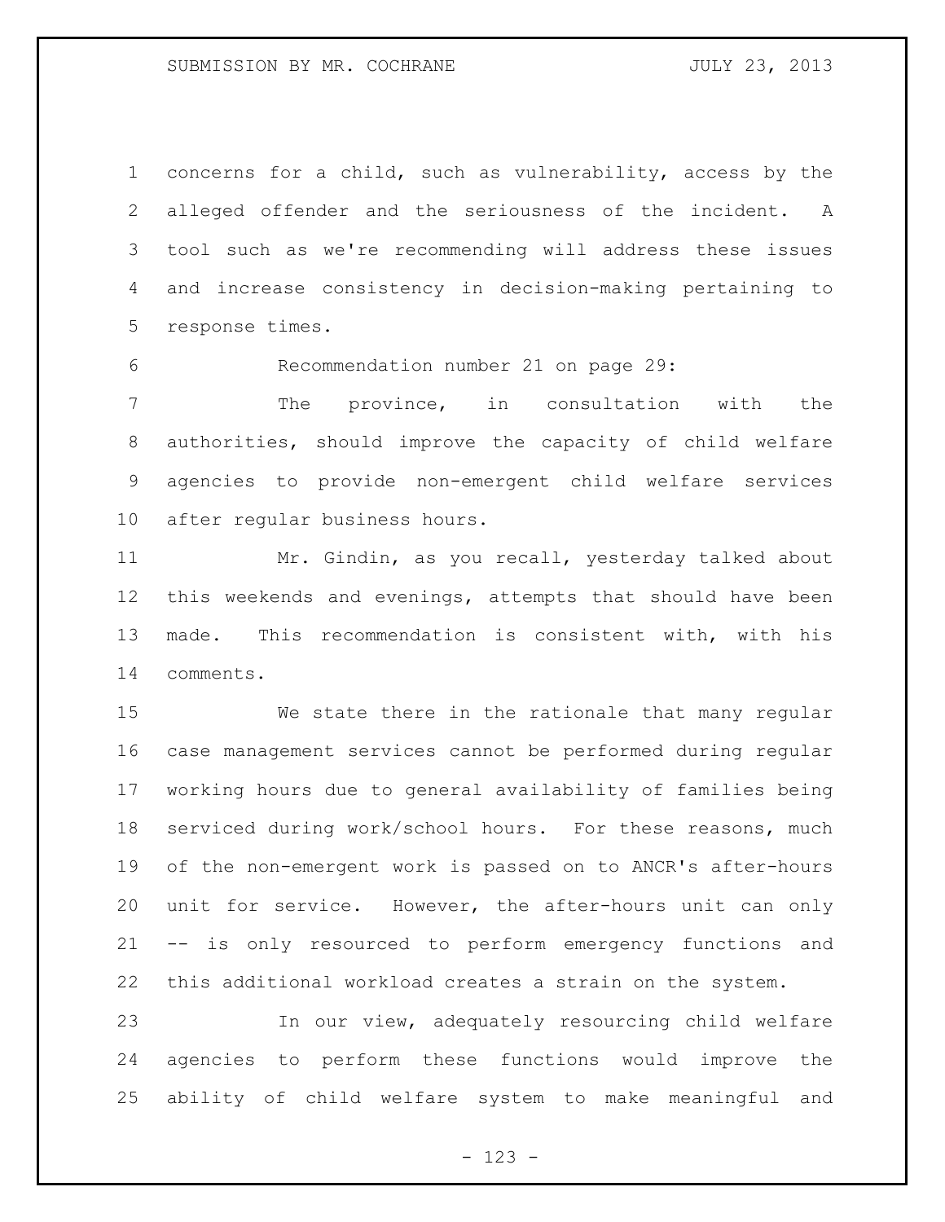concerns for a child, such as vulnerability, access by the alleged offender and the seriousness of the incident. A tool such as we're recommending will address these issues and increase consistency in decision-making pertaining to response times.

Recommendation number 21 on page 29:

The province, in consultation with the authorities, should improve the capacity of child welfare agencies to provide non-emergent child welfare services after regular business hours.

Mr. Gindin, as you recall, yesterday talked about this weekends and evenings, attempts that should have been made. This recommendation is consistent with, with his comments.

We state there in the rationale that many regular case management services cannot be performed during regular working hours due to general availability of families being serviced during work/school hours. For these reasons, much of the non-emergent work is passed on to ANCR's after-hours unit for service. However, the after-hours unit can only -- is only resourced to perform emergency functions and this additional workload creates a strain on the system.

In our view, adequately resourcing child welfare agencies to perform these functions would improve the ability of child welfare system to make meaningful and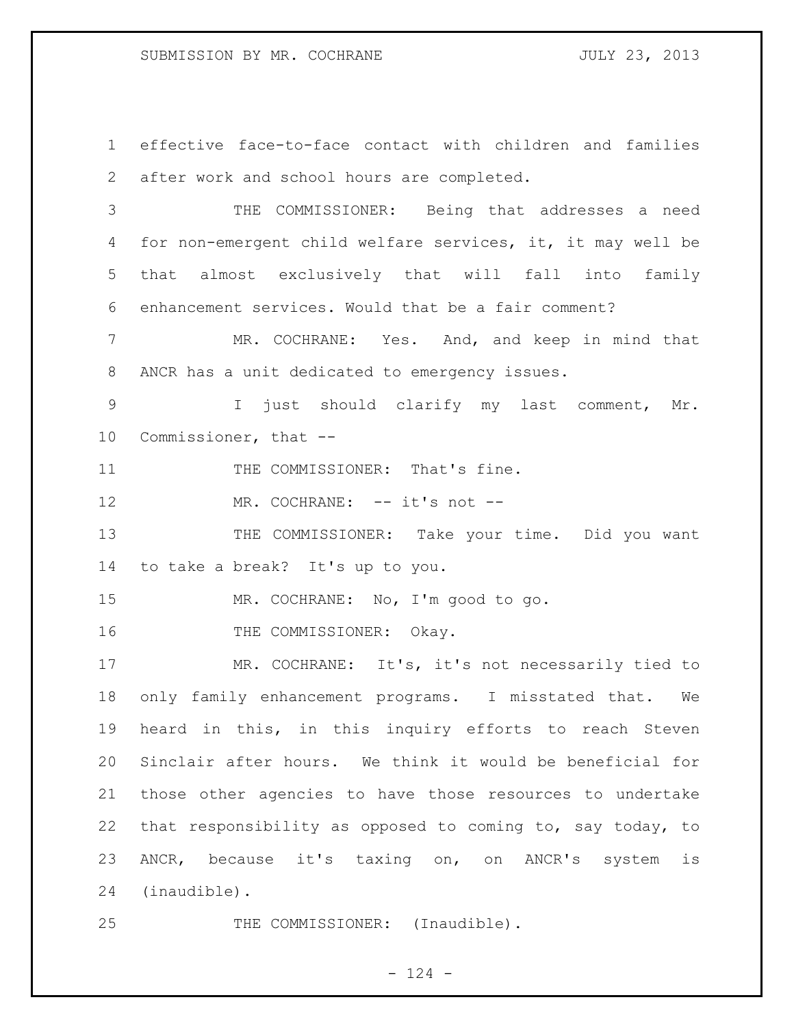effective face-to-face contact with children and families after work and school hours are completed.

THE COMMISSIONER: Being that addresses a need for non-emergent child welfare services, it, it may well be that almost exclusively that will fall into family enhancement services. Would that be a fair comment?

MR. COCHRANE: Yes. And, and keep in mind that ANCR has a unit dedicated to emergency issues.

I just should clarify my last comment, Mr. Commissioner, that --

THE COMMISSIONER: That's fine.

MR. COCHRANE: -- it's not --

THE COMMISSIONER: Take your time. Did you want to take a break? It's up to you.

MR. COCHRANE: No, I'm good to go.

THE COMMISSIONER: Okay.

MR. COCHRANE: It's, it's not necessarily tied to only family enhancement programs. I misstated that. We heard in this, in this inquiry efforts to reach Steven Sinclair after hours. We think it would be beneficial for those other agencies to have those resources to undertake that responsibility as opposed to coming to, say today, to ANCR, because it's taxing on, on ANCR's system is (inaudible).

THE COMMISSIONER: (Inaudible).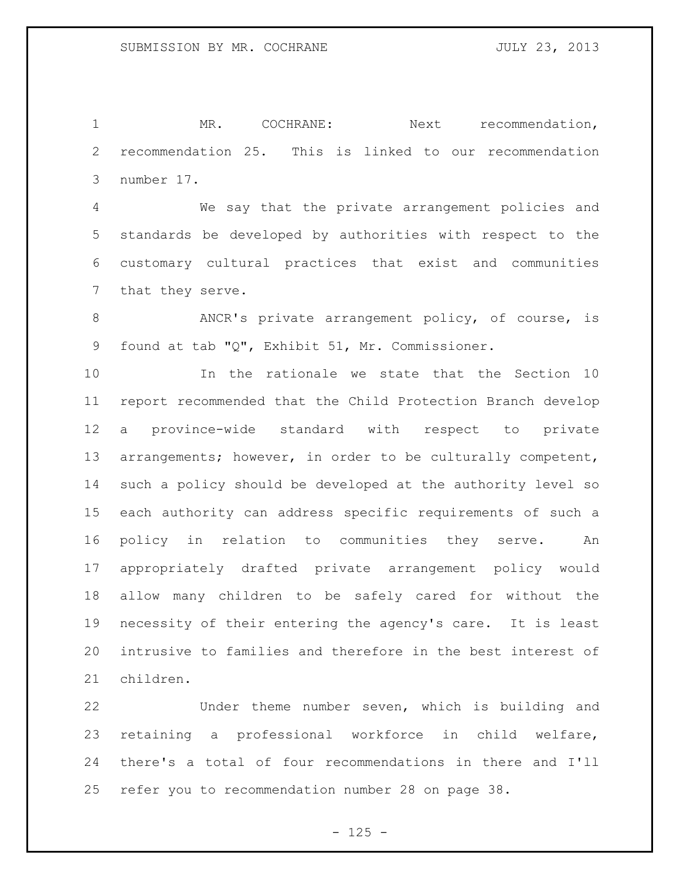MR. COCHRANE: Next recommendation, recommendation 25. This is linked to our recommendation number 17.

We say that the private arrangement policies and standards be developed by authorities with respect to the customary cultural practices that exist and communities that they serve.

ANCR's private arrangement policy, of course, is found at tab "Q", Exhibit 51, Mr. Commissioner.

In the rationale we state that the Section 10 report recommended that the Child Protection Branch develop a province-wide standard with respect to private arrangements; however, in order to be culturally competent, such a policy should be developed at the authority level so each authority can address specific requirements of such a policy in relation to communities they serve. An appropriately drafted private arrangement policy would allow many children to be safely cared for without the necessity of their entering the agency's care. It is least intrusive to families and therefore in the best interest of children.

Under theme number seven, which is building and retaining a professional workforce in child welfare, there's a total of four recommendations in there and I'll refer you to recommendation number 28 on page 38.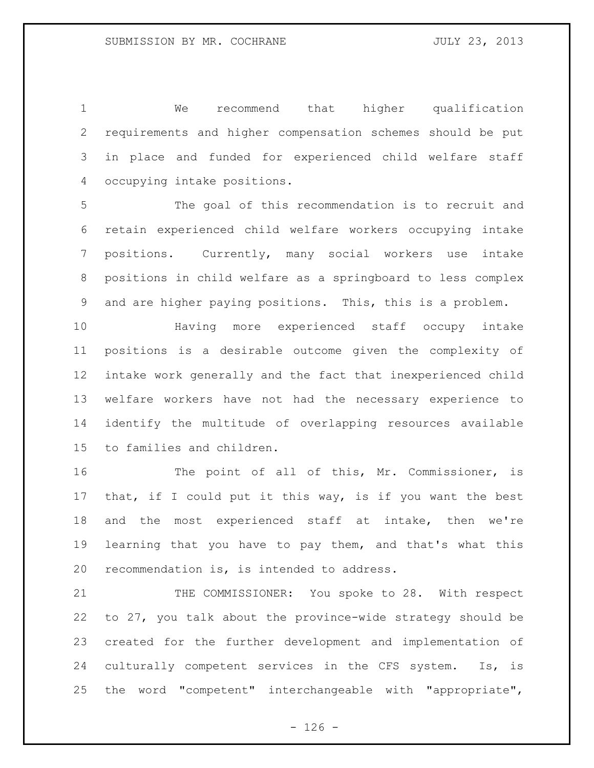We recommend that higher qualification requirements and higher compensation schemes should be put in place and funded for experienced child welfare staff occupying intake positions.

The goal of this recommendation is to recruit and retain experienced child welfare workers occupying intake positions. Currently, many social workers use intake positions in child welfare as a springboard to less complex and are higher paying positions. This, this is a problem.

Having more experienced staff occupy intake positions is a desirable outcome given the complexity of intake work generally and the fact that inexperienced child welfare workers have not had the necessary experience to identify the multitude of overlapping resources available to families and children.

The point of all of this, Mr. Commissioner, is that, if I could put it this way, is if you want the best and the most experienced staff at intake, then we're learning that you have to pay them, and that's what this recommendation is, is intended to address.

THE COMMISSIONER: You spoke to 28. With respect to 27, you talk about the province-wide strategy should be created for the further development and implementation of culturally competent services in the CFS system. Is, is the word "competent" interchangeable with "appropriate",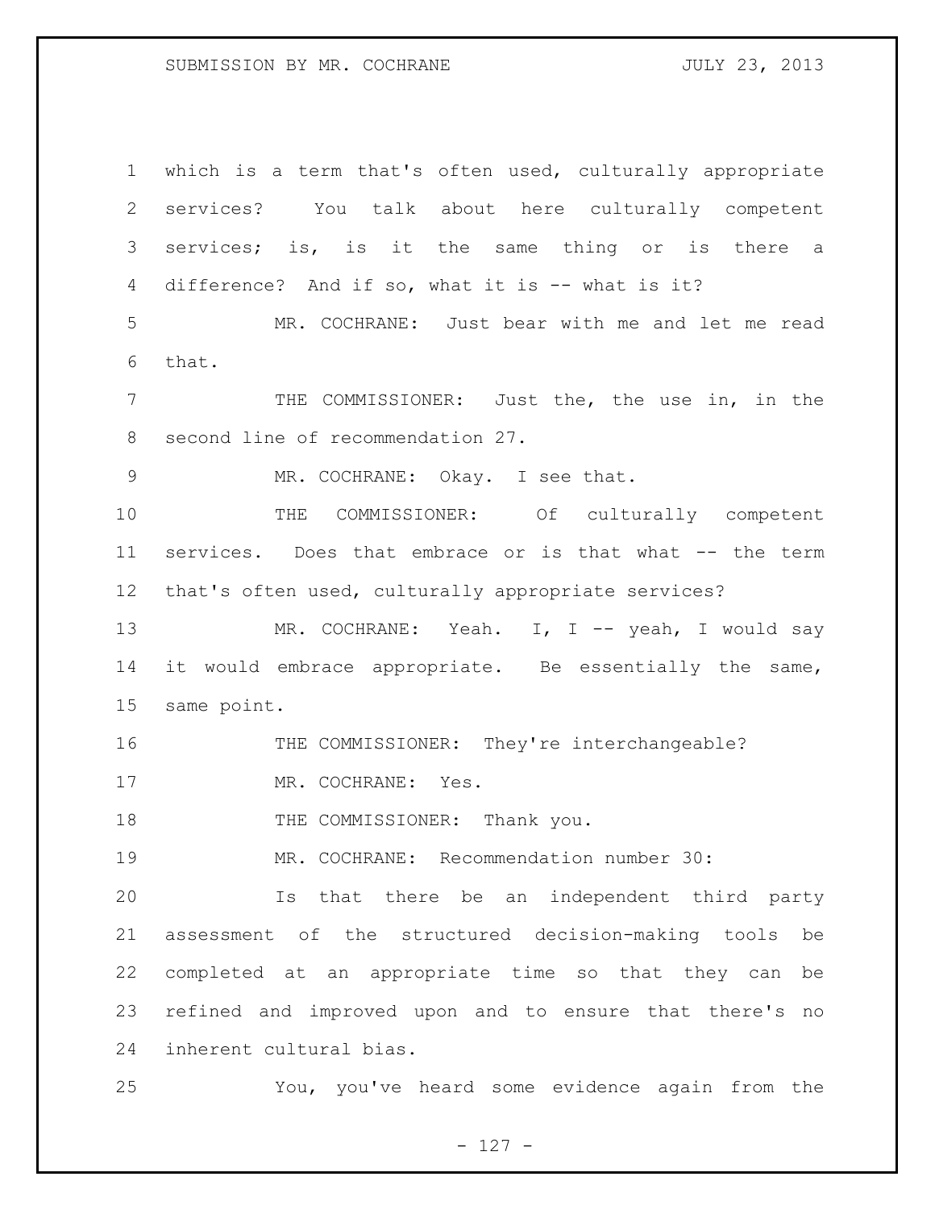which is a term that's often used, culturally appropriate services? You talk about here culturally competent services; is, is it the same thing or is there a difference? And if so, what it is -- what is it?

MR. COCHRANE: Just bear with me and let me read that.

THE COMMISSIONER: Just the, the use in, in the second line of recommendation 27.

MR. COCHRANE: Okay. I see that.

THE COMMISSIONER: Of culturally competent services. Does that embrace or is that what -- the term that's often used, culturally appropriate services?

MR. COCHRANE: Yeah. I, I -- yeah, I would say it would embrace appropriate. Be essentially the same, same point.

THE COMMISSIONER: They're interchangeable?

MR. COCHRANE: Yes.

THE COMMISSIONER: Thank you.

MR. COCHRANE: Recommendation number 30:

Is that there be an independent third party assessment of the structured decision-making tools be completed at an appropriate time so that they can be refined and improved upon and to ensure that there's no inherent cultural bias.

You, you've heard some evidence again from the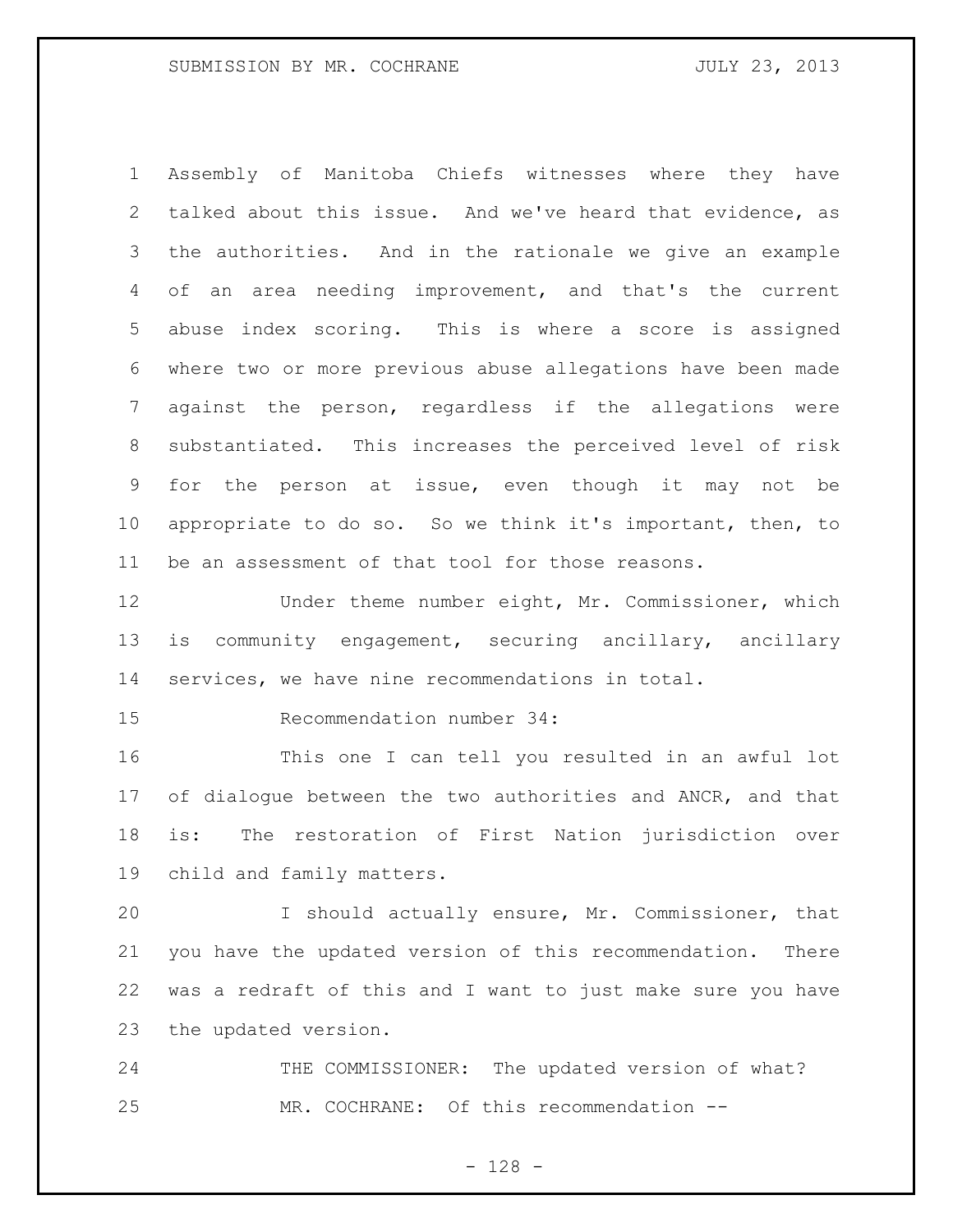Assembly of Manitoba Chiefs witnesses where they have talked about this issue. And we've heard that evidence, as the authorities. And in the rationale we give an example of an area needing improvement, and that's the current abuse index scoring. This is where a score is assigned where two or more previous abuse allegations have been made against the person, regardless if the allegations were substantiated. This increases the perceived level of risk for the person at issue, even though it may not be appropriate to do so. So we think it's important, then, to be an assessment of that tool for those reasons.

Under theme number eight, Mr. Commissioner, which is community engagement, securing ancillary, ancillary services, we have nine recommendations in total.

Recommendation number 34:

This one I can tell you resulted in an awful lot of dialogue between the two authorities and ANCR, and that is: The restoration of First Nation jurisdiction over child and family matters.

I should actually ensure, Mr. Commissioner, that you have the updated version of this recommendation. There was a redraft of this and I want to just make sure you have the updated version.

THE COMMISSIONER: The updated version of what?

MR. COCHRANE: Of this recommendation --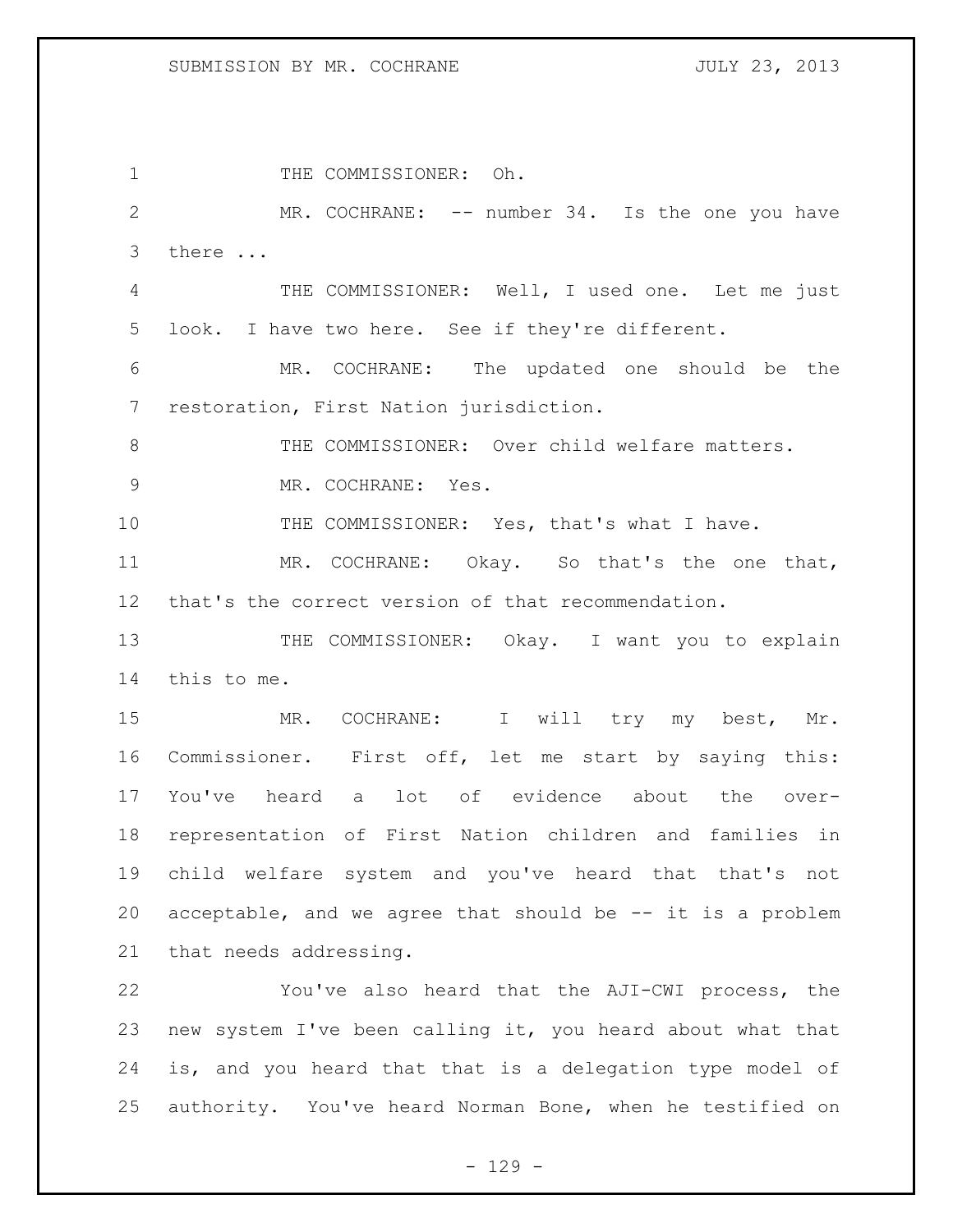THE COMMISSIONER: Oh.

MR. COCHRANE: -- number 34. Is the one you have there ...

THE COMMISSIONER: Well, I used one. Let me just look. I have two here. See if they're different.

MR. COCHRANE: The updated one should be the restoration, First Nation jurisdiction.

THE COMMISSIONER: Over child welfare matters.

MR. COCHRANE: Yes.

THE COMMISSIONER: Yes, that's what I have.

MR. COCHRANE: Okay. So that's the one that, that's the correct version of that recommendation.

THE COMMISSIONER: Okay. I want you to explain this to me.

MR. COCHRANE: I will try my best, Mr. Commissioner. First off, let me start by saying this: You've heard a lot of evidence about the over-representation of First Nation children and families in child welfare system and you've heard that that's not acceptable, and we agree that should be -- it is a problem that needs addressing.

You've also heard that the AJI-CWI process, the new system I've been calling it, you heard about what that is, and you heard that that is a delegation type model of authority. You've heard Norman Bone, when he testified on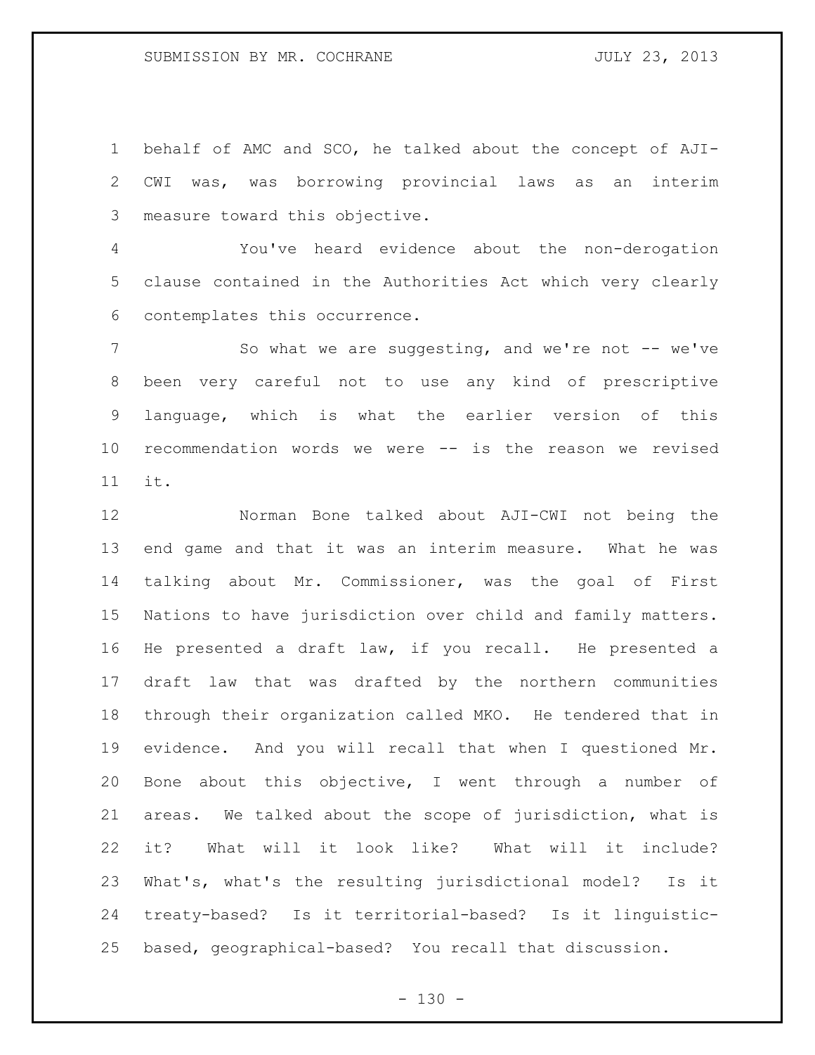behalf of AMC and SCO, he talked about the concept of AJI-CWI was, was borrowing provincial laws as an interim measure toward this objective.

You've heard evidence about the non-derogation clause contained in the Authorities Act which very clearly contemplates this occurrence.

So what we are suggesting, and we're not -- we've been very careful not to use any kind of prescriptive language, which is what the earlier version of this recommendation words we were -- is the reason we revised it.

Norman Bone talked about AJI-CWI not being the end game and that it was an interim measure. What he was talking about Mr. Commissioner, was the goal of First Nations to have jurisdiction over child and family matters. He presented a draft law, if you recall. He presented a draft law that was drafted by the northern communities through their organization called MKO. He tendered that in evidence. And you will recall that when I questioned Mr. Bone about this objective, I went through a number of areas. We talked about the scope of jurisdiction, what is it? What will it look like? What will it include? What's, what's the resulting jurisdictional model? Is it treaty-based? Is it territorial-based? Is it linguistic-based, geographical-based? You recall that discussion.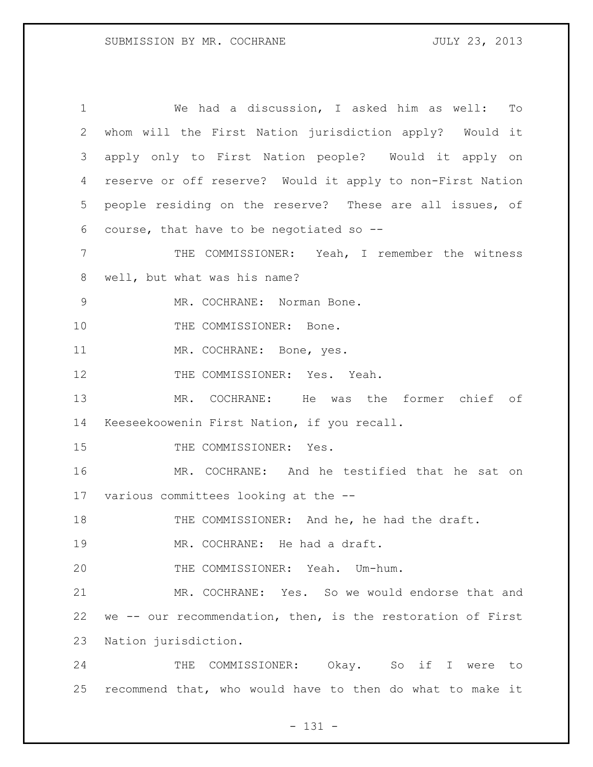We had a discussion, I asked him as well: To whom will the First Nation jurisdiction apply? Would it apply only to First Nation people? Would it apply on reserve or off reserve? Would it apply to non-First Nation people residing on the reserve? These are all issues, of course, that have to be negotiated so --

THE COMMISSIONER: Yeah, I remember the witness well, but what was his name?

MR. COCHRANE: Norman Bone.

THE COMMISSIONER: Bone.

MR. COCHRANE: Bone, yes.

THE COMMISSIONER: Yes. Yeah.

MR. COCHRANE: He was the former chief of Keeseekoowenin First Nation, if you recall.

THE COMMISSIONER: Yes.

MR. COCHRANE: And he testified that he sat on various committees looking at the --

THE COMMISSIONER: And he, he had the draft.

MR. COCHRANE: He had a draft.

THE COMMISSIONER: Yeah. Um-hum.

MR. COCHRANE: Yes. So we would endorse that and we -- our recommendation, then, is the restoration of First Nation jurisdiction.

THE COMMISSIONER: Okay. So if I were to recommend that, who would have to then do what to make it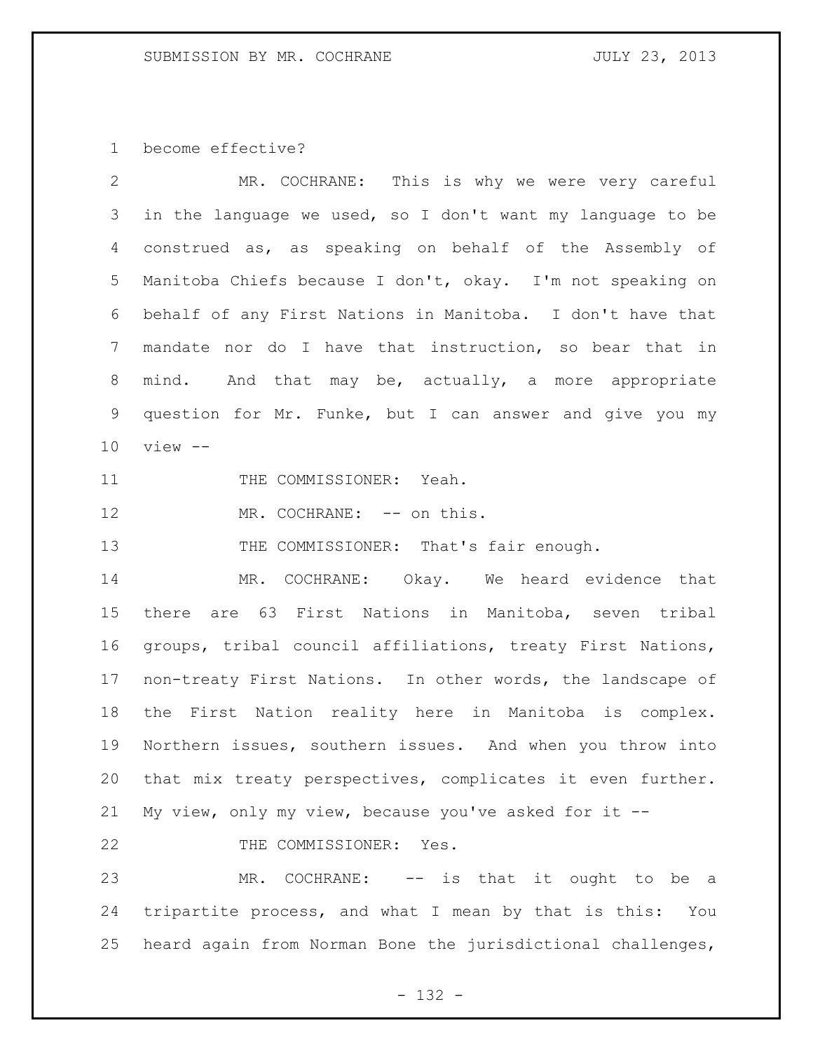become effective?

MR. COCHRANE: This is why we were very careful in the language we used, so I don't want my language to be construed as, as speaking on behalf of the Assembly of Manitoba Chiefs because I don't, okay. I'm not speaking on behalf of any First Nations in Manitoba. I don't have that mandate nor do I have that instruction, so bear that in mind. And that may be, actually, a more appropriate question for Mr. Funke, but I can answer and give you my view --

THE COMMISSIONER: Yeah.

MR. COCHRANE: -- on this.

THE COMMISSIONER: That's fair enough.

MR. COCHRANE: Okay. We heard evidence that there are 63 First Nations in Manitoba, seven tribal groups, tribal council affiliations, treaty First Nations, non-treaty First Nations. In other words, the landscape of the First Nation reality here in Manitoba is complex. Northern issues, southern issues. And when you throw into that mix treaty perspectives, complicates it even further. My view, only my view, because you've asked for it --

THE COMMISSIONER: Yes.

MR. COCHRANE: -- is that it ought to be a tripartite process, and what I mean by that is this: You heard again from Norman Bone the jurisdictional challenges,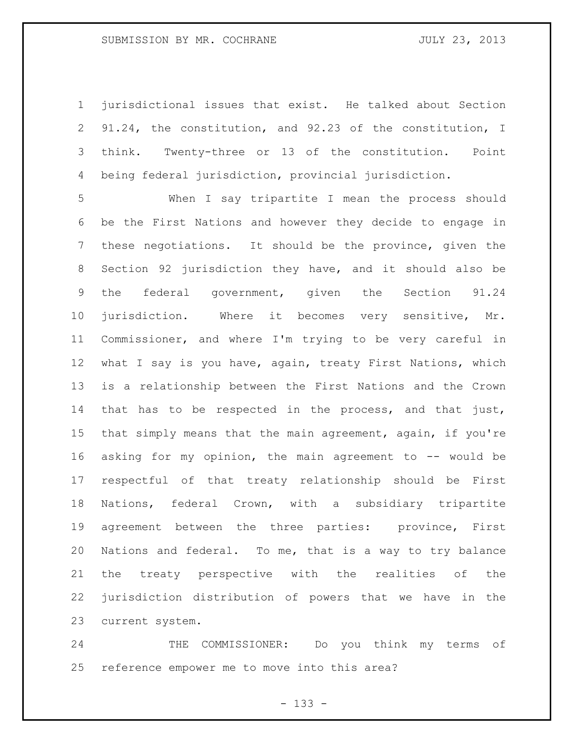jurisdictional issues that exist. He talked about Section 91.24, the constitution, and 92.23 of the constitution, I think. Twenty-three or 13 of the constitution. Point being federal jurisdiction, provincial jurisdiction.

When I say tripartite I mean the process should be the First Nations and however they decide to engage in these negotiations. It should be the province, given the Section 92 jurisdiction they have, and it should also be the federal government, given the Section 91.24 jurisdiction. Where it becomes very sensitive, Mr. Commissioner, and where I'm trying to be very careful in what I say is you have, again, treaty First Nations, which is a relationship between the First Nations and the Crown that has to be respected in the process, and that just, that simply means that the main agreement, again, if you're asking for my opinion, the main agreement to -- would be respectful of that treaty relationship should be First Nations, federal Crown, with a subsidiary tripartite agreement between the three parties: province, First Nations and federal. To me, that is a way to try balance the treaty perspective with the realities of the jurisdiction distribution of powers that we have in the current system.

THE COMMISSIONER: Do you think my terms of reference empower me to move into this area?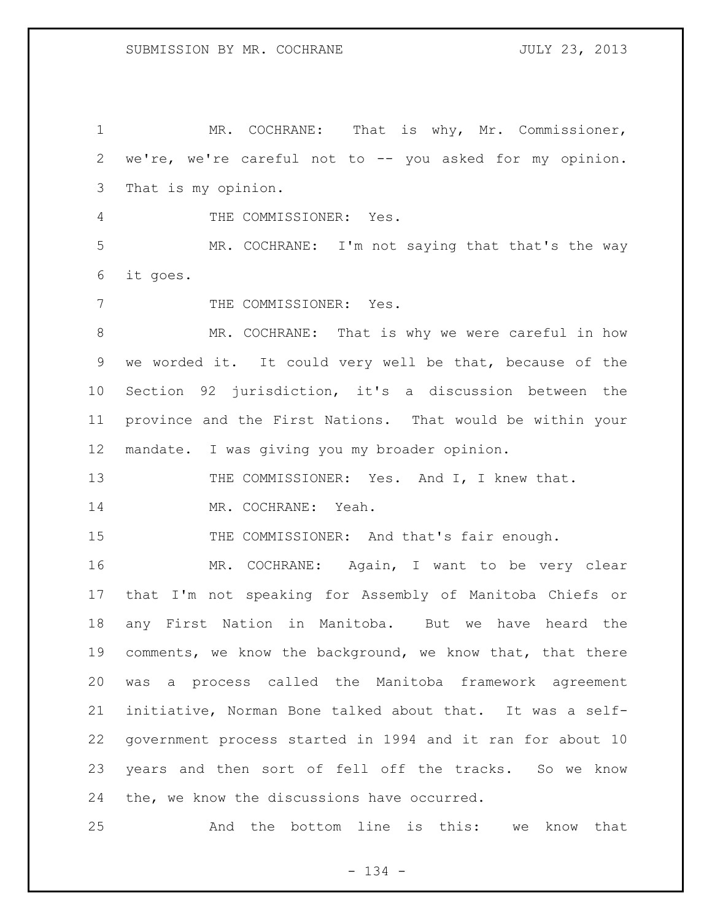MR. COCHRANE: That is why, Mr. Commissioner, we're, we're careful not to -- you asked for my opinion. That is my opinion.

THE COMMISSIONER: Yes.

MR. COCHRANE: I'm not saying that that's the way it goes.

THE COMMISSIONER: Yes.

MR. COCHRANE: That is why we were careful in how we worded it. It could very well be that, because of the Section 92 jurisdiction, it's a discussion between the province and the First Nations. That would be within your mandate. I was giving you my broader opinion.

THE COMMISSIONER: Yes. And I, I knew that.

MR. COCHRANE: Yeah.

THE COMMISSIONER: And that's fair enough.

MR. COCHRANE: Again, I want to be very clear that I'm not speaking for Assembly of Manitoba Chiefs or any First Nation in Manitoba. But we have heard the comments, we know the background, we know that, that there was a process called the Manitoba framework agreement initiative, Norman Bone talked about that. It was a self-government process started in 1994 and it ran for about 10 years and then sort of fell off the tracks. So we know the, we know the discussions have occurred.

And the bottom line is this: we know that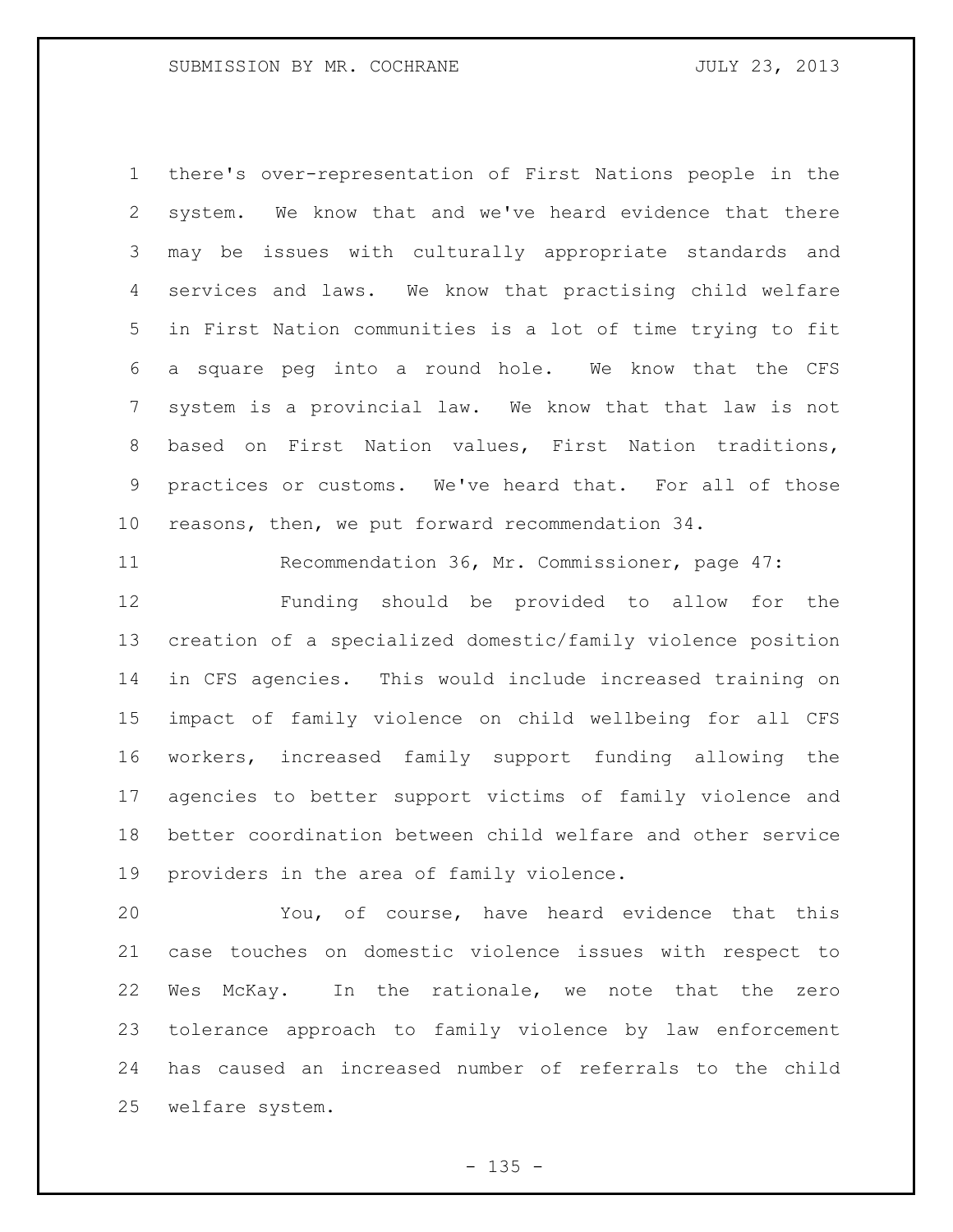there's over-representation of First Nations people in the system. We know that and we've heard evidence that there may be issues with culturally appropriate standards and services and laws. We know that practising child welfare in First Nation communities is a lot of time trying to fit a square peg into a round hole. We know that the CFS system is a provincial law. We know that that law is not based on First Nation values, First Nation traditions, practices or customs. We've heard that. For all of those reasons, then, we put forward recommendation 34.

Recommendation 36, Mr. Commissioner, page 47:

Funding should be provided to allow for the creation of a specialized domestic/family violence position in CFS agencies. This would include increased training on impact of family violence on child wellbeing for all CFS workers, increased family support funding allowing the agencies to better support victims of family violence and better coordination between child welfare and other service providers in the area of family violence.

You, of course, have heard evidence that this case touches on domestic violence issues with respect to Wes McKay. In the rationale, we note that the zero tolerance approach to family violence by law enforcement has caused an increased number of referrals to the child welfare system.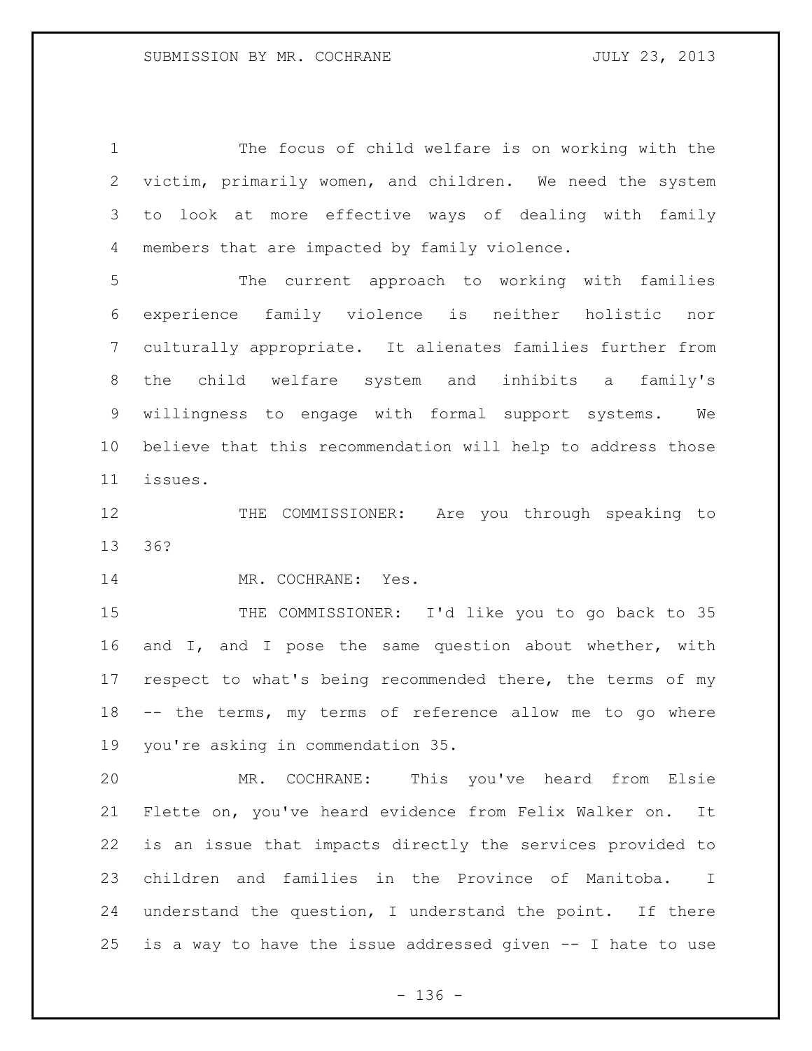The focus of child welfare is on working with the victim, primarily women, and children. We need the system to look at more effective ways of dealing with family members that are impacted by family violence.

The current approach to working with families experience family violence is neither holistic nor culturally appropriate. It alienates families further from the child welfare system and inhibits a family's willingness to engage with formal support systems. We believe that this recommendation will help to address those issues.

THE COMMISSIONER: Are you through speaking to 36?

MR. COCHRANE: Yes.

THE COMMISSIONER: I'd like you to go back to 35 and I, and I pose the same question about whether, with respect to what's being recommended there, the terms of my -- the terms, my terms of reference allow me to go where you're asking in commendation 35.

MR. COCHRANE: This you've heard from Elsie Flette on, you've heard evidence from Felix Walker on. It is an issue that impacts directly the services provided to children and families in the Province of Manitoba. I understand the question, I understand the point. If there is a way to have the issue addressed given -- I hate to use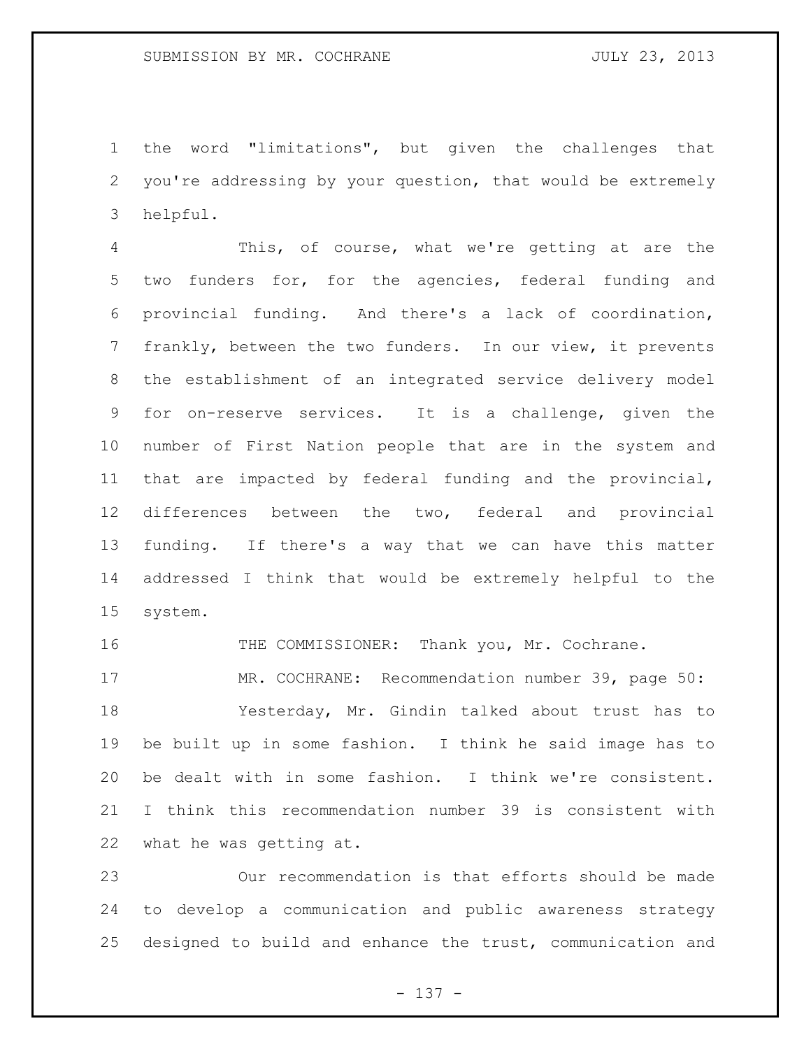the word "limitations", but given the challenges that you're addressing by your question, that would be extremely helpful.

This, of course, what we're getting at are the two funders for, for the agencies, federal funding and provincial funding. And there's a lack of coordination, frankly, between the two funders. In our view, it prevents the establishment of an integrated service delivery model for on-reserve services. It is a challenge, given the number of First Nation people that are in the system and that are impacted by federal funding and the provincial, differences between the two, federal and provincial funding. If there's a way that we can have this matter addressed I think that would be extremely helpful to the system.

THE COMMISSIONER: Thank you, Mr. Cochrane.

MR. COCHRANE: Recommendation number 39, page 50:

Yesterday, Mr. Gindin talked about trust has to be built up in some fashion. I think he said image has to be dealt with in some fashion. I think we're consistent. I think this recommendation number 39 is consistent with what he was getting at.

Our recommendation is that efforts should be made to develop a communication and public awareness strategy designed to build and enhance the trust, communication and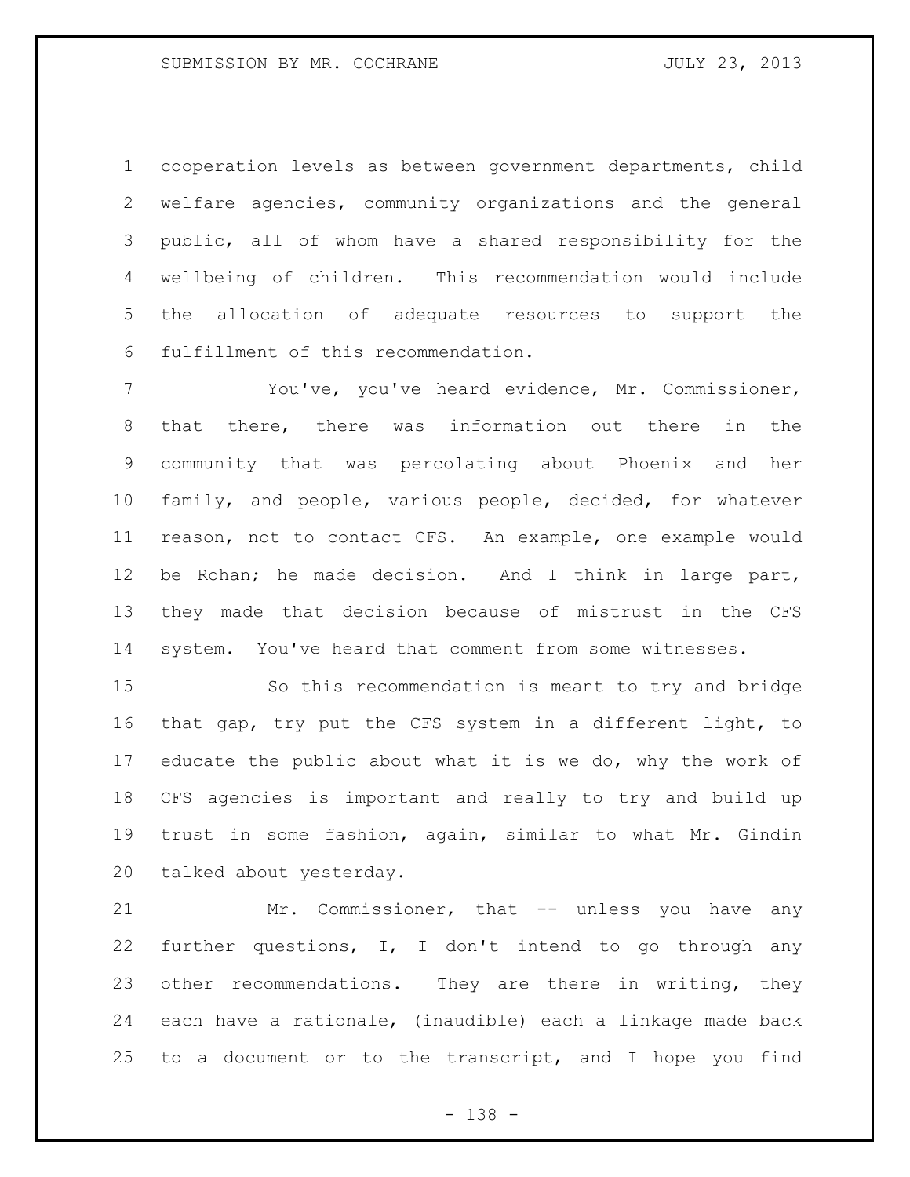cooperation levels as between government departments, child welfare agencies, community organizations and the general public, all of whom have a shared responsibility for the wellbeing of children. This recommendation would include the allocation of adequate resources to support the fulfillment of this recommendation.

You've, you've heard evidence, Mr. Commissioner, that there, there was information out there in the community that was percolating about Phoenix and her family, and people, various people, decided, for whatever reason, not to contact CFS. An example, one example would be Rohan; he made decision. And I think in large part, they made that decision because of mistrust in the CFS system. You've heard that comment from some witnesses.

So this recommendation is meant to try and bridge that gap, try put the CFS system in a different light, to educate the public about what it is we do, why the work of CFS agencies is important and really to try and build up trust in some fashion, again, similar to what Mr. Gindin talked about yesterday.

Mr. Commissioner, that -- unless you have any further questions, I, I don't intend to go through any other recommendations. They are there in writing, they each have a rationale, (inaudible) each a linkage made back to a document or to the transcript, and I hope you find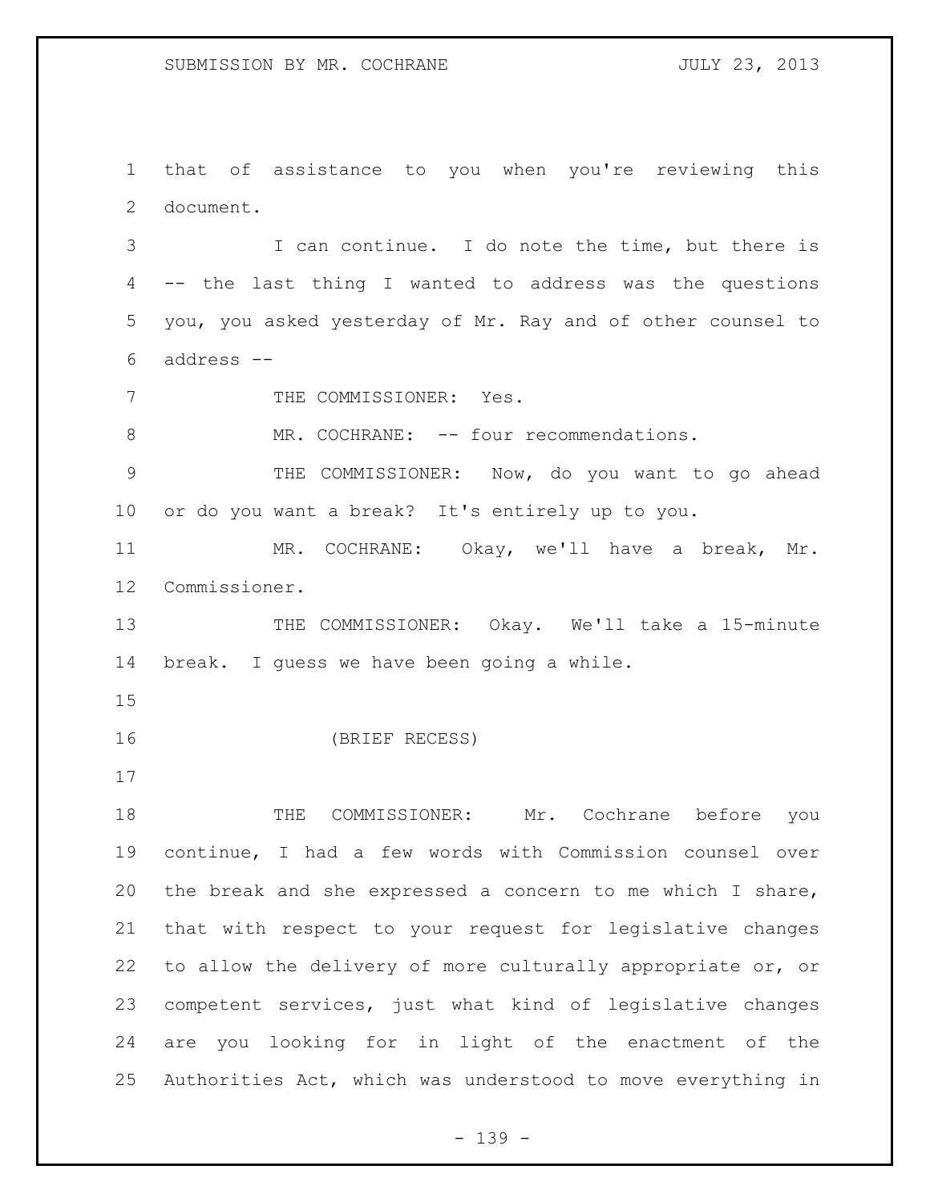that of assistance to you when you're reviewing this document.

I can continue. I do note the time, but there is -- the last thing I wanted to address was the questions you, you asked yesterday of Mr. Ray and of other counsel to address --

THE COMMISSIONER: Yes.

MR. COCHRANE: -- four recommendations.

THE COMMISSIONER: Now, do you want to go ahead or do you want a break? It's entirely up to you.

MR. COCHRANE: Okay, we'll have a break, Mr. Commissioner.

THE COMMISSIONER: Okay. We'll take a 15-minute break. I guess we have been going a while.

(BRIEF RECESS)

THE COMMISSIONER: Mr. Cochrane before you continue, I had a few words with Commission counsel over the break and she expressed a concern to me which I share, that with respect to your request for legislative changes to allow the delivery of more culturally appropriate or, or competent services, just what kind of legislative changes are you looking for in light of the enactment of the Authorities Act, which was understood to move everything in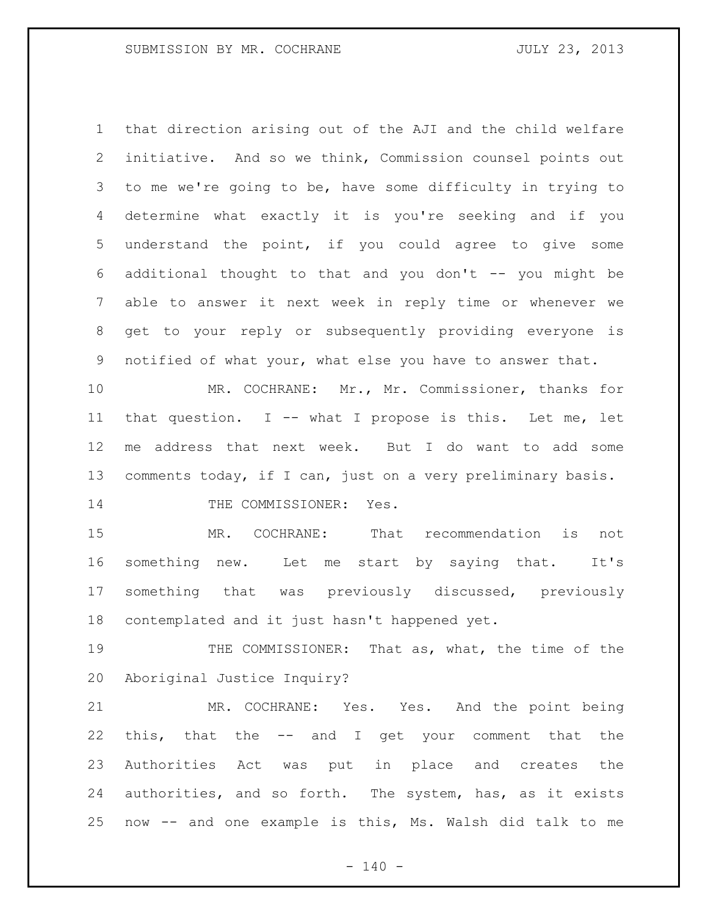that direction arising out of the AJI and the child welfare initiative. And so we think, Commission counsel points out to me we're going to be, have some difficulty in trying to determine what exactly it is you're seeking and if you understand the point, if you could agree to give some additional thought to that and you don't -- you might be able to answer it next week in reply time or whenever we get to your reply or subsequently providing everyone is notified of what your, what else you have to answer that.

MR. COCHRANE: Mr., Mr. Commissioner, thanks for that question. I -- what I propose is this. Let me, let me address that next week. But I do want to add some comments today, if I can, just on a very preliminary basis.

THE COMMISSIONER: Yes.

MR. COCHRANE: That recommendation is not something new. Let me start by saying that. It's something that was previously discussed, previously contemplated and it just hasn't happened yet.

THE COMMISSIONER: That as, what, the time of the Aboriginal Justice Inquiry?

MR. COCHRANE: Yes. Yes. And the point being this, that the -- and I get your comment that the Authorities Act was put in place and creates the authorities, and so forth. The system, has, as it exists now -- and one example is this, Ms. Walsh did talk to me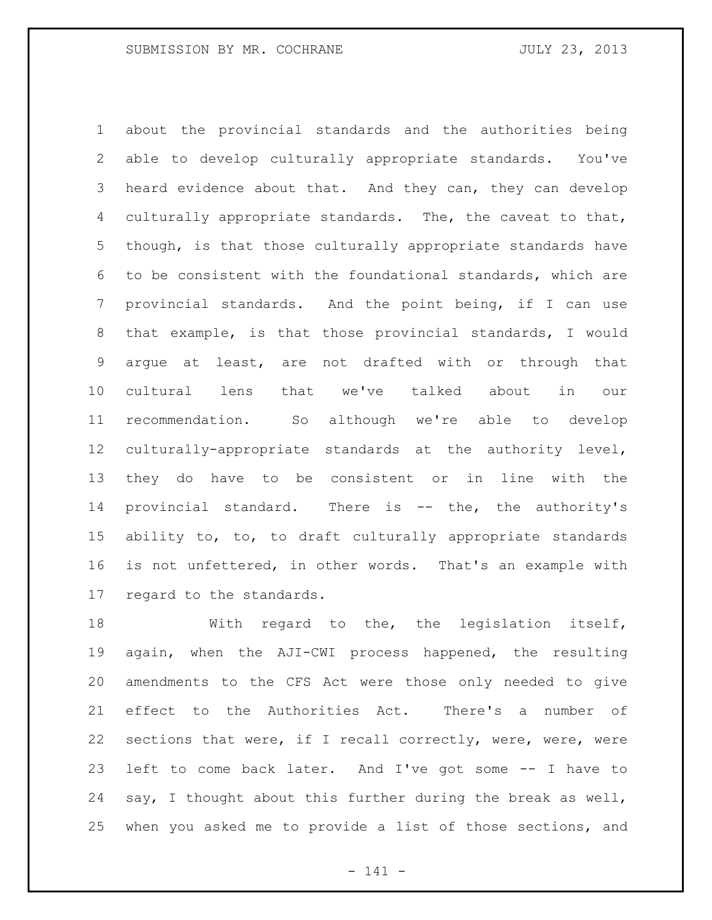about the provincial standards and the authorities being able to develop culturally appropriate standards. You've heard evidence about that. And they can, they can develop culturally appropriate standards. The, the caveat to that, though, is that those culturally appropriate standards have to be consistent with the foundational standards, which are provincial standards. And the point being, if I can use that example, is that those provincial standards, I would argue at least, are not drafted with or through that cultural lens that we've talked about in our recommendation. So although we're able to develop culturally-appropriate standards at the authority level, they do have to be consistent or in line with the provincial standard. There is -- the, the authority's ability to, to, to draft culturally appropriate standards is not unfettered, in other words. That's an example with regard to the standards.

With regard to the, the legislation itself, again, when the AJI-CWI process happened, the resulting amendments to the CFS Act were those only needed to give effect to the Authorities Act. There's a number of sections that were, if I recall correctly, were, were, were left to come back later. And I've got some -- I have to say, I thought about this further during the break as well, when you asked me to provide a list of those sections, and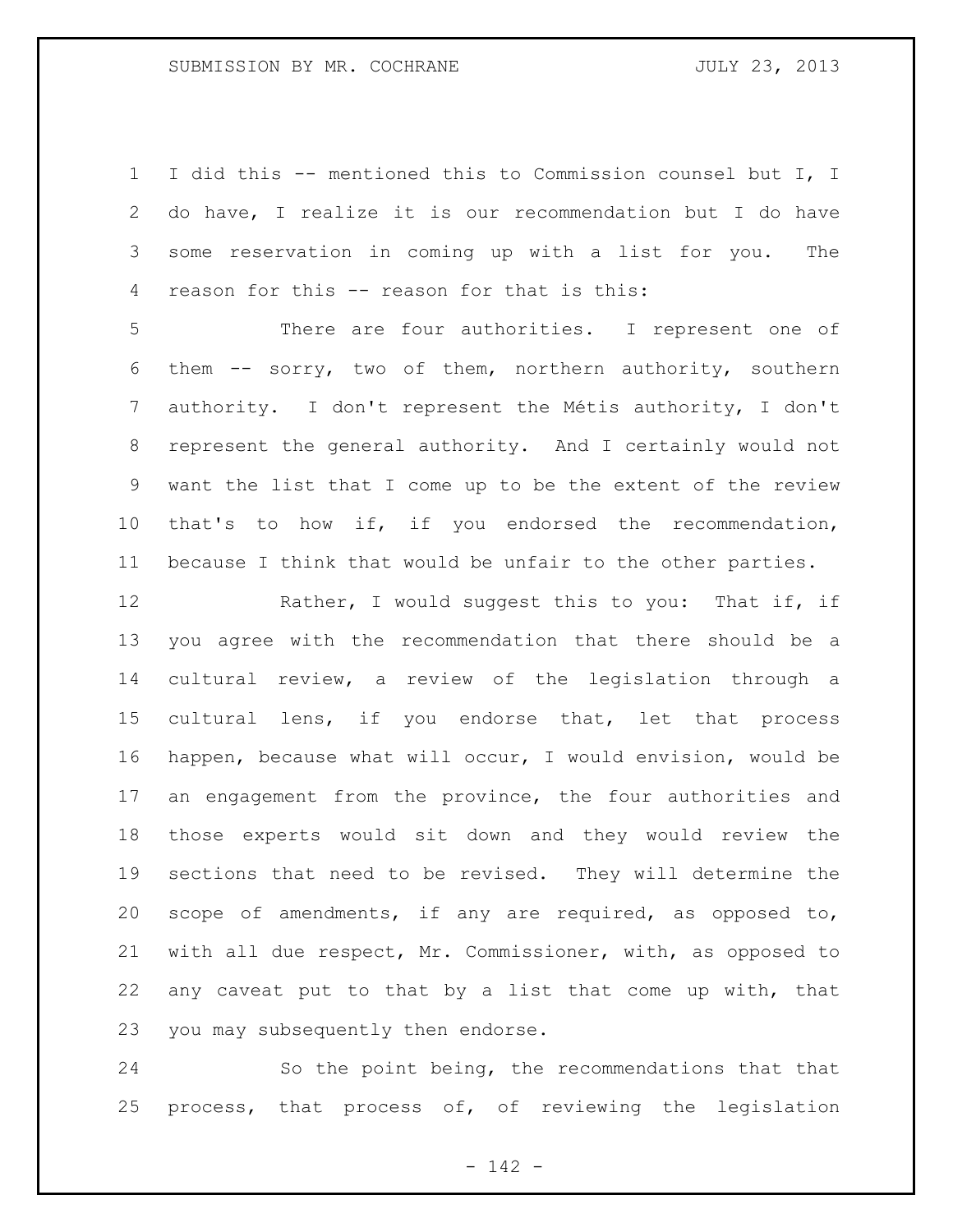I did this -- mentioned this to Commission counsel but I, I do have, I realize it is our recommendation but I do have some reservation in coming up with a list for you. The reason for this -- reason for that is this:

There are four authorities. I represent one of them -- sorry, two of them, northern authority, southern authority. I don't represent the Métis authority, I don't represent the general authority. And I certainly would not want the list that I come up to be the extent of the review that's to how if, if you endorsed the recommendation, because I think that would be unfair to the other parties.

Rather, I would suggest this to you: That if, if you agree with the recommendation that there should be a cultural review, a review of the legislation through a cultural lens, if you endorse that, let that process happen, because what will occur, I would envision, would be an engagement from the province, the four authorities and those experts would sit down and they would review the sections that need to be revised. They will determine the scope of amendments, if any are required, as opposed to, with all due respect, Mr. Commissioner, with, as opposed to any caveat put to that by a list that come up with, that you may subsequently then endorse.

So the point being, the recommendations that that process, that process of, of reviewing the legislation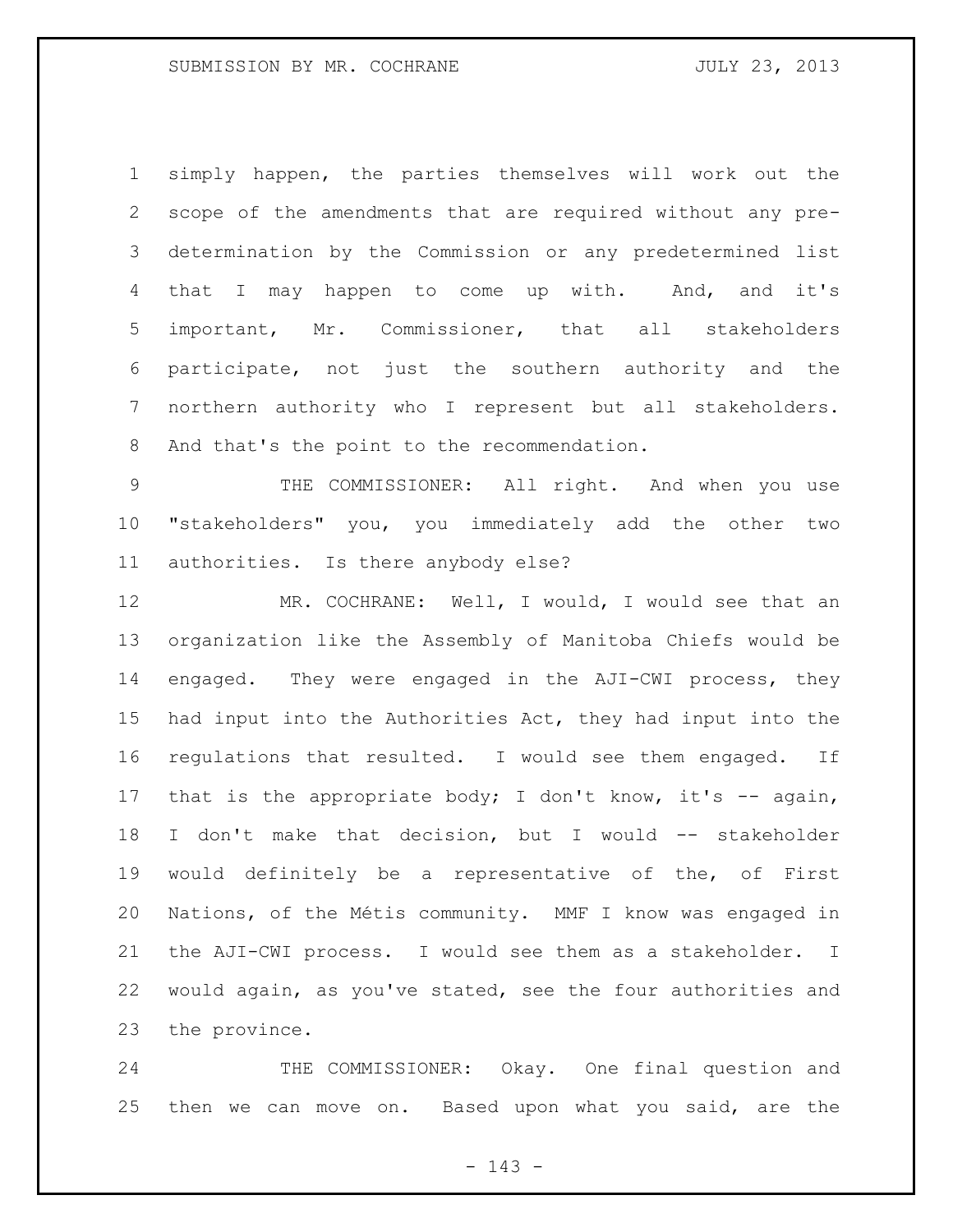simply happen, the parties themselves will work out the scope of the amendments that are required without any pre-determination by the Commission or any predetermined list that I may happen to come up with. And, and it's important, Mr. Commissioner, that all stakeholders participate, not just the southern authority and the northern authority who I represent but all stakeholders. And that's the point to the recommendation.

THE COMMISSIONER: All right. And when you use "stakeholders" you, you immediately add the other two authorities. Is there anybody else?

MR. COCHRANE: Well, I would, I would see that an organization like the Assembly of Manitoba Chiefs would be engaged. They were engaged in the AJI-CWI process, they had input into the Authorities Act, they had input into the regulations that resulted. I would see them engaged. If that is the appropriate body; I don't know, it's -- again, I don't make that decision, but I would -- stakeholder would definitely be a representative of the, of First Nations, of the Métis community. MMF I know was engaged in the AJI-CWI process. I would see them as a stakeholder. I would again, as you've stated, see the four authorities and the province.

THE COMMISSIONER: Okay. One final question and then we can move on. Based upon what you said, are the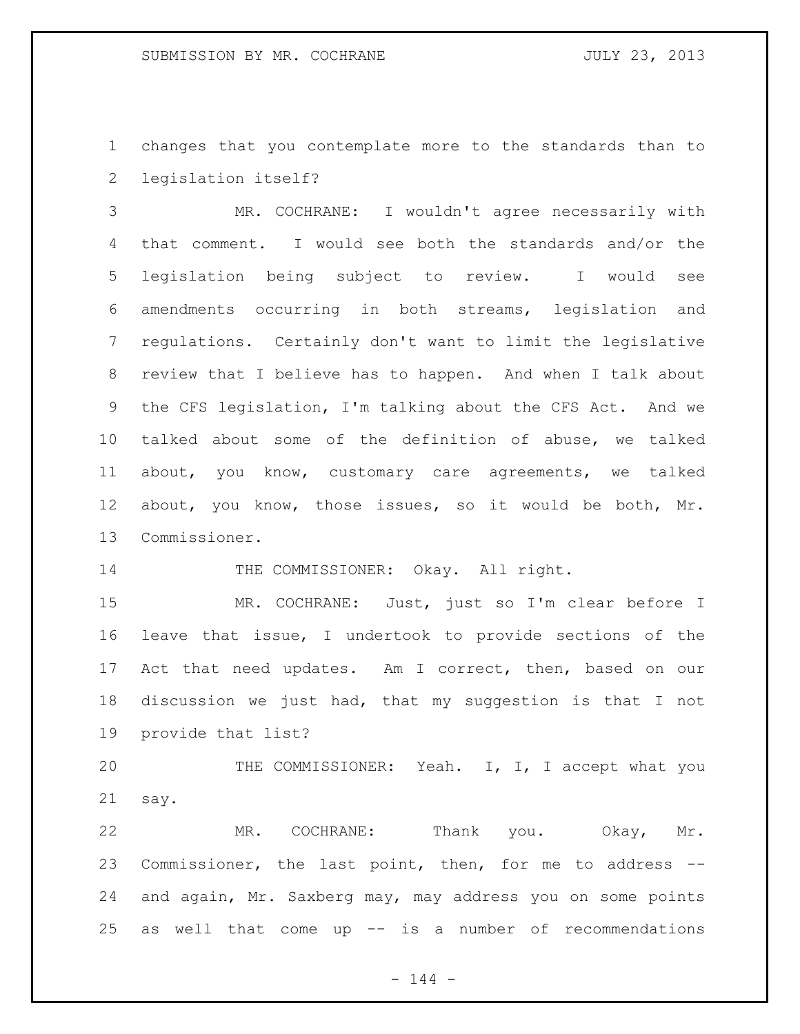changes that you contemplate more to the standards than to legislation itself?

MR. COCHRANE: I wouldn't agree necessarily with that comment. I would see both the standards and/or the legislation being subject to review. I would see amendments occurring in both streams, legislation and regulations. Certainly don't want to limit the legislative review that I believe has to happen. And when I talk about the CFS legislation, I'm talking about the CFS Act. And we talked about some of the definition of abuse, we talked about, you know, customary care agreements, we talked about, you know, those issues, so it would be both, Mr. Commissioner.

THE COMMISSIONER: Okay. All right.

MR. COCHRANE: Just, just so I'm clear before I leave that issue, I undertook to provide sections of the Act that need updates. Am I correct, then, based on our discussion we just had, that my suggestion is that I not provide that list?

THE COMMISSIONER: Yeah. I, I, I accept what you say.

MR. COCHRANE: Thank you. Okay, Mr. Commissioner, the last point, then, for me to address -- and again, Mr. Saxberg may, may address you on some points as well that come up -- is a number of recommendations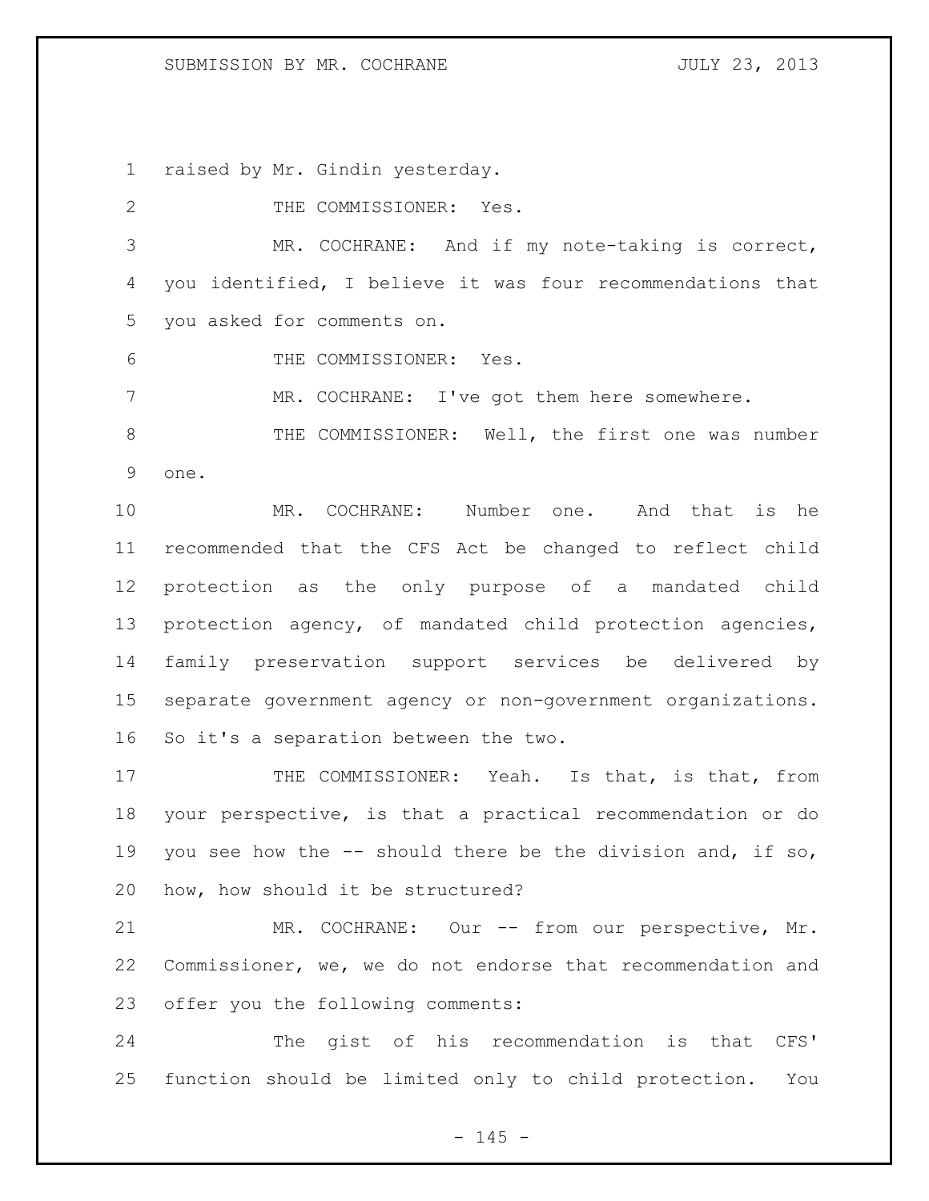raised by Mr. Gindin yesterday.

THE COMMISSIONER: Yes.

MR. COCHRANE: And if my note-taking is correct, you identified, I believe it was four recommendations that you asked for comments on.

THE COMMISSIONER: Yes.

MR. COCHRANE: I've got them here somewhere.

THE COMMISSIONER: Well, the first one was number one.

MR. COCHRANE: Number one. And that is he recommended that the CFS Act be changed to reflect child protection as the only purpose of a mandated child protection agency, of mandated child protection agencies, family preservation support services be delivered by separate government agency or non-government organizations. So it's a separation between the two.

THE COMMISSIONER: Yeah. Is that, is that, from your perspective, is that a practical recommendation or do you see how the -- should there be the division and, if so, how, how should it be structured?

MR. COCHRANE: Our -- from our perspective, Mr. Commissioner, we, we do not endorse that recommendation and offer you the following comments:

The gist of his recommendation is that CFS' function should be limited only to child protection. You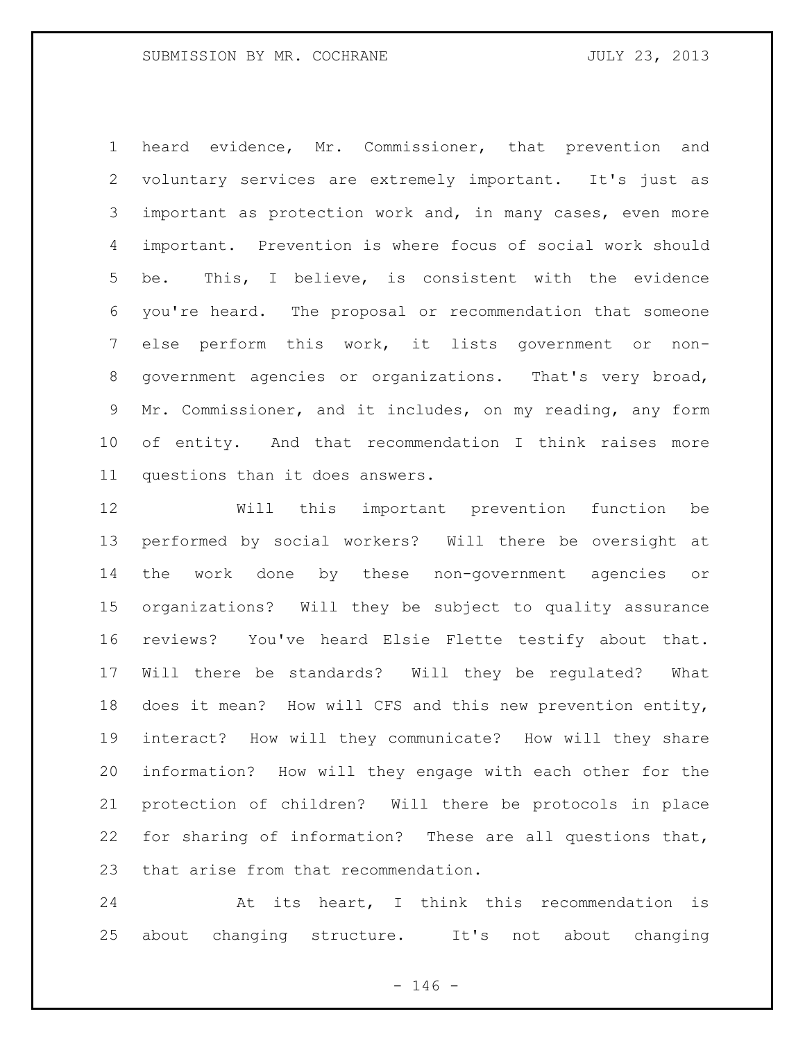heard evidence, Mr. Commissioner, that prevention and voluntary services are extremely important. It's just as important as protection work and, in many cases, even more important. Prevention is where focus of social work should be. This, I believe, is consistent with the evidence you're heard. The proposal or recommendation that someone else perform this work, it lists government or non-government agencies or organizations. That's very broad, Mr. Commissioner, and it includes, on my reading, any form of entity. And that recommendation I think raises more questions than it does answers.

Will this important prevention function be performed by social workers? Will there be oversight at the work done by these non-government agencies or organizations? Will they be subject to quality assurance reviews? You've heard Elsie Flette testify about that. Will there be standards? Will they be regulated? What does it mean? How will CFS and this new prevention entity, interact? How will they communicate? How will they share information? How will they engage with each other for the protection of children? Will there be protocols in place for sharing of information? These are all questions that, that arise from that recommendation.

At its heart, I think this recommendation is about changing structure. It's not about changing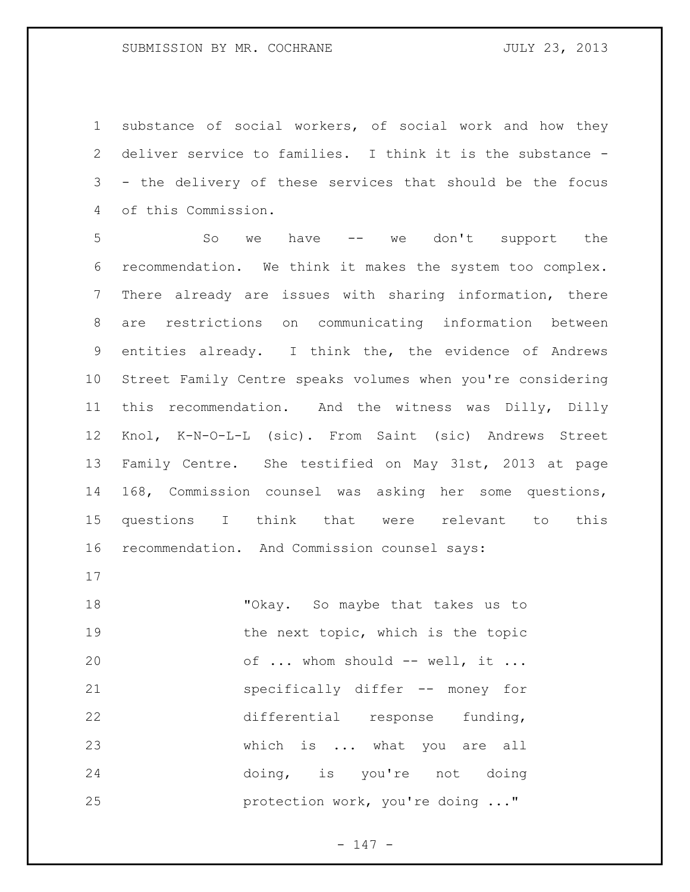substance of social workers, of social work and how they deliver service to families. I think it is the substance -- the delivery of these services that should be the focus of this Commission.

So we have -- we don't support the recommendation. We think it makes the system too complex. There already are issues with sharing information, there are restrictions on communicating information between entities already. I think the, the evidence of Andrews Street Family Centre speaks volumes when you're considering this recommendation. And the witness was Dilly, Dilly Knol, K-N-O-L-L (sic). From Saint (sic) Andrews Street Family Centre. She testified on May 31st, 2013 at page 168, Commission counsel was asking her some questions, questions I think that were relevant to this recommendation. And Commission counsel says:

> "Okay. So maybe that takes us to the next topic, which is the topic of ... whom should -- well, it ... specifically differ -- money for differential response funding, which is ... what you are all doing, is you're not doing protection work, you're doing ..."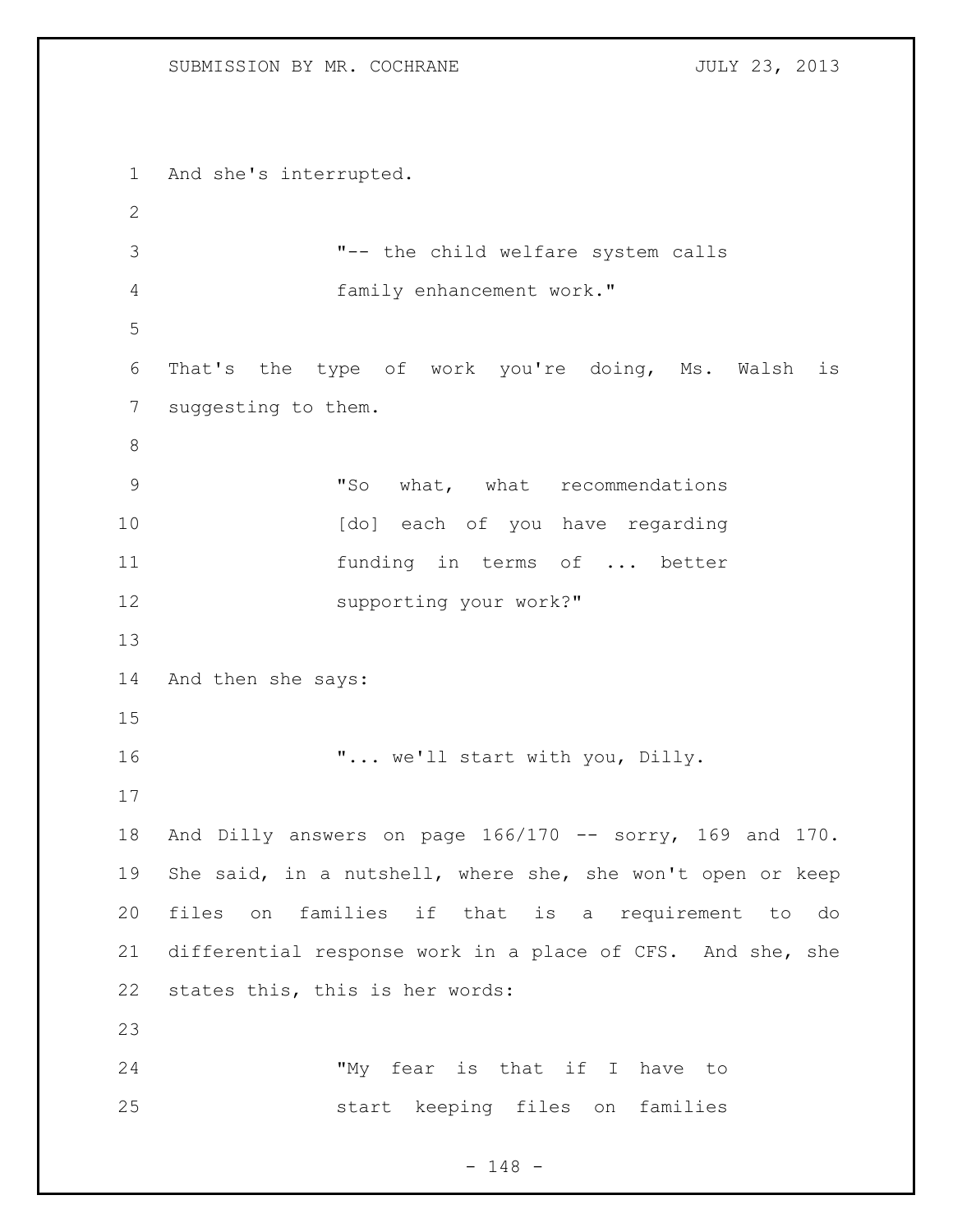And she's interrupted.

> "-- the child welfare system calls family enhancement work."

That's the type of work you're doing, Ms. Walsh is suggesting to them.

> "So what, what recommendations [do] each of you have regarding funding in terms of ... better supporting your work?"

And then she says:

> "... we'll start with you, Dilly.

And Dilly answers on page 166/170 -- sorry, 169 and 170. She said, in a nutshell, where she, she won't open or keep files on families if that is a requirement to do differential response work in a place of CFS. And she, she states this, this is her words:

> "My fear is that if I have to start keeping files on families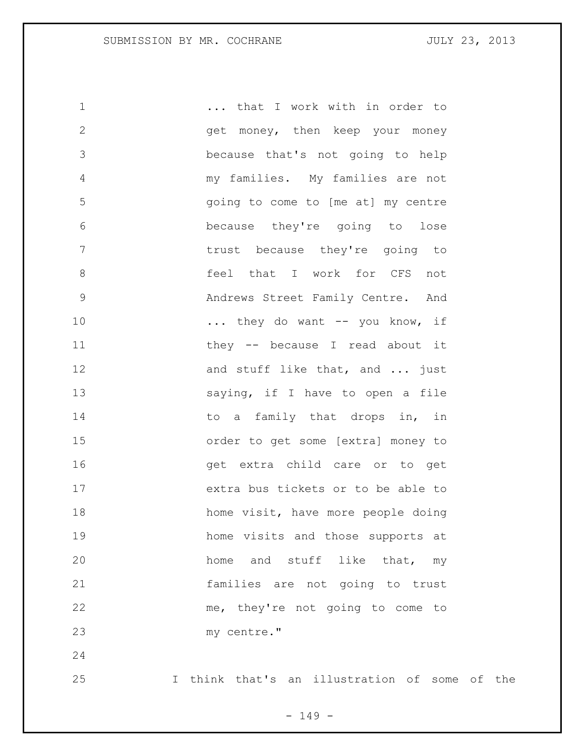... that I work with in order to get money, then keep your money because that's not going to help my families. My families are not going to come to [me at] my centre because they're going to lose trust because they're going to feel that I work for CFS not Andrews Street Family Centre. And ... they do want -- you know, if they -- because I read about it and stuff like that, and ... just saying, if I have to open a file to a family that drops in, in order to get some [extra] money to get extra child care or to get extra bus tickets or to be able to home visit, have more people doing home visits and those supports at home and stuff like that, my families are not going to trust me, they're not going to come to my centre."

I think that's an illustration of some of the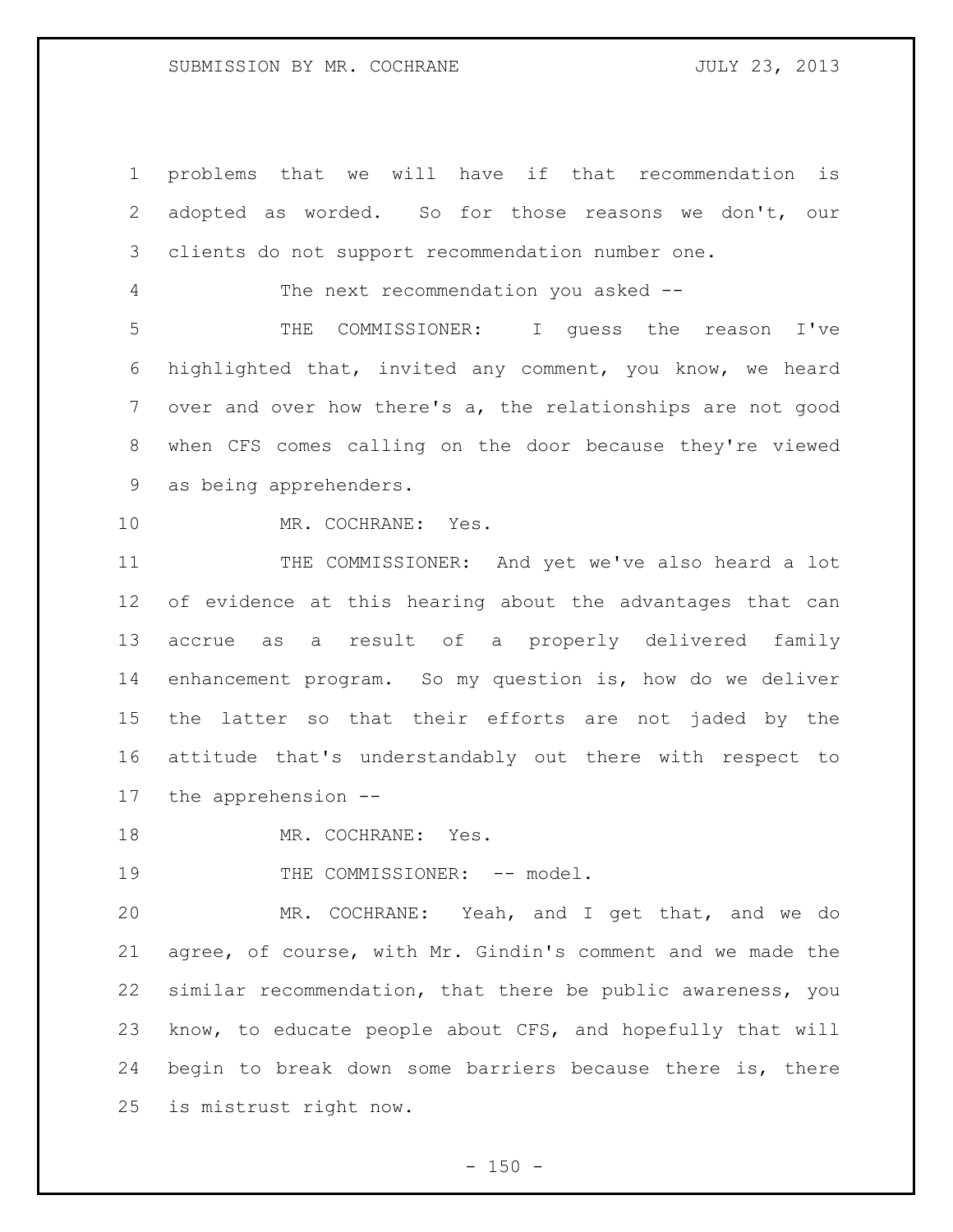problems that we will have if that recommendation is adopted as worded. So for those reasons we don't, our clients do not support recommendation number one.

The next recommendation you asked --

THE COMMISSIONER: I guess the reason I've highlighted that, invited any comment, you know, we heard over and over how there's a, the relationships are not good when CFS comes calling on the door because they're viewed as being apprehenders.

MR. COCHRANE: Yes.

THE COMMISSIONER: And yet we've also heard a lot of evidence at this hearing about the advantages that can accrue as a result of a properly delivered family enhancement program. So my question is, how do we deliver the latter so that their efforts are not jaded by the attitude that's understandably out there with respect to the apprehension --

MR. COCHRANE: Yes.

THE COMMISSIONER: -- model.

MR. COCHRANE: Yeah, and I get that, and we do agree, of course, with Mr. Gindin's comment and we made the similar recommendation, that there be public awareness, you know, to educate people about CFS, and hopefully that will begin to break down some barriers because there is, there is mistrust right now.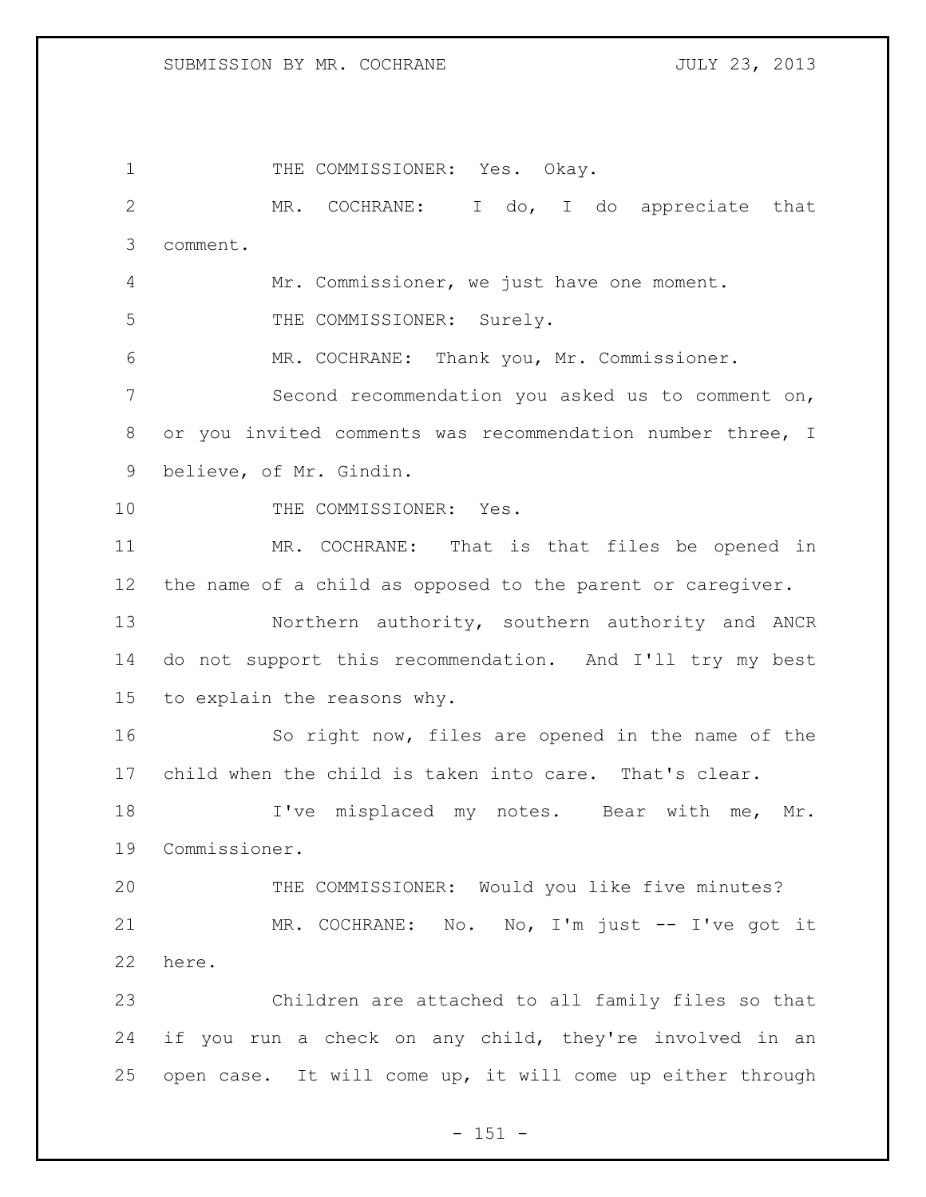THE COMMISSIONER: Yes. Okay.

MR. COCHRANE: I do, I do appreciate that comment.

Mr. Commissioner, we just have one moment.

THE COMMISSIONER: Surely.

MR. COCHRANE: Thank you, Mr. Commissioner.

Second recommendation you asked us to comment on, or you invited comments was recommendation number three, I believe, of Mr. Gindin.

THE COMMISSIONER: Yes.

MR. COCHRANE: That is that files be opened in the name of a child as opposed to the parent or caregiver.

Northern authority, southern authority and ANCR do not support this recommendation. And I'll try my best to explain the reasons why.

So right now, files are opened in the name of the child when the child is taken into care. That's clear.

I've misplaced my notes. Bear with me, Mr. Commissioner.

THE COMMISSIONER: Would you like five minutes?

MR. COCHRANE: No. No, I'm just -- I've got it here.

Children are attached to all family files so that if you run a check on any child, they're involved in an open case. It will come up, it will come up either through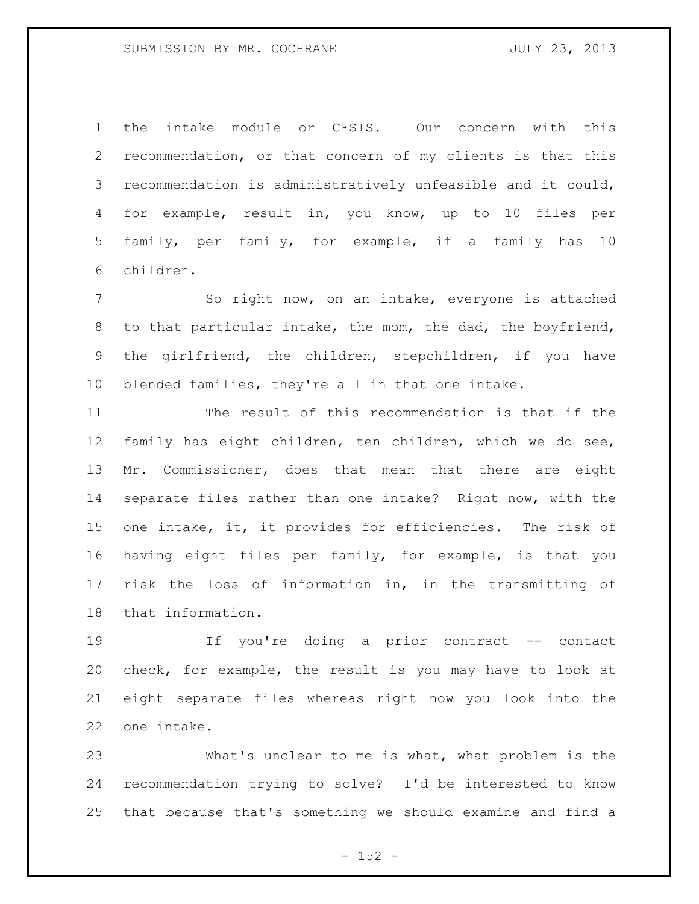the intake module or CFSIS. Our concern with this recommendation, or that concern of my clients is that this recommendation is administratively unfeasible and it could, for example, result in, you know, up to 10 files per family, per family, for example, if a family has 10 children.

So right now, on an intake, everyone is attached to that particular intake, the mom, the dad, the boyfriend, the girlfriend, the children, stepchildren, if you have blended families, they're all in that one intake.

The result of this recommendation is that if the family has eight children, ten children, which we do see, Mr. Commissioner, does that mean that there are eight separate files rather than one intake? Right now, with the one intake, it, it provides for efficiencies. The risk of having eight files per family, for example, is that you risk the loss of information in, in the transmitting of that information.

If you're doing a prior contract -- contact check, for example, the result is you may have to look at eight separate files whereas right now you look into the one intake.

What's unclear to me is what, what problem is the recommendation trying to solve? I'd be interested to know that because that's something we should examine and find a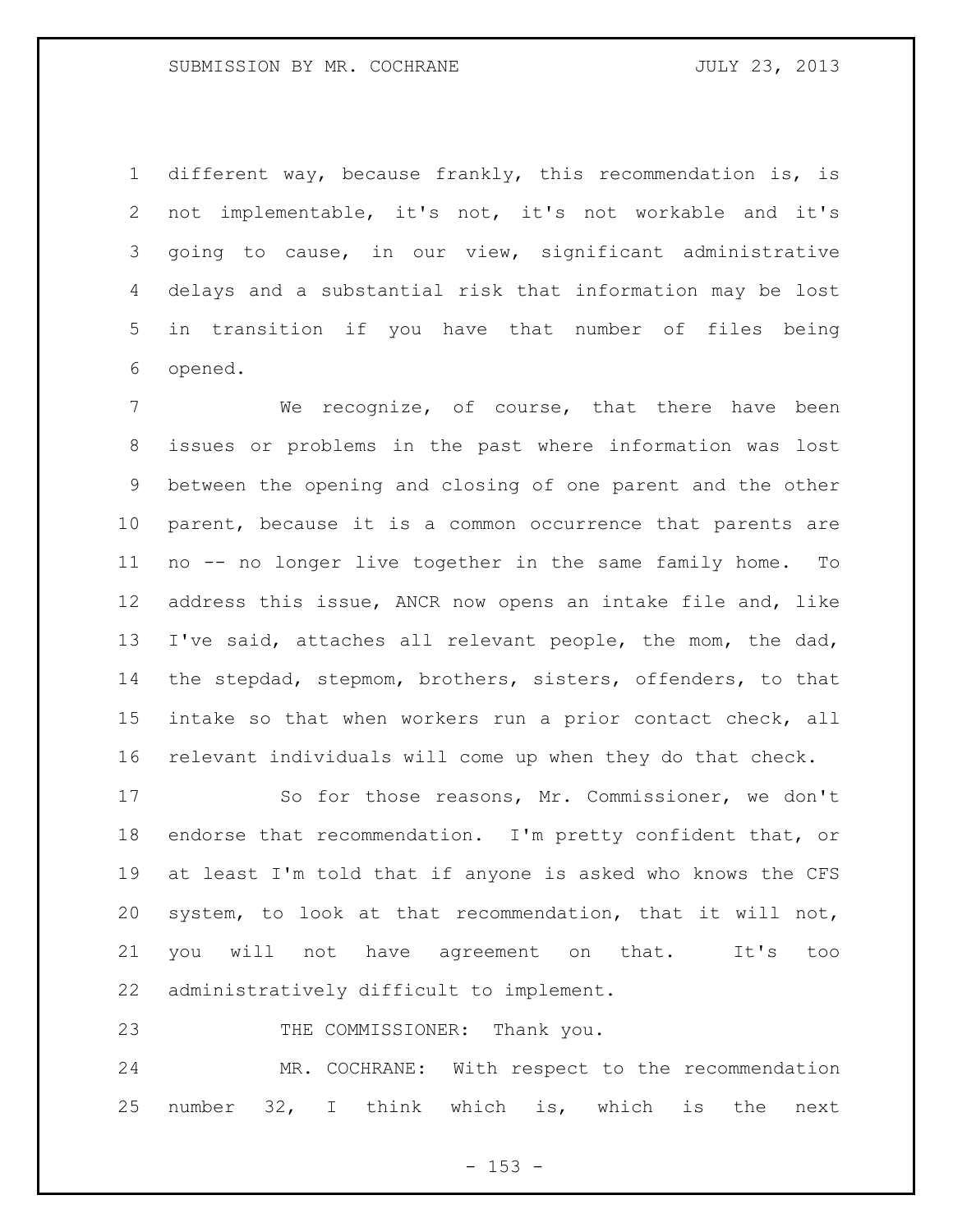different way, because frankly, this recommendation is, is not implementable, it's not, it's not workable and it's going to cause, in our view, significant administrative delays and a substantial risk that information may be lost in transition if you have that number of files being opened.

We recognize, of course, that there have been issues or problems in the past where information was lost between the opening and closing of one parent and the other parent, because it is a common occurrence that parents are no -- no longer live together in the same family home. To address this issue, ANCR now opens an intake file and, like I've said, attaches all relevant people, the mom, the dad, the stepdad, stepmom, brothers, sisters, offenders, to that intake so that when workers run a prior contact check, all relevant individuals will come up when they do that check.

So for those reasons, Mr. Commissioner, we don't endorse that recommendation. I'm pretty confident that, or at least I'm told that if anyone is asked who knows the CFS system, to look at that recommendation, that it will not, you will not have agreement on that. It's too administratively difficult to implement.

THE COMMISSIONER: Thank you.

MR. COCHRANE: With respect to the recommendation number 32, I think which is, which is the next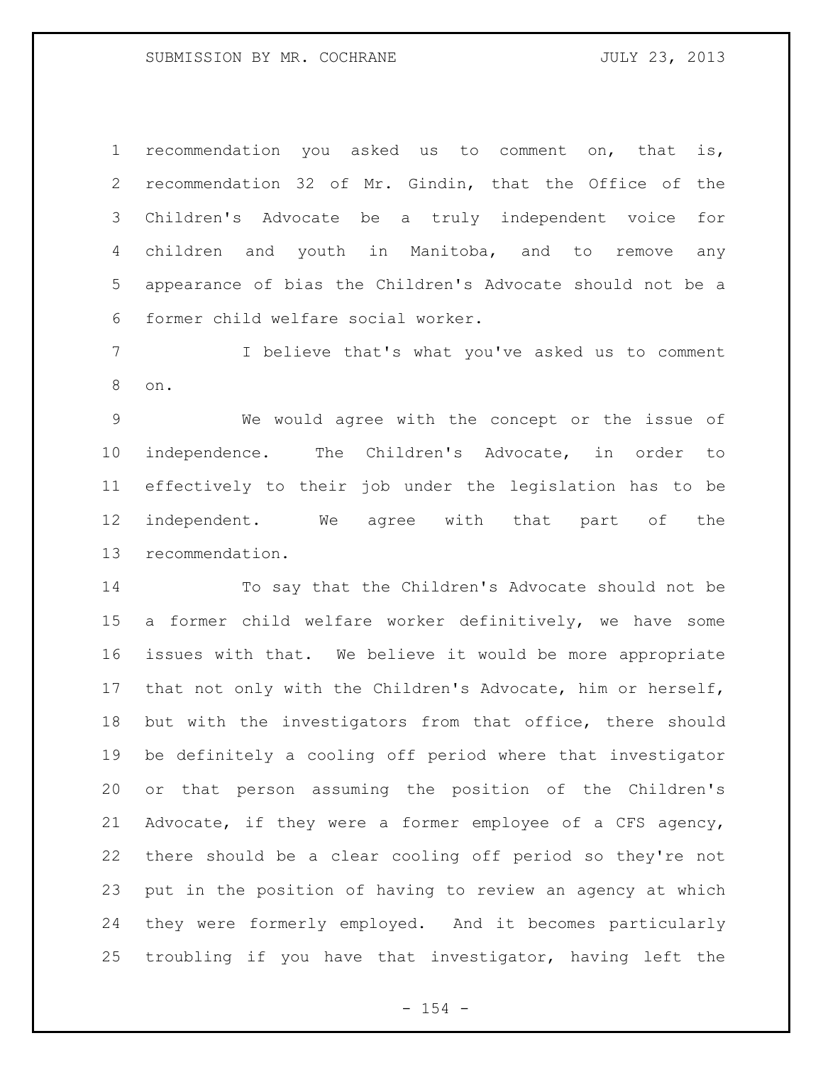recommendation you asked us to comment on, that is, recommendation 32 of Mr. Gindin, that the Office of the Children's Advocate be a truly independent voice for children and youth in Manitoba, and to remove any appearance of bias the Children's Advocate should not be a former child welfare social worker.

I believe that's what you've asked us to comment on.

We would agree with the concept or the issue of independence. The Children's Advocate, in order to effectively to their job under the legislation has to be independent. We agree with that part of the recommendation.

To say that the Children's Advocate should not be a former child welfare worker definitively, we have some issues with that. We believe it would be more appropriate that not only with the Children's Advocate, him or herself, but with the investigators from that office, there should be definitely a cooling off period where that investigator or that person assuming the position of the Children's Advocate, if they were a former employee of a CFS agency, there should be a clear cooling off period so they're not put in the position of having to review an agency at which they were formerly employed. And it becomes particularly troubling if you have that investigator, having left the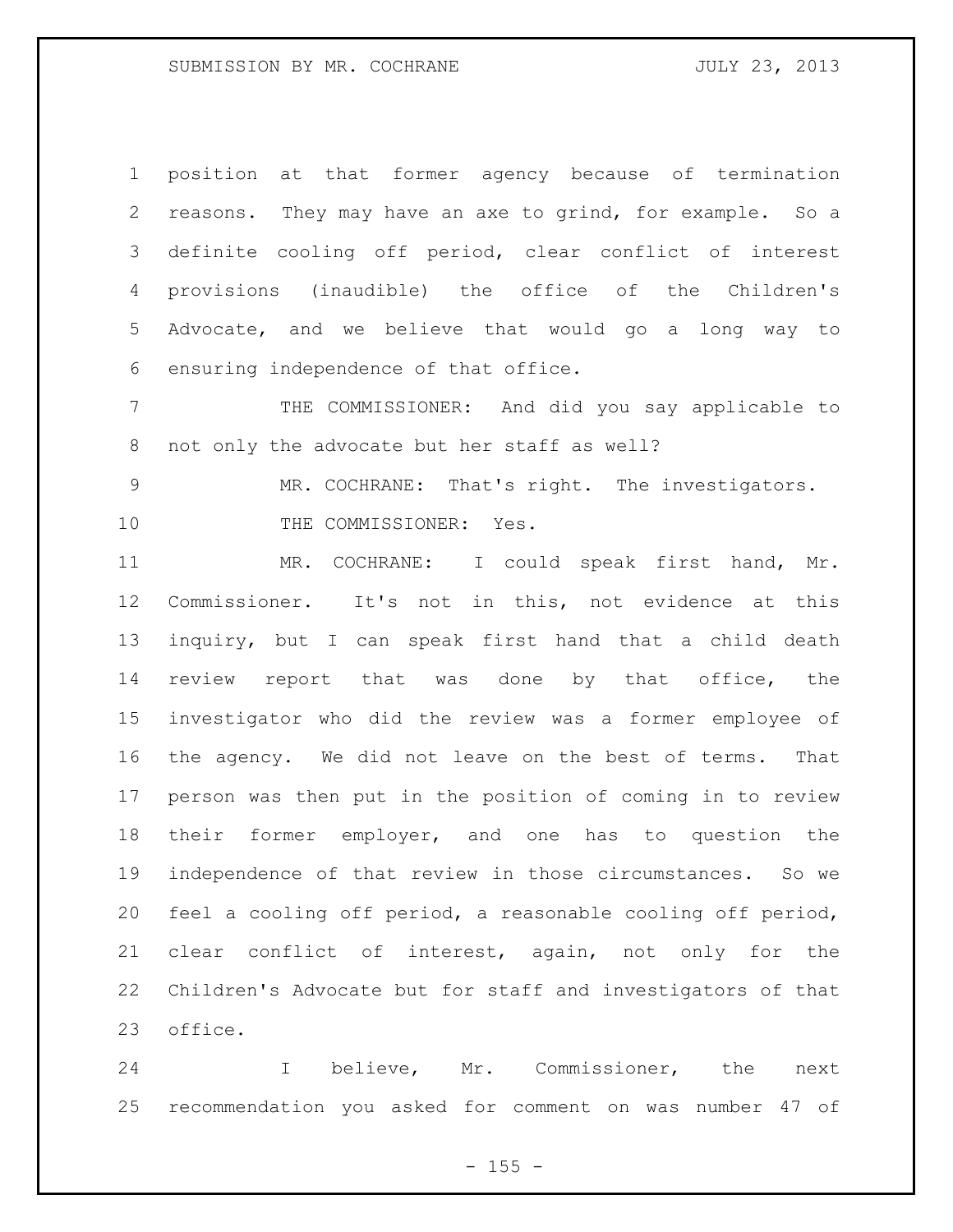position at that former agency because of termination reasons. They may have an axe to grind, for example. So a definite cooling off period, clear conflict of interest provisions (inaudible) the office of the Children's Advocate, and we believe that would go a long way to ensuring independence of that office.

THE COMMISSIONER: And did you say applicable to not only the advocate but her staff as well?

MR. COCHRANE: That's right. The investigators.

THE COMMISSIONER: Yes.

MR. COCHRANE: I could speak first hand, Mr. Commissioner. It's not in this, not evidence at this inquiry, but I can speak first hand that a child death review report that was done by that office, the investigator who did the review was a former employee of the agency. We did not leave on the best of terms. That person was then put in the position of coming in to review their former employer, and one has to question the independence of that review in those circumstances. So we feel a cooling off period, a reasonable cooling off period, clear conflict of interest, again, not only for the Children's Advocate but for staff and investigators of that office.

I believe, Mr. Commissioner, the next recommendation you asked for comment on was number 47 of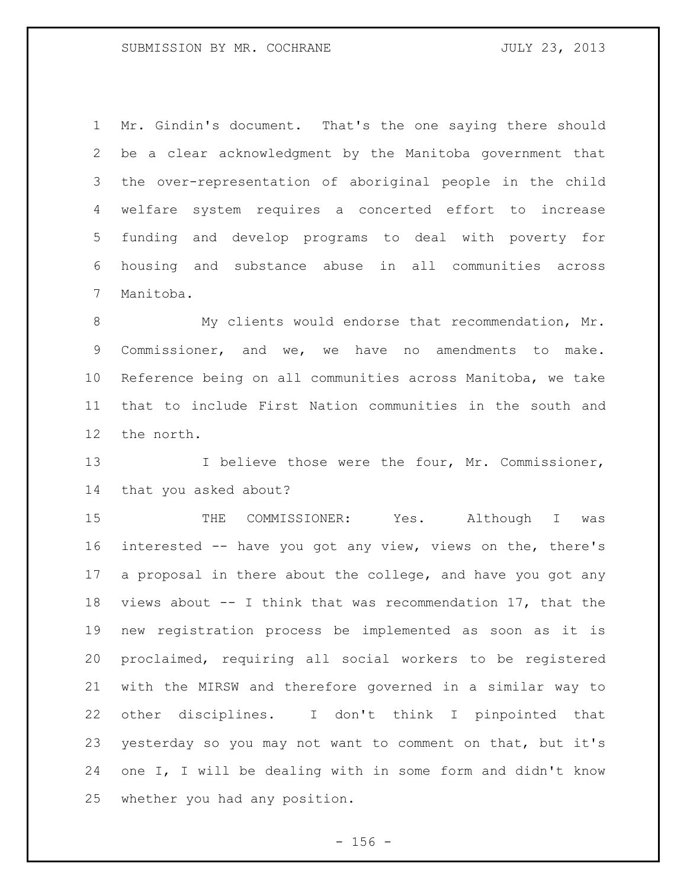Mr. Gindin's document. That's the one saying there should be a clear acknowledgment by the Manitoba government that the over-representation of aboriginal people in the child welfare system requires a concerted effort to increase funding and develop programs to deal with poverty for housing and substance abuse in all communities across Manitoba.

My clients would endorse that recommendation, Mr. Commissioner, and we, we have no amendments to make. Reference being on all communities across Manitoba, we take that to include First Nation communities in the south and the north.

I believe those were the four, Mr. Commissioner, that you asked about?

THE COMMISSIONER: Yes. Although I was interested -- have you got any view, views on the, there's a proposal in there about the college, and have you got any views about -- I think that was recommendation 17, that the new registration process be implemented as soon as it is proclaimed, requiring all social workers to be registered with the MIRSW and therefore governed in a similar way to other disciplines. I don't think I pinpointed that yesterday so you may not want to comment on that, but it's one I, I will be dealing with in some form and didn't know whether you had any position.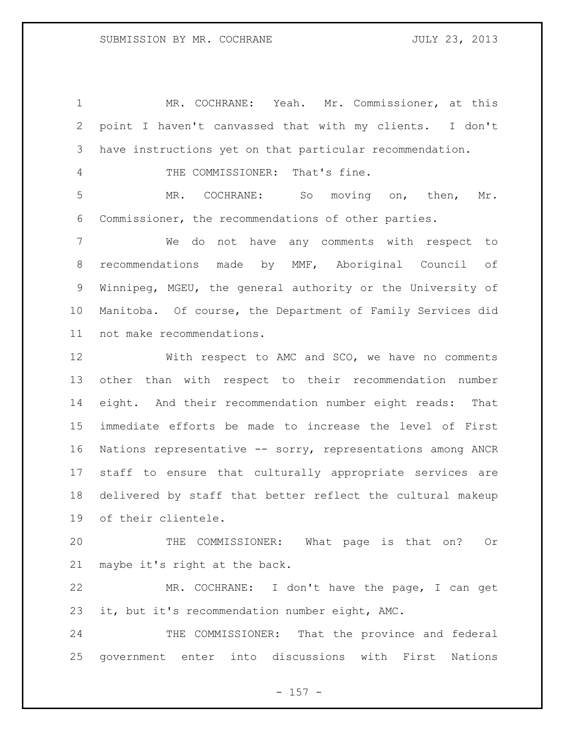MR. COCHRANE: Yeah. Mr. Commissioner, at this point I haven't canvassed that with my clients. I don't have instructions yet on that particular recommendation.

THE COMMISSIONER: That's fine.

MR. COCHRANE: So moving on, then, Mr. Commissioner, the recommendations of other parties.

We do not have any comments with respect to recommendations made by MMF, Aboriginal Council of Winnipeg, MGEU, the general authority or the University of Manitoba. Of course, the Department of Family Services did not make recommendations.

With respect to AMC and SCO, we have no comments other than with respect to their recommendation number eight. And their recommendation number eight reads: That immediate efforts be made to increase the level of First Nations representative -- sorry, representations among ANCR staff to ensure that culturally appropriate services are delivered by staff that better reflect the cultural makeup of their clientele.

THE COMMISSIONER: What page is that on? Or maybe it's right at the back.

MR. COCHRANE: I don't have the page, I can get it, but it's recommendation number eight, AMC.

THE COMMISSIONER: That the province and federal government enter into discussions with First Nations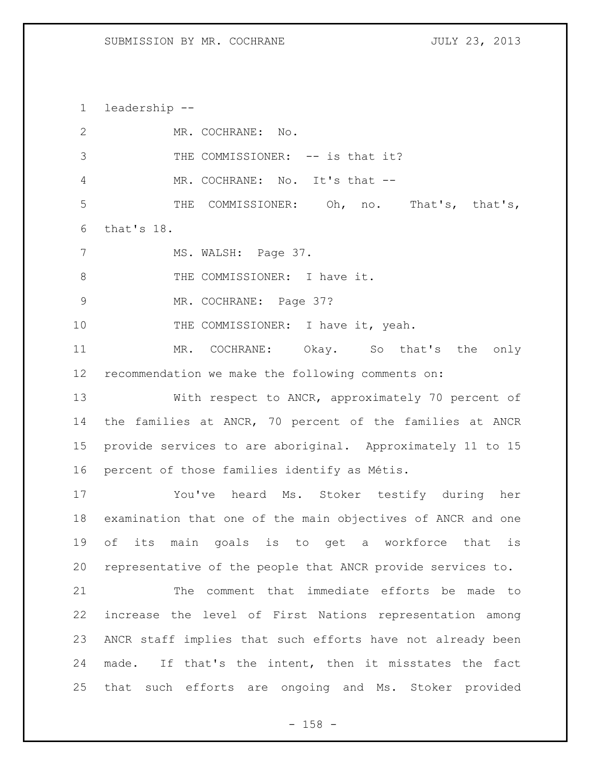leadership --

MR. COCHRANE: No.

THE COMMISSIONER: -- is that it?

MR. COCHRANE: No. It's that --

THE COMMISSIONER: Oh, no. That's, that's, that's 18.

MS. WALSH: Page 37.

THE COMMISSIONER: I have it.

MR. COCHRANE: Page 37?

THE COMMISSIONER: I have it, yeah.

MR. COCHRANE: Okay. So that's the only recommendation we make the following comments on:

With respect to ANCR, approximately 70 percent of the families at ANCR, 70 percent of the families at ANCR provide services to are aboriginal. Approximately 11 to 15 percent of those families identify as Métis.

You've heard Ms. Stoker testify during her examination that one of the main objectives of ANCR and one of its main goals is to get a workforce that is representative of the people that ANCR provide services to.

The comment that immediate efforts be made to increase the level of First Nations representation among ANCR staff implies that such efforts have not already been made. If that's the intent, then it misstates the fact that such efforts are ongoing and Ms. Stoker provided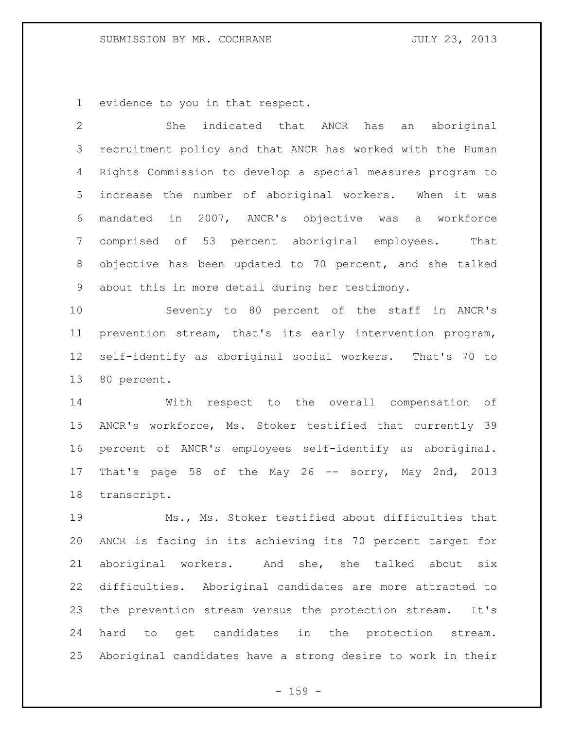evidence to you in that respect.

She indicated that ANCR has an aboriginal recruitment policy and that ANCR has worked with the Human Rights Commission to develop a special measures program to increase the number of aboriginal workers. When it was mandated in 2007, ANCR's objective was a workforce comprised of 53 percent aboriginal employees. That objective has been updated to 70 percent, and she talked about this in more detail during her testimony.

Seventy to 80 percent of the staff in ANCR's prevention stream, that's its early intervention program, self-identify as aboriginal social workers. That's 70 to 80 percent.

With respect to the overall compensation of ANCR's workforce, Ms. Stoker testified that currently 39 percent of ANCR's employees self-identify as aboriginal. That's page 58 of the May 26 -- sorry, May 2nd, 2013 transcript.

Ms., Ms. Stoker testified about difficulties that ANCR is facing in its achieving its 70 percent target for aboriginal workers. And she, she talked about six difficulties. Aboriginal candidates are more attracted to the prevention stream versus the protection stream. It's hard to get candidates in the protection stream. Aboriginal candidates have a strong desire to work in their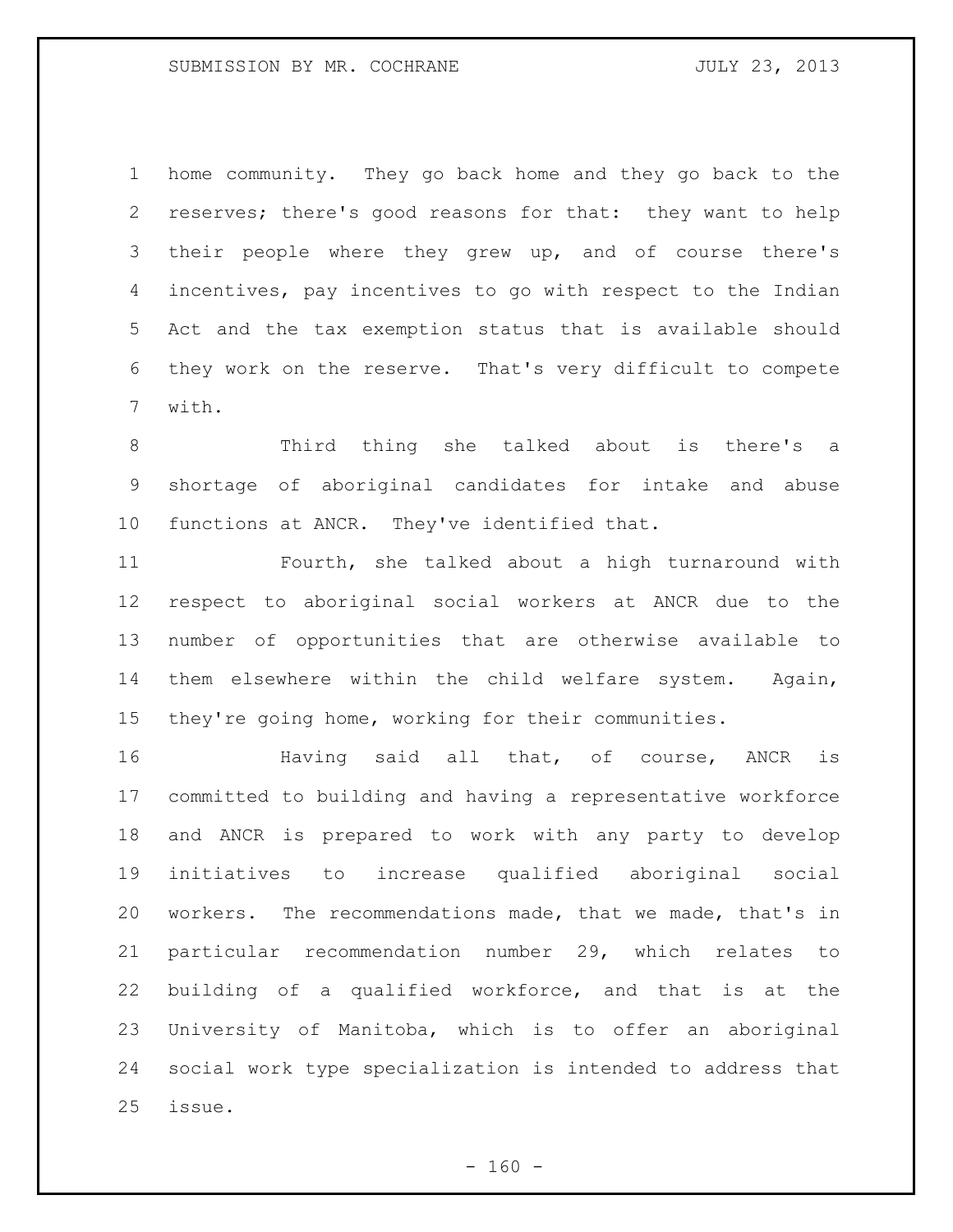home community. They go back home and they go back to the reserves; there's good reasons for that: they want to help their people where they grew up, and of course there's incentives, pay incentives to go with respect to the Indian Act and the tax exemption status that is available should they work on the reserve. That's very difficult to compete with.

Third thing she talked about is there's a shortage of aboriginal candidates for intake and abuse functions at ANCR. They've identified that.

Fourth, she talked about a high turnaround with respect to aboriginal social workers at ANCR due to the number of opportunities that are otherwise available to them elsewhere within the child welfare system. Again, they're going home, working for their communities.

Having said all that, of course, ANCR is committed to building and having a representative workforce and ANCR is prepared to work with any party to develop initiatives to increase qualified aboriginal social workers. The recommendations made, that we made, that's in particular recommendation number 29, which relates to building of a qualified workforce, and that is at the University of Manitoba, which is to offer an aboriginal social work type specialization is intended to address that issue.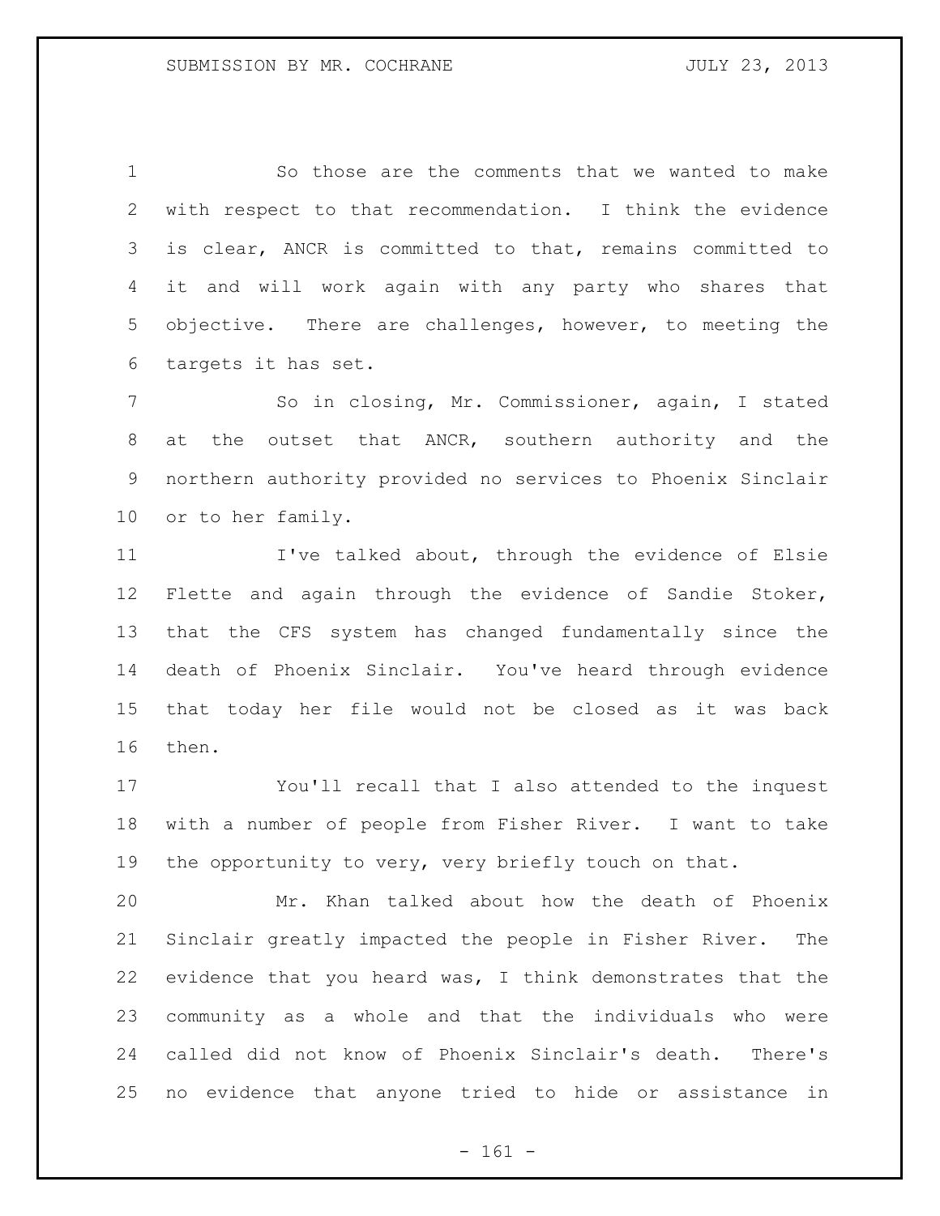So those are the comments that we wanted to make with respect to that recommendation. I think the evidence is clear, ANCR is committed to that, remains committed to it and will work again with any party who shares that objective. There are challenges, however, to meeting the targets it has set.

So in closing, Mr. Commissioner, again, I stated at the outset that ANCR, southern authority and the northern authority provided no services to Phoenix Sinclair or to her family.

I've talked about, through the evidence of Elsie Flette and again through the evidence of Sandie Stoker, that the CFS system has changed fundamentally since the death of Phoenix Sinclair. You've heard through evidence that today her file would not be closed as it was back then.

You'll recall that I also attended to the inquest with a number of people from Fisher River. I want to take the opportunity to very, very briefly touch on that.

Mr. Khan talked about how the death of Phoenix Sinclair greatly impacted the people in Fisher River. The evidence that you heard was, I think demonstrates that the community as a whole and that the individuals who were called did not know of Phoenix Sinclair's death. There's no evidence that anyone tried to hide or assistance in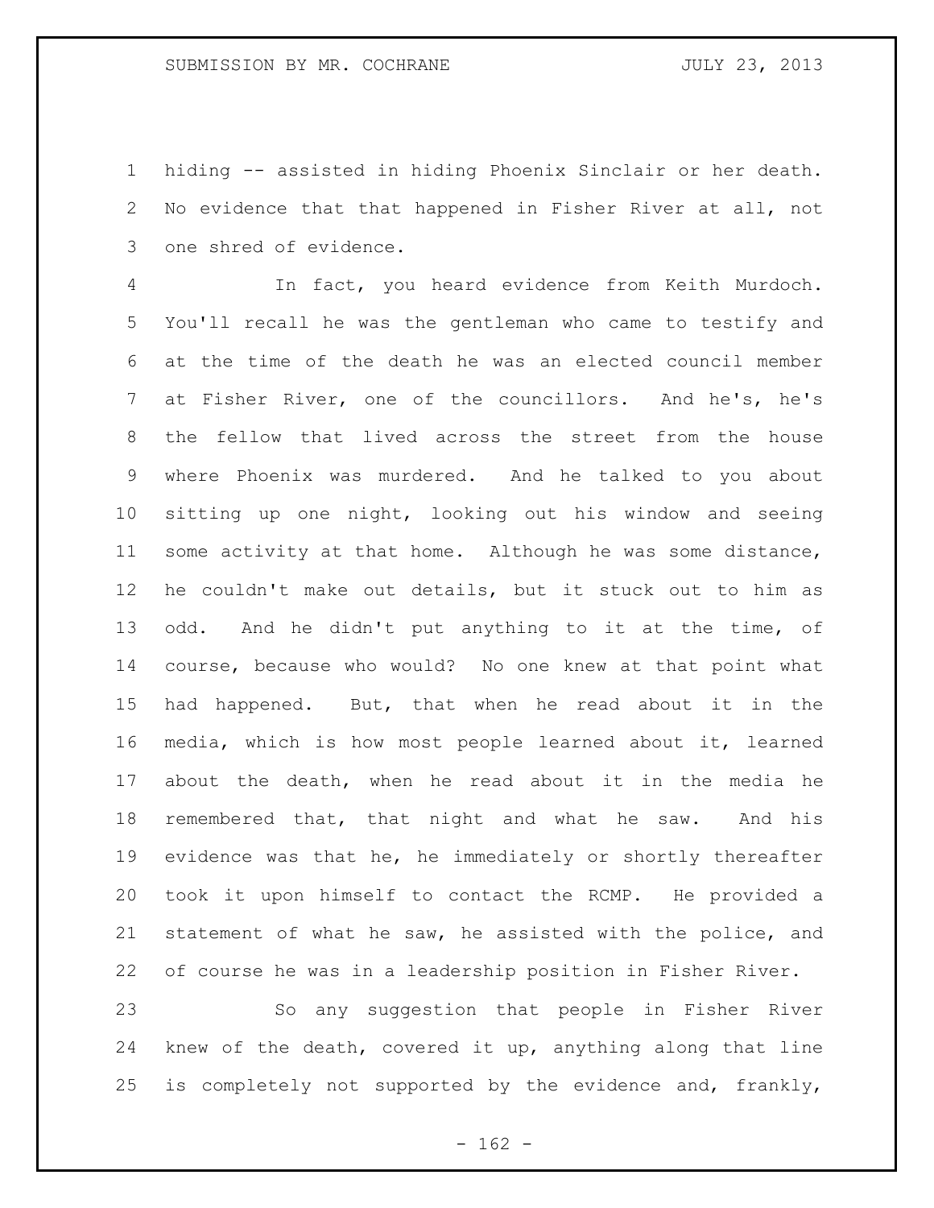hiding -- assisted in hiding Phoenix Sinclair or her death. No evidence that that happened in Fisher River at all, not one shred of evidence.

In fact, you heard evidence from Keith Murdoch. You'll recall he was the gentleman who came to testify and at the time of the death he was an elected council member at Fisher River, one of the councillors. And he's, he's the fellow that lived across the street from the house where Phoenix was murdered. And he talked to you about sitting up one night, looking out his window and seeing some activity at that home. Although he was some distance, he couldn't make out details, but it stuck out to him as odd. And he didn't put anything to it at the time, of course, because who would? No one knew at that point what had happened. But, that when he read about it in the media, which is how most people learned about it, learned about the death, when he read about it in the media he remembered that, that night and what he saw. And his evidence was that he, he immediately or shortly thereafter took it upon himself to contact the RCMP. He provided a statement of what he saw, he assisted with the police, and of course he was in a leadership position in Fisher River.

So any suggestion that people in Fisher River knew of the death, covered it up, anything along that line is completely not supported by the evidence and, frankly,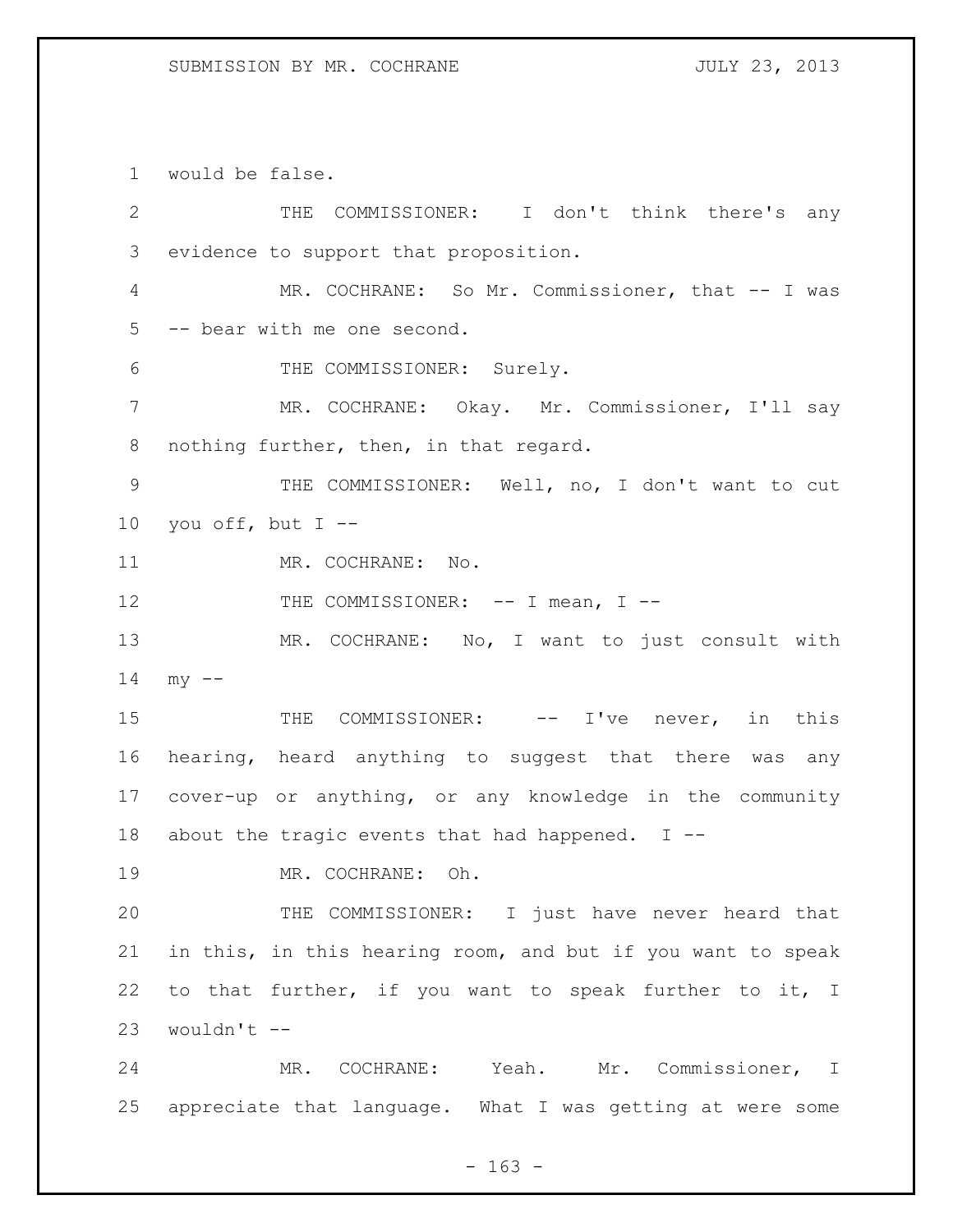would be false.

THE COMMISSIONER: I don't think there's any evidence to support that proposition.

MR. COCHRANE: So Mr. Commissioner, that -- I was -- bear with me one second.

THE COMMISSIONER: Surely.

MR. COCHRANE: Okay. Mr. Commissioner, I'll say nothing further, then, in that regard.

THE COMMISSIONER: Well, no, I don't want to cut you off, but I --

MR. COCHRANE: No.

THE COMMISSIONER: -- I mean, I --

MR. COCHRANE: No, I want to just consult with my --

THE COMMISSIONER: -- I've never, in this hearing, heard anything to suggest that there was any cover-up or anything, or any knowledge in the community about the tragic events that had happened. I --

MR. COCHRANE: Oh.

THE COMMISSIONER: I just have never heard that in this, in this hearing room, and but if you want to speak to that further, if you want to speak further to it, I wouldn't --

MR. COCHRANE: Yeah. Mr. Commissioner, I appreciate that language. What I was getting at were some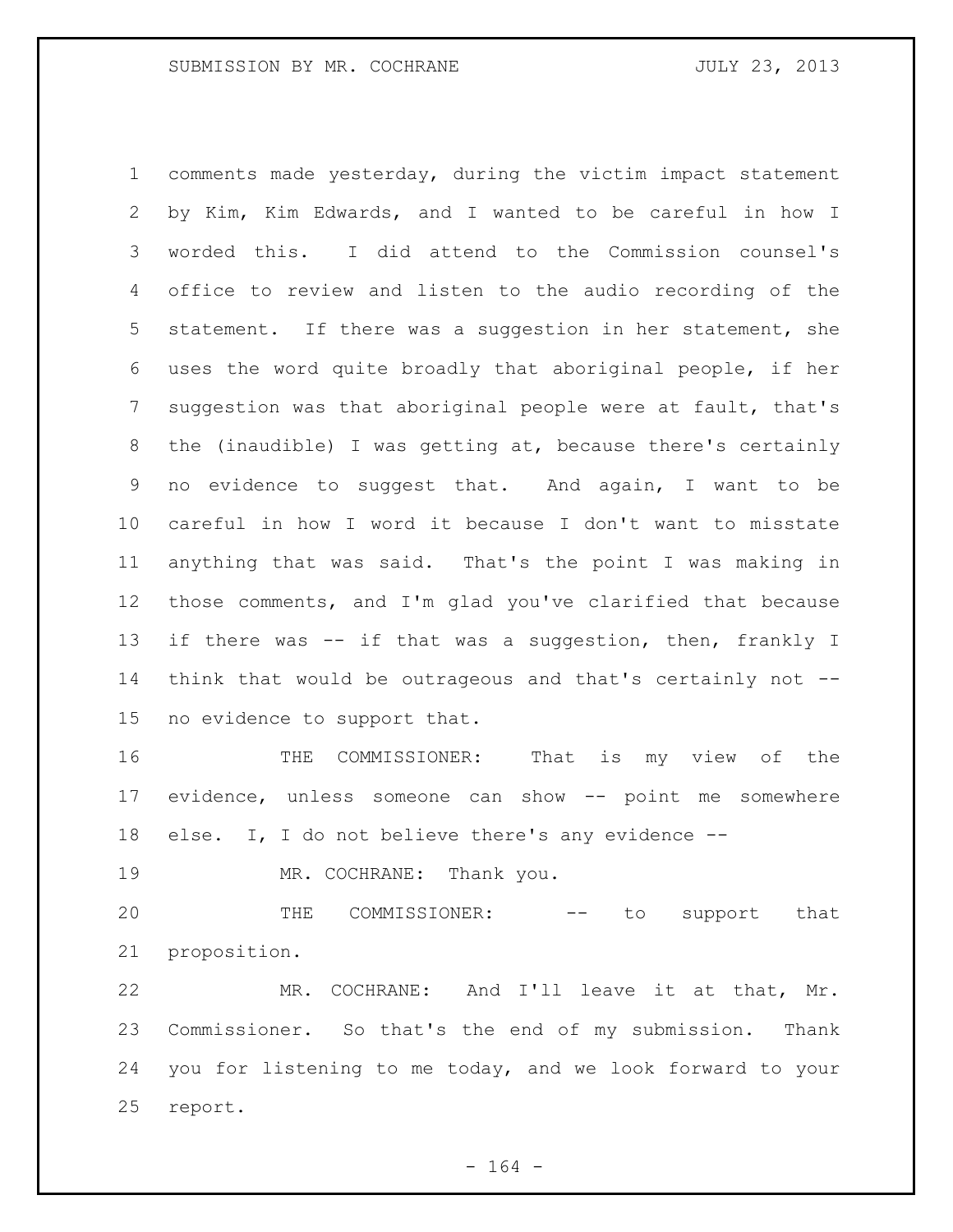comments made yesterday, during the victim impact statement by Kim, Kim Edwards, and I wanted to be careful in how I worded this. I did attend to the Commission counsel's office to review and listen to the audio recording of the statement. If there was a suggestion in her statement, she uses the word quite broadly that aboriginal people, if her suggestion was that aboriginal people were at fault, that's the (inaudible) I was getting at, because there's certainly no evidence to suggest that. And again, I want to be careful in how I word it because I don't want to misstate anything that was said. That's the point I was making in those comments, and I'm glad you've clarified that because if there was -- if that was a suggestion, then, frankly I think that would be outrageous and that's certainly not -- no evidence to support that.

THE COMMISSIONER: That is my view of the evidence, unless someone can show -- point me somewhere else. I, I do not believe there's any evidence --

MR. COCHRANE: Thank you.

THE COMMISSIONER: -- to support that proposition.

MR. COCHRANE: And I'll leave it at that, Mr. Commissioner. So that's the end of my submission. Thank you for listening to me today, and we look forward to your report.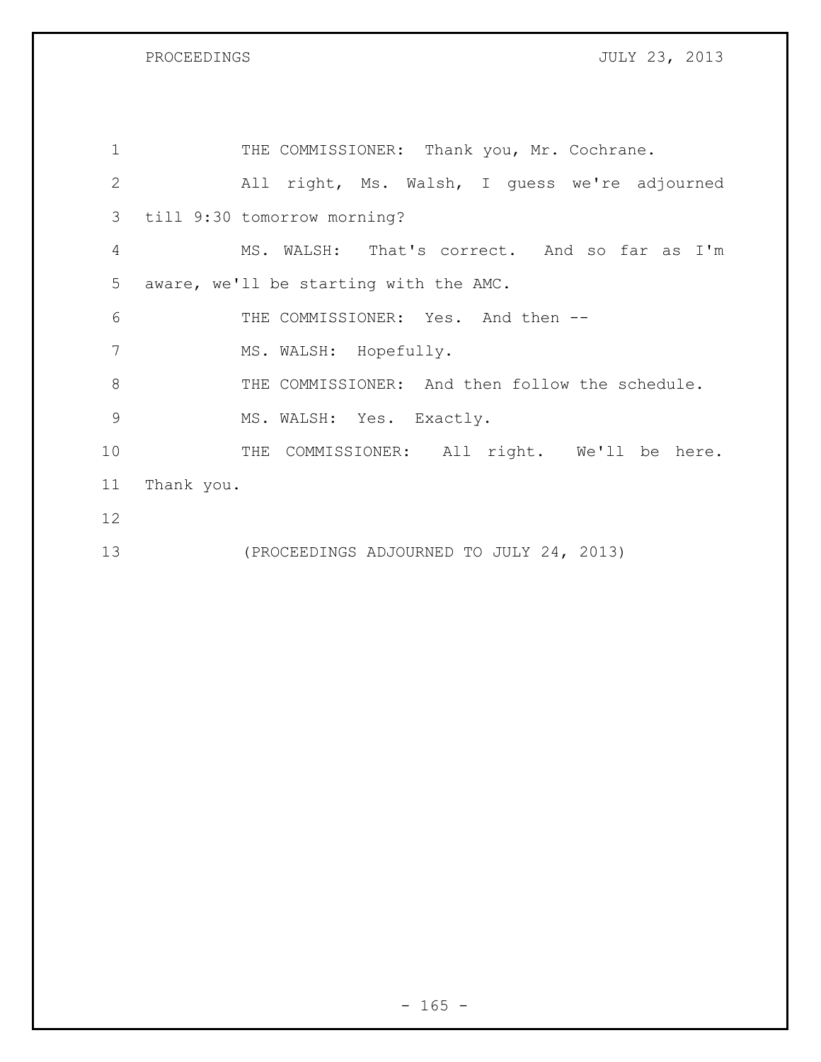THE COMMISSIONER: Thank you, Mr. Cochrane.

All right, Ms. Walsh, I guess we're adjourned till 9:30 tomorrow morning?

MS. WALSH: That's correct. And so far as I'm aware, we'll be starting with the AMC.

THE COMMISSIONER: Yes. And then --

MS. WALSH: Hopefully.

THE COMMISSIONER: And then follow the schedule.

MS. WALSH: Yes. Exactly.

THE COMMISSIONER: All right. We'll be here. Thank you.

(PROCEEDINGS ADJOURNED TO JULY 24, 2013)